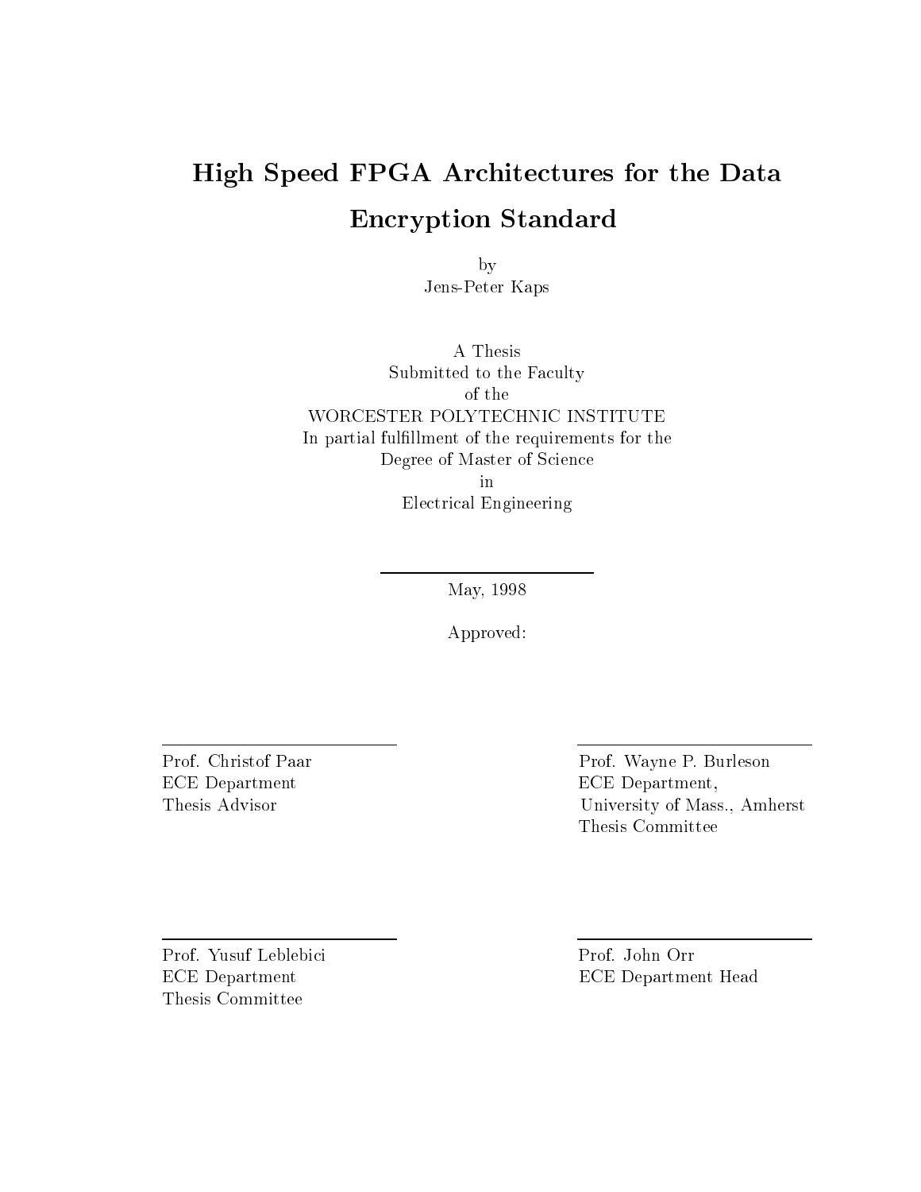# High Speed FPGA Architectures for the Data Encryption Standard

by

Jens-Peter Kaps

A Thesis

Submitted to the Faculty

of the

WORCESTER POLYTECHNIC INSTITUTE

In partial fulfillment of the requirements for the

Degree of Master of Science

in

Electrical Engineering

May, 1998

Approved:

Prof. Christof Paar
ECE Department
Thesis Advisor

Prof. Wayne P. Burleson
ECE Department,
University of Mass., Amherst
Thesis Committee

Prof. Yusuf Leblebici
ECE Department
Thesis Committee

Prof. John Orr
ECE Department Head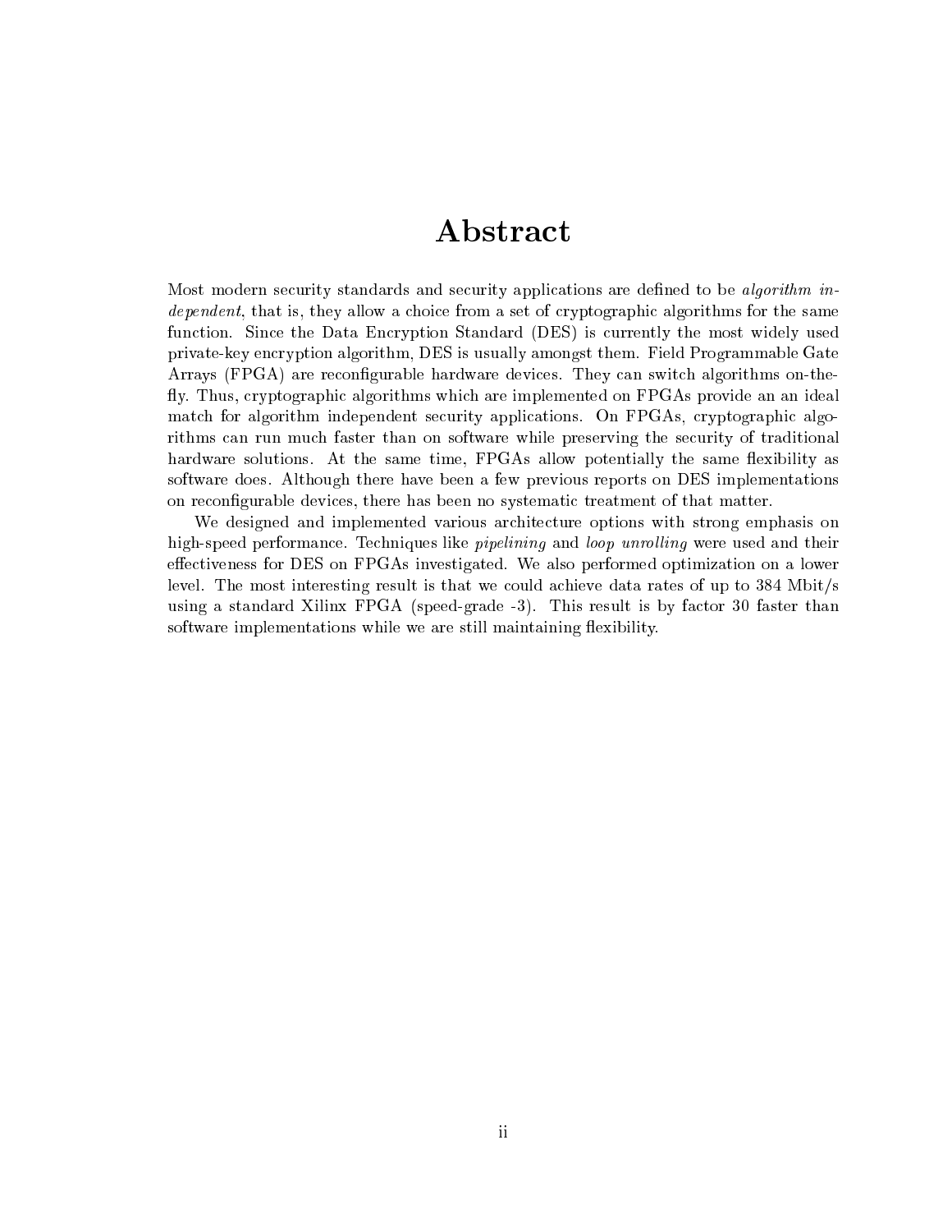# Abstract

Most modern security standards and security applications are defined to be *algorithm independent*, that is, they allow a choice from a set of cryptographic algorithms for the same function. Since the Data Encryption Standard (DES) is currently the most widely used private-key encryption algorithm, DES is usually amongst them. Field Programmable Gate Arrays (FPGA) are reconfigurable hardware devices. They can switch algorithms on-the-fly. Thus, cryptographic algorithms which are implemented on FPGAs provide an an ideal match for algorithm independent security applications. On FPGAs, cryptographic algorithms can run much faster than on software while preserving the security of traditional hardware solutions. At the same time, FPGAs allow potentially the same flexibility as software does. Although there have been a few previous reports on DES implementations on reconfigurable devices, there has been no systematic treatment of that matter.

We designed and implemented various architecture options with strong emphasis on high-speed performance. Techniques like *pipelining* and *loop unrolling* were used and their effectiveness for DES on FPGAs investigated. We also performed optimization on a lower level. The most interesting result is that we could achieve data rates of up to 384 Mbit/s using a standard Xilinx FPGA (speed-grade -3). This result is by factor 30 faster than software implementations while we are still maintaining flexibility.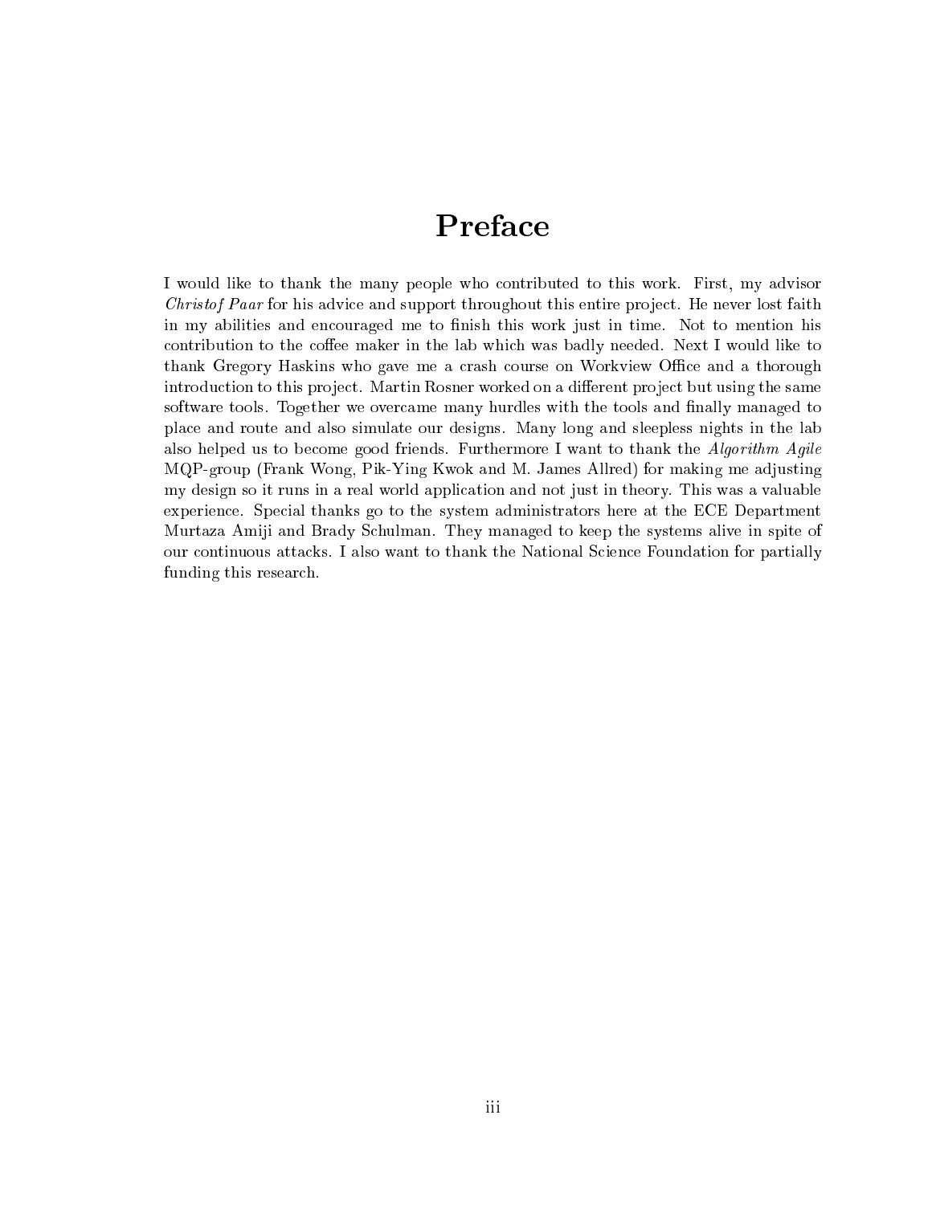# Preface

I would like to thank the many people who contributed to this work. First, my advisor *Christof Paar* for his advice and support throughout this entire project. He never lost faith in my abilities and encouraged me to finish this work just in time. Not to mention his contribution to the coffee maker in the lab which was badly needed. Next I would like to thank Gregory Haskins who gave me a crash course on Workview Office and a thorough introduction to this project. Martin Rosner worked on a different project but using the same software tools. Together we overcame many hurdles with the tools and finally managed to place and route and also simulate our designs. Many long and sleepless nights in the lab also helped us to become good friends. Furthermore I want to thank the *Algorithm Agile* MQP-group (Frank Wong, Pik-Ying Kwok and M. James Allred) for making me adjusting my design so it runs in a real world application and not just in theory. This was a valuable experience. Special thanks go to the system administrators here at the ECE Department Murtaza Amiji and Brady Schulman. They managed to keep the systems alive in spite of our continuous attacks. I also want to thank the National Science Foundation for partially funding this research.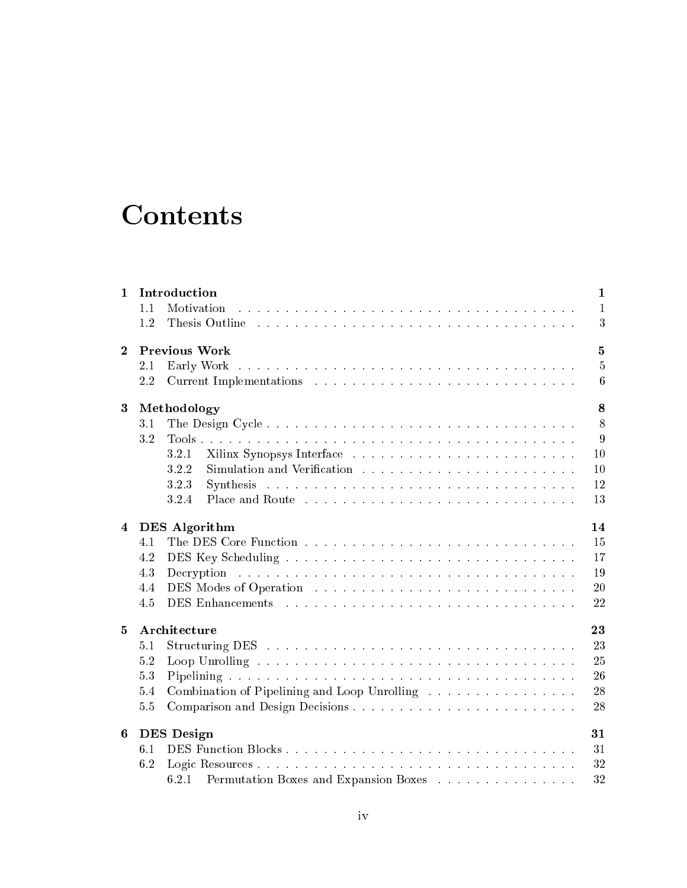# Contents

**1 Introduction** **1**
- 1.1 Motivation . . . . . . . . . . . . . . . . . . . . . . . . . . . . . . . . . . . . 1
- 1.2 Thesis Outline . . . . . . . . . . . . . . . . . . . . . . . . . . . . . . . . . 3

**2 Previous Work** **5**
- 2.1 Early Work . . . . . . . . . . . . . . . . . . . . . . . . . . . . . . . . . . . 5
- 2.2 Current Implementations . . . . . . . . . . . . . . . . . . . . . . . . . . . 6

**3 Methodology** **8**
- 3.1 The Design Cycle . . . . . . . . . . . . . . . . . . . . . . . . . . . . . . . 8
- 3.2 Tools . . . . . . . . . . . . . . . . . . . . . . . . . . . . . . . . . . . . . . 9
  - 3.2.1 Xilinx Synopsys Interface . . . . . . . . . . . . . . . . . . . . . . . 10
  - 3.2.2 Simulation and Verification . . . . . . . . . . . . . . . . . . . . . . 10
  - 3.2.3 Synthesis . . . . . . . . . . . . . . . . . . . . . . . . . . . . . . . . 12
  - 3.2.4 Place and Route . . . . . . . . . . . . . . . . . . . . . . . . . . . . 13

**4 DES Algorithm** **14**
- 4.1 The DES Core Function . . . . . . . . . . . . . . . . . . . . . . . . . . . . 15
- 4.2 DES Key Scheduling . . . . . . . . . . . . . . . . . . . . . . . . . . . . . . 17
- 4.3 Decryption . . . . . . . . . . . . . . . . . . . . . . . . . . . . . . . . . . . 19
- 4.4 DES Modes of Operation . . . . . . . . . . . . . . . . . . . . . . . . . . . 20
- 4.5 DES Enhancements . . . . . . . . . . . . . . . . . . . . . . . . . . . . . . 22

**5 Architecture** **23**
- 5.1 Structuring DES . . . . . . . . . . . . . . . . . . . . . . . . . . . . . . . . 23
- 5.2 Loop Unrolling . . . . . . . . . . . . . . . . . . . . . . . . . . . . . . . . . 25
- 5.3 Pipelining . . . . . . . . . . . . . . . . . . . . . . . . . . . . . . . . . . . . 26
- 5.4 Combination of Pipelining and Loop Unrolling . . . . . . . . . . . . . . . 28
- 5.5 Comparison and Design Decisions . . . . . . . . . . . . . . . . . . . . . . 28

**6 DES Design** **31**
- 6.1 DES Function Blocks . . . . . . . . . . . . . . . . . . . . . . . . . . . . . 31
- 6.2 Logic Resources . . . . . . . . . . . . . . . . . . . . . . . . . . . . . . . . . 32
  - 6.2.1 Permutation Boxes and Expansion Boxes . . . . . . . . . . . . . . . 32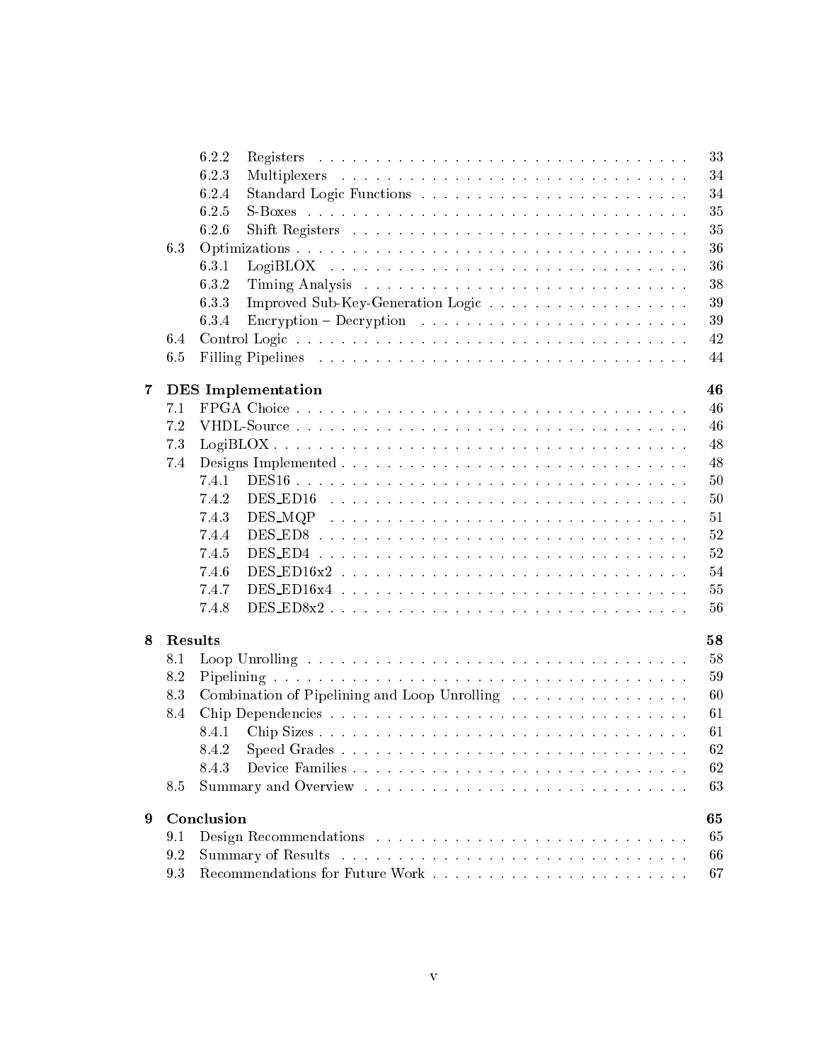6.2.2 Registers . . . . . . . . . . . . . . . . . . . . . . . . . . . . . . . . . . 33
6.2.3 Multiplexers . . . . . . . . . . . . . . . . . . . . . . . . . . . . . . . . 34
6.2.4 Standard Logic Functions . . . . . . . . . . . . . . . . . . . . . . . . . 34
6.2.5 S-Boxes . . . . . . . . . . . . . . . . . . . . . . . . . . . . . . . . . . . 35
6.2.6 Shift Registers . . . . . . . . . . . . . . . . . . . . . . . . . . . . . . . 35
6.3 Optimizations . . . . . . . . . . . . . . . . . . . . . . . . . . . . . . . . . . . 36
6.3.1 LogiBLOX . . . . . . . . . . . . . . . . . . . . . . . . . . . . . . . . . 36
6.3.2 Timing Analysis . . . . . . . . . . . . . . . . . . . . . . . . . . . . . . 38
6.3.3 Improved Sub-Key-Generation Logic . . . . . . . . . . . . . . . . . . . 39
6.3.4 Encryption – Decryption . . . . . . . . . . . . . . . . . . . . . . . . . 39
6.4 Control Logic . . . . . . . . . . . . . . . . . . . . . . . . . . . . . . . . . . . 42
6.5 Filling Pipelines . . . . . . . . . . . . . . . . . . . . . . . . . . . . . . . . . . 44

**7 DES Implementation** **46**
7.1 FPGA Choice . . . . . . . . . . . . . . . . . . . . . . . . . . . . . . . . . . . 46
7.2 VHDL-Source . . . . . . . . . . . . . . . . . . . . . . . . . . . . . . . . . . . 46
7.3 LogiBLOX . . . . . . . . . . . . . . . . . . . . . . . . . . . . . . . . . . . . . 48
7.4 Designs Implemented . . . . . . . . . . . . . . . . . . . . . . . . . . . . . . . 48
7.4.1 DES16 . . . . . . . . . . . . . . . . . . . . . . . . . . . . . . . . . . . 50
7.4.2 DES_ED16 . . . . . . . . . . . . . . . . . . . . . . . . . . . . . . . . . 50
7.4.3 DES_MQP . . . . . . . . . . . . . . . . . . . . . . . . . . . . . . . . . 51
7.4.4 DES_ED8 . . . . . . . . . . . . . . . . . . . . . . . . . . . . . . . . . . 52
7.4.5 DES_ED4 . . . . . . . . . . . . . . . . . . . . . . . . . . . . . . . . . . 52
7.4.6 DES_ED16x2 . . . . . . . . . . . . . . . . . . . . . . . . . . . . . . . . 54
7.4.7 DES_ED16x4 . . . . . . . . . . . . . . . . . . . . . . . . . . . . . . . . 55
7.4.8 DES_ED8x2 . . . . . . . . . . . . . . . . . . . . . . . . . . . . . . . . . 56

**8 Results** **58**
8.1 Loop Unrolling . . . . . . . . . . . . . . . . . . . . . . . . . . . . . . . . . . 58
8.2 Pipelining . . . . . . . . . . . . . . . . . . . . . . . . . . . . . . . . . . . . . 59
8.3 Combination of Pipelining and Loop Unrolling . . . . . . . . . . . . . . . . . 60
8.4 Chip Dependencies . . . . . . . . . . . . . . . . . . . . . . . . . . . . . . . . 61
8.4.1 Chip Sizes . . . . . . . . . . . . . . . . . . . . . . . . . . . . . . . . . 61
8.4.2 Speed Grades . . . . . . . . . . . . . . . . . . . . . . . . . . . . . . . . 62
8.4.3 Device Families . . . . . . . . . . . . . . . . . . . . . . . . . . . . . . . 62
8.5 Summary and Overview . . . . . . . . . . . . . . . . . . . . . . . . . . . . . . 63

**9 Conclusion** **65**
9.1 Design Recommendations . . . . . . . . . . . . . . . . . . . . . . . . . . . . . 65
9.2 Summary of Results . . . . . . . . . . . . . . . . . . . . . . . . . . . . . . . . 66
9.3 Recommendations for Future Work . . . . . . . . . . . . . . . . . . . . . . . . 67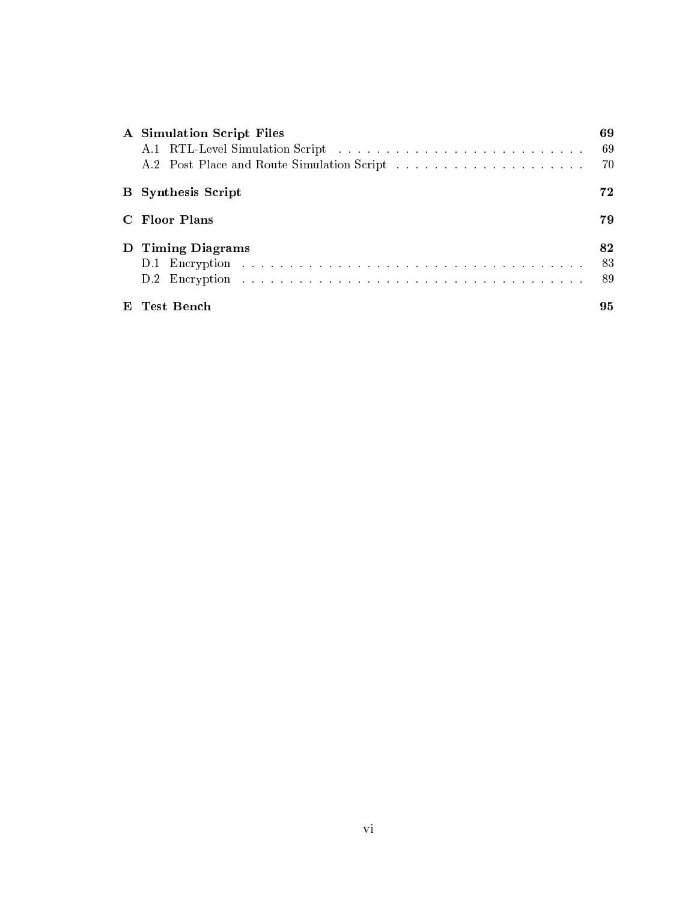**A Simulation Script Files** 69

- A.1 RTL-Level Simulation Script . . . . . . . . . . . . . . . . . . . . . . . . . . 69
- A.2 Post Place and Route Simulation Script . . . . . . . . . . . . . . . . . . . . 70

**B Synthesis Script** 72

**C Floor Plans** 79

**D Timing Diagrams** 82

- D.1 Encryption . . . . . . . . . . . . . . . . . . . . . . . . . . . . . . . . . . . . 83
- D.2 Encryption . . . . . . . . . . . . . . . . . . . . . . . . . . . . . . . . . . . . 89

**E Test Bench** 95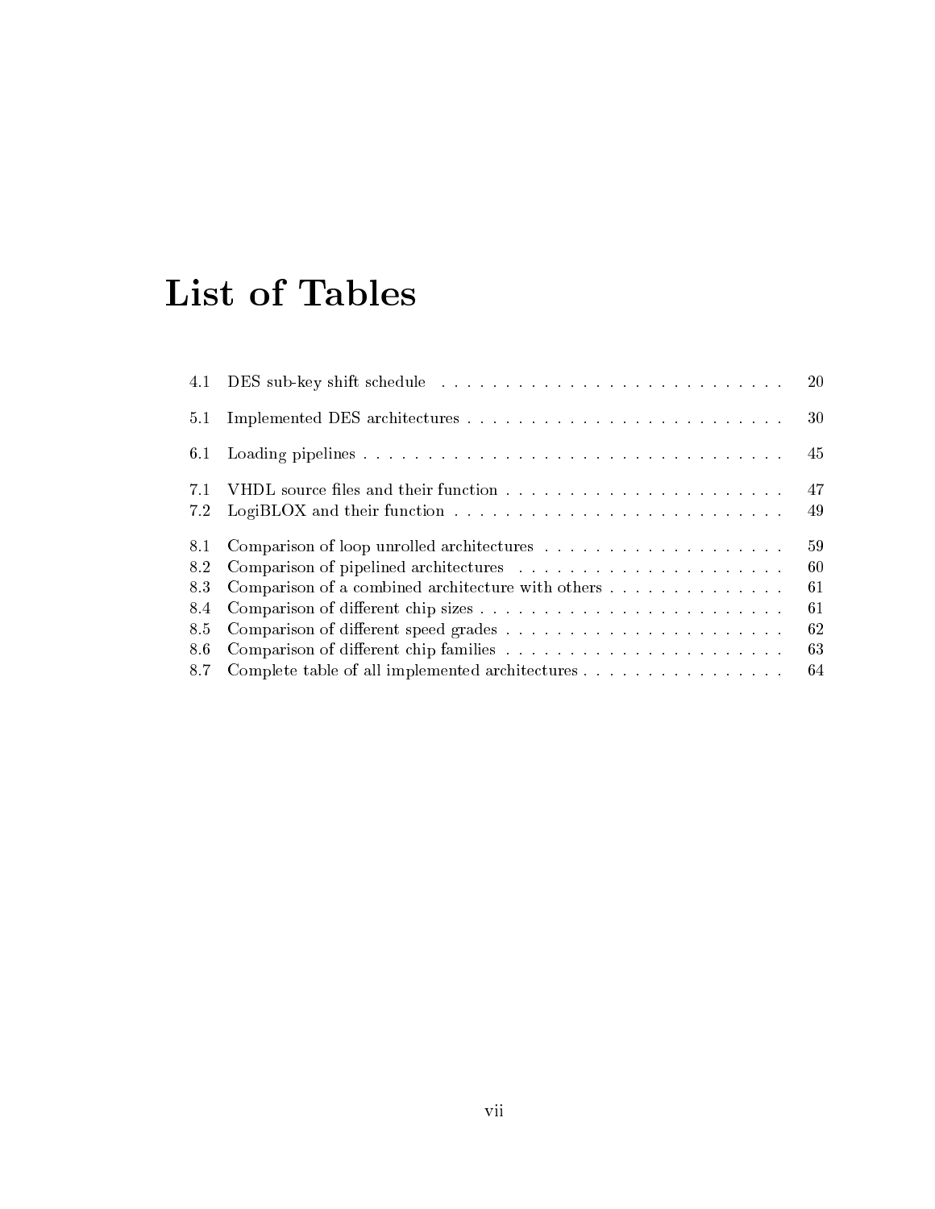# List of Tables

4.1 DES sub-key shift schedule . . . . . . . . . . . . . . . . . . . . . . . . . . . 20

5.1 Implemented DES architectures . . . . . . . . . . . . . . . . . . . . . . . . . 30

6.1 Loading pipelines . . . . . . . . . . . . . . . . . . . . . . . . . . . . . . . . . 45

7.1 VHDL source files and their function . . . . . . . . . . . . . . . . . . . . . . 47
7.2 LogiBLOX and their function . . . . . . . . . . . . . . . . . . . . . . . . . . 49

8.1 Comparison of loop unrolled architectures . . . . . . . . . . . . . . . . . . . 59
8.2 Comparison of pipelined architectures . . . . . . . . . . . . . . . . . . . . . 60
8.3 Comparison of a combined architecture with others . . . . . . . . . . . . . . 61
8.4 Comparison of different chip sizes . . . . . . . . . . . . . . . . . . . . . . . . 61
8.5 Comparison of different speed grades . . . . . . . . . . . . . . . . . . . . . . 62
8.6 Comparison of different chip families . . . . . . . . . . . . . . . . . . . . . . 63
8.7 Complete table of all implemented architectures . . . . . . . . . . . . . . . . 64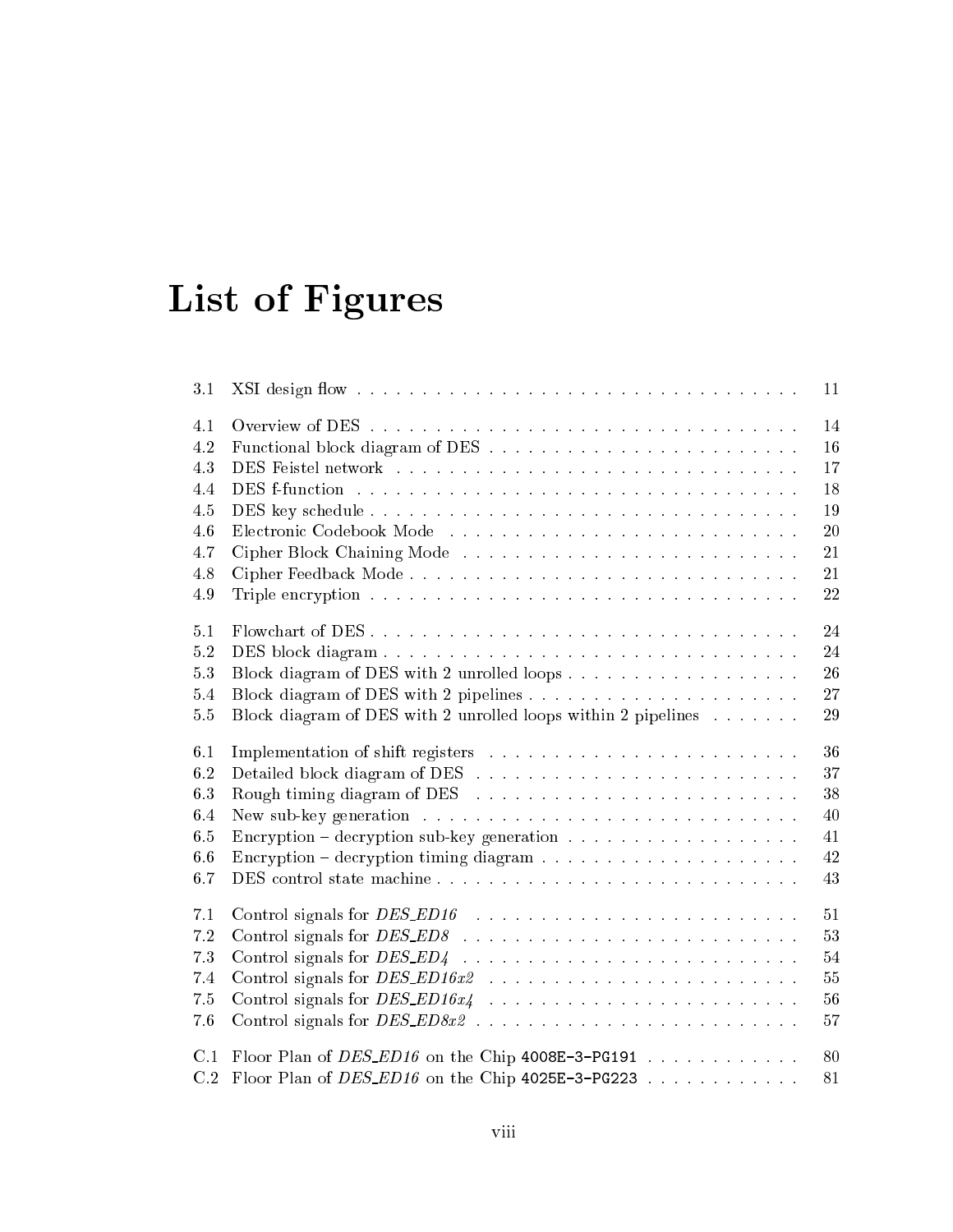# List of Figures

| | | |
|---|---|---|
| 3.1 | XSI design flow | 11 |
| 4.1 | Overview of DES | 14 |
| 4.2 | Functional block diagram of DES | 16 |
| 4.3 | DES Feistel network | 17 |
| 4.4 | DES f-function | 18 |
| 4.5 | DES key schedule | 19 |
| 4.6 | Electronic Codebook Mode | 20 |
| 4.7 | Cipher Block Chaining Mode | 21 |
| 4.8 | Cipher Feedback Mode | 21 |
| 4.9 | Triple encryption | 22 |
| 5.1 | Flowchart of DES | 24 |
| 5.2 | DES block diagram | 24 |
| 5.3 | Block diagram of DES with 2 unrolled loops | 26 |
| 5.4 | Block diagram of DES with 2 pipelines | 27 |
| 5.5 | Block diagram of DES with 2 unrolled loops within 2 pipelines | 29 |
| 6.1 | Implementation of shift registers | 36 |
| 6.2 | Detailed block diagram of DES | 37 |
| 6.3 | Rough timing diagram of DES | 38 |
| 6.4 | New sub-key generation | 40 |
| 6.5 | Encryption – decryption sub-key generation | 41 |
| 6.6 | Encryption – decryption timing diagram | 42 |
| 6.7 | DES control state machine | 43 |
| 7.1 | Control signals for *DES_ED16* | 51 |
| 7.2 | Control signals for *DES_ED8* | 53 |
| 7.3 | Control signals for *DES_ED4* | 54 |
| 7.4 | Control signals for *DES_ED16x2* | 55 |
| 7.5 | Control signals for *DES_ED16x4* | 56 |
| 7.6 | Control signals for *DES_ED8x2* | 57 |
| C.1 | Floor Plan of *DES_ED16* on the Chip `4008E-3-PG191` | 80 |
| C.2 | Floor Plan of *DES_ED16* on the Chip `4025E-3-PG223` | 81 |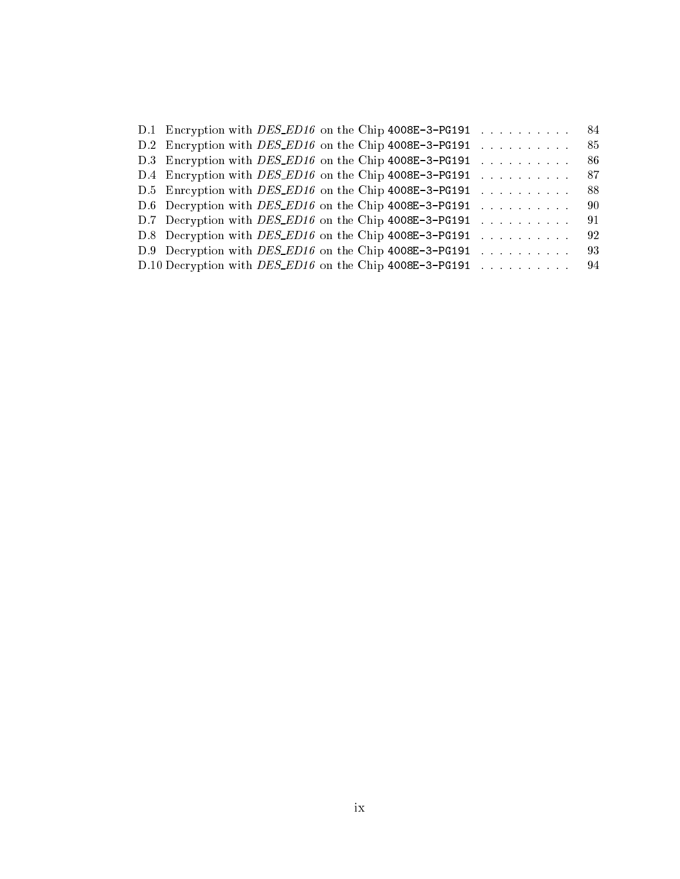D.1 Encryption with *DES_ED16* on the Chip `4008E-3-PG191` . . . . . . . . . . . 84
D.2 Encryption with *DES_ED16* on the Chip `4008E-3-PG191` . . . . . . . . . . . 85
D.3 Encryption with *DES_ED16* on the Chip `4008E-3-PG191` . . . . . . . . . . . 86
D.4 Encryption with *DES_ED16* on the Chip `4008E-3-PG191` . . . . . . . . . . . 87
D.5 Enrcyption with *DES_ED16* on the Chip `4008E-3-PG191` . . . . . . . . . . . 88
D.6 Decryption with *DES_ED16* on the Chip `4008E-3-PG191` . . . . . . . . . . . 90
D.7 Decryption with *DES_ED16* on the Chip `4008E-3-PG191` . . . . . . . . . . . 91
D.8 Decryption with *DES_ED16* on the Chip `4008E-3-PG191` . . . . . . . . . . . 92
D.9 Decryption with *DES_ED16* on the Chip `4008E-3-PG191` . . . . . . . . . . . 93
D.10 Decryption with *DES_ED16* on the Chip `4008E-3-PG191` . . . . . . . . . . . 94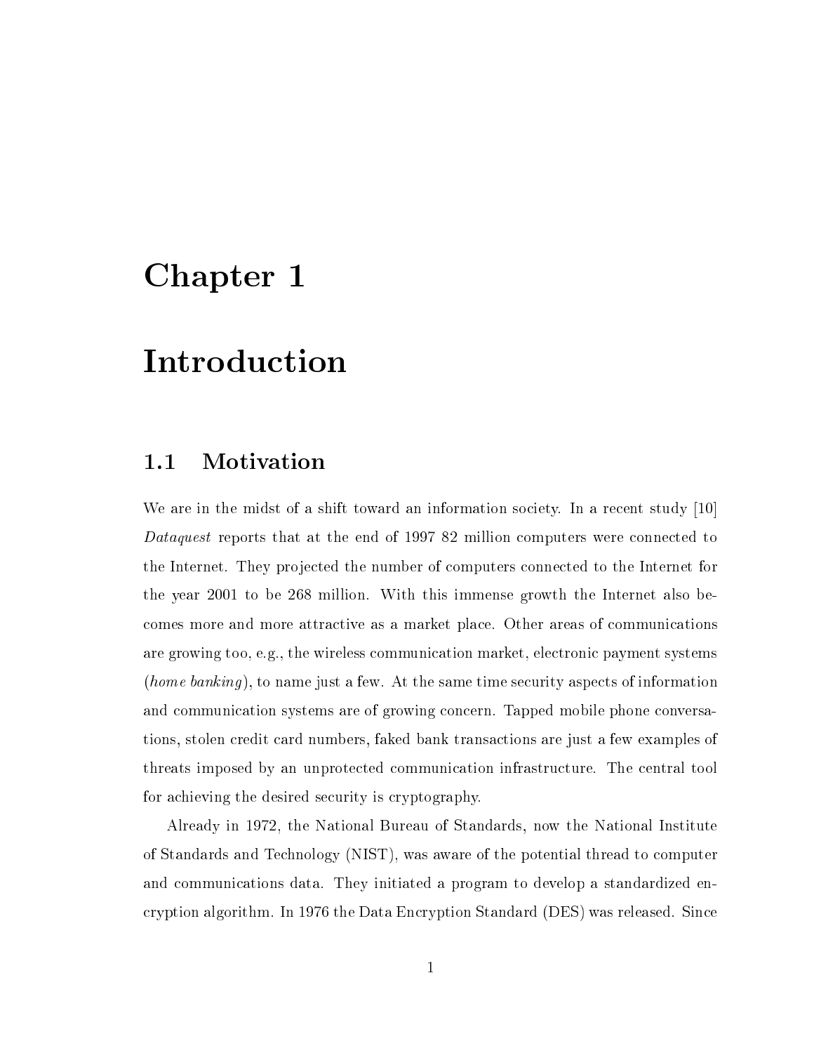# Chapter 1

# Introduction

## 1.1 Motivation

We are in the midst of a shift toward an information society. In a recent study [10] *Dataquest* reports that at the end of 1997 82 million computers were connected to the Internet. They projected the number of computers connected to the Internet for the year 2001 to be 268 million. With this immense growth the Internet also becomes more and more attractive as a market place. Other areas of communications are growing too, e.g., the wireless communication market, electronic payment systems (*home banking*), to name just a few. At the same time security aspects of information and communication systems are of growing concern. Tapped mobile phone conversations, stolen credit card numbers, faked bank transactions are just a few examples of threats imposed by an unprotected communication infrastructure. The central tool for achieving the desired security is cryptography.

Already in 1972, the National Bureau of Standards, now the National Institute of Standards and Technology (NIST), was aware of the potential thread to computer and communications data. They initiated a program to develop a standardized encryption algorithm. In 1976 the Data Encryption Standard (DES) was released. Since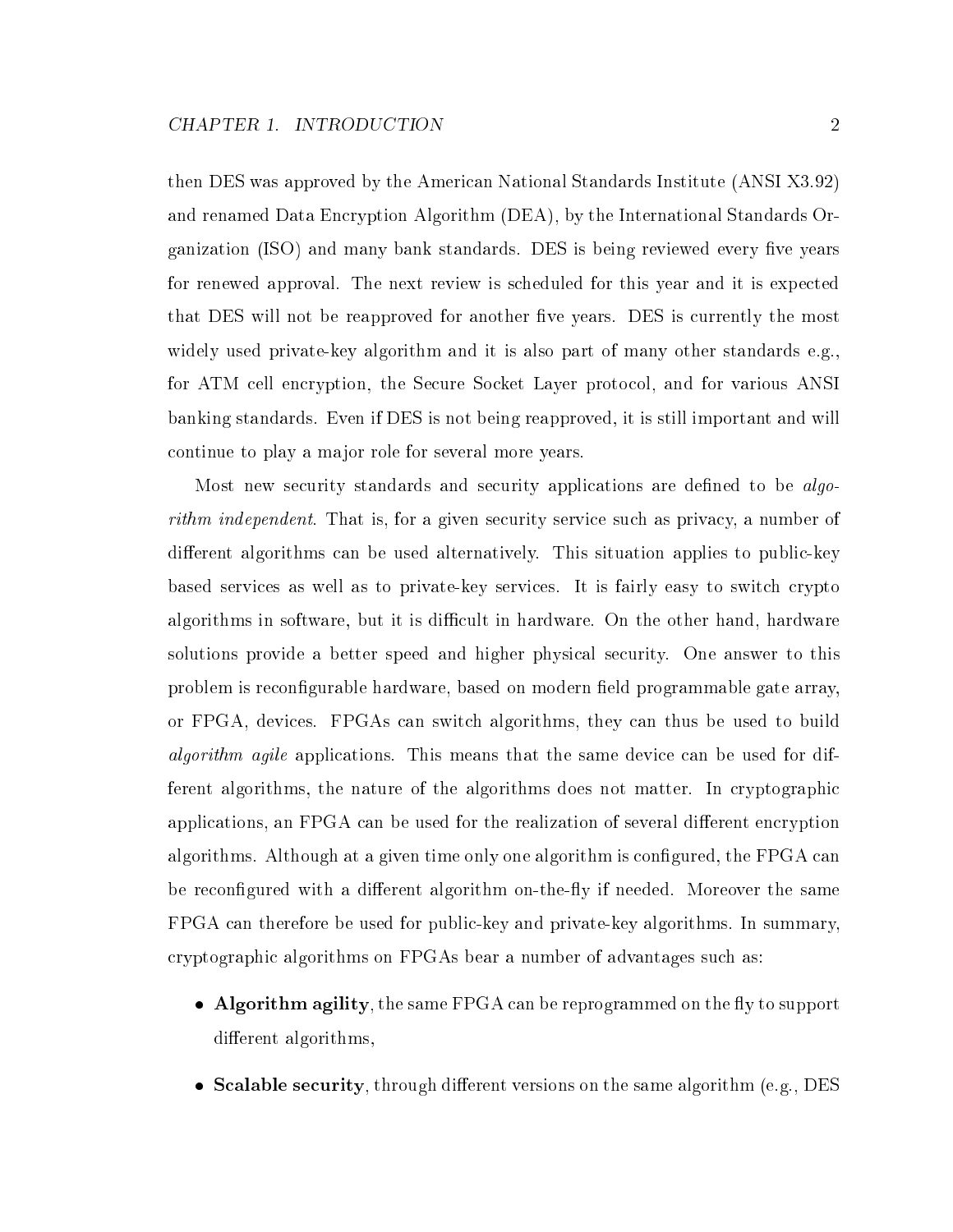then DES was approved by the American National Standards Institute (ANSI X3.92) and renamed Data Encryption Algorithm (DEA), by the International Standards Organization (ISO) and many bank standards. DES is being reviewed every five years for renewed approval. The next review is scheduled for this year and it is expected that DES will not be reapproved for another five years. DES is currently the most widely used private-key algorithm and it is also part of many other standards e.g., for ATM cell encryption, the Secure Socket Layer protocol, and for various ANSI banking standards. Even if DES is not being reapproved, it is still important and will continue to play a major role for several more years.

Most new security standards and security applications are defined to be *algorithm independent*. That is, for a given security service such as privacy, a number of different algorithms can be used alternatively. This situation applies to public-key based services as well as to private-key services. It is fairly easy to switch crypto algorithms in software, but it is difficult in hardware. On the other hand, hardware solutions provide a better speed and higher physical security. One answer to this problem is reconfigurable hardware, based on modern field programmable gate array, or FPGA, devices. FPGAs can switch algorithms, they can thus be used to build *algorithm agile* applications. This means that the same device can be used for different algorithms, the nature of the algorithms does not matter. In cryptographic applications, an FPGA can be used for the realization of several different encryption algorithms. Although at a given time only one algorithm is configured, the FPGA can be reconfigured with a different algorithm on-the-fly if needed. Moreover the same FPGA can therefore be used for public-key and private-key algorithms. In summary, cryptographic algorithms on FPGAs bear a number of advantages such as:

- **Algorithm agility**, the same FPGA can be reprogrammed on the fly to support different algorithms,
- **Scalable security**, through different versions on the same algorithm (e.g., DES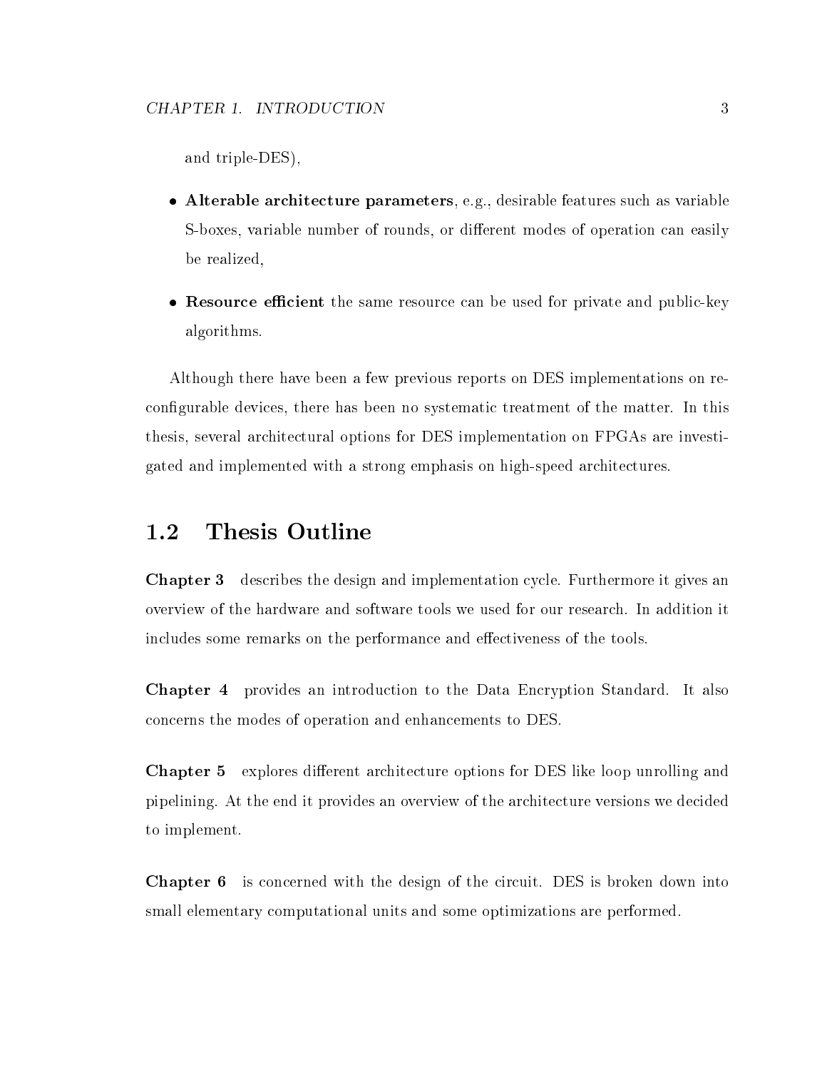and triple-DES),

- **Alterable architecture parameters**, e.g., desirable features such as variable S-boxes, variable number of rounds, or different modes of operation can easily be realized,
- **Resource efficient** the same resource can be used for private and public-key algorithms.

Although there have been a few previous reports on DES implementations on reconfigurable devices, there has been no systematic treatment of the matter. In this thesis, several architectural options for DES implementation on FPGAs are investigated and implemented with a strong emphasis on high-speed architectures.

## 1.2 Thesis Outline

**Chapter 3** describes the design and implementation cycle. Furthermore it gives an overview of the hardware and software tools we used for our research. In addition it includes some remarks on the performance and effectiveness of the tools.

**Chapter 4** provides an introduction to the Data Encryption Standard. It also concerns the modes of operation and enhancements to DES.

**Chapter 5** explores different architecture options for DES like loop unrolling and pipelining. At the end it provides an overview of the architecture versions we decided to implement.

**Chapter 6** is concerned with the design of the circuit. DES is broken down into small elementary computational units and some optimizations are performed.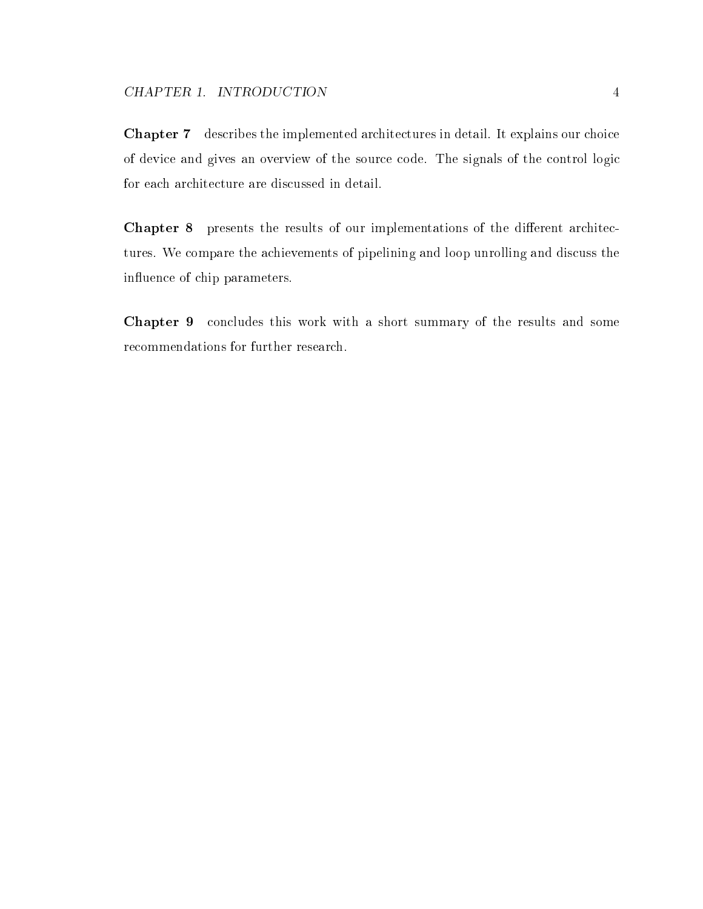**Chapter 7** describes the implemented architectures in detail. It explains our choice of device and gives an overview of the source code. The signals of the control logic for each architecture are discussed in detail.

**Chapter 8** presents the results of our implementations of the different architectures. We compare the achievements of pipelining and loop unrolling and discuss the influence of chip parameters.

**Chapter 9** concludes this work with a short summary of the results and some recommendations for further research.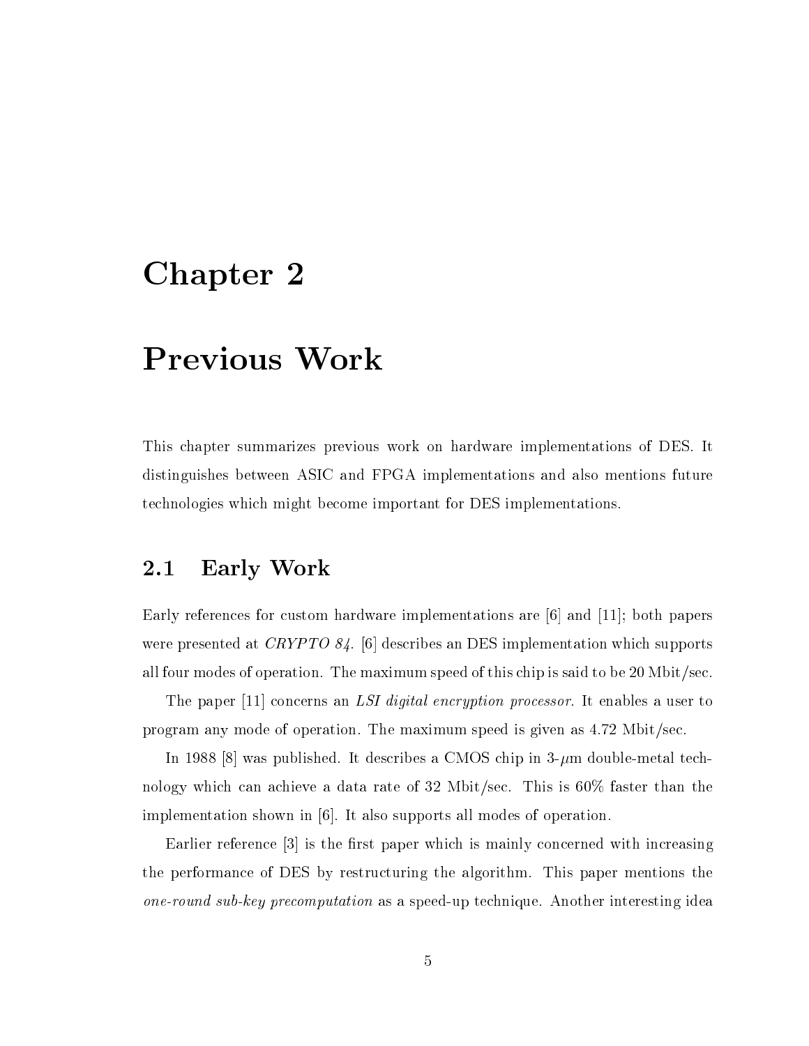# Chapter 2

# Previous Work

This chapter summarizes previous work on hardware implementations of DES. It distinguishes between ASIC and FPGA implementations and also mentions future technologies which might become important for DES implementations.

## 2.1 Early Work

Early references for custom hardware implementations are [6] and [11]; both papers were presented at *CRYPTO 84*. [6] describes an DES implementation which supports all four modes of operation. The maximum speed of this chip is said to be 20 Mbit/sec.

The paper [11] concerns an *LSI digital encryption processor*. It enables a user to program any mode of operation. The maximum speed is given as 4.72 Mbit/sec.

In 1988 [8] was published. It describes a CMOS chip in 3-$\mu$m double-metal technology which can achieve a data rate of 32 Mbit/sec. This is 60% faster than the implementation shown in [6]. It also supports all modes of operation.

Earlier reference [3] is the first paper which is mainly concerned with increasing the performance of DES by restructuring the algorithm. This paper mentions the *one-round sub-key precomputation* as a speed-up technique. Another interesting idea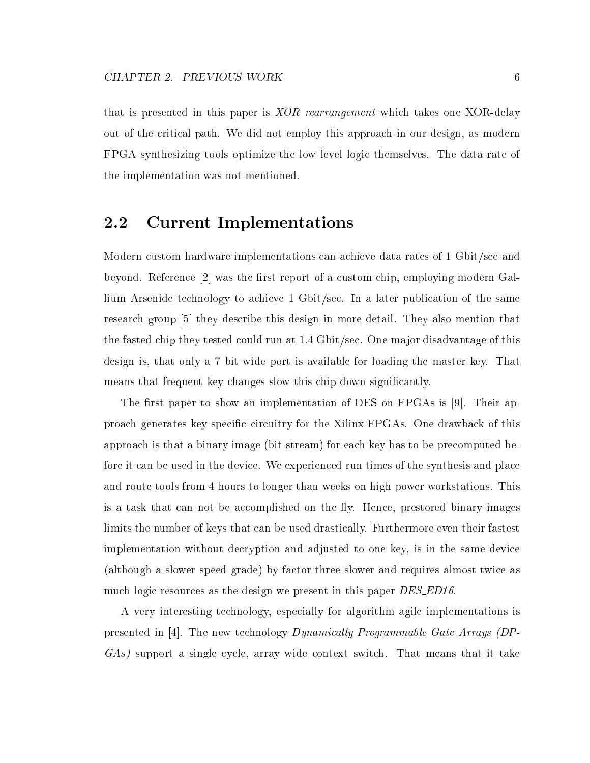that is presented in this paper is *XOR rearrangement* which takes one XOR-delay out of the critical path. We did not employ this approach in our design, as modern FPGA synthesizing tools optimize the low level logic themselves. The data rate of the implementation was not mentioned.

## 2.2 Current Implementations

Modern custom hardware implementations can achieve data rates of 1 Gbit/sec and beyond. Reference [2] was the first report of a custom chip, employing modern Gallium Arsenide technology to achieve 1 Gbit/sec. In a later publication of the same research group [5] they describe this design in more detail. They also mention that the fasted chip they tested could run at 1.4 Gbit/sec. One major disadvantage of this design is, that only a 7 bit wide port is available for loading the master key. That means that frequent key changes slow this chip down significantly.

The first paper to show an implementation of DES on FPGAs is [9]. Their approach generates key-specific circuitry for the Xilinx FPGAs. One drawback of this approach is that a binary image (bit-stream) for each key has to be precomputed before it can be used in the device. We experienced run times of the synthesis and place and route tools from 4 hours to longer than weeks on high power workstations. This is a task that can not be accomplished on the fly. Hence, prestored binary images limits the number of keys that can be used drastically. Furthermore even their fastest implementation without decryption and adjusted to one key, is in the same device (although a slower speed grade) by factor three slower and requires almost twice as much logic resources as the design we present in this paper *DES_ED16*.

A very interesting technology, especially for algorithm agile implementations is presented in [4]. The new technology *Dynamically Programmable Gate Arrays (DPGAs)* support a single cycle, array wide context switch. That means that it take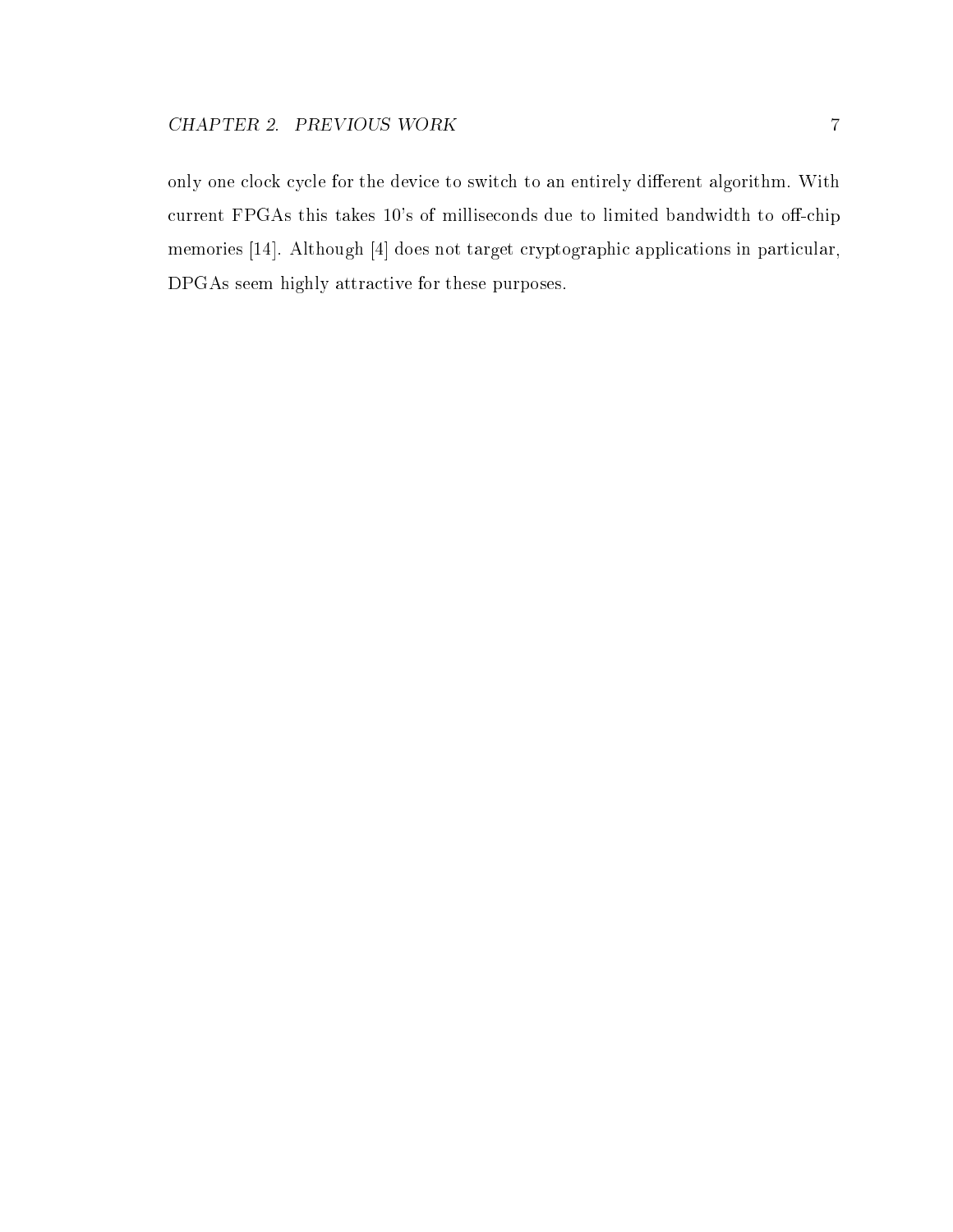only one clock cycle for the device to switch to an entirely different algorithm. With current FPGAs this takes 10's of milliseconds due to limited bandwidth to off-chip memories [14]. Although [4] does not target cryptographic applications in particular, DPGAs seem highly attractive for these purposes.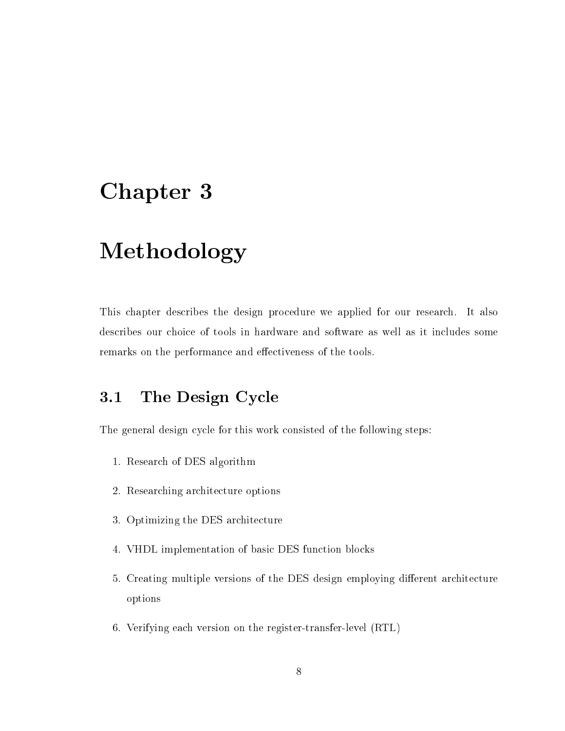# Chapter 3

# Methodology

This chapter describes the design procedure we applied for our research. It also describes our choice of tools in hardware and software as well as it includes some remarks on the performance and effectiveness of the tools.

## 3.1 The Design Cycle

The general design cycle for this work consisted of the following steps:

1. Research of DES algorithm
2. Researching architecture options
3. Optimizing the DES architecture
4. VHDL implementation of basic DES function blocks
5. Creating multiple versions of the DES design employing different architecture options
6. Verifying each version on the register-transfer-level (RTL)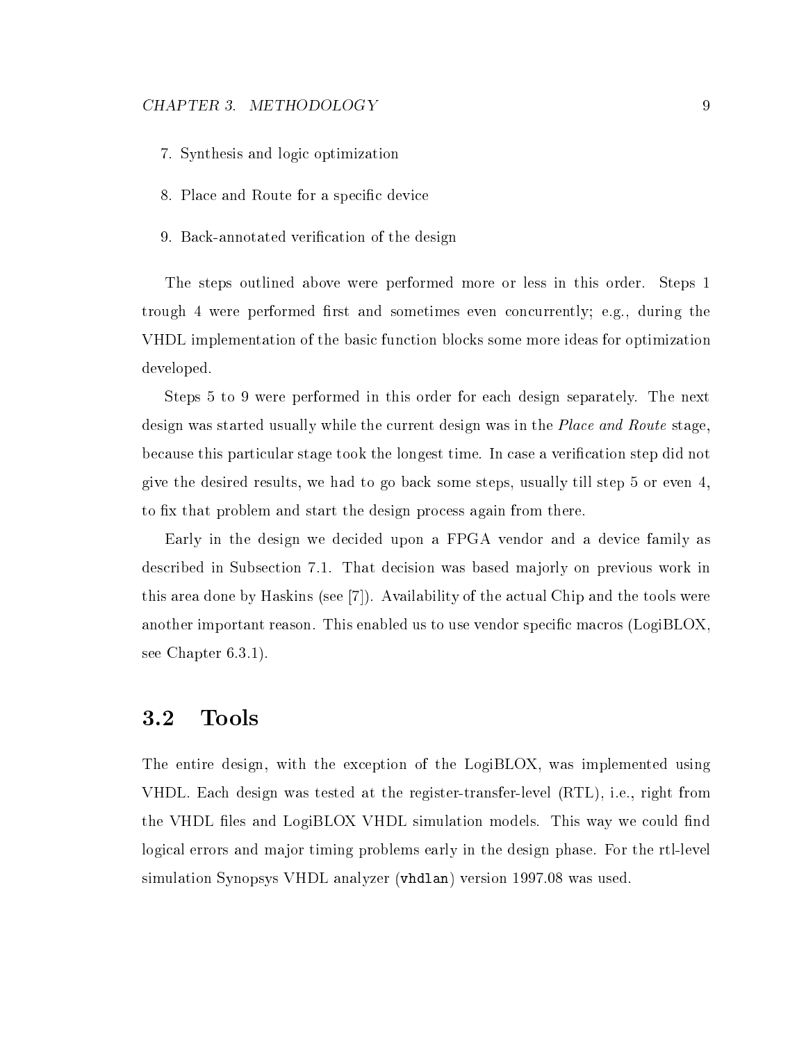7. Synthesis and logic optimization
8. Place and Route for a specific device
9. Back-annotated verification of the design

The steps outlined above were performed more or less in this order. Steps 1 trough 4 were performed first and sometimes even concurrently; e.g., during the VHDL implementation of the basic function blocks some more ideas for optimization developed.

Steps 5 to 9 were performed in this order for each design separately. The next design was started usually while the current design was in the *Place and Route* stage, because this particular stage took the longest time. In case a verification step did not give the desired results, we had to go back some steps, usually till step 5 or even 4, to fix that problem and start the design process again from there.

Early in the design we decided upon a FPGA vendor and a device family as described in Subsection 7.1. That decision was based majorly on previous work in this area done by Haskins (see [7]). Availability of the actual Chip and the tools were another important reason. This enabled us to use vendor specific macros (LogiBLOX, see Chapter 6.3.1).

## 3.2 Tools

The entire design, with the exception of the LogiBLOX, was implemented using VHDL. Each design was tested at the register-transfer-level (RTL), i.e., right from the VHDL files and LogiBLOX VHDL simulation models. This way we could find logical errors and major timing problems early in the design phase. For the rtl-level simulation Synopsys VHDL analyzer (`vhdlan`) version 1997.08 was used.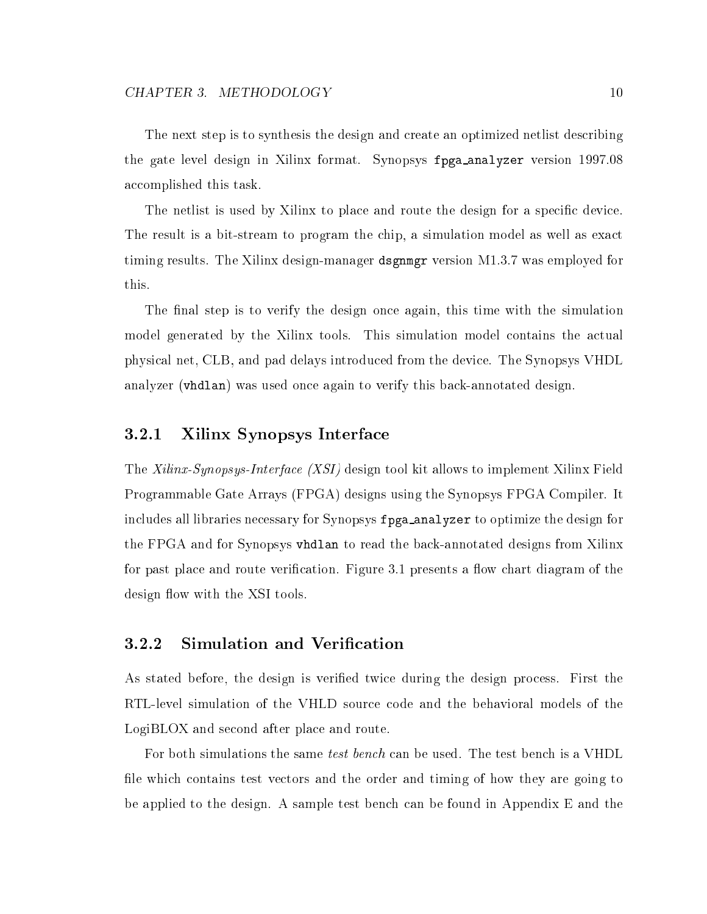The next step is to synthesis the design and create an optimized netlist describing the gate level design in Xilinx format. Synopsys `fpga_analyzer` version 1997.08 accomplished this task.

The netlist is used by Xilinx to place and route the design for a specific device. The result is a bit-stream to program the chip, a simulation model as well as exact timing results. The Xilinx design-manager `dsgnmgr` version M1.3.7 was employed for this.

The final step is to verify the design once again, this time with the simulation model generated by the Xilinx tools. This simulation model contains the actual physical net, CLB, and pad delays introduced from the device. The Synopsys VHDL analyzer (`vhdlan`) was used once again to verify this back-annotated design.

### 3.2.1 Xilinx Synopsys Interface

The *Xilinx-Synopsys-Interface (XSI)* design tool kit allows to implement Xilinx Field Programmable Gate Arrays (FPGA) designs using the Synopsys FPGA Compiler. It includes all libraries necessary for Synopsys `fpga_analyzer` to optimize the design for the FPGA and for Synopsys `vhdlan` to read the back-annotated designs from Xilinx for past place and route verification. Figure 3.1 presents a flow chart diagram of the design flow with the XSI tools.

### 3.2.2 Simulation and Verification

As stated before, the design is verified twice during the design process. First the RTL-level simulation of the VHLD source code and the behavioral models of the LogiBLOX and second after place and route.

For both simulations the same *test bench* can be used. The test bench is a VHDL file which contains test vectors and the order and timing of how they are going to be applied to the design. A sample test bench can be found in Appendix E and the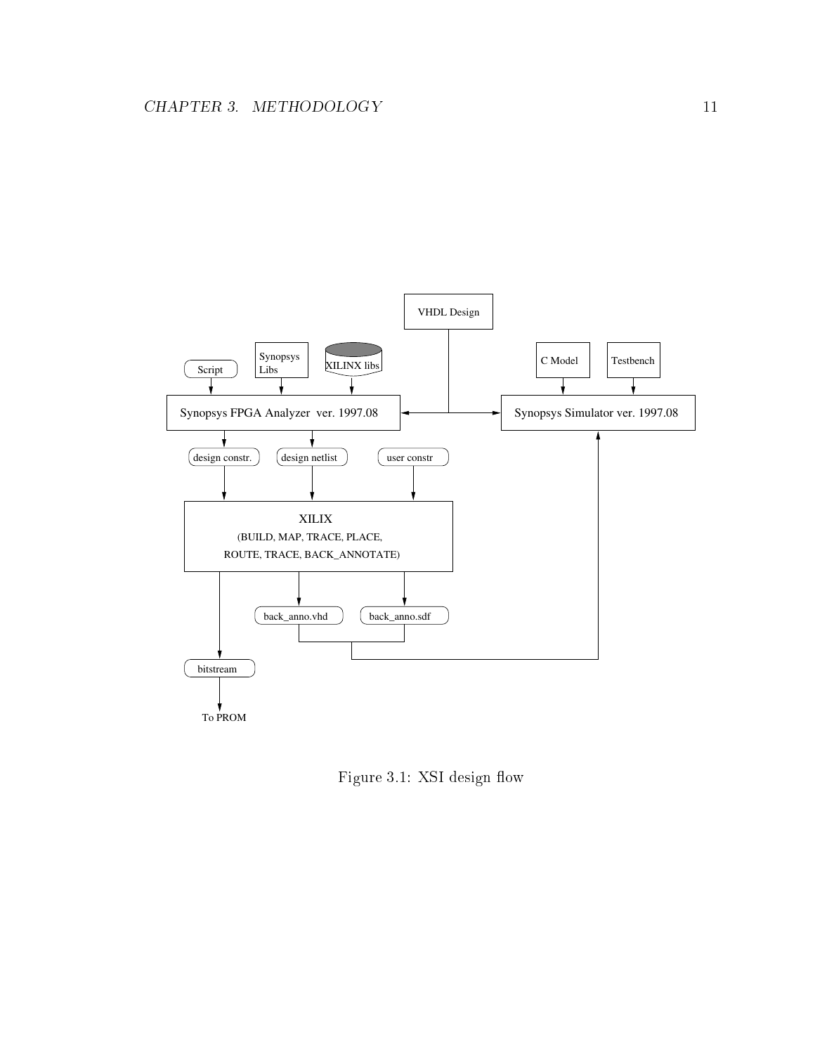Figure 3.1: XSI design flow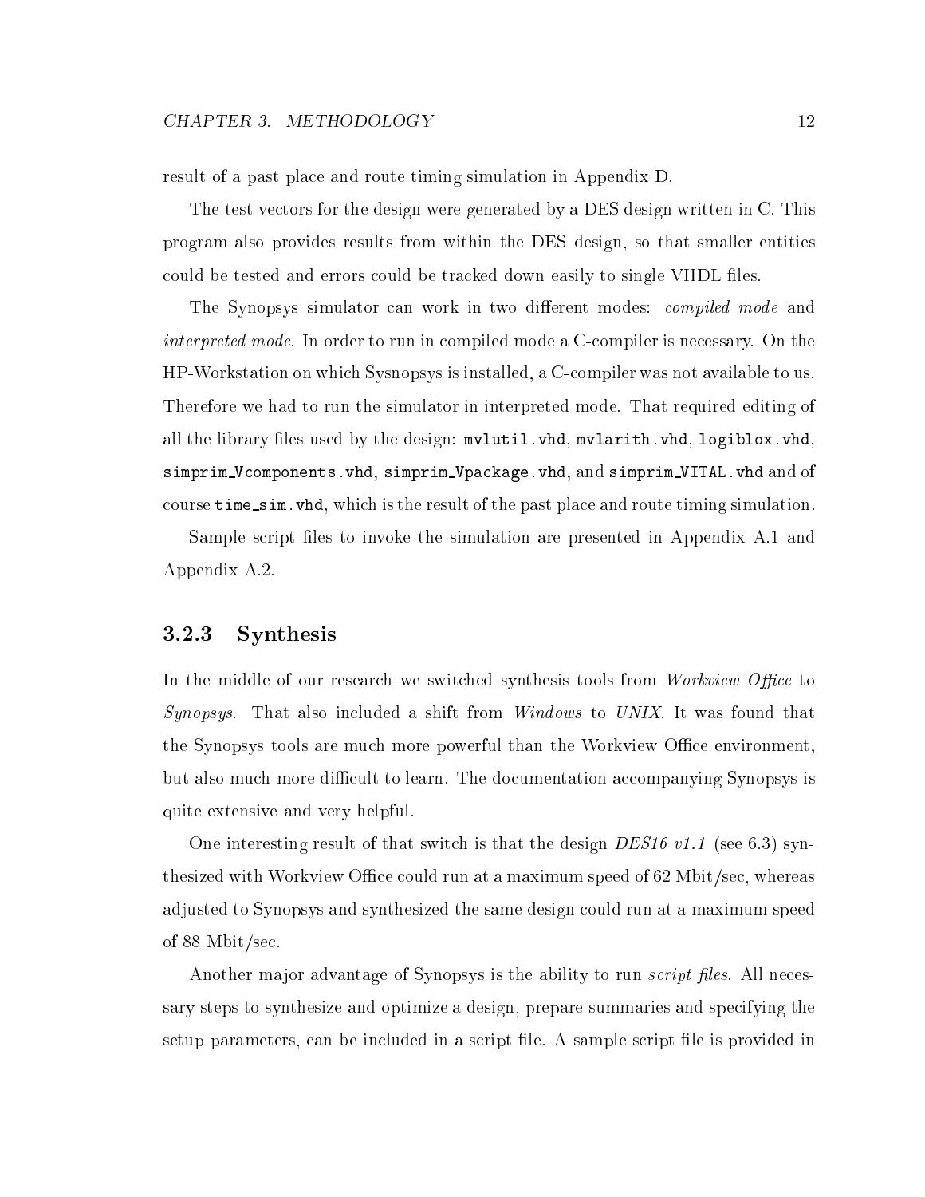result of a past place and route timing simulation in Appendix D.

The test vectors for the design were generated by a DES design written in C. This program also provides results from within the DES design, so that smaller entities could be tested and errors could be tracked down easily to single VHDL files.

The Synopsys simulator can work in two different modes: *compiled mode* and *interpreted mode*. In order to run in compiled mode a C-compiler is necessary. On the HP-Workstation on which Sysnopsys is installed, a C-compiler was not available to us. Therefore we had to run the simulator in interpreted mode. That required editing of all the library files used by the design: `mvlutil.vhd`, `mvlarith.vhd`, `logiblox.vhd`, `simprim_Vcomponents.vhd`, `simprim_Vpackage.vhd`, and `simprim_VITAL.vhd` and of course `time_sim.vhd`, which is the result of the past place and route timing simulation.

Sample script files to invoke the simulation are presented in Appendix A.1 and Appendix A.2.

### 3.2.3 Synthesis

In the middle of our research we switched synthesis tools from *Workview Office* to *Synopsys*. That also included a shift from *Windows* to *UNIX*. It was found that the Synopsys tools are much more powerful than the Workview Office environment, but also much more difficult to learn. The documentation accompanying Synopsys is quite extensive and very helpful.

One interesting result of that switch is that the design *DES16 v1.1* (see 6.3) synthesized with Workview Office could run at a maximum speed of 62 Mbit/sec, whereas adjusted to Synopsys and synthesized the same design could run at a maximum speed of 88 Mbit/sec.

Another major advantage of Synopsys is the ability to run *script files*. All necessary steps to synthesize and optimize a design, prepare summaries and specifying the setup parameters, can be included in a script file. A sample script file is provided in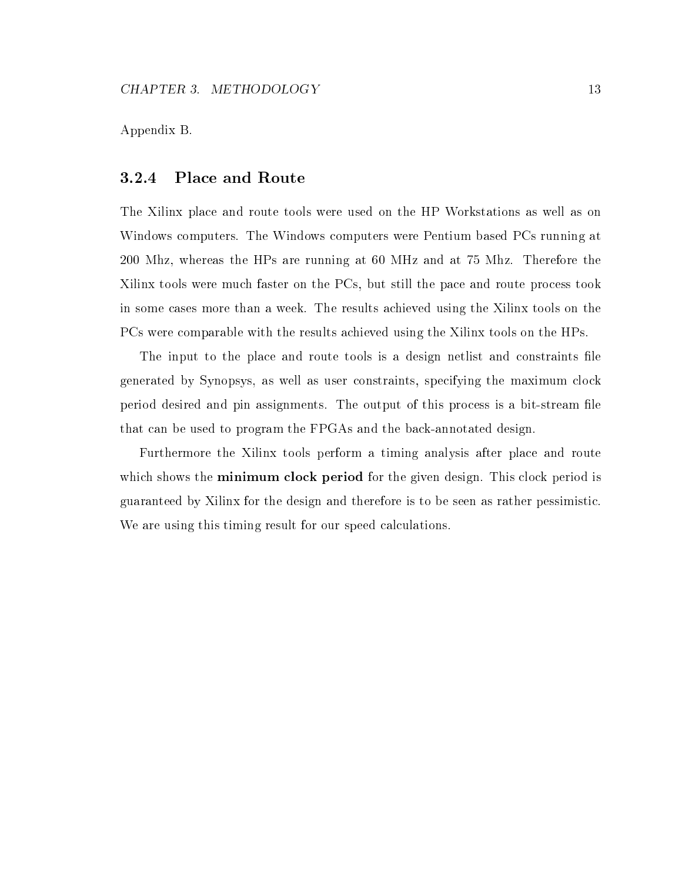Appendix B.

### 3.2.4 Place and Route

The Xilinx place and route tools were used on the HP Workstations as well as on Windows computers. The Windows computers were Pentium based PCs running at 200 Mhz, whereas the HPs are running at 60 MHz and at 75 Mhz. Therefore the Xilinx tools were much faster on the PCs, but still the pace and route process took in some cases more than a week. The results achieved using the Xilinx tools on the PCs were comparable with the results achieved using the Xilinx tools on the HPs.

The input to the place and route tools is a design netlist and constraints file generated by Synopsys, as well as user constraints, specifying the maximum clock period desired and pin assignments. The output of this process is a bit-stream file that can be used to program the FPGAs and the back-annotated design.

Furthermore the Xilinx tools perform a timing analysis after place and route which shows the **minimum clock period** for the given design. This clock period is guaranteed by Xilinx for the design and therefore is to be seen as rather pessimistic. We are using this timing result for our speed calculations.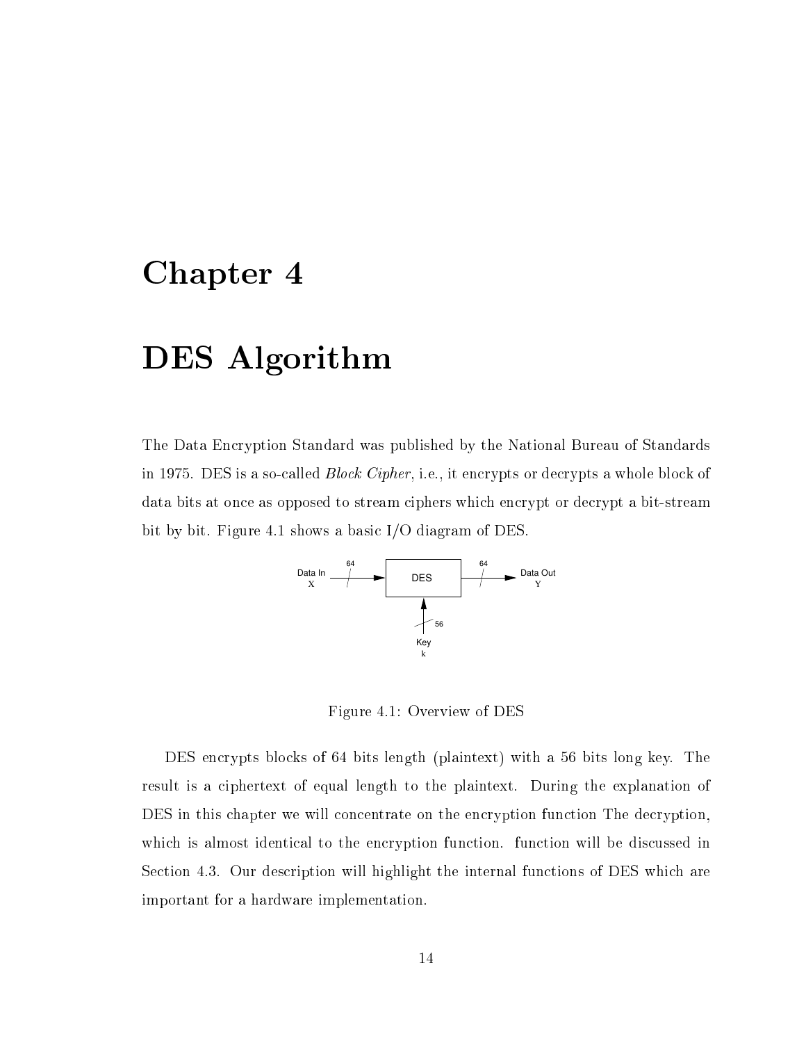# Chapter 4

# DES Algorithm

The Data Encryption Standard was published by the National Bureau of Standards in 1975. DES is a so-called *Block Cipher*, i.e., it encrypts or decrypts a whole block of data bits at once as opposed to stream ciphers which encrypt or decrypt a bit-stream bit by bit. Figure 4.1 shows a basic I/O diagram of DES.

Figure 4.1: Overview of DES

DES encrypts blocks of 64 bits length (plaintext) with a 56 bits long key. The result is a ciphertext of equal length to the plaintext. During the explanation of DES in this chapter we will concentrate on the encryption function The decryption, which is almost identical to the encryption function. function will be discussed in Section 4.3. Our description will highlight the internal functions of DES which are important for a hardware implementation.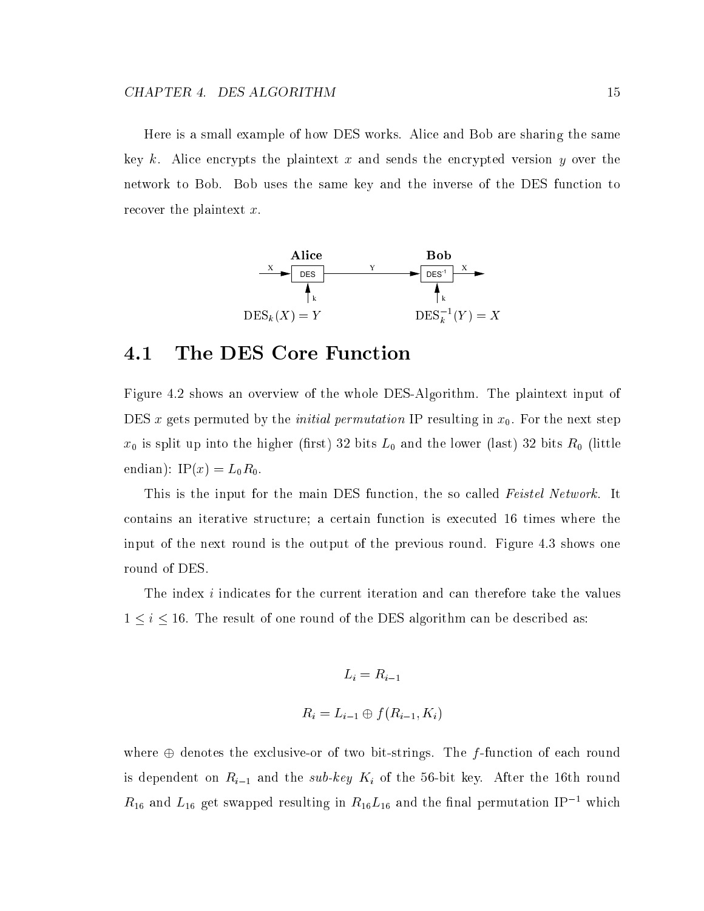Here is a small example of how DES works. Alice and Bob are sharing the same key $k$. Alice encrypts the plaintext $x$ and sends the encrypted version $y$ over the network to Bob. Bob uses the same key and the inverse of the DES function to recover the plaintext $x$.

**Alice** **Bob**

$\text{DES}_k(X) = Y$ $\text{DES}_k^{-1}(Y) = X$

## 4.1 The DES Core Function

Figure 4.2 shows an overview of the whole DES-Algorithm. The plaintext input of DES $x$ gets permuted by the *initial permutation* IP resulting in $x_0$. For the next step $x_0$ is split up into the higher (first) 32 bits $L_0$ and the lower (last) 32 bits $R_0$ (little endian): $\text{IP}(x) = L_0 R_0$.

This is the input for the main DES function, the so called *Feistel Network*. It contains an iterative structure; a certain function is executed 16 times where the input of the next round is the output of the previous round. Figure 4.3 shows one round of DES.

The index $i$ indicates for the current iteration and can therefore take the values $1 \leq i \leq 16$. The result of one round of the DES algorithm can be described as:

$$L_i = R_{i-1}$$

$$R_i = L_{i-1} \oplus f(R_{i-1}, K_i)$$

where $\oplus$ denotes the exclusive-or of two bit-strings. The $f$-function of each round is dependent on $R_{i-1}$ and the *sub-key* $K_i$ of the 56-bit key. After the 16th round $R_{16}$ and $L_{16}$ get swapped resulting in $R_{16}L_{16}$ and the final permutation $\text{IP}^{-1}$ which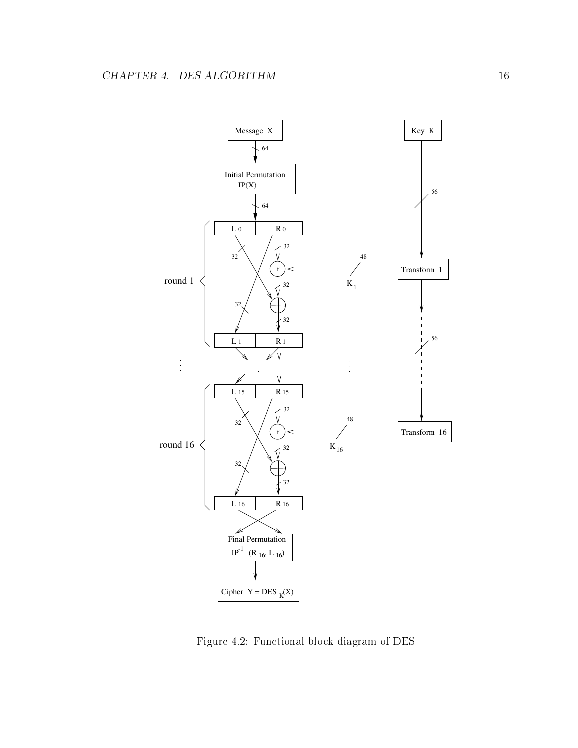Figure 4.2: Functional block diagram of DES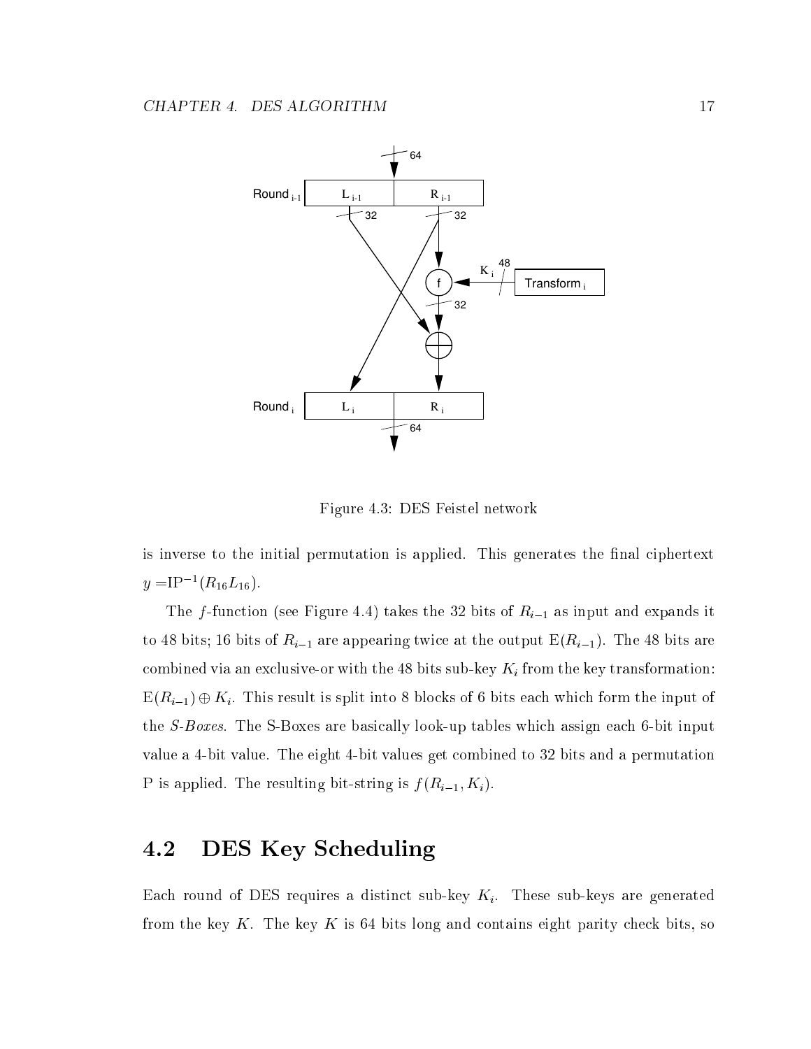Figure 4.3: DES Feistel network

is inverse to the initial permutation is applied. This generates the final ciphertext $y = \mathrm{IP}^{-1}(R_{16}L_{16})$.

The $f$-function (see Figure 4.4) takes the 32 bits of $R_{i-1}$ as input and expands it to 48 bits; 16 bits of $R_{i-1}$ are appearing twice at the output $\mathrm{E}(R_{i-1})$. The 48 bits are combined via an exclusive-or with the 48 bits sub-key $K_i$ from the key transformation: $\mathrm{E}(R_{i-1}) \oplus K_i$. This result is split into 8 blocks of 6 bits each which form the input of the *S-Boxes*. The S-Boxes are basically look-up tables which assign each 6-bit input value a 4-bit value. The eight 4-bit values get combined to 32 bits and a permutation P is applied. The resulting bit-string is $f(R_{i-1}, K_i)$.

## 4.2 DES Key Scheduling

Each round of DES requires a distinct sub-key $K_i$. These sub-keys are generated from the key $K$. The key $K$ is 64 bits long and contains eight parity check bits, so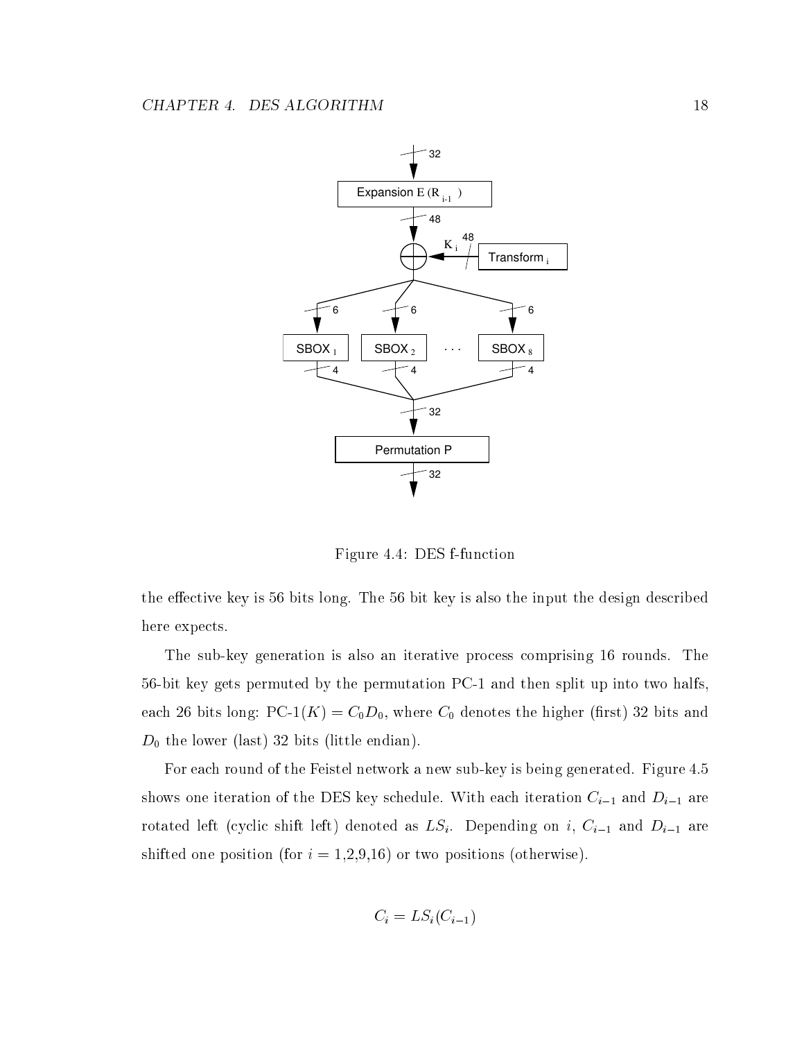Figure 4.4: DES f-function

the effective key is 56 bits long. The 56 bit key is also the input the design described here expects.

The sub-key generation is also an iterative process comprising 16 rounds. The 56-bit key gets permuted by the permutation PC-1 and then split up into two halfs, each 26 bits long: PC-1$(K) = C_0 D_0$, where $C_0$ denotes the higher (first) 32 bits and $D_0$ the lower (last) 32 bits (little endian).

For each round of the Feistel network a new sub-key is being generated. Figure 4.5 shows one iteration of the DES key schedule. With each iteration $C_{i-1}$ and $D_{i-1}$ are rotated left (cyclic shift left) denoted as $LS_i$. Depending on $i$, $C_{i-1}$ and $D_{i-1}$ are shifted one position (for $i$ = 1,2,9,16) or two positions (otherwise).

$$C_i = LS_i(C_{i-1})$$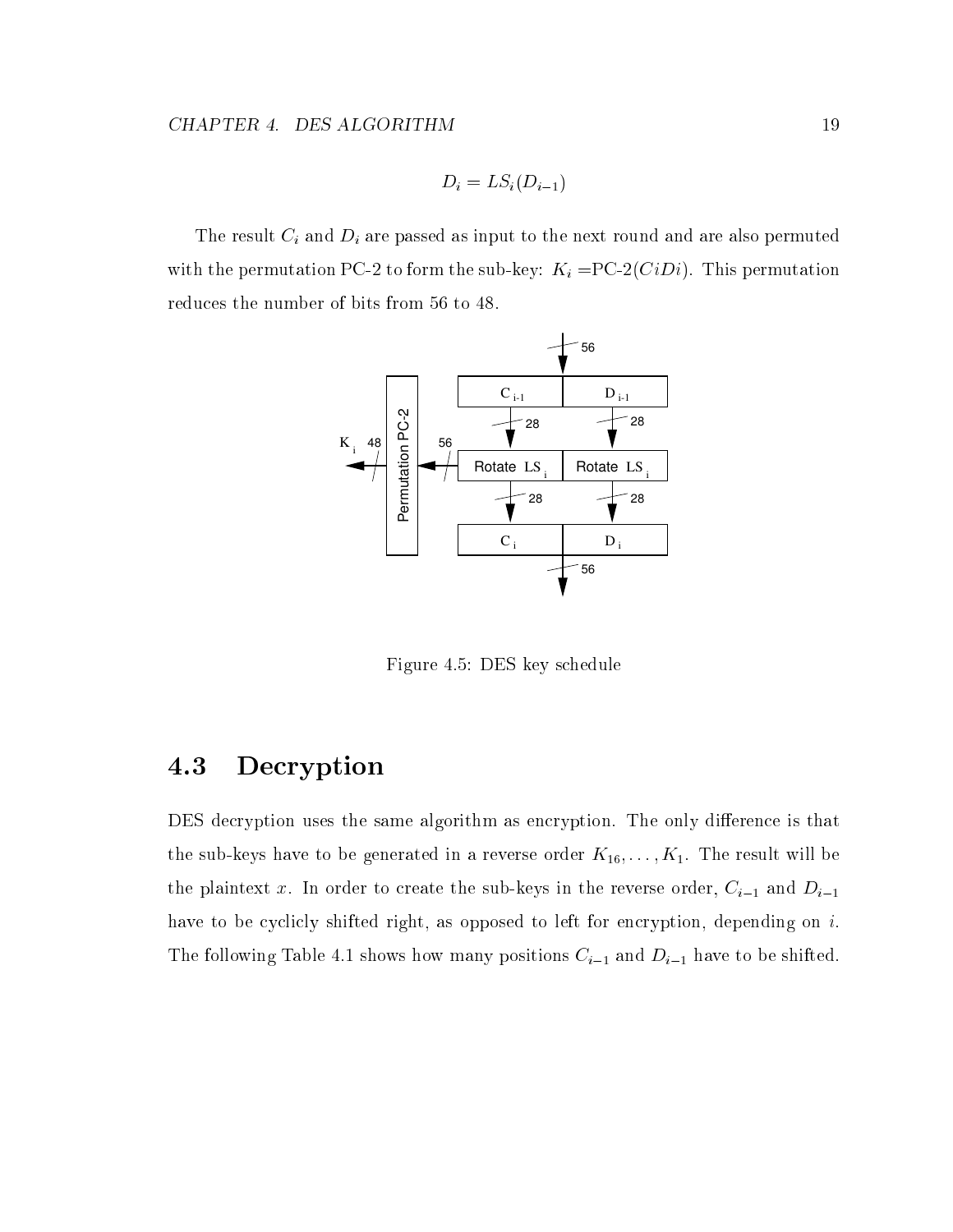$$D_i = LS_i(D_{i-1})$$

The result $C_i$ and $D_i$ are passed as input to the next round and are also permuted with the permutation PC-2 to form the sub-key: $K_i$ =PC-2($CiDi$). This permutation reduces the number of bits from 56 to 48.

Figure 4.5: DES key schedule

## 4.3 Decryption

DES decryption uses the same algorithm as encryption. The only difference is that the sub-keys have to be generated in a reverse order $K_{16}, \ldots, K_1$. The result will be the plaintext $x$. In order to create the sub-keys in the reverse order, $C_{i-1}$ and $D_{i-1}$ have to be cyclicly shifted right, as opposed to left for encryption, depending on $i$. The following Table 4.1 shows how many positions $C_{i-1}$ and $D_{i-1}$ have to be shifted.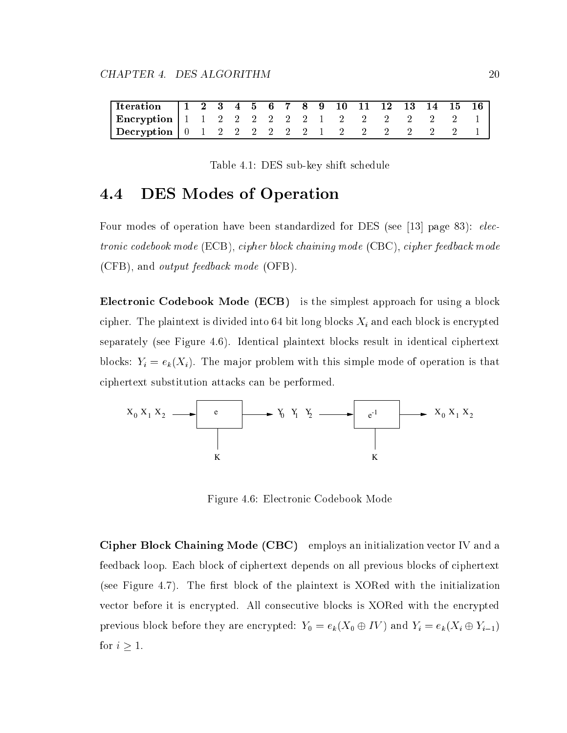| Iteration | 1 | 2 | 3 | 4 | 5 | 6 | 7 | 8 | 9 | 10 | 11 | 12 | 13 | 14 | 15 | 16 |
|---|---|---|---|---|---|---|---|---|---|---|---|---|---|---|---|---|
| **Encryption** | 1 | 1 | 2 | 2 | 2 | 2 | 2 | 2 | 1 | 2 | 2 | 2 | 2 | 2 | 2 | 1 |
| **Decryption** | 0 | 1 | 2 | 2 | 2 | 2 | 2 | 2 | 1 | 2 | 2 | 2 | 2 | 2 | 2 | 1 |

Table 4.1: DES sub-key shift schedule

## 4.4 DES Modes of Operation

Four modes of operation have been standardized for DES (see [13] page 83): *electronic codebook mode* (ECB), *cipher block chaining mode* (CBC), *cipher feedback mode* (CFB), and *output feedback mode* (OFB).

**Electronic Codebook Mode (ECB)** is the simplest approach for using a block cipher. The plaintext is divided into 64 bit long blocks $X_i$ and each block is encrypted separately (see Figure 4.6). Identical plaintext blocks result in identical ciphertext blocks: $Y_i = e_k(X_i)$. The major problem with this simple mode of operation is that ciphertext substitution attacks can be performed.

$X_0\ X_1\ X_2$ → e (K) → $Y_0\ Y_1\ Y_2$ → $e^{-1}$ (K) → $X_0\ X_1\ X_2$

Figure 4.6: Electronic Codebook Mode

**Cipher Block Chaining Mode (CBC)** employs an initialization vector IV and a feedback loop. Each block of ciphertext depends on all previous blocks of ciphertext (see Figure 4.7). The first block of the plaintext is XORed with the initialization vector before it is encrypted. All consecutive blocks is XORed with the encrypted previous block before they are encrypted: $Y_0 = e_k(X_0 \oplus IV)$ and $Y_i = e_k(X_i \oplus Y_{i-1})$ for $i \geq 1$.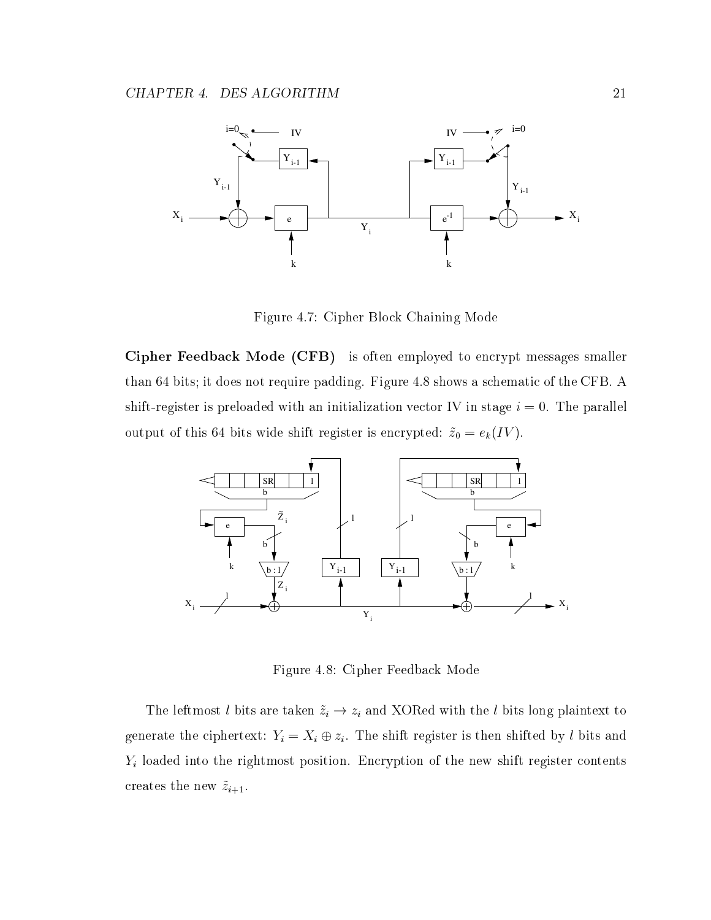Figure 4.7: Cipher Block Chaining Mode

**Cipher Feedback Mode (CFB)** is often employed to encrypt messages smaller than 64 bits; it does not require padding. Figure 4.8 shows a schematic of the CFB. A shift-register is preloaded with an initialization vector IV in stage $i = 0$. The parallel output of this 64 bits wide shift register is encrypted: $\tilde{z}_0 = e_k(IV)$.

Figure 4.8: Cipher Feedback Mode

The leftmost $l$ bits are taken $\tilde{z}_i \rightarrow z_i$ and XORed with the $l$ bits long plaintext to generate the ciphertext: $Y_i = X_i \oplus z_i$. The shift register is then shifted by $l$ bits and $Y_i$ loaded into the rightmost position. Encryption of the new shift register contents creates the new $\tilde{z}_{i+1}$.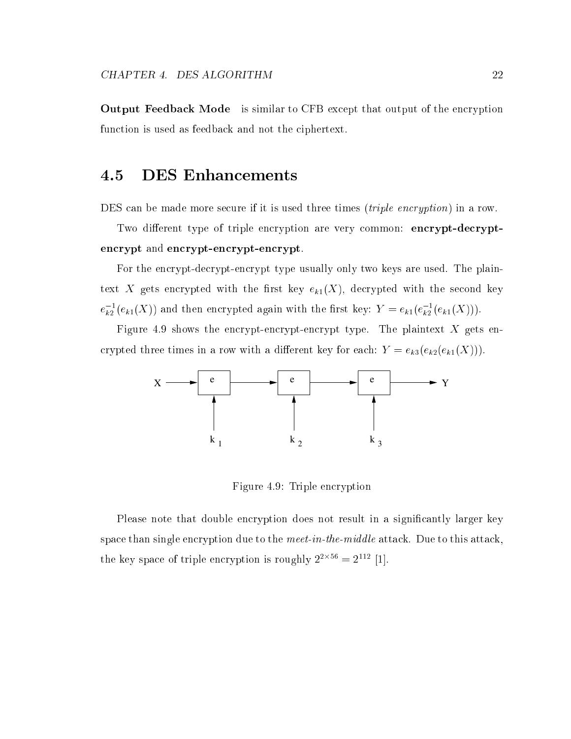**Output Feedback Mode** is similar to CFB except that output of the encryption function is used as feedback and not the ciphertext.

## 4.5 DES Enhancements

DES can be made more secure if it is used three times (*triple encryption*) in a row.

Two different type of triple encryption are very common: **encrypt-decrypt-encrypt** and **encrypt-encrypt-encrypt**.

For the encrypt-decrypt-encrypt type usually only two keys are used. The plaintext $X$ gets encrypted with the first key $e_{k1}(X)$, decrypted with the second key $e_{k2}^{-1}(e_{k1}(X))$ and then encrypted again with the first key: $Y = e_{k1}(e_{k2}^{-1}(e_{k1}(X)))$.

Figure 4.9 shows the encrypt-encrypt-encrypt type. The plaintext $X$ gets encrypted three times in a row with a different key for each: $Y = e_{k3}(e_{k2}(e_{k1}(X)))$.

Figure 4.9: Triple encryption

Please note that double encryption does not result in a significantly larger key space than single encryption due to the *meet-in-the-middle* attack. Due to this attack, the key space of triple encryption is roughly $2^{2 \times 56} = 2^{112}$ [1].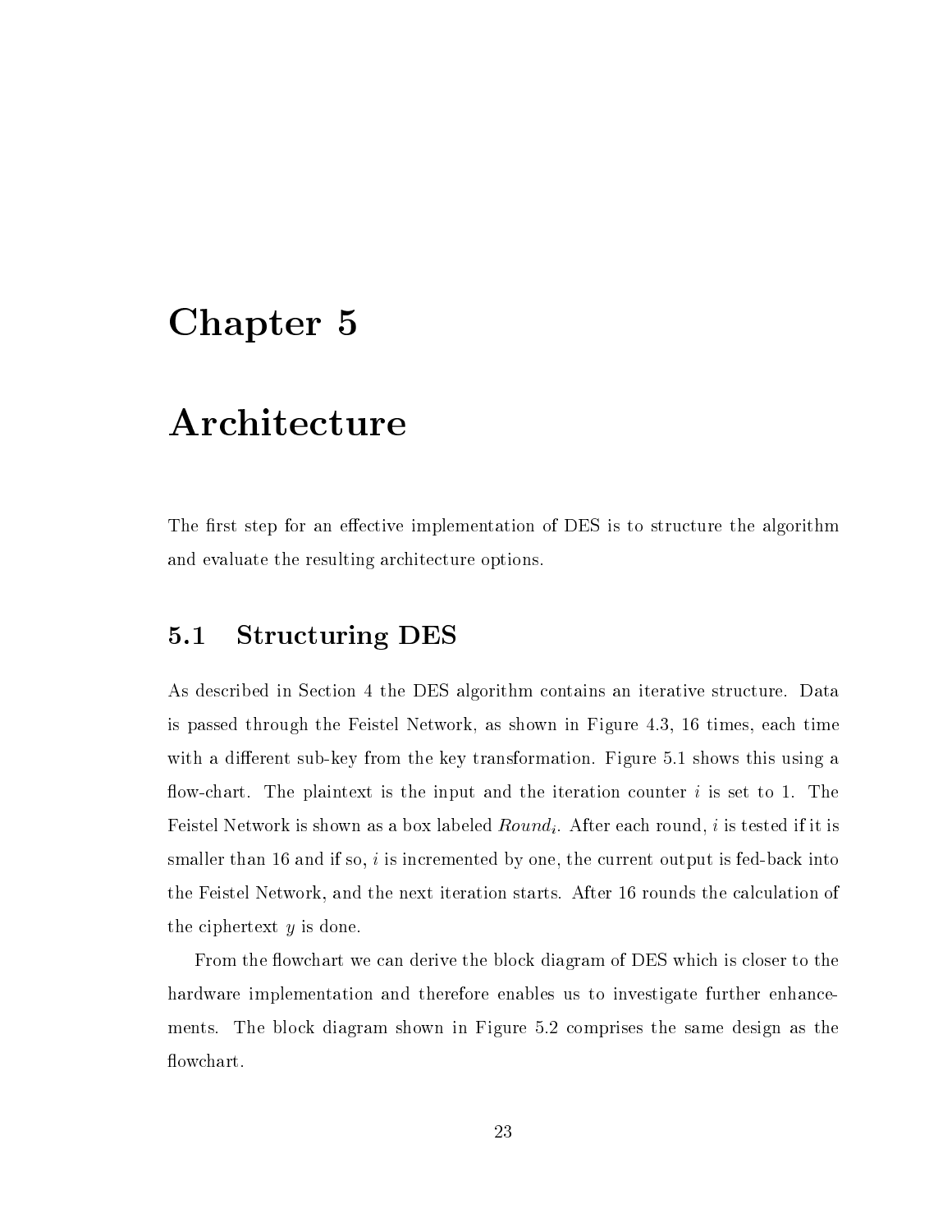# Chapter 5

# Architecture

The first step for an effective implementation of DES is to structure the algorithm and evaluate the resulting architecture options.

## 5.1 Structuring DES

As described in Section 4 the DES algorithm contains an iterative structure. Data is passed through the Feistel Network, as shown in Figure 4.3, 16 times, each time with a different sub-key from the key transformation. Figure 5.1 shows this using a flow-chart. The plaintext is the input and the iteration counter $i$ is set to 1. The Feistel Network is shown as a box labeled $Round_i$. After each round, $i$ is tested if it is smaller than 16 and if so, $i$ is incremented by one, the current output is fed-back into the Feistel Network, and the next iteration starts. After 16 rounds the calculation of the ciphertext $y$ is done.

From the flowchart we can derive the block diagram of DES which is closer to the hardware implementation and therefore enables us to investigate further enhancements. The block diagram shown in Figure 5.2 comprises the same design as the flowchart.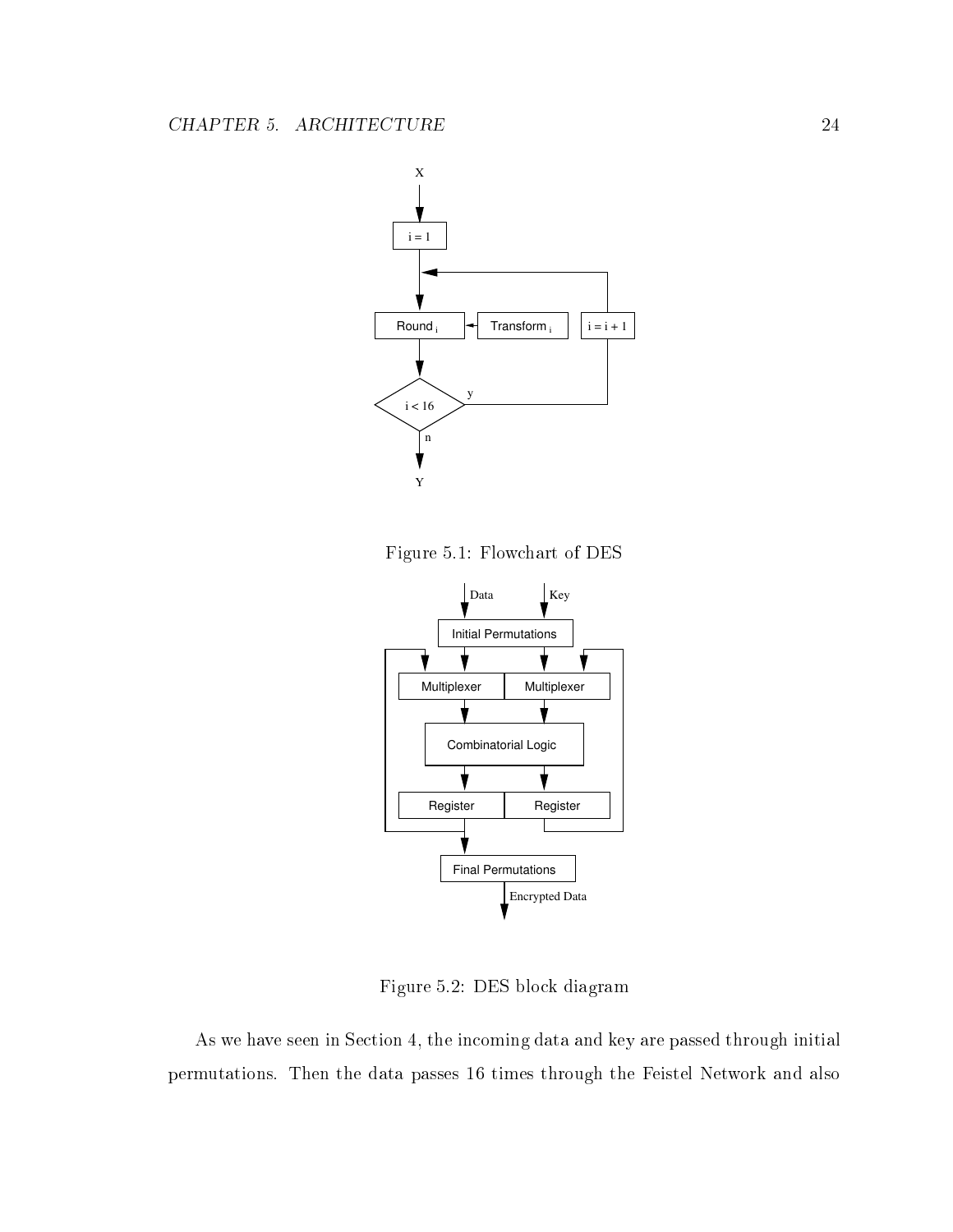Figure 5.1: Flowchart of DES

Figure 5.2: DES block diagram

As we have seen in Section 4, the incoming data and key are passed through initial permutations. Then the data passes 16 times through the Feistel Network and also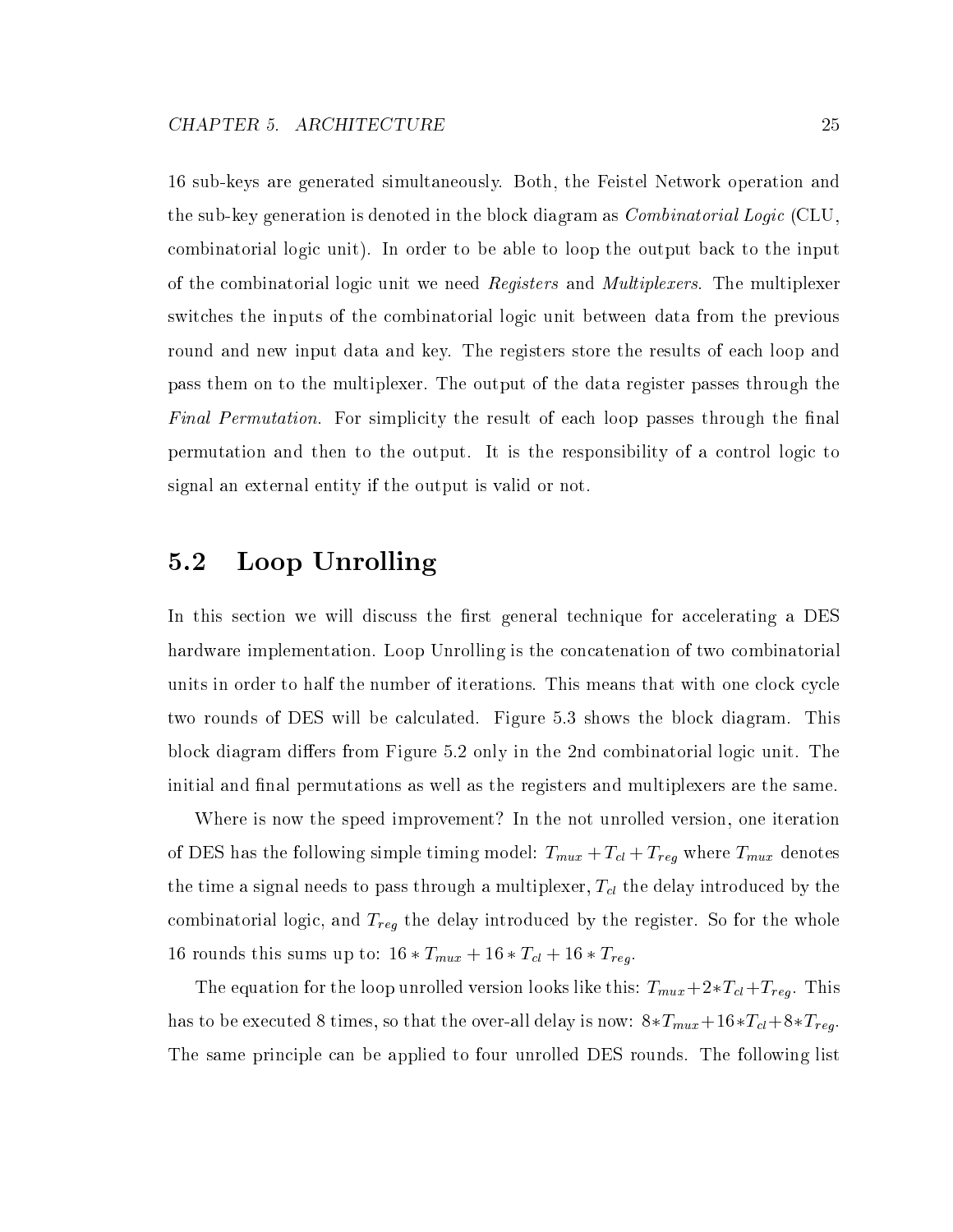16 sub-keys are generated simultaneously. Both, the Feistel Network operation and the sub-key generation is denoted in the block diagram as *Combinatorial Logic* (CLU, combinatorial logic unit). In order to be able to loop the output back to the input of the combinatorial logic unit we need *Registers* and *Multiplexers*. The multiplexer switches the inputs of the combinatorial logic unit between data from the previous round and new input data and key. The registers store the results of each loop and pass them on to the multiplexer. The output of the data register passes through the *Final Permutation*. For simplicity the result of each loop passes through the final permutation and then to the output. It is the responsibility of a control logic to signal an external entity if the output is valid or not.

## 5.2 Loop Unrolling

In this section we will discuss the first general technique for accelerating a DES hardware implementation. Loop Unrolling is the concatenation of two combinatorial units in order to half the number of iterations. This means that with one clock cycle two rounds of DES will be calculated. Figure 5.3 shows the block diagram. This block diagram differs from Figure 5.2 only in the 2nd combinatorial logic unit. The initial and final permutations as well as the registers and multiplexers are the same.

Where is now the speed improvement? In the not unrolled version, one iteration of DES has the following simple timing model: $T_{mux} + T_{cl} + T_{reg}$ where $T_{mux}$ denotes the time a signal needs to pass through a multiplexer, $T_{cl}$ the delay introduced by the combinatorial logic, and $T_{reg}$ the delay introduced by the register. So for the whole 16 rounds this sums up to: $16 * T_{mux} + 16 * T_{cl} + 16 * T_{reg}$.

The equation for the loop unrolled version looks like this: $T_{mux} + 2 * T_{cl} + T_{reg}$. This has to be executed 8 times, so that the over-all delay is now: $8 * T_{mux} + 16 * T_{cl} + 8 * T_{reg}$. The same principle can be applied to four unrolled DES rounds. The following list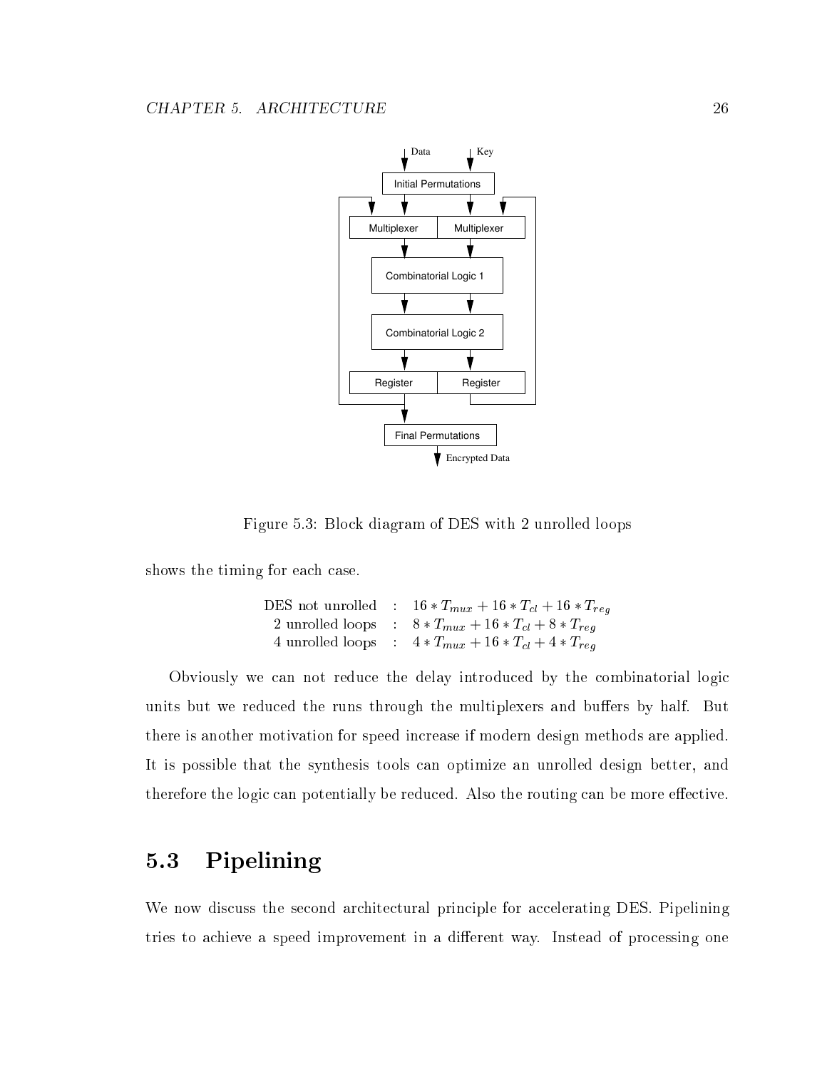Figure 5.3: Block diagram of DES with 2 unrolled loops

shows the timing for each case.

$$
\begin{aligned}
\text{DES not unrolled} &: \quad 16 * T_{mux} + 16 * T_{cl} + 16 * T_{reg} \\
\text{2 unrolled loops} &: \quad 8 * T_{mux} + 16 * T_{cl} + 8 * T_{reg} \\
\text{4 unrolled loops} &: \quad 4 * T_{mux} + 16 * T_{cl} + 4 * T_{reg}
\end{aligned}
$$

Obviously we can not reduce the delay introduced by the combinatorial logic units but we reduced the runs through the multiplexers and buffers by half. But there is another motivation for speed increase if modern design methods are applied. It is possible that the synthesis tools can optimize an unrolled design better, and therefore the logic can potentially be reduced. Also the routing can be more effective.

## 5.3 Pipelining

We now discuss the second architectural principle for accelerating DES. Pipelining tries to achieve a speed improvement in a different way. Instead of processing one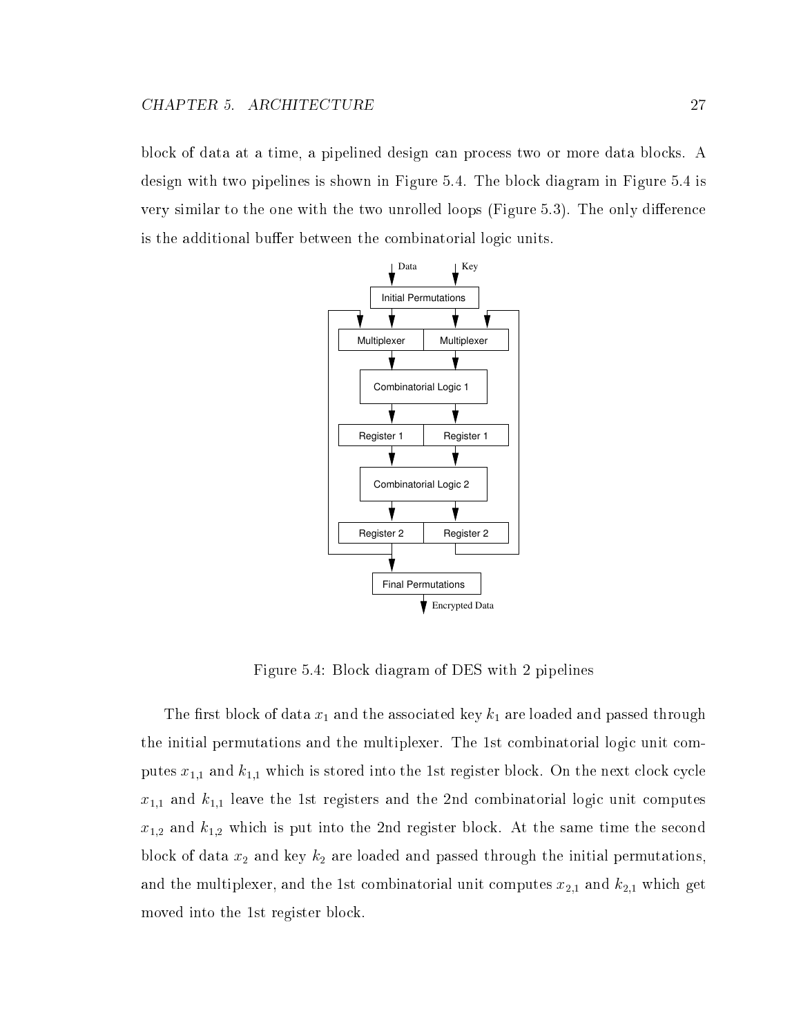block of data at a time, a pipelined design can process two or more data blocks. A design with two pipelines is shown in Figure 5.4. The block diagram in Figure 5.4 is very similar to the one with the two unrolled loops (Figure 5.3). The only difference is the additional buffer between the combinatorial logic units.

Figure 5.4: Block diagram of DES with 2 pipelines

The first block of data $x_1$ and the associated key $k_1$ are loaded and passed through the initial permutations and the multiplexer. The 1st combinatorial logic unit computes $x_{1,1}$ and $k_{1,1}$ which is stored into the 1st register block. On the next clock cycle $x_{1,1}$ and $k_{1,1}$ leave the 1st registers and the 2nd combinatorial logic unit computes $x_{1,2}$ and $k_{1,2}$ which is put into the 2nd register block. At the same time the second block of data $x_2$ and key $k_2$ are loaded and passed through the initial permutations, and the multiplexer, and the 1st combinatorial unit computes $x_{2,1}$ and $k_{2,1}$ which get moved into the 1st register block.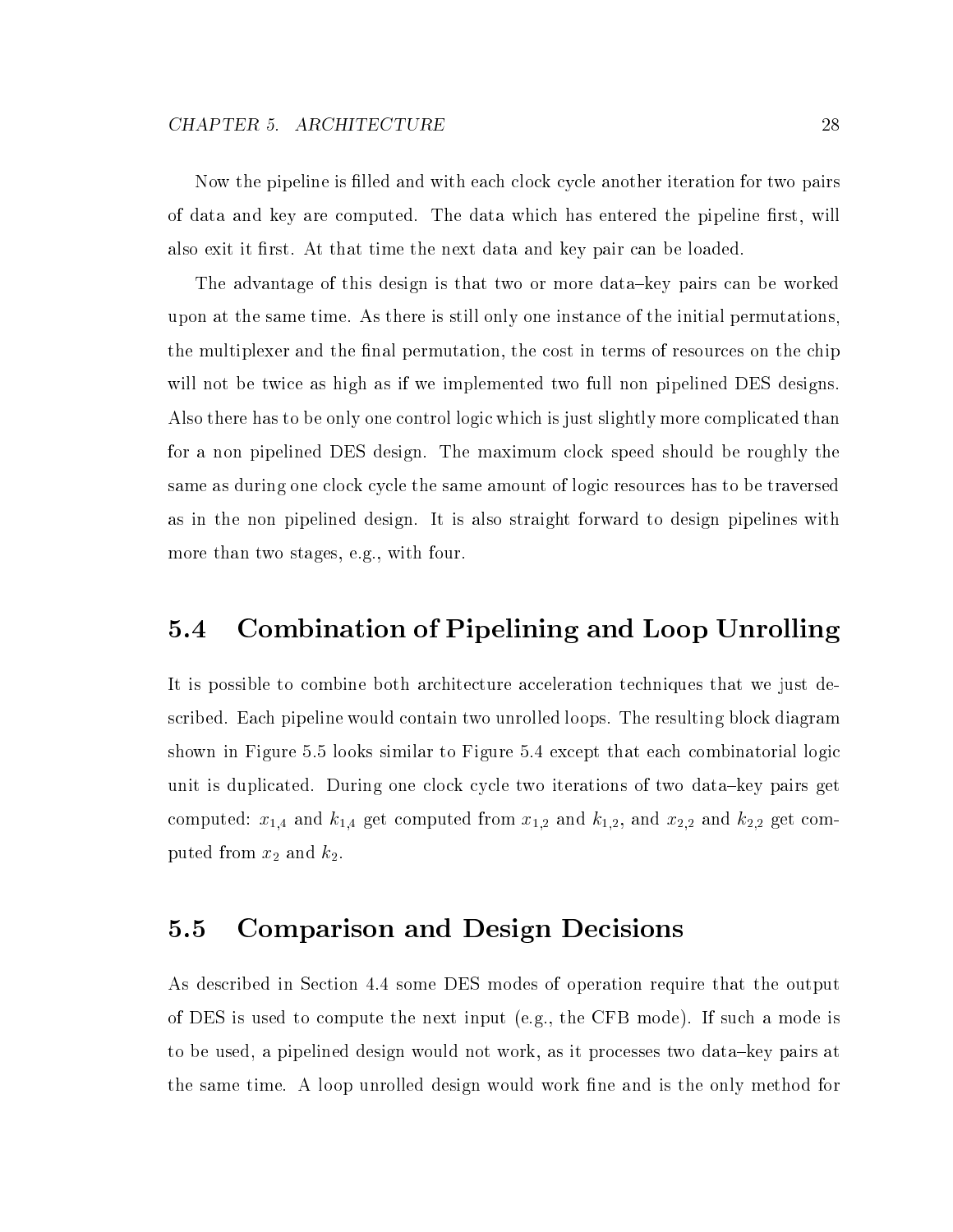Now the pipeline is filled and with each clock cycle another iteration for two pairs of data and key are computed. The data which has entered the pipeline first, will also exit it first. At that time the next data and key pair can be loaded.

The advantage of this design is that two or more data–key pairs can be worked upon at the same time. As there is still only one instance of the initial permutations, the multiplexer and the final permutation, the cost in terms of resources on the chip will not be twice as high as if we implemented two full non pipelined DES designs. Also there has to be only one control logic which is just slightly more complicated than for a non pipelined DES design. The maximum clock speed should be roughly the same as during one clock cycle the same amount of logic resources has to be traversed as in the non pipelined design. It is also straight forward to design pipelines with more than two stages, e.g., with four.

## 5.4 Combination of Pipelining and Loop Unrolling

It is possible to combine both architecture acceleration techniques that we just described. Each pipeline would contain two unrolled loops. The resulting block diagram shown in Figure 5.5 looks similar to Figure 5.4 except that each combinatorial logic unit is duplicated. During one clock cycle two iterations of two data–key pairs get computed: $x_{1,4}$ and $k_{1,4}$ get computed from $x_{1,2}$ and $k_{1,2}$, and $x_{2,2}$ and $k_{2,2}$ get computed from $x_2$ and $k_2$.

## 5.5 Comparison and Design Decisions

As described in Section 4.4 some DES modes of operation require that the output of DES is used to compute the next input (e.g., the CFB mode). If such a mode is to be used, a pipelined design would not work, as it processes two data–key pairs at the same time. A loop unrolled design would work fine and is the only method for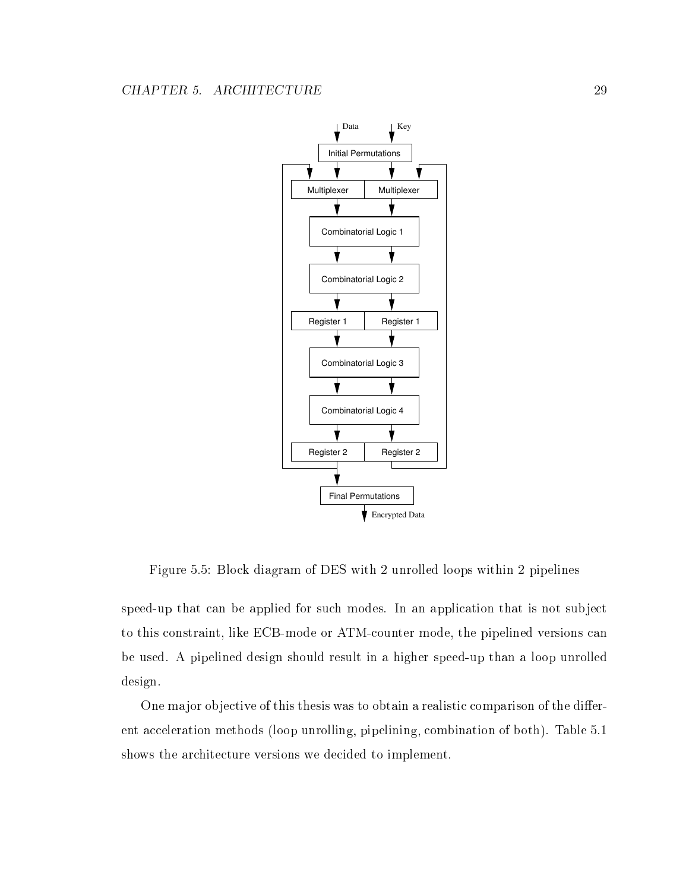Figure 5.5: Block diagram of DES with 2 unrolled loops within 2 pipelines

speed-up that can be applied for such modes. In an application that is not subject to this constraint, like ECB-mode or ATM-counter mode, the pipelined versions can be used. A pipelined design should result in a higher speed-up than a loop unrolled design.

One major objective of this thesis was to obtain a realistic comparison of the different acceleration methods (loop unrolling, pipelining, combination of both). Table 5.1 shows the architecture versions we decided to implement.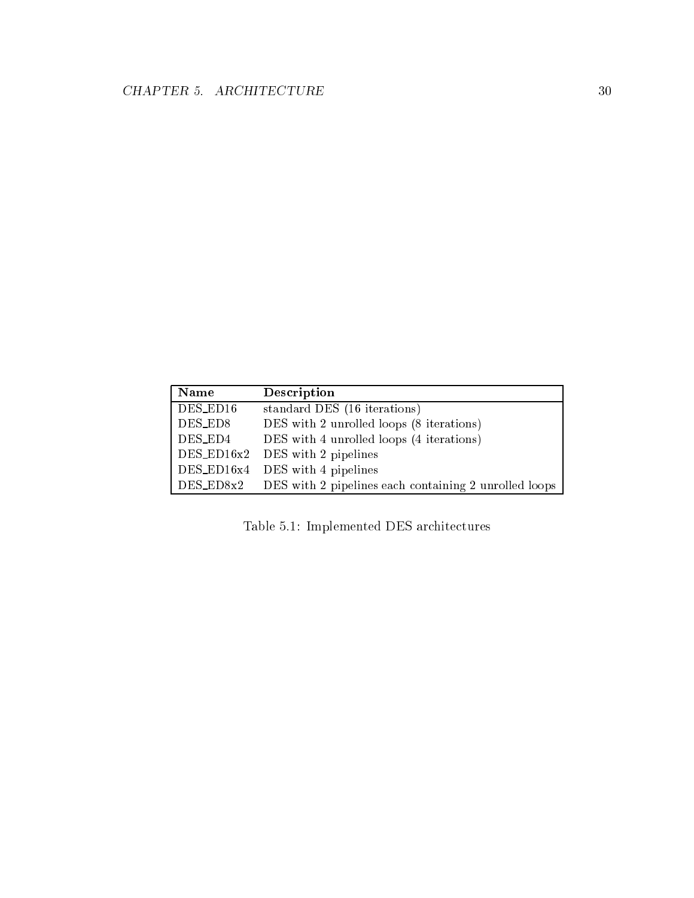| Name | Description |
|---|---|
| DES_ED16 | standard DES (16 iterations) |
| DES_ED8 | DES with 2 unrolled loops (8 iterations) |
| DES_ED4 | DES with 4 unrolled loops (4 iterations) |
| DES_ED16x2 | DES with 2 pipelines |
| DES_ED16x4 | DES with 4 pipelines |
| DES_ED8x2 | DES with 2 pipelines each containing 2 unrolled loops |

Table 5.1: Implemented DES architectures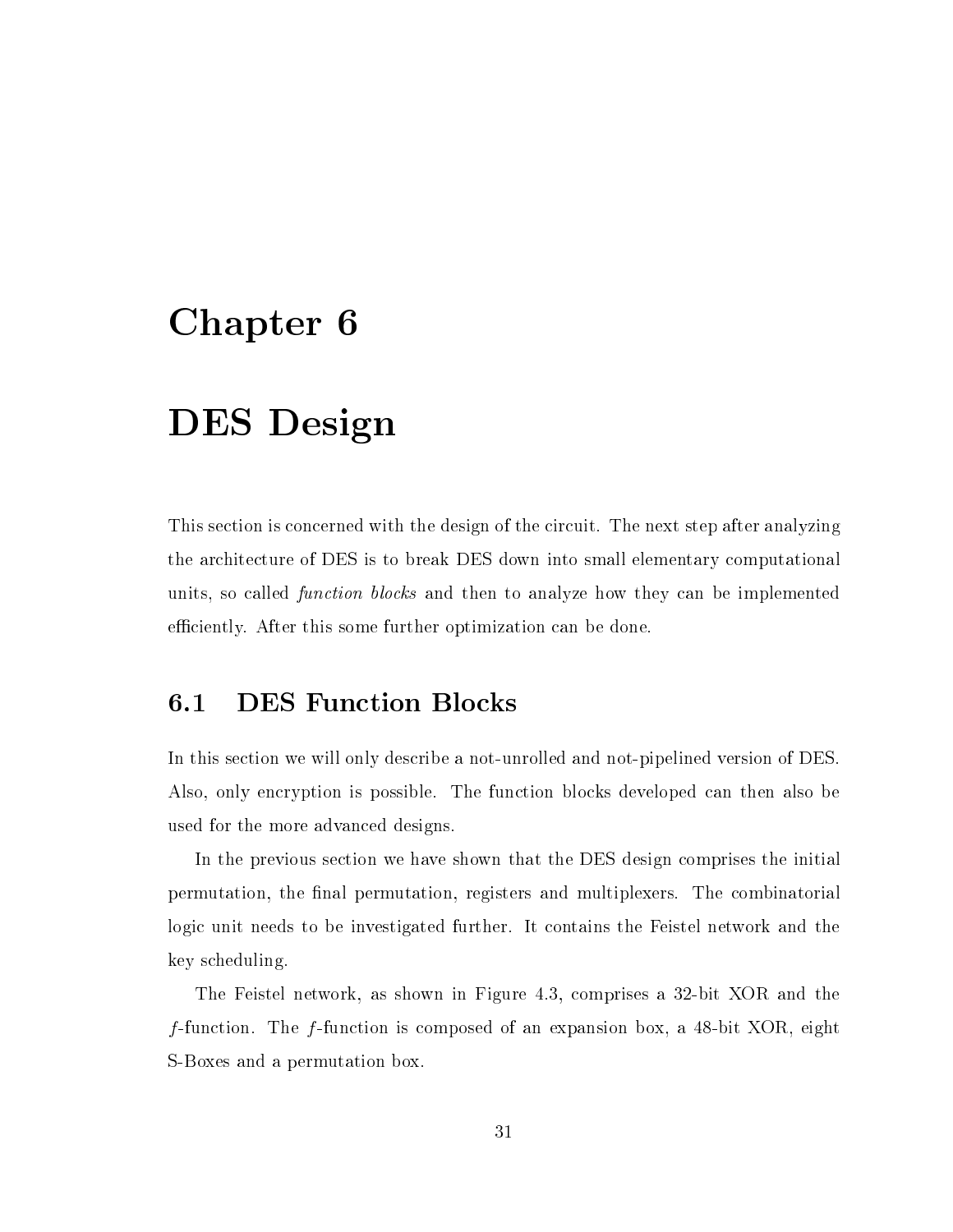# Chapter 6

# DES Design

This section is concerned with the design of the circuit. The next step after analyzing the architecture of DES is to break DES down into small elementary computational units, so called *function blocks* and then to analyze how they can be implemented efficiently. After this some further optimization can be done.

## 6.1 DES Function Blocks

In this section we will only describe a not-unrolled and not-pipelined version of DES. Also, only encryption is possible. The function blocks developed can then also be used for the more advanced designs.

In the previous section we have shown that the DES design comprises the initial permutation, the final permutation, registers and multiplexers. The combinatorial logic unit needs to be investigated further. It contains the Feistel network and the key scheduling.

The Feistel network, as shown in Figure 4.3, comprises a 32-bit XOR and the $f$-function. The $f$-function is composed of an expansion box, a 48-bit XOR, eight S-Boxes and a permutation box.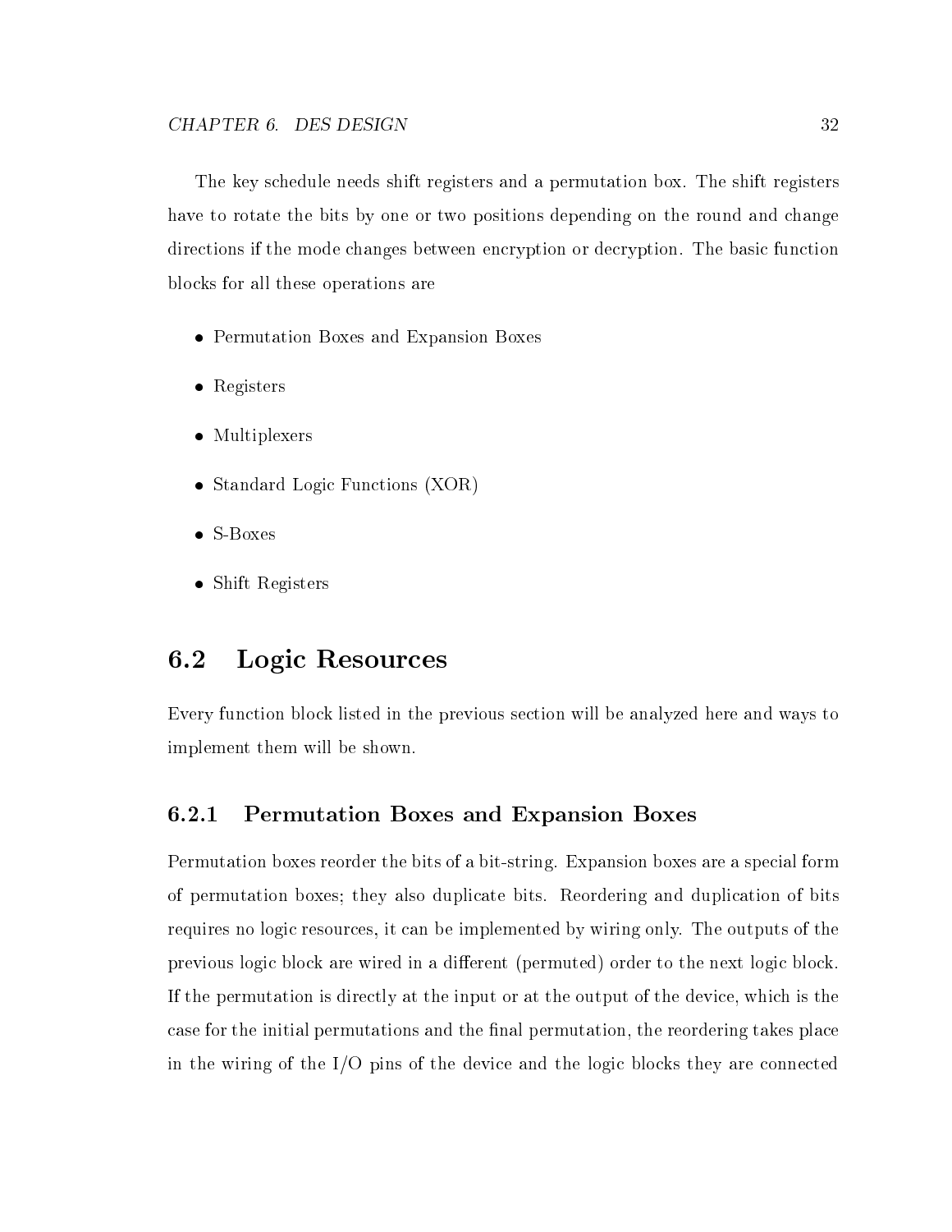The key schedule needs shift registers and a permutation box. The shift registers have to rotate the bits by one or two positions depending on the round and change directions if the mode changes between encryption or decryption. The basic function blocks for all these operations are

- Permutation Boxes and Expansion Boxes
- Registers
- Multiplexers
- Standard Logic Functions (XOR)
- S-Boxes
- Shift Registers

## 6.2 Logic Resources

Every function block listed in the previous section will be analyzed here and ways to implement them will be shown.

### 6.2.1 Permutation Boxes and Expansion Boxes

Permutation boxes reorder the bits of a bit-string. Expansion boxes are a special form of permutation boxes; they also duplicate bits. Reordering and duplication of bits requires no logic resources, it can be implemented by wiring only. The outputs of the previous logic block are wired in a different (permuted) order to the next logic block. If the permutation is directly at the input or at the output of the device, which is the case for the initial permutations and the final permutation, the reordering takes place in the wiring of the I/O pins of the device and the logic blocks they are connected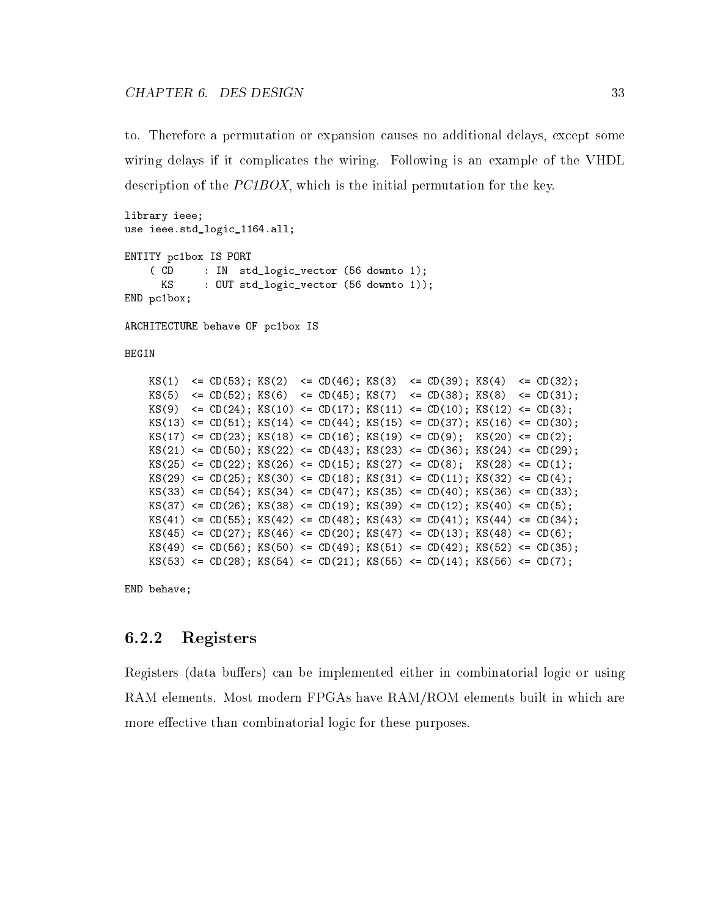to. Therefore a permutation or expansion causes no additional delays, except some wiring delays if it complicates the wiring. Following is an example of the VHDL description of the *PC1BOX*, which is the initial permutation for the key.

```
library ieee;
use ieee.std_logic_1164.all;

ENTITY pc1box IS PORT
    ( CD     : IN  std_logic_vector (56 downto 1);
      KS     : OUT std_logic_vector (56 downto 1));
END pc1box;

ARCHITECTURE behave OF pc1box IS

BEGIN

    KS(1)  <= CD(53); KS(2)  <= CD(46); KS(3)  <= CD(39); KS(4)  <= CD(32);
    KS(5)  <= CD(52); KS(6)  <= CD(45); KS(7)  <= CD(38); KS(8)  <= CD(31);
    KS(9)  <= CD(24); KS(10) <= CD(17); KS(11) <= CD(10); KS(12) <= CD(3);
    KS(13) <= CD(51); KS(14) <= CD(44); KS(15) <= CD(37); KS(16) <= CD(30);
    KS(17) <= CD(23); KS(18) <= CD(16); KS(19) <= CD(9);  KS(20) <= CD(2);
    KS(21) <= CD(50); KS(22) <= CD(43); KS(23) <= CD(36); KS(24) <= CD(29);
    KS(25) <= CD(22); KS(26) <= CD(15); KS(27) <= CD(8);  KS(28) <= CD(1);
    KS(29) <= CD(25); KS(30) <= CD(18); KS(31) <= CD(11); KS(32) <= CD(4);
    KS(33) <= CD(54); KS(34) <= CD(47); KS(35) <= CD(40); KS(36) <= CD(33);
    KS(37) <= CD(26); KS(38) <= CD(19); KS(39) <= CD(12); KS(40) <= CD(5);
    KS(41) <= CD(55); KS(42) <= CD(48); KS(43) <= CD(41); KS(44) <= CD(34);
    KS(45) <= CD(27); KS(46) <= CD(20); KS(47) <= CD(13); KS(48) <= CD(6);
    KS(49) <= CD(56); KS(50) <= CD(49); KS(51) <= CD(42); KS(52) <= CD(35);
    KS(53) <= CD(28); KS(54) <= CD(21); KS(55) <= CD(14); KS(56) <= CD(7);

END behave;
```

### 6.2.2 Registers

Registers (data buffers) can be implemented either in combinatorial logic or using RAM elements. Most modern FPGAs have RAM/ROM elements built in which are more effective than combinatorial logic for these purposes.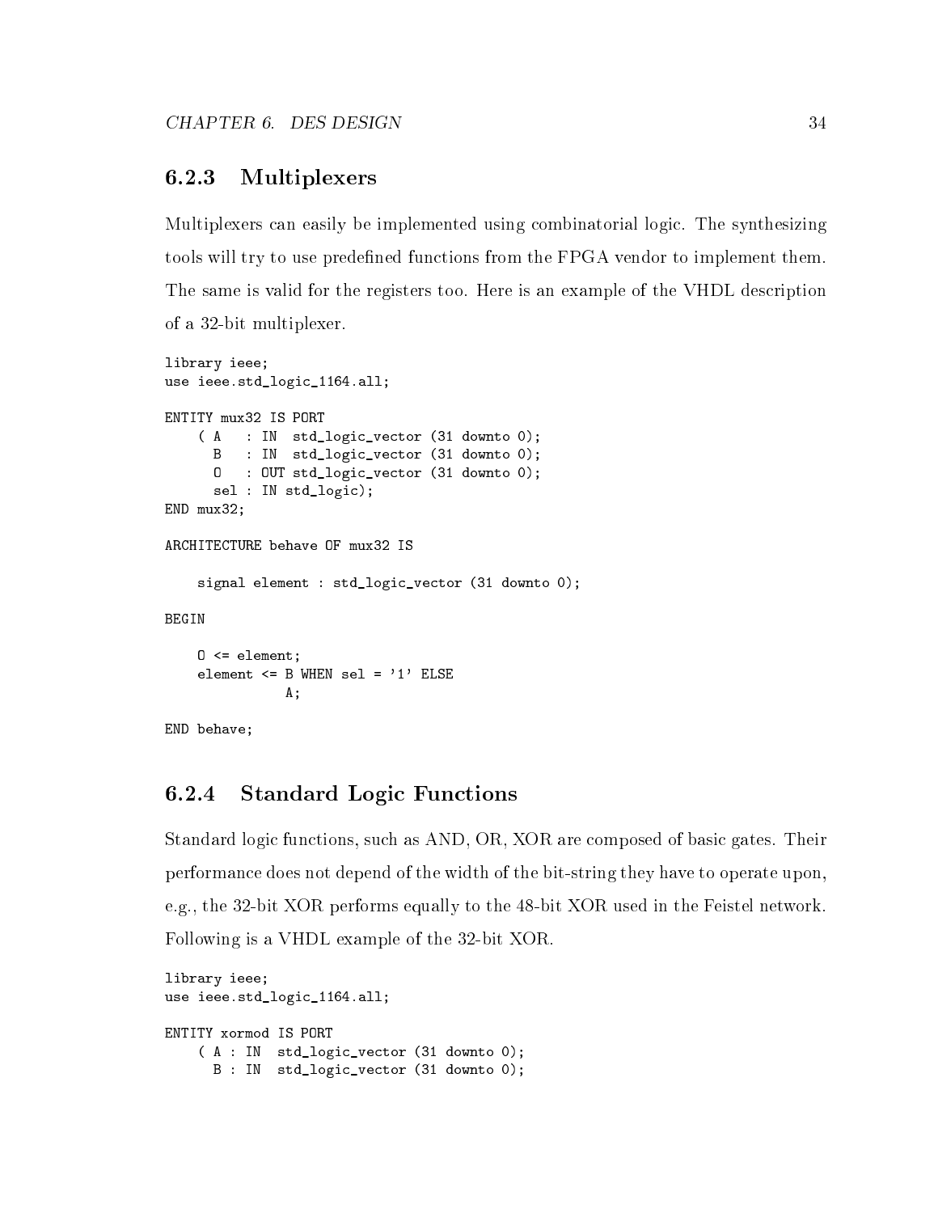### 6.2.3 Multiplexers

Multiplexers can easily be implemented using combinatorial logic. The synthesizing tools will try to use predefined functions from the FPGA vendor to implement them. The same is valid for the registers too. Here is an example of the VHDL description of a 32-bit multiplexer.

```
library ieee;
use ieee.std_logic_1164.all;

ENTITY mux32 IS PORT
    ( A   : IN  std_logic_vector (31 downto 0);
      B   : IN  std_logic_vector (31 downto 0);
      O   : OUT std_logic_vector (31 downto 0);
      sel : IN std_logic);
END mux32;

ARCHITECTURE behave OF mux32 IS

    signal element : std_logic_vector (31 downto 0);

BEGIN

    O <= element;
    element <= B WHEN sel = '1' ELSE
               A;

END behave;
```

### 6.2.4 Standard Logic Functions

Standard logic functions, such as AND, OR, XOR are composed of basic gates. Their performance does not depend of the width of the bit-string they have to operate upon, e.g., the 32-bit XOR performs equally to the 48-bit XOR used in the Feistel network. Following is a VHDL example of the 32-bit XOR.

```
library ieee;
use ieee.std_logic_1164.all;

ENTITY xormod IS PORT
    ( A : IN  std_logic_vector (31 downto 0);
      B : IN  std_logic_vector (31 downto 0);
```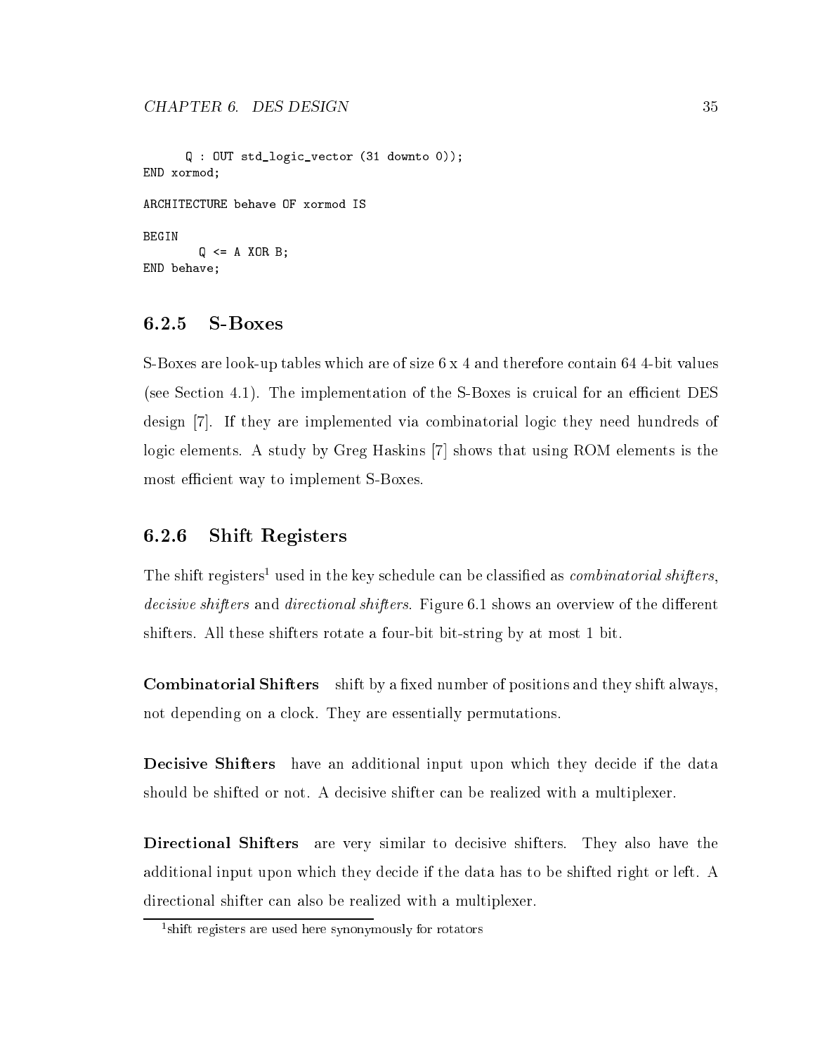```
      Q : OUT std_logic_vector (31 downto 0));
END xormod;

ARCHITECTURE behave OF xormod IS

BEGIN
       Q <= A XOR B;
END behave;
```

### 6.2.5 S-Boxes

S-Boxes are look-up tables which are of size 6 x 4 and therefore contain 64 4-bit values (see Section 4.1). The implementation of the S-Boxes is cruical for an efficient DES design [7]. If they are implemented via combinatorial logic they need hundreds of logic elements. A study by Greg Haskins [7] shows that using ROM elements is the most efficient way to implement S-Boxes.

### 6.2.6 Shift Registers

The shift registers[1] used in the key schedule can be classified as *combinatorial shifters*, *decisive shifters* and *directional shifters*. Figure 6.1 shows an overview of the different shifters. All these shifters rotate a four-bit bit-string by at most 1 bit.

**Combinatorial Shifters** shift by a fixed number of positions and they shift always, not depending on a clock. They are essentially permutations.

**Decisive Shifters** have an additional input upon which they decide if the data should be shifted or not. A decisive shifter can be realized with a multiplexer.

**Directional Shifters** are very similar to decisive shifters. They also have the additional input upon which they decide if the data has to be shifted right or left. A directional shifter can also be realized with a multiplexer.

[1] shift registers are used here synonymously for rotators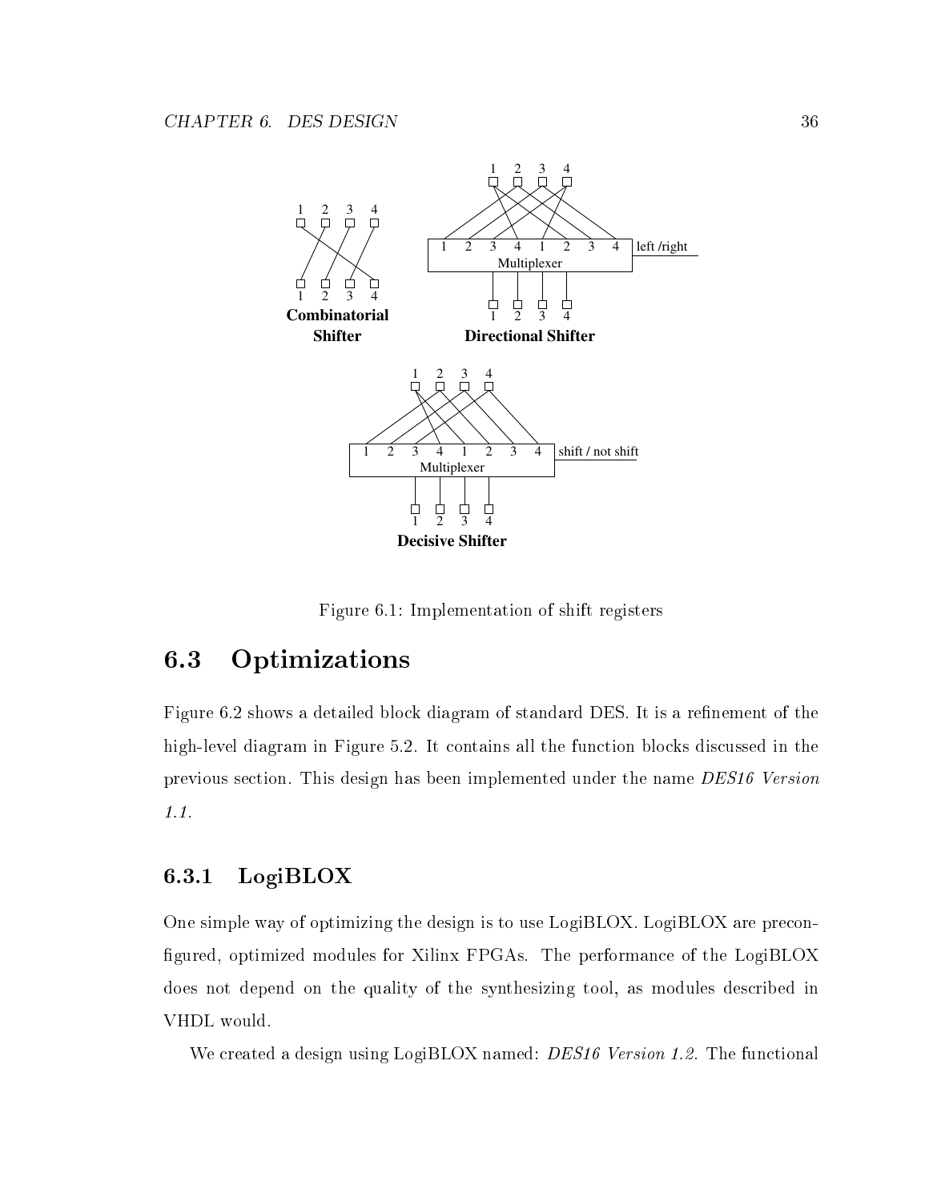Figure 6.1: Implementation of shift registers

## 6.3 Optimizations

Figure 6.2 shows a detailed block diagram of standard DES. It is a refinement of the high-level diagram in Figure 5.2. It contains all the function blocks discussed in the previous section. This design has been implemented under the name *DES16 Version 1.1*.

### 6.3.1 LogiBLOX

One simple way of optimizing the design is to use LogiBLOX. LogiBLOX are preconfigured, optimized modules for Xilinx FPGAs. The performance of the LogiBLOX does not depend on the quality of the synthesizing tool, as modules described in VHDL would.

We created a design using LogiBLOX named: *DES16 Version 1.2*. The functional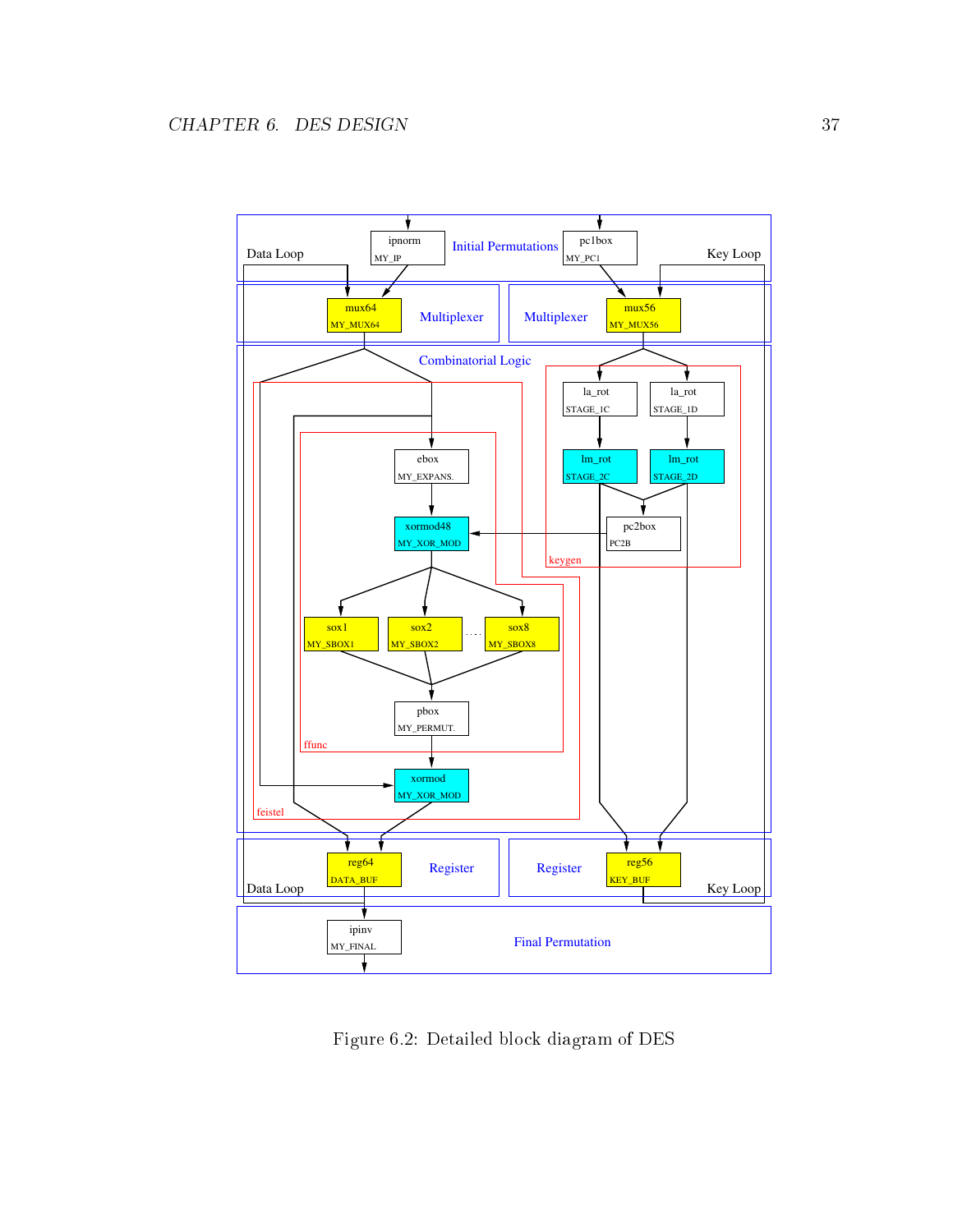Figure 6.2: Detailed block diagram of DES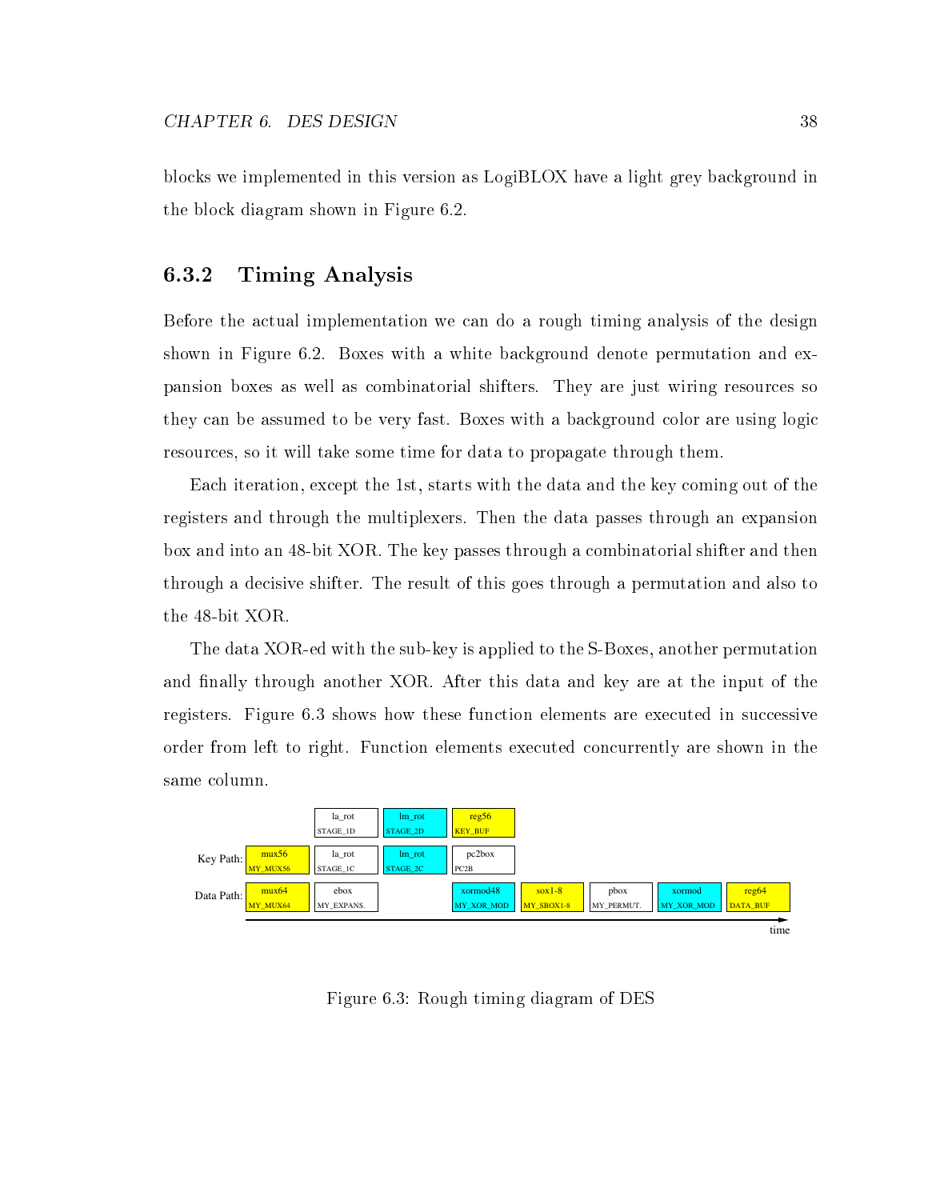blocks we implemented in this version as LogiBLOX have a light grey background in the block diagram shown in Figure 6.2.

### 6.3.2 Timing Analysis

Before the actual implementation we can do a rough timing analysis of the design shown in Figure 6.2. Boxes with a white background denote permutation and expansion boxes as well as combinatorial shifters. They are just wiring resources so they can be assumed to be very fast. Boxes with a background color are using logic resources, so it will take some time for data to propagate through them.

Each iteration, except the 1st, starts with the data and the key coming out of the registers and through the multiplexers. Then the data passes through an expansion box and into an 48-bit XOR. The key passes through a combinatorial shifter and then through a decisive shifter. The result of this goes through a permutation and also to the 48-bit XOR.

The data XOR-ed with the sub-key is applied to the S-Boxes, another permutation and finally through another XOR. After this data and key are at the input of the registers. Figure 6.3 shows how these function elements are executed in successive order from left to right. Function elements executed concurrently are shown in the same column.

| | | | | | | | | |
|---|---|---|---|---|---|---|---|---|
| | | la_rot STAGE_1D | lm_rot STAGE_2D | reg56 KEY_BUF | | | | |
| Key Path: | mux56 MY_MUX56 | la_rot STAGE_1C | lm_rot STAGE_2C | pc2box PC2B | | | | |
| Data Path: | mux64 MY_MUX64 | ebox MY_EXPANS. | | xormod48 MY_XOR_MOD | sox1-8 MY_SBOX1-8 | pbox MY_PERMUT. | xormod MY_XOR_MOD | reg64 DATA_BUF |

time →

Figure 6.3: Rough timing diagram of DES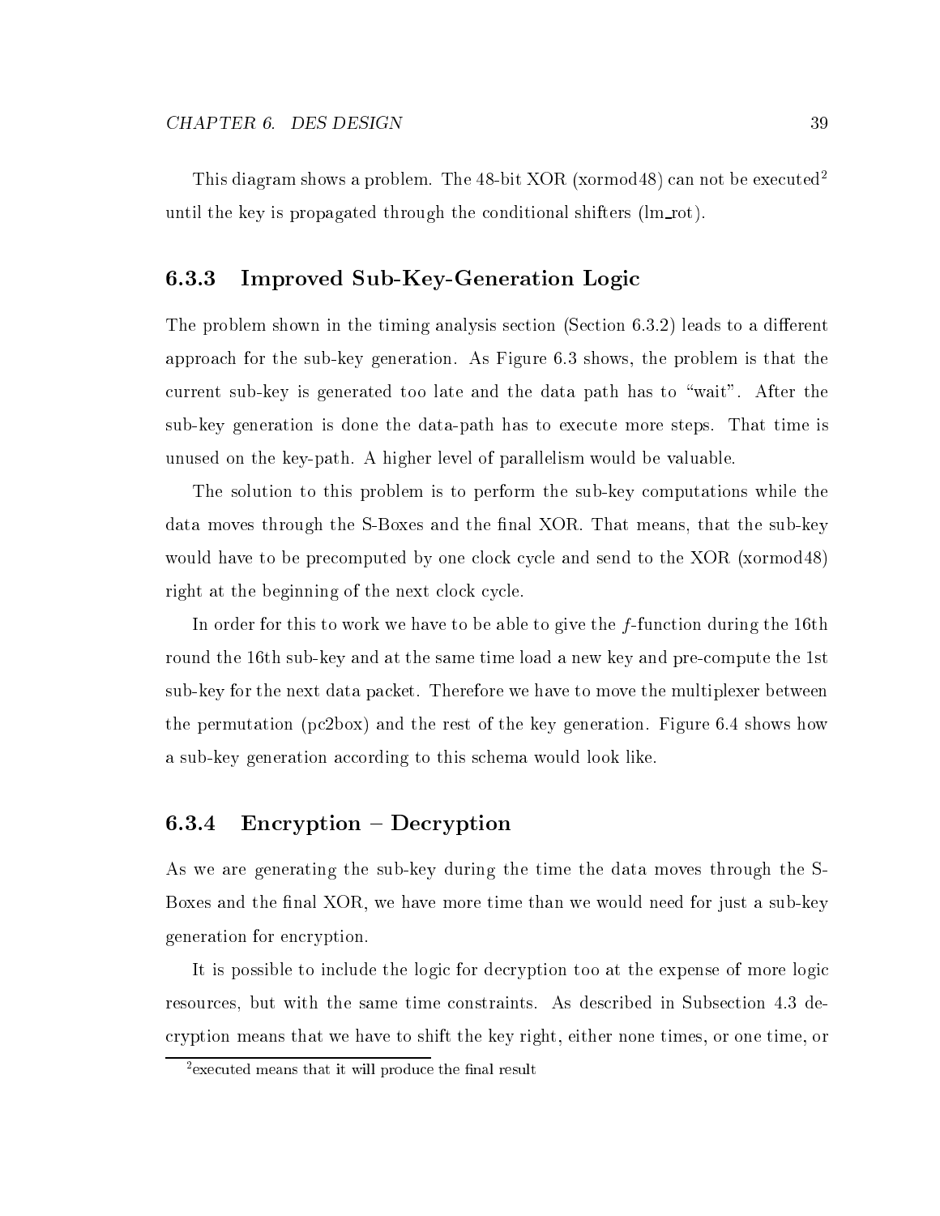This diagram shows a problem. The 48-bit XOR (xormod48) can not be executed[2] until the key is propagated through the conditional shifters (lm_rot).

### 6.3.3 Improved Sub-Key-Generation Logic

The problem shown in the timing analysis section (Section 6.3.2) leads to a different approach for the sub-key generation. As Figure 6.3 shows, the problem is that the current sub-key is generated too late and the data path has to "wait". After the sub-key generation is done the data-path has to execute more steps. That time is unused on the key-path. A higher level of parallelism would be valuable.

The solution to this problem is to perform the sub-key computations while the data moves through the S-Boxes and the final XOR. That means, that the sub-key would have to be precomputed by one clock cycle and send to the XOR (xormod48) right at the beginning of the next clock cycle.

In order for this to work we have to be able to give the $f$-function during the 16th round the 16th sub-key and at the same time load a new key and pre-compute the 1st sub-key for the next data packet. Therefore we have to move the multiplexer between the permutation (pc2box) and the rest of the key generation. Figure 6.4 shows how a sub-key generation according to this schema would look like.

### 6.3.4 Encryption – Decryption

As we are generating the sub-key during the time the data moves through the S-Boxes and the final XOR, we have more time than we would need for just a sub-key generation for encryption.

It is possible to include the logic for decryption too at the expense of more logic resources, but with the same time constraints. As described in Subsection 4.3 decryption means that we have to shift the key right, either none times, or one time, or

[2] executed means that it will produce the final result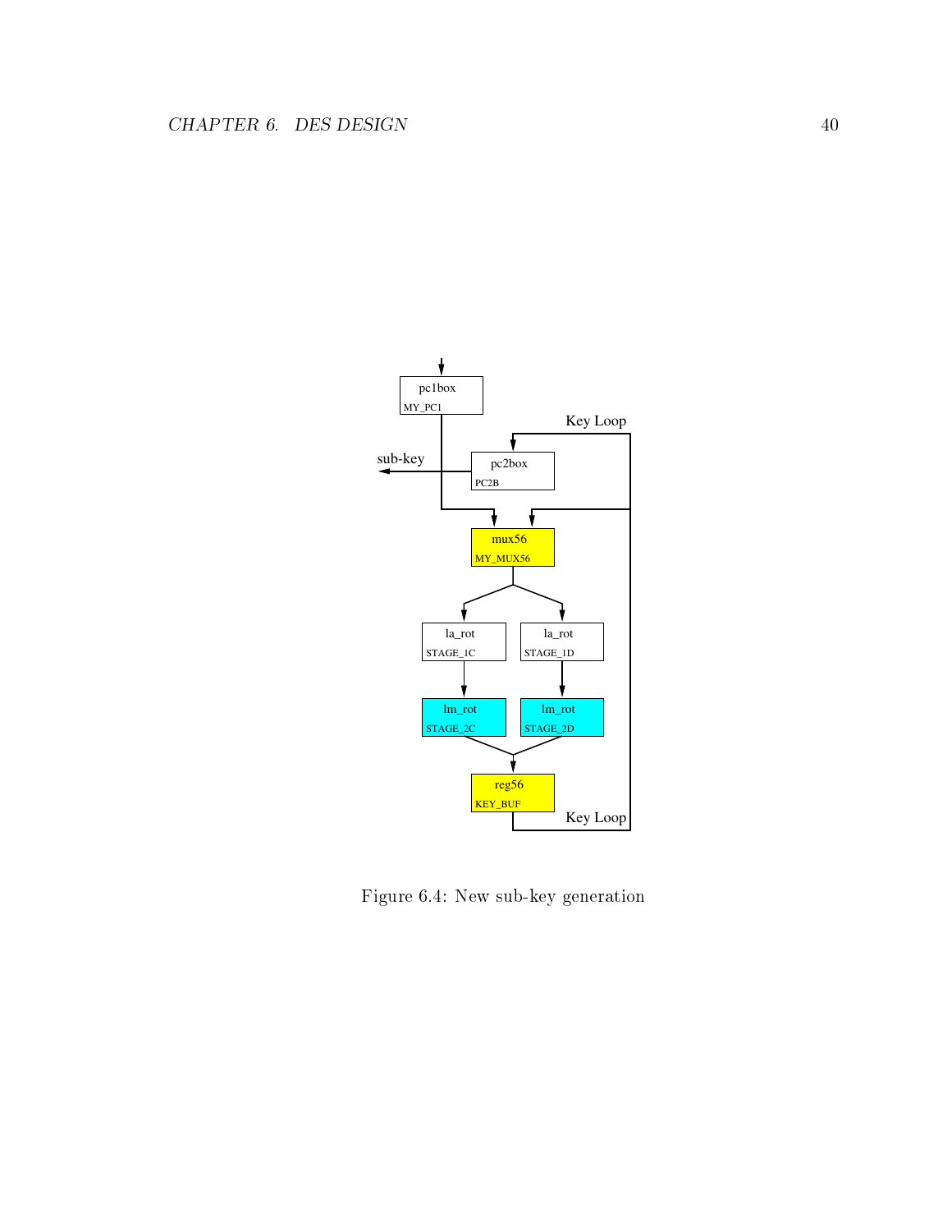Figure 6.4: New sub-key generation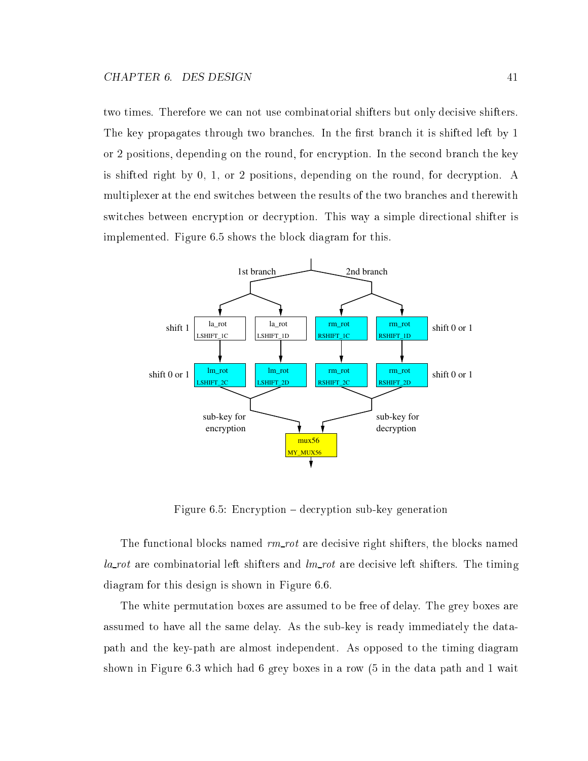two times. Therefore we can not use combinatorial shifters but only decisive shifters. The key propagates through two branches. In the first branch it is shifted left by 1 or 2 positions, depending on the round, for encryption. In the second branch the key is shifted right by 0, 1, or 2 positions, depending on the round, for decryption. A multiplexer at the end switches between the results of the two branches and therewith switches between encryption or decryption. This way a simple directional shifter is implemented. Figure 6.5 shows the block diagram for this.

Figure 6.5: Encryption – decryption sub-key generation

The functional blocks named *rm_rot* are decisive right shifters, the blocks named *la_rot* are combinatorial left shifters and *lm_rot* are decisive left shifters. The timing diagram for this design is shown in Figure 6.6.

The white permutation boxes are assumed to be free of delay. The grey boxes are assumed to have all the same delay. As the sub-key is ready immediately the data-path and the key-path are almost independent. As opposed to the timing diagram shown in Figure 6.3 which had 6 grey boxes in a row (5 in the data path and 1 wait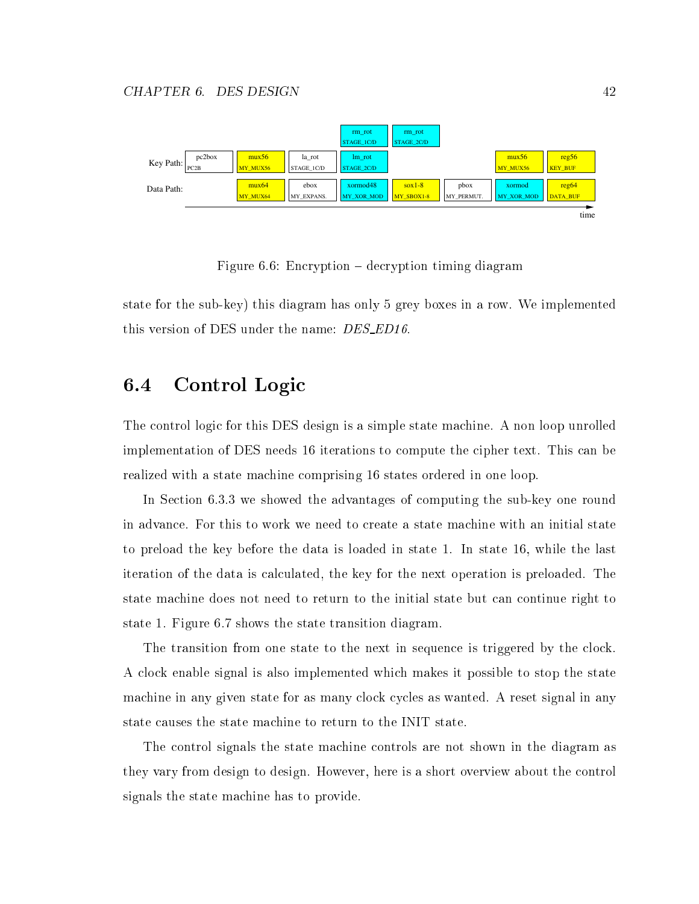Figure 6.6: Encryption – decryption timing diagram

state for the sub-key) this diagram has only 5 grey boxes in a row. We implemented this version of DES under the name: *DES_ED16*.

## 6.4 Control Logic

The control logic for this DES design is a simple state machine. A non loop unrolled implementation of DES needs 16 iterations to compute the cipher text. This can be realized with a state machine comprising 16 states ordered in one loop.

In Section 6.3.3 we showed the advantages of computing the sub-key one round in advance. For this to work we need to create a state machine with an initial state to preload the key before the data is loaded in state 1. In state 16, while the last iteration of the data is calculated, the key for the next operation is preloaded. The state machine does not need to return to the initial state but can continue right to state 1. Figure 6.7 shows the state transition diagram.

The transition from one state to the next in sequence is triggered by the clock. A clock enable signal is also implemented which makes it possible to stop the state machine in any given state for as many clock cycles as wanted. A reset signal in any state causes the state machine to return to the INIT state.

The control signals the state machine controls are not shown in the diagram as they vary from design to design. However, here is a short overview about the control signals the state machine has to provide.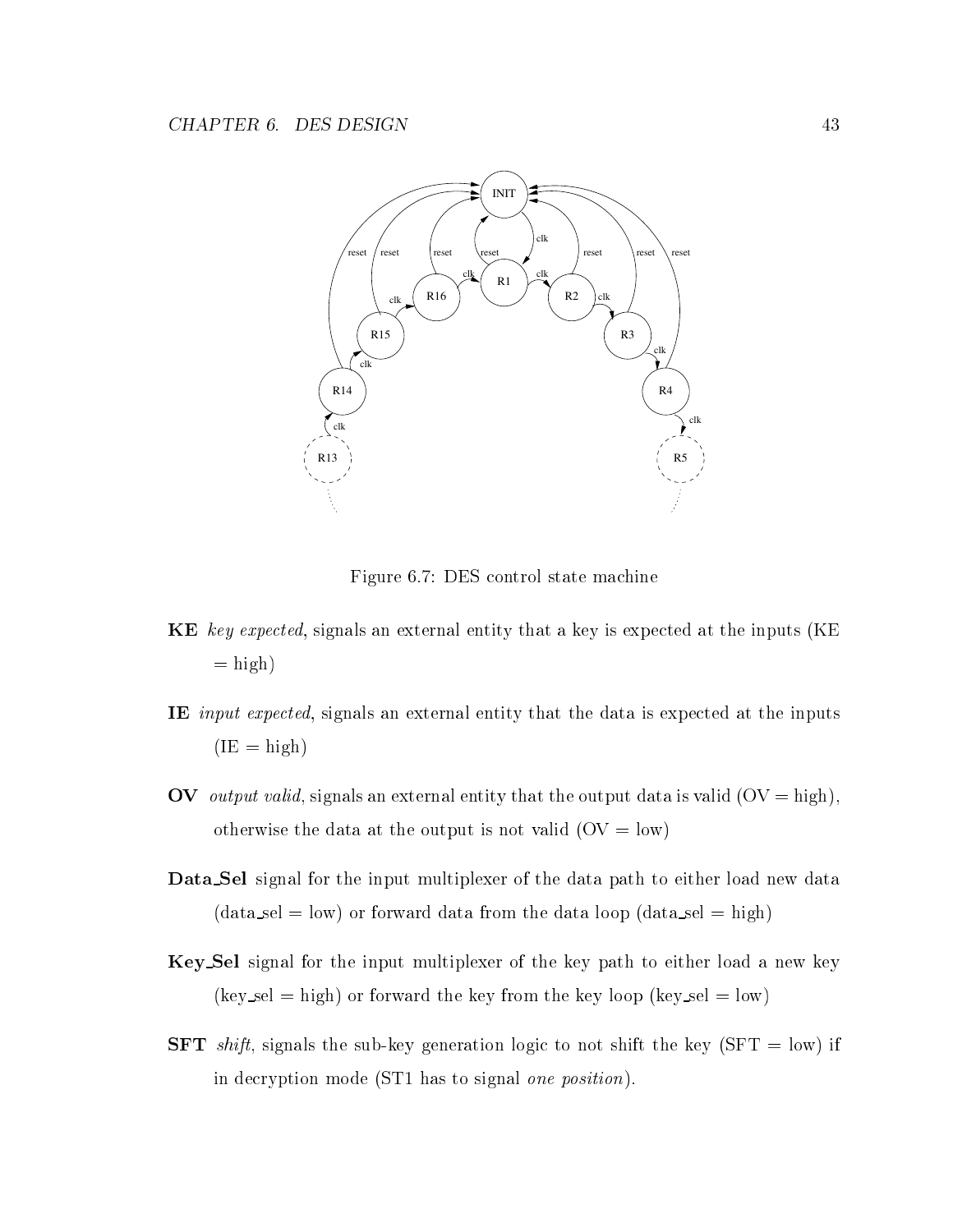Figure 6.7: DES control state machine

**KE** *key expected*, signals an external entity that a key is expected at the inputs (KE = high)

**IE** *input expected*, signals an external entity that the data is expected at the inputs (IE = high)

**OV** *output valid*, signals an external entity that the output data is valid (OV = high), otherwise the data at the output is not valid (OV = low)

**Data_Sel** signal for the input multiplexer of the data path to either load new data (data_sel = low) or forward data from the data loop (data_sel = high)

**Key_Sel** signal for the input multiplexer of the key path to either load a new key (key_sel = high) or forward the key from the key loop (key_sel = low)

**SFT** *shift*, signals the sub-key generation logic to not shift the key (SFT = low) if in decryption mode (ST1 has to signal *one position*).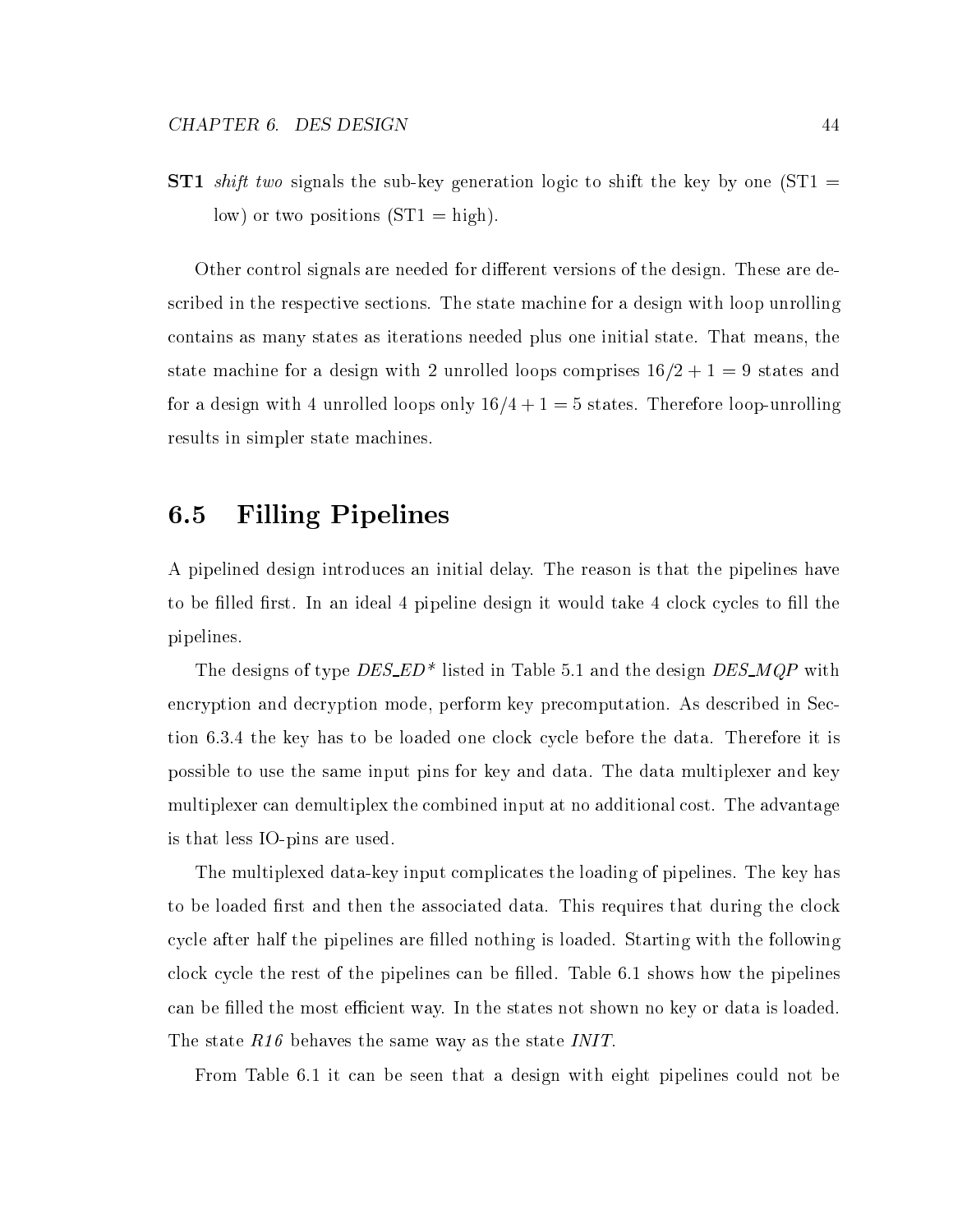**ST1** *shift two* signals the sub-key generation logic to shift the key by one (ST1 = low) or two positions (ST1 = high).

Other control signals are needed for different versions of the design. These are described in the respective sections. The state machine for a design with loop unrolling contains as many states as iterations needed plus one initial state. That means, the state machine for a design with 2 unrolled loops comprises $16/2 + 1 = 9$ states and for a design with 4 unrolled loops only $16/4 + 1 = 5$ states. Therefore loop-unrolling results in simpler state machines.

## 6.5 Filling Pipelines

A pipelined design introduces an initial delay. The reason is that the pipelines have to be filled first. In an ideal 4 pipeline design it would take 4 clock cycles to fill the pipelines.

The designs of type *DES_ED\** listed in Table 5.1 and the design *DES_MQP* with encryption and decryption mode, perform key precomputation. As described in Section 6.3.4 the key has to be loaded one clock cycle before the data. Therefore it is possible to use the same input pins for key and data. The data multiplexer and key multiplexer can demultiplex the combined input at no additional cost. The advantage is that less IO-pins are used.

The multiplexed data-key input complicates the loading of pipelines. The key has to be loaded first and then the associated data. This requires that during the clock cycle after half the pipelines are filled nothing is loaded. Starting with the following clock cycle the rest of the pipelines can be filled. Table 6.1 shows how the pipelines can be filled the most efficient way. In the states not shown no key or data is loaded. The state *R16* behaves the same way as the state *INIT*.

From Table 6.1 it can be seen that a design with eight pipelines could not be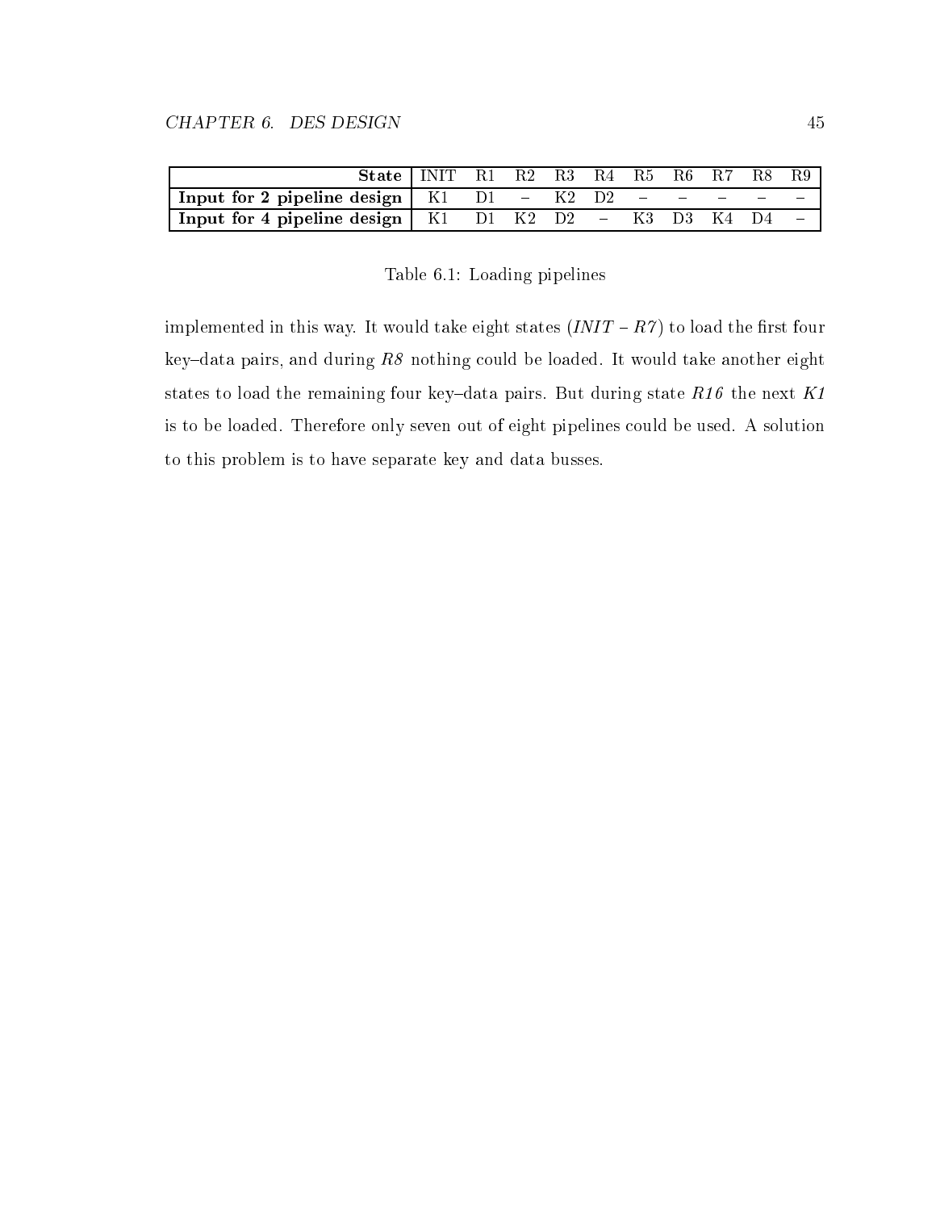| **State** | INIT | R1 | R2 | R3 | R4 | R5 | R6 | R7 | R8 | R9 |
|---|---|---|---|---|---|---|---|---|---|---|
| **Input for 2 pipeline design** | K1 | D1 | – | K2 | D2 | – | – | – | – | – |
| **Input for 4 pipeline design** | K1 | D1 | K2 | D2 | – | K3 | D3 | K4 | D4 | – |

Table 6.1: Loading pipelines

implemented in this way. It would take eight states (*INIT – R7*) to load the first four key–data pairs, and during *R8* nothing could be loaded. It would take another eight states to load the remaining four key–data pairs. But during state *R16* the next *K1* is to be loaded. Therefore only seven out of eight pipelines could be used. A solution to this problem is to have separate key and data busses.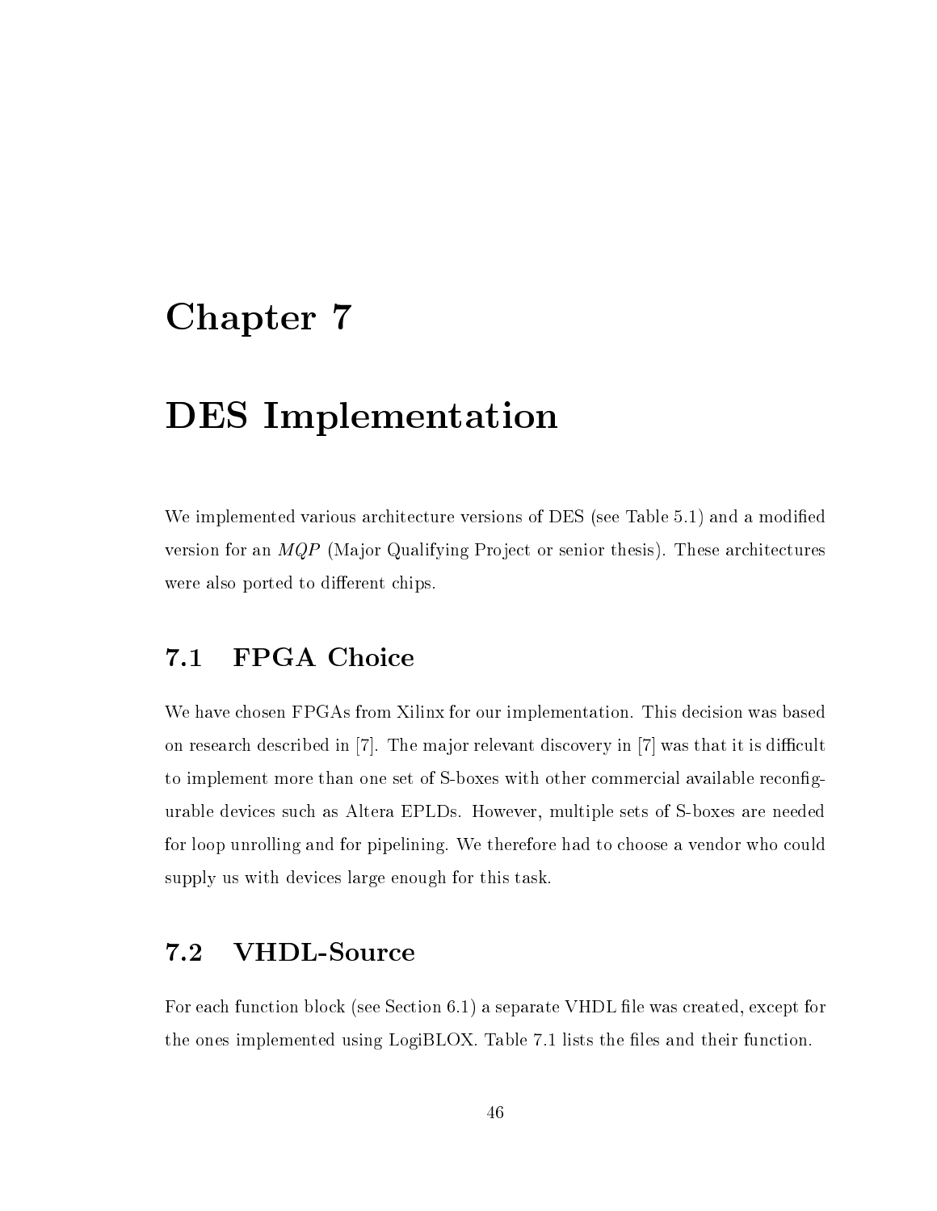# Chapter 7

# DES Implementation

We implemented various architecture versions of DES (see Table 5.1) and a modified version for an *MQP* (Major Qualifying Project or senior thesis). These architectures were also ported to different chips.

## 7.1 FPGA Choice

We have chosen FPGAs from Xilinx for our implementation. This decision was based on research described in [7]. The major relevant discovery in [7] was that it is difficult to implement more than one set of S-boxes with other commercial available reconfigurable devices such as Altera EPLDs. However, multiple sets of S-boxes are needed for loop unrolling and for pipelining. We therefore had to choose a vendor who could supply us with devices large enough for this task.

## 7.2 VHDL-Source

For each function block (see Section 6.1) a separate VHDL file was created, except for the ones implemented using LogiBLOX. Table 7.1 lists the files and their function.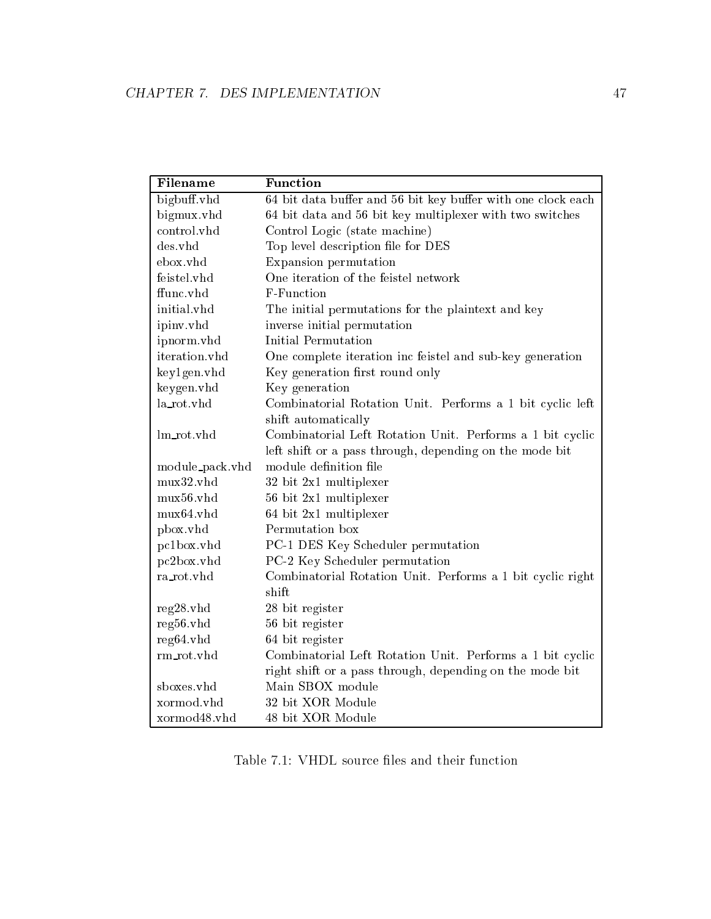| Filename | Function |
|---|---|
| bigbuff.vhd | 64 bit data buffer and 56 bit key buffer with one clock each |
| bigmux.vhd | 64 bit data and 56 bit key multiplexer with two switches |
| control.vhd | Control Logic (state machine) |
| des.vhd | Top level description file for DES |
| ebox.vhd | Expansion permutation |
| feistel.vhd | One iteration of the feistel network |
| ffunc.vhd | F-Function |
| initial.vhd | The initial permutations for the plaintext and key |
| ipinv.vhd | inverse initial permutation |
| ipnorm.vhd | Initial Permutation |
| iteration.vhd | One complete iteration inc feistel and sub-key generation |
| key1gen.vhd | Key generation first round only |
| keygen.vhd | Key generation |
| la_rot.vhd | Combinatorial Rotation Unit. Performs a 1 bit cyclic left shift automatically |
| lm_rot.vhd | Combinatorial Left Rotation Unit. Performs a 1 bit cyclic left shift or a pass through, depending on the mode bit |
| module_pack.vhd | module definition file |
| mux32.vhd | 32 bit 2x1 multiplexer |
| mux56.vhd | 56 bit 2x1 multiplexer |
| mux64.vhd | 64 bit 2x1 multiplexer |
| pbox.vhd | Permutation box |
| pc1box.vhd | PC-1 DES Key Scheduler permutation |
| pc2box.vhd | PC-2 Key Scheduler permutation |
| ra_rot.vhd | Combinatorial Rotation Unit. Performs a 1 bit cyclic right shift |
| reg28.vhd | 28 bit register |
| reg56.vhd | 56 bit register |
| reg64.vhd | 64 bit register |
| rm_rot.vhd | Combinatorial Left Rotation Unit. Performs a 1 bit cyclic right shift or a pass through, depending on the mode bit |
| sboxes.vhd | Main SBOX module |
| xormod.vhd | 32 bit XOR Module |
| xormod48.vhd | 48 bit XOR Module |

Table 7.1: VHDL source files and their function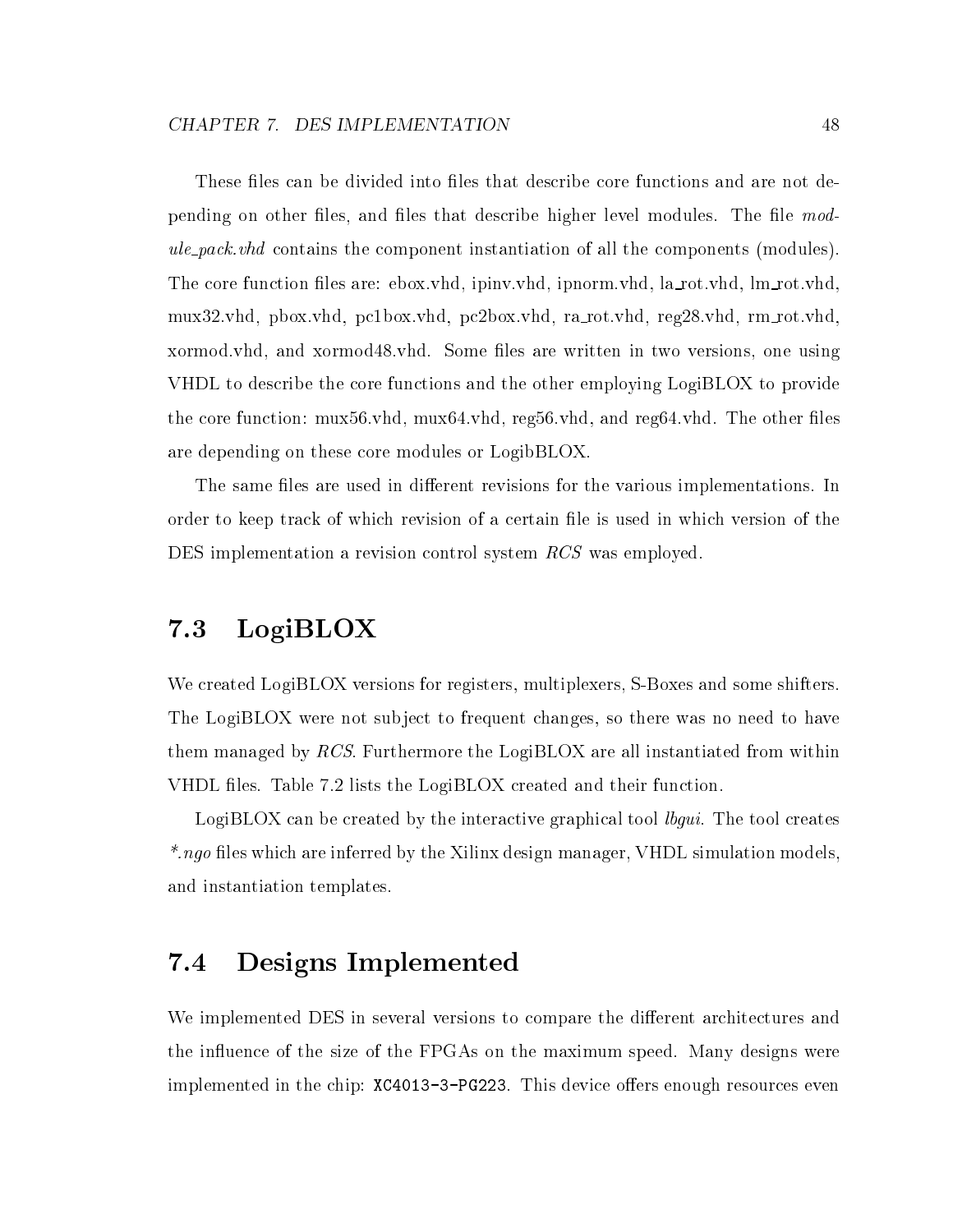These files can be divided into files that describe core functions and are not depending on other files, and files that describe higher level modules. The file *module_pack.vhd* contains the component instantiation of all the components (modules). The core function files are: ebox.vhd, ipinv.vhd, ipnorm.vhd, la_rot.vhd, lm_rot.vhd, mux32.vhd, pbox.vhd, pc1box.vhd, pc2box.vhd, ra_rot.vhd, reg28.vhd, rm_rot.vhd, xormod.vhd, and xormod48.vhd. Some files are written in two versions, one using VHDL to describe the core functions and the other employing LogiBLOX to provide the core function: mux56.vhd, mux64.vhd, reg56.vhd, and reg64.vhd. The other files are depending on these core modules or LogibBLOX.

The same files are used in different revisions for the various implementations. In order to keep track of which revision of a certain file is used in which version of the DES implementation a revision control system *RCS* was employed.

## 7.3 LogiBLOX

We created LogiBLOX versions for registers, multiplexers, S-Boxes and some shifters. The LogiBLOX were not subject to frequent changes, so there was no need to have them managed by *RCS*. Furthermore the LogiBLOX are all instantiated from within VHDL files. Table 7.2 lists the LogiBLOX created and their function.

LogiBLOX can be created by the interactive graphical tool *lbgui*. The tool creates *\*.ngo* files which are inferred by the Xilinx design manager, VHDL simulation models, and instantiation templates.

## 7.4 Designs Implemented

We implemented DES in several versions to compare the different architectures and the influence of the size of the FPGAs on the maximum speed. Many designs were implemented in the chip: `XC4013-3-PG223`. This device offers enough resources even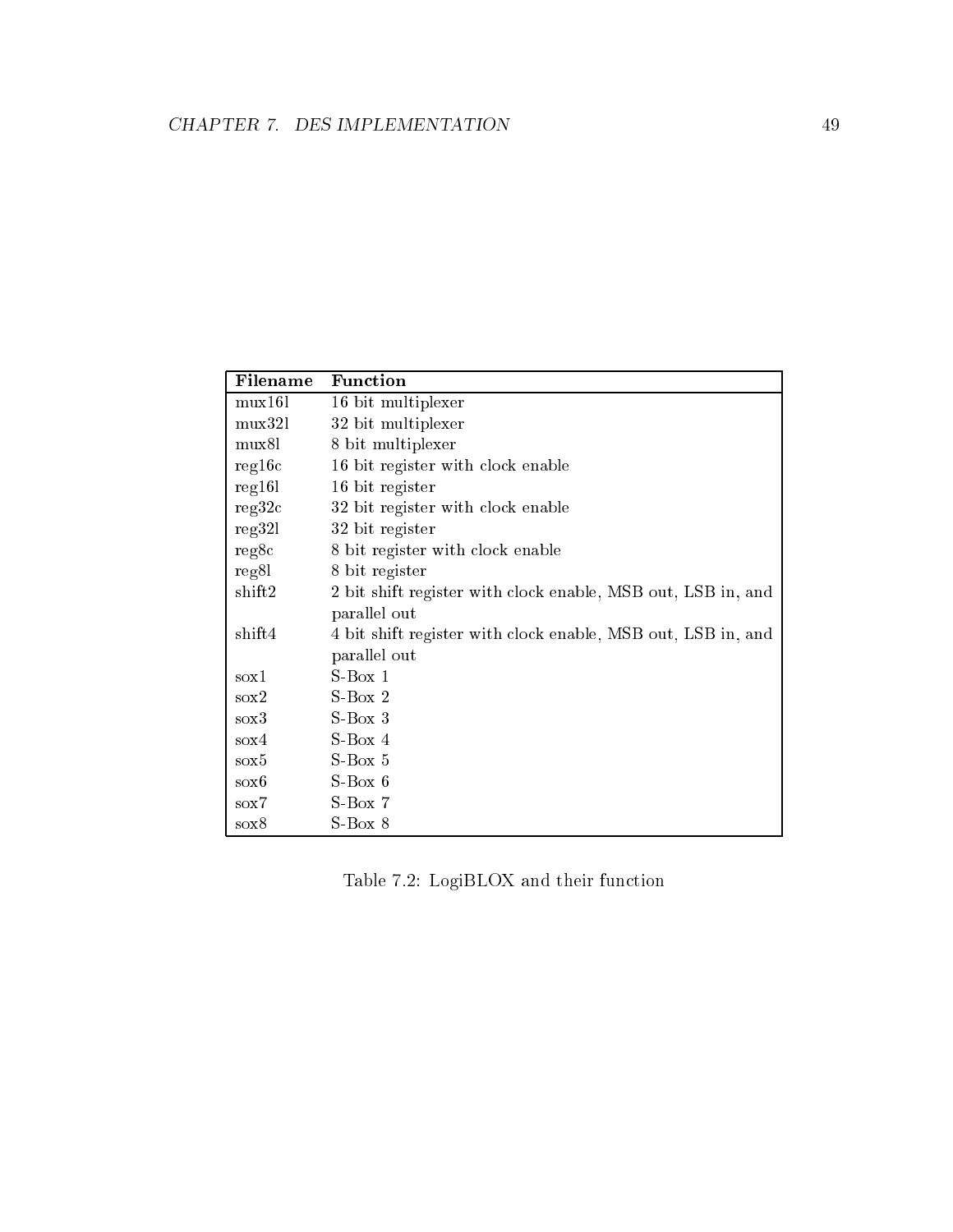| Filename | Function |
|---|---|
| mux16l | 16 bit multiplexer |
| mux32l | 32 bit multiplexer |
| mux8l | 8 bit multiplexer |
| reg16c | 16 bit register with clock enable |
| reg16l | 16 bit register |
| reg32c | 32 bit register with clock enable |
| reg32l | 32 bit register |
| reg8c | 8 bit register with clock enable |
| reg8l | 8 bit register |
| shift2 | 2 bit shift register with clock enable, MSB out, LSB in, and parallel out |
| shift4 | 4 bit shift register with clock enable, MSB out, LSB in, and parallel out |
| sox1 | S-Box 1 |
| sox2 | S-Box 2 |
| sox3 | S-Box 3 |
| sox4 | S-Box 4 |
| sox5 | S-Box 5 |
| sox6 | S-Box 6 |
| sox7 | S-Box 7 |
| sox8 | S-Box 8 |

Table 7.2: LogiBLOX and their function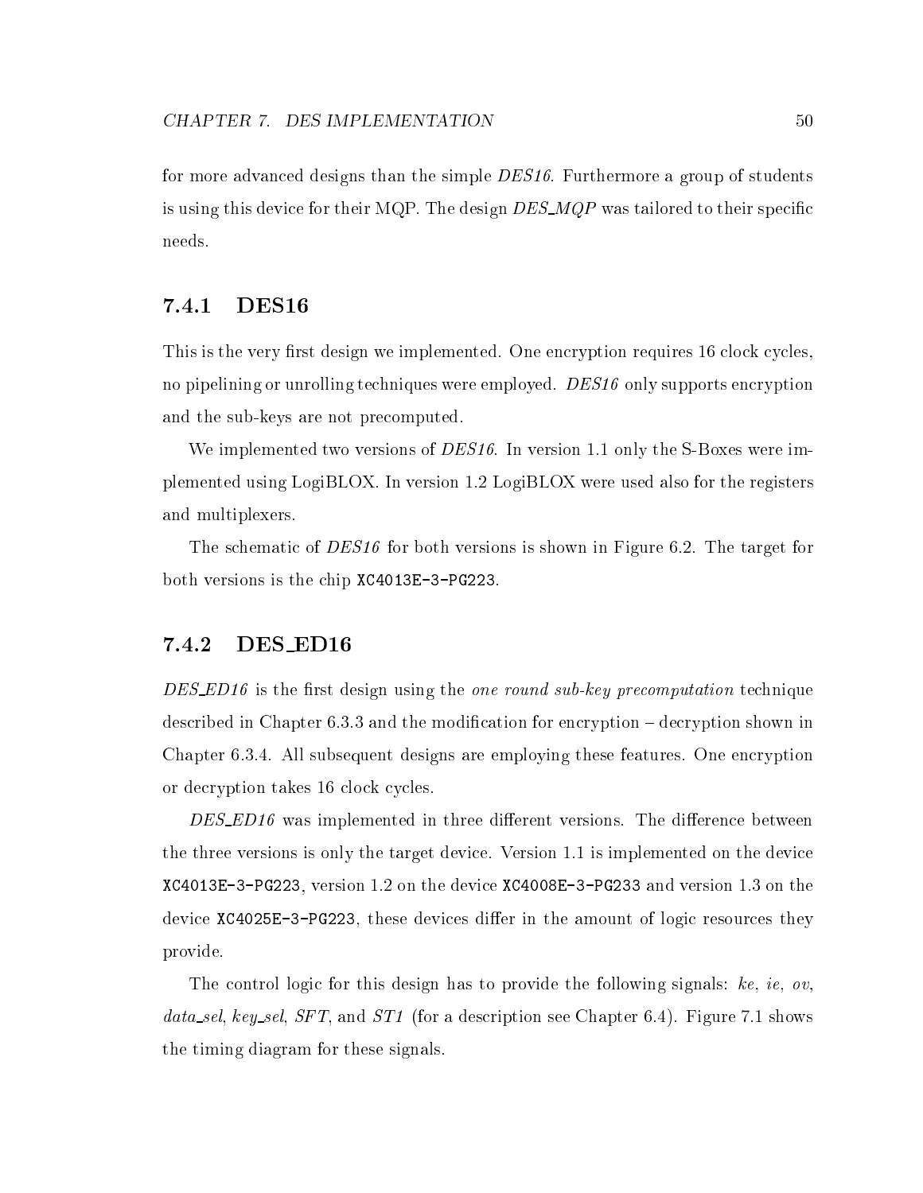for more advanced designs than the simple *DES16*. Furthermore a group of students is using this device for their MQP. The design *DES_MQP* was tailored to their specific needs.

### 7.4.1 DES16

This is the very first design we implemented. One encryption requires 16 clock cycles, no pipelining or unrolling techniques were employed. *DES16* only supports encryption and the sub-keys are not precomputed.

We implemented two versions of *DES16*. In version 1.1 only the S-Boxes were implemented using LogiBLOX. In version 1.2 LogiBLOX were used also for the registers and multiplexers.

The schematic of *DES16* for both versions is shown in Figure 6.2. The target for both versions is the chip `XC4013E-3-PG223`.

### 7.4.2 DES_ED16

*DES_ED16* is the first design using the *one round sub-key precomputation* technique described in Chapter 6.3.3 and the modification for encryption – decryption shown in Chapter 6.3.4. All subsequent designs are employing these features. One encryption or decryption takes 16 clock cycles.

*DES_ED16* was implemented in three different versions. The difference between the three versions is only the target device. Version 1.1 is implemented on the device `XC4013E-3-PG223`, version 1.2 on the device `XC4008E-3-PG233` and version 1.3 on the device `XC4025E-3-PG223`, these devices differ in the amount of logic resources they provide.

The control logic for this design has to provide the following signals: *ke*, *ie*, *ov*, *data_sel*, *key_sel*, *SFT*, and *ST1* (for a description see Chapter 6.4). Figure 7.1 shows the timing diagram for these signals.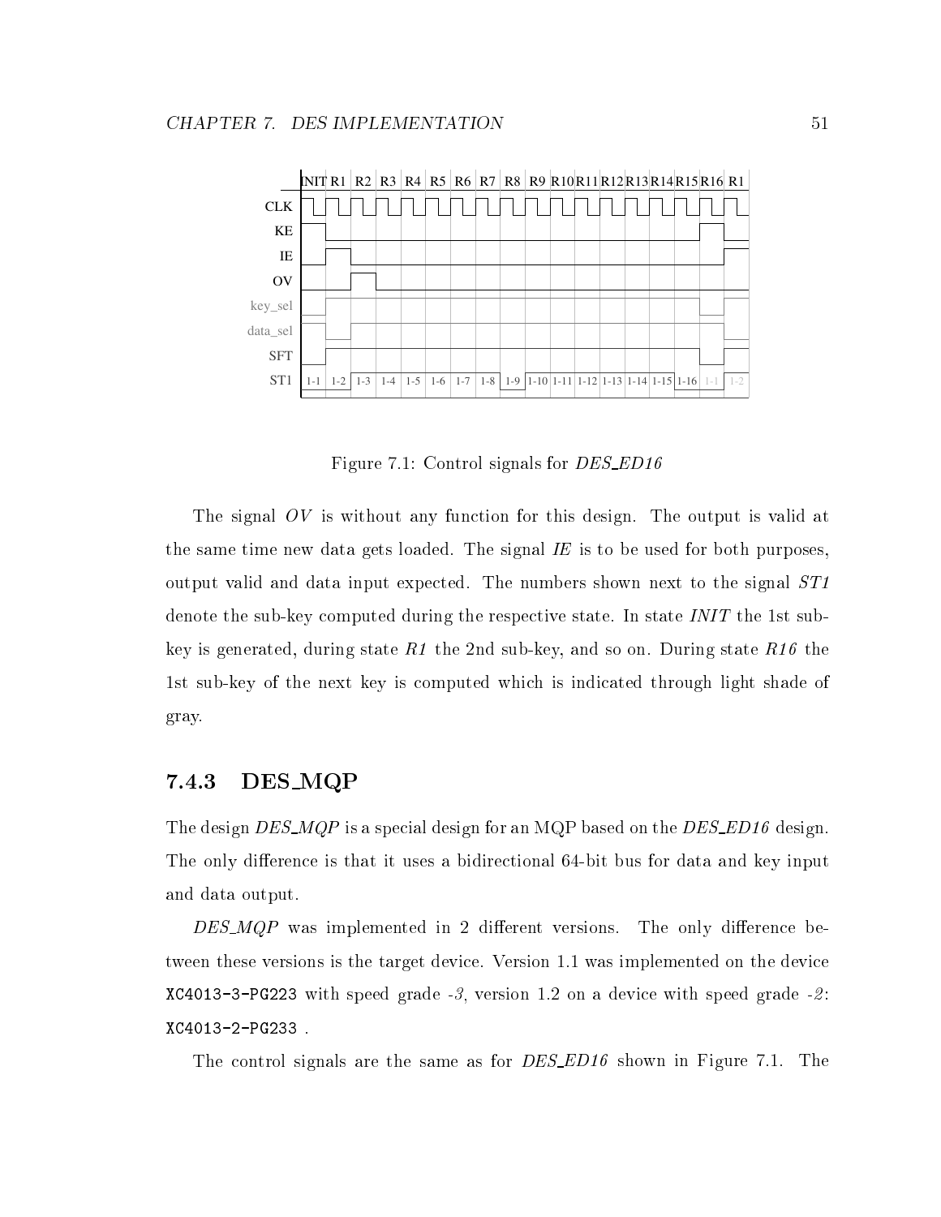Figure 7.1: Control signals for *DES_ED16*

The signal *OV* is without any function for this design. The output is valid at the same time new data gets loaded. The signal *IE* is to be used for both purposes, output valid and data input expected. The numbers shown next to the signal *ST1* denote the sub-key computed during the respective state. In state *INIT* the 1st sub-key is generated, during state *R1* the 2nd sub-key, and so on. During state *R16* the 1st sub-key of the next key is computed which is indicated through light shade of gray.

### 7.4.3 DES_MQP

The design *DES_MQP* is a special design for an MQP based on the *DES_ED16* design. The only difference is that it uses a bidirectional 64-bit bus for data and key input and data output.

*DES_MQP* was implemented in 2 different versions. The only difference between these versions is the target device. Version 1.1 was implemented on the device `XC4013-3-PG223` with speed grade *-3*, version 1.2 on a device with speed grade *-2*: `XC4013-2-PG233` .

The control signals are the same as for *DES_ED16* shown in Figure 7.1. The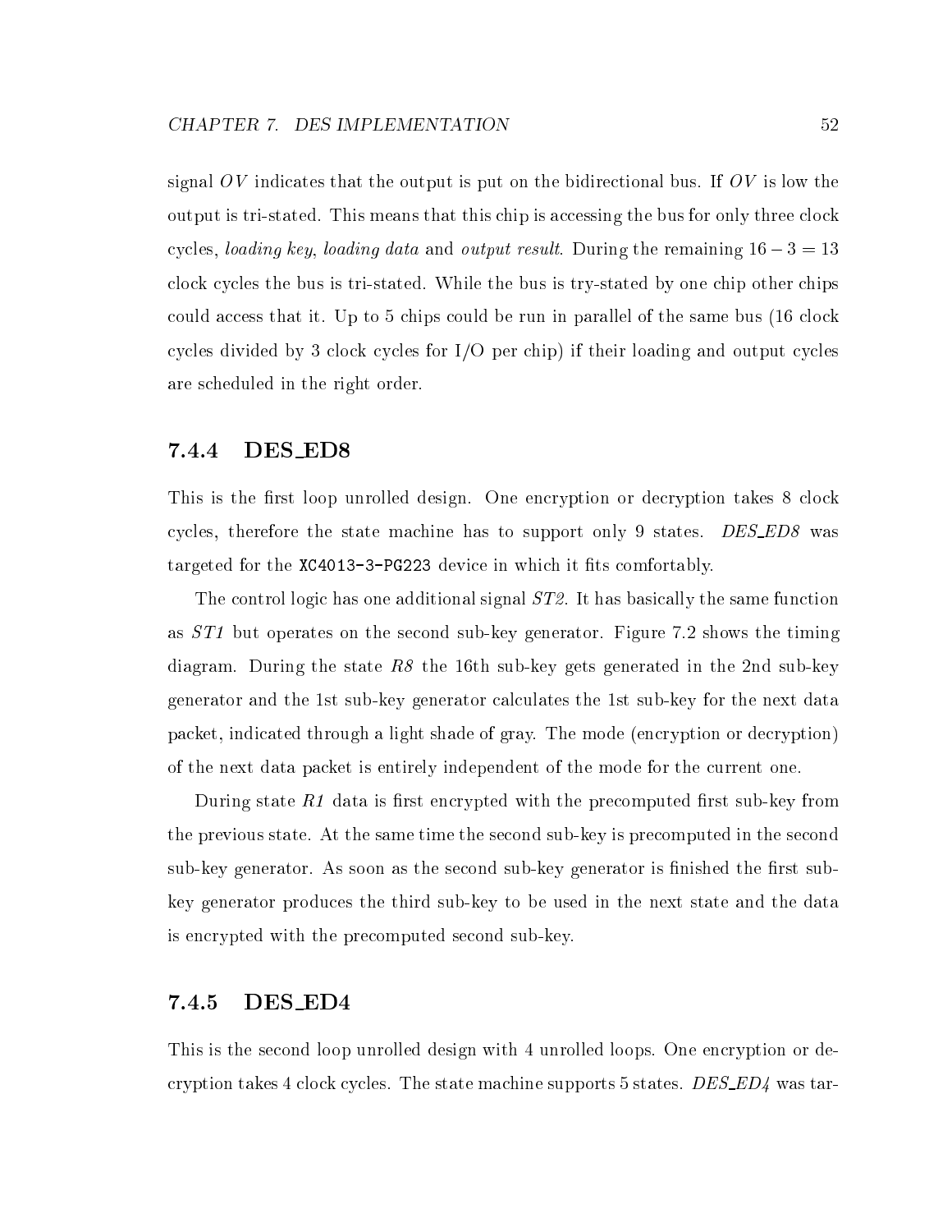signal $OV$ indicates that the output is put on the bidirectional bus. If $OV$ is low the output is tri-stated. This means that this chip is accessing the bus for only three clock cycles, *loading key*, *loading data* and *output result*. During the remaining $16 - 3 = 13$ clock cycles the bus is tri-stated. While the bus is try-stated by one chip other chips could access that it. Up to 5 chips could be run in parallel of the same bus (16 clock cycles divided by 3 clock cycles for I/O per chip) if their loading and output cycles are scheduled in the right order.

### 7.4.4 DES_ED8

This is the first loop unrolled design. One encryption or decryption takes 8 clock cycles, therefore the state machine has to support only 9 states. *DES_ED8* was targeted for the `XC4013-3-PG223` device in which it fits comfortably.

The control logic has one additional signal *ST2*. It has basically the same function as *ST1* but operates on the second sub-key generator. Figure 7.2 shows the timing diagram. During the state *R8* the 16th sub-key gets generated in the 2nd sub-key generator and the 1st sub-key generator calculates the 1st sub-key for the next data packet, indicated through a light shade of gray. The mode (encryption or decryption) of the next data packet is entirely independent of the mode for the current one.

During state *R1* data is first encrypted with the precomputed first sub-key from the previous state. At the same time the second sub-key is precomputed in the second sub-key generator. As soon as the second sub-key generator is finished the first sub-key generator produces the third sub-key to be used in the next state and the data is encrypted with the precomputed second sub-key.

### 7.4.5 DES_ED4

This is the second loop unrolled design with 4 unrolled loops. One encryption or decryption takes 4 clock cycles. The state machine supports 5 states. *DES_ED4* was tar-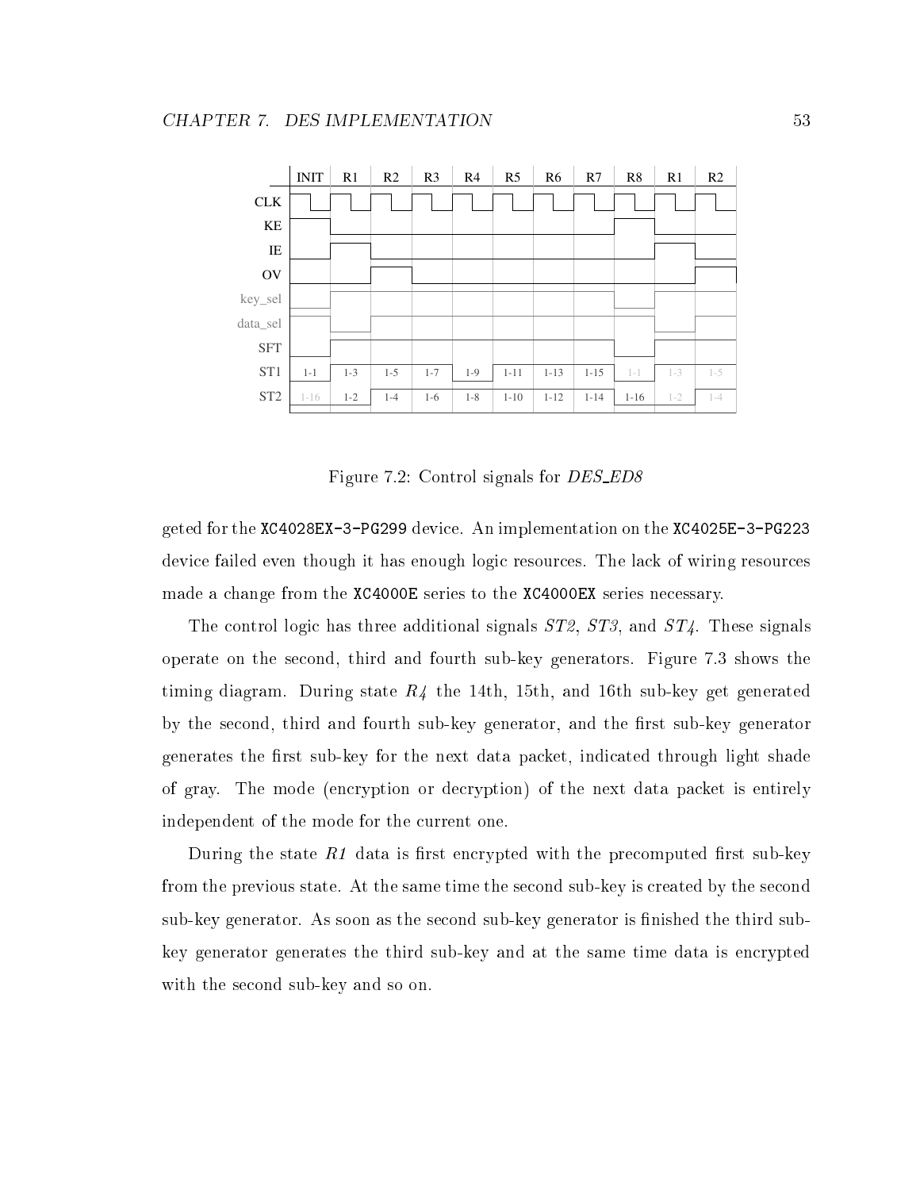Figure 7.2: Control signals for *DES_ED8*

geted for the XC4028EX-3-PG299 device. An implementation on the XC4025E-3-PG223 device failed even though it has enough logic resources. The lack of wiring resources made a change from the XC4000E series to the XC4000EX series necessary.

The control logic has three additional signals *ST2*, *ST3*, and *ST4*. These signals operate on the second, third and fourth sub-key generators. Figure 7.3 shows the timing diagram. During state *R4* the 14th, 15th, and 16th sub-key get generated by the second, third and fourth sub-key generator, and the first sub-key generator generates the first sub-key for the next data packet, indicated through light shade of gray. The mode (encryption or decryption) of the next data packet is entirely independent of the mode for the current one.

During the state *R1* data is first encrypted with the precomputed first sub-key from the previous state. At the same time the second sub-key is created by the second sub-key generator. As soon as the second sub-key generator is finished the third sub-key generator generates the third sub-key and at the same time data is encrypted with the second sub-key and so on.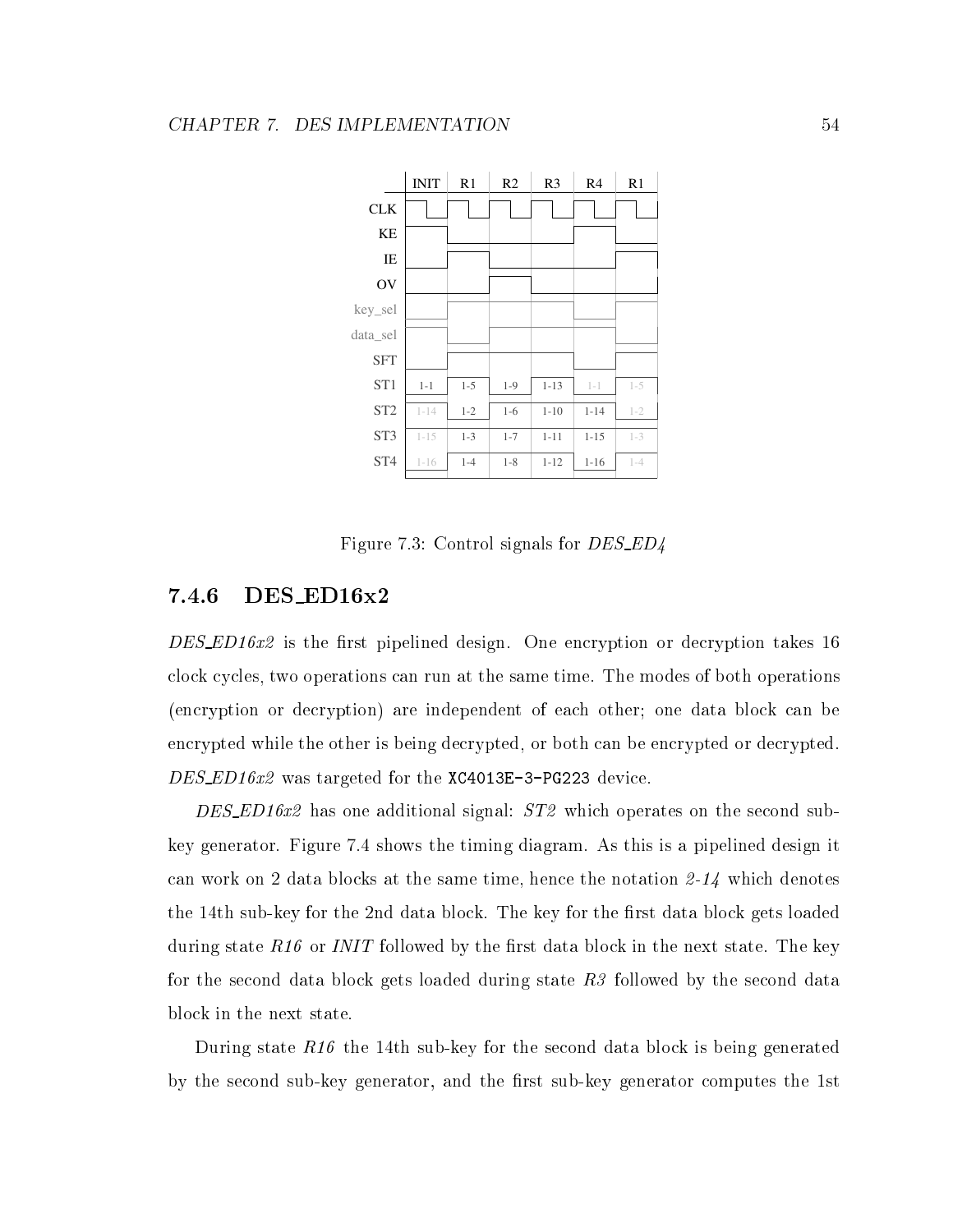| | INIT | R1 | R2 | R3 | R4 | R1 |
|---|---|---|---|---|---|---|
| CLK | | | | | | |
| KE | | | | | | |
| IE | | | | | | |
| OV | | | | | | |
| key_sel | | | | | | |
| data_sel | | | | | | |
| SFT | | | | | | |
| ST1 | 1-1 | 1-5 | 1-9 | 1-13 | 1-1 | 1-5 |
| ST2 | 1-14 | 1-2 | 1-6 | 1-10 | 1-14 | 1-2 |
| ST3 | 1-15 | 1-3 | 1-7 | 1-11 | 1-15 | 1-3 |
| ST4 | 1-16 | 1-4 | 1-8 | 1-12 | 1-16 | 1-4 |

Figure 7.3: Control signals for *DES_ED4*

### 7.4.6 DES_ED16x2

*DES_ED16x2* is the first pipelined design. One encryption or decryption takes 16 clock cycles, two operations can run at the same time. The modes of both operations (encryption or decryption) are independent of each other; one data block can be encrypted while the other is being decrypted, or both can be encrypted or decrypted. *DES_ED16x2* was targeted for the `XC4013E-3-PG223` device.

*DES_ED16x2* has one additional signal: *ST2* which operates on the second sub-key generator. Figure 7.4 shows the timing diagram. As this is a pipelined design it can work on 2 data blocks at the same time, hence the notation *2-14* which denotes the 14th sub-key for the 2nd data block. The key for the first data block gets loaded during state *R16* or *INIT* followed by the first data block in the next state. The key for the second data block gets loaded during state *R3* followed by the second data block in the next state.

During state *R16* the 14th sub-key for the second data block is being generated by the second sub-key generator, and the first sub-key generator computes the 1st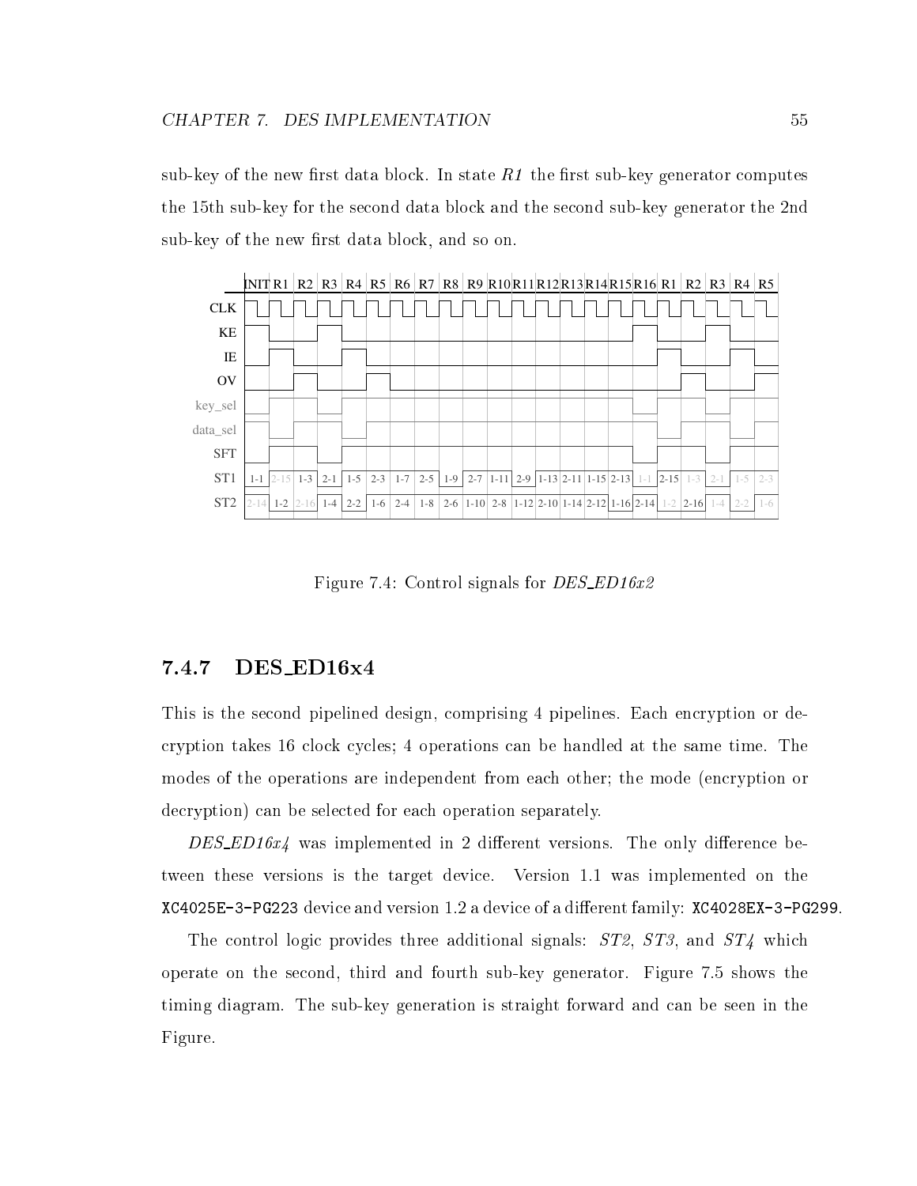sub-key of the new first data block. In state *R1* the first sub-key generator computes the 15th sub-key for the second data block and the second sub-key generator the 2nd sub-key of the new first data block, and so on.

| | INIT | R1 | R2 | R3 | R4 | R5 | R6 | R7 | R8 | R9 | R10 | R11 | R12 | R13 | R14 | R15 | R16 | R1 | R2 | R3 | R4 | R5 |
|---|---|---|---|---|---|---|---|---|---|---|---|---|---|---|---|---|---|---|---|---|---|---|
| ST1 | 1-1 | 2-15 | 1-3 | 2-1 | 1-5 | 2-3 | 1-7 | 2-5 | 1-9 | 2-7 | 1-11 | 2-9 | 1-13 | 2-11 | 1-15 | 2-13 | 1-1 | 2-15 | 1-3 | 2-1 | 1-5 | 2-3 |
| ST2 | 2-14 | 1-2 | 2-16 | 1-4 | 2-2 | 1-6 | 2-4 | 1-8 | 2-6 | 1-10 | 2-8 | 1-12 | 2-10 | 1-14 | 2-12 | 1-16 | 2-14 | 1-2 | 2-16 | 1-4 | 2-2 | 1-6 |

Figure 7.4: Control signals for *DES_ED16x2*

### 7.4.7 DES_ED16x4

This is the second pipelined design, comprising 4 pipelines. Each encryption or decryption takes 16 clock cycles; 4 operations can be handled at the same time. The modes of the operations are independent from each other; the mode (encryption or decryption) can be selected for each operation separately.

*DES_ED16x4* was implemented in 2 different versions. The only difference between these versions is the target device. Version 1.1 was implemented on the `XC4025E-3-PG223` device and version 1.2 a device of a different family: `XC4028EX-3-PG299`.

The control logic provides three additional signals: *ST2*, *ST3*, and *ST4* which operate on the second, third and fourth sub-key generator. Figure 7.5 shows the timing diagram. The sub-key generation is straight forward and can be seen in the Figure.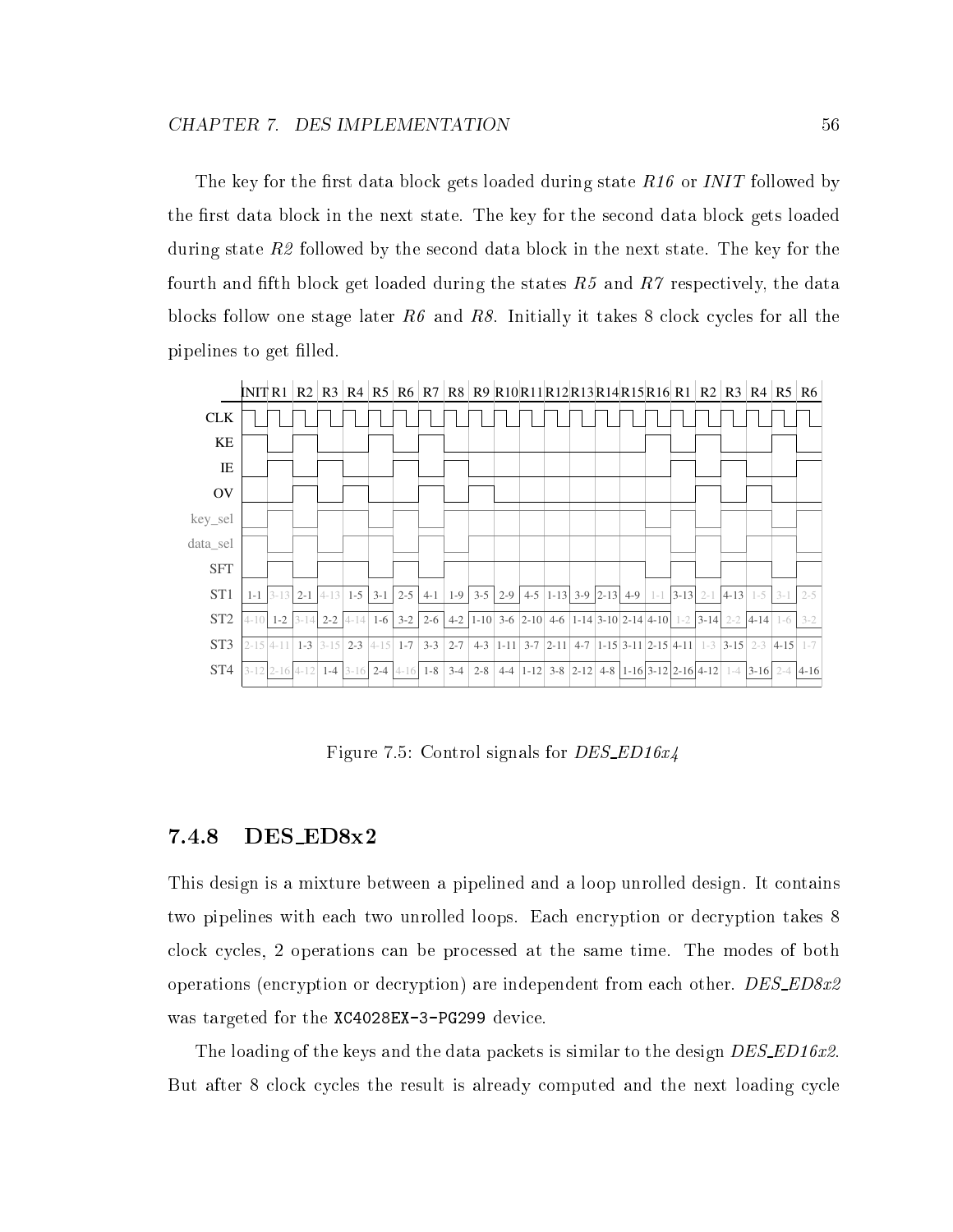The key for the first data block gets loaded during state *R16* or *INIT* followed by the first data block in the next state. The key for the second data block gets loaded during state *R2* followed by the second data block in the next state. The key for the fourth and fifth block get loaded during the states *R5* and *R7* respectively, the data blocks follow one stage later *R6* and *R8*. Initially it takes 8 clock cycles for all the pipelines to get filled.

Figure 7.5: Control signals for *DES_ED16x4*

### 7.4.8 DES_ED8x2

This design is a mixture between a pipelined and a loop unrolled design. It contains two pipelines with each two unrolled loops. Each encryption or decryption takes 8 clock cycles, 2 operations can be processed at the same time. The modes of both operations (encryption or decryption) are independent from each other. *DES_ED8x2* was targeted for the `XC4028EX-3-PG299` device.

The loading of the keys and the data packets is similar to the design *DES_ED16x2*. But after 8 clock cycles the result is already computed and the next loading cycle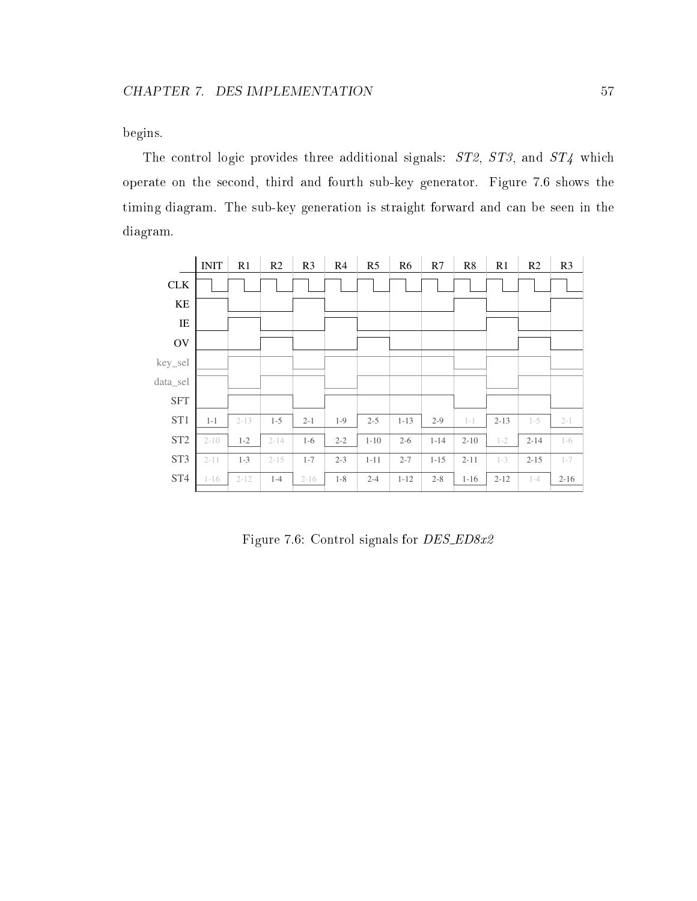begins.

The control logic provides three additional signals: *ST2*, *ST3*, and *ST4* which operate on the second, third and fourth sub-key generator. Figure 7.6 shows the timing diagram. The sub-key generation is straight forward and can be seen in the diagram.

| | INIT | R1 | R2 | R3 | R4 | R5 | R6 | R7 | R8 | R1 | R2 | R3 |
|---|---|---|---|---|---|---|---|---|---|---|---|---|
| ST1 | 1-1 | 2-13 | 1-5 | 2-1 | 1-9 | 2-5 | 1-13 | 2-9 | 1-1 | 2-13 | 1-5 | 2-1 |
| ST2 | 2-10 | 1-2 | 2-14 | 1-6 | 2-2 | 1-10 | 2-6 | 1-14 | 2-10 | 1-2 | 2-14 | 1-6 |
| ST3 | 2-11 | 1-3 | 2-15 | 1-7 | 2-3 | 1-11 | 2-7 | 1-15 | 2-11 | 1-3 | 2-15 | 1-7 |
| ST4 | 1-16 | 2-12 | 1-4 | 2-16 | 1-8 | 2-4 | 1-12 | 2-8 | 1-16 | 2-12 | 1-4 | 2-16 |

Figure 7.6: Control signals for *DES_ED8x2*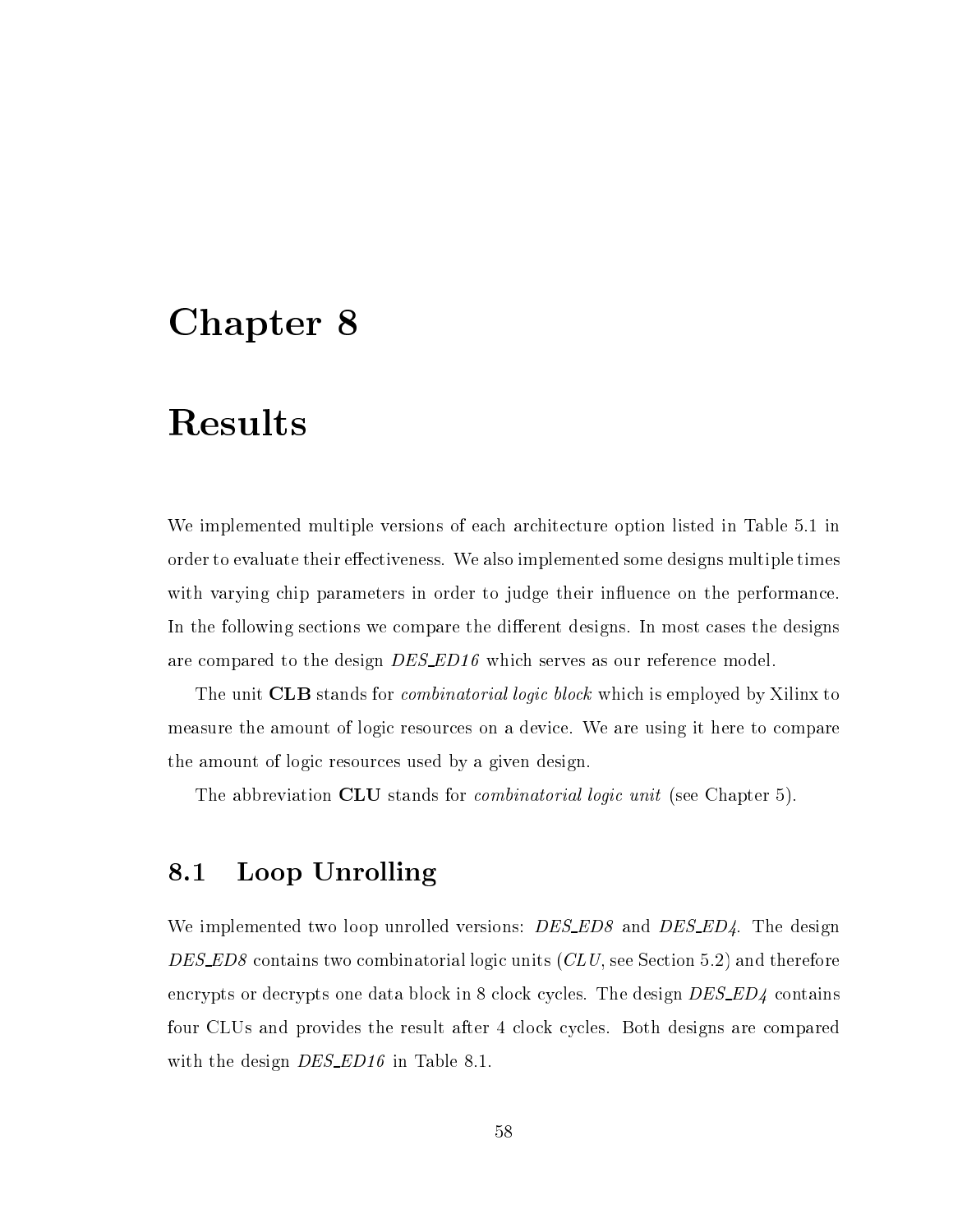# Chapter 8

# Results

We implemented multiple versions of each architecture option listed in Table 5.1 in order to evaluate their effectiveness. We also implemented some designs multiple times with varying chip parameters in order to judge their influence on the performance. In the following sections we compare the different designs. In most cases the designs are compared to the design *DES_ED16* which serves as our reference model.

The unit **CLB** stands for *combinatorial logic block* which is employed by Xilinx to measure the amount of logic resources on a device. We are using it here to compare the amount of logic resources used by a given design.

The abbreviation **CLU** stands for *combinatorial logic unit* (see Chapter 5).

## 8.1 Loop Unrolling

We implemented two loop unrolled versions: *DES_ED8* and *DES_ED4*. The design *DES_ED8* contains two combinatorial logic units (*CLU*, see Section 5.2) and therefore encrypts or decrypts one data block in 8 clock cycles. The design *DES_ED4* contains four CLUs and provides the result after 4 clock cycles. Both designs are compared with the design *DES_ED16* in Table 8.1.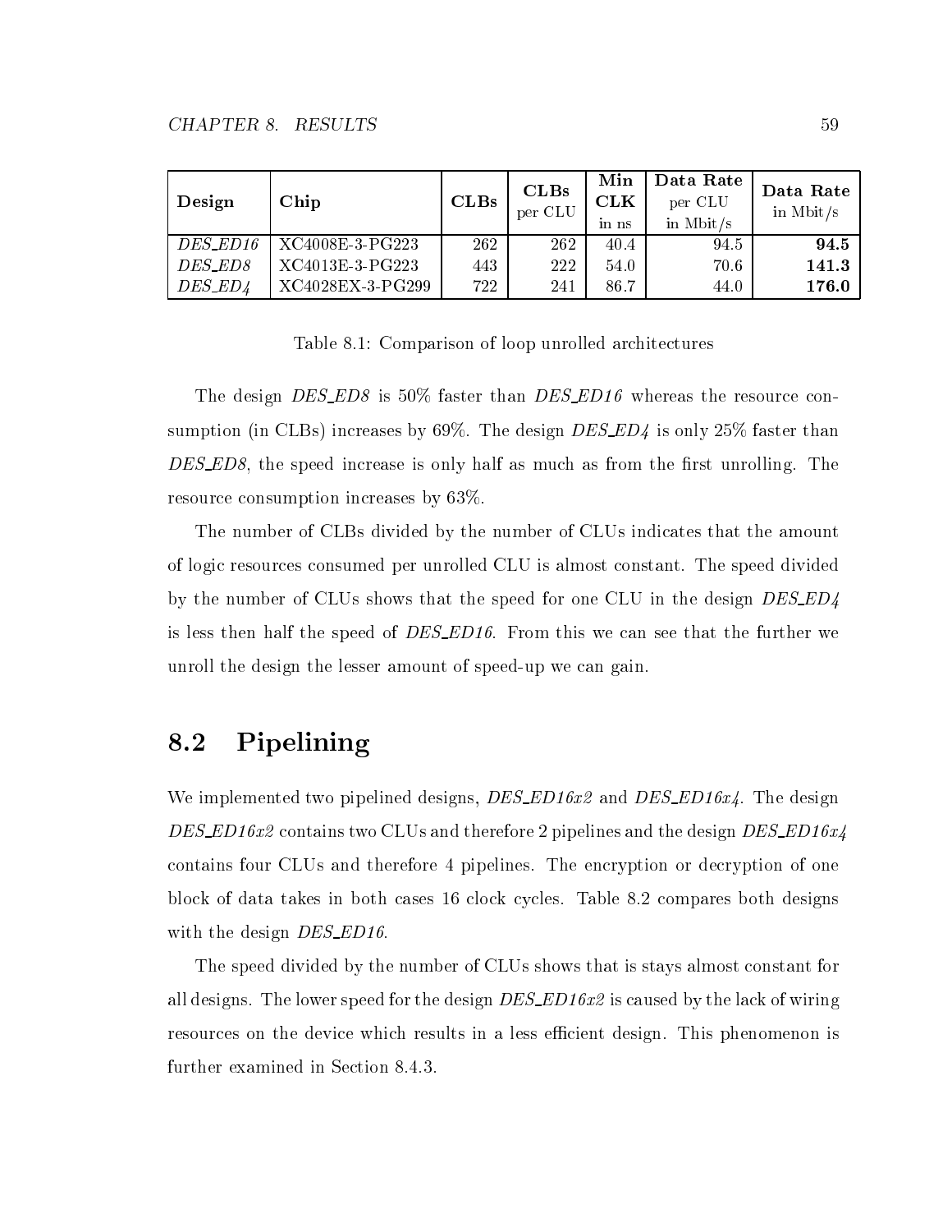| **Design** | **Chip** | **CLBs** | **CLBs** per CLU | **Min CLK** in ns | **Data Rate** per CLU in Mbit/s | **Data Rate** in Mbit/s |
|---|---|---|---|---|---|---|
| *DES_ED16* | XC4008E-3-PG223 | 262 | 262 | 40.4 | 94.5 | **94.5** |
| *DES_ED8* | XC4013E-3-PG223 | 443 | 222 | 54.0 | 70.6 | **141.3** |
| *DES_ED4* | XC4028EX-3-PG299 | 722 | 241 | 86.7 | 44.0 | **176.0** |

Table 8.1: Comparison of loop unrolled architectures

The design *DES_ED8* is 50% faster than *DES_ED16* whereas the resource consumption (in CLBs) increases by 69%. The design *DES_ED4* is only 25% faster than *DES_ED8*, the speed increase is only half as much as from the first unrolling. The resource consumption increases by 63%.

The number of CLBs divided by the number of CLUs indicates that the amount of logic resources consumed per unrolled CLU is almost constant. The speed divided by the number of CLUs shows that the speed for one CLU in the design *DES_ED4* is less then half the speed of *DES_ED16*. From this we can see that the further we unroll the design the lesser amount of speed-up we can gain.

## 8.2 Pipelining

We implemented two pipelined designs, *DES_ED16x2* and *DES_ED16x4*. The design *DES_ED16x2* contains two CLUs and therefore 2 pipelines and the design *DES_ED16x4* contains four CLUs and therefore 4 pipelines. The encryption or decryption of one block of data takes in both cases 16 clock cycles. Table 8.2 compares both designs with the design *DES_ED16*.

The speed divided by the number of CLUs shows that is stays almost constant for all designs. The lower speed for the design *DES_ED16x2* is caused by the lack of wiring resources on the device which results in a less efficient design. This phenomenon is further examined in Section 8.4.3.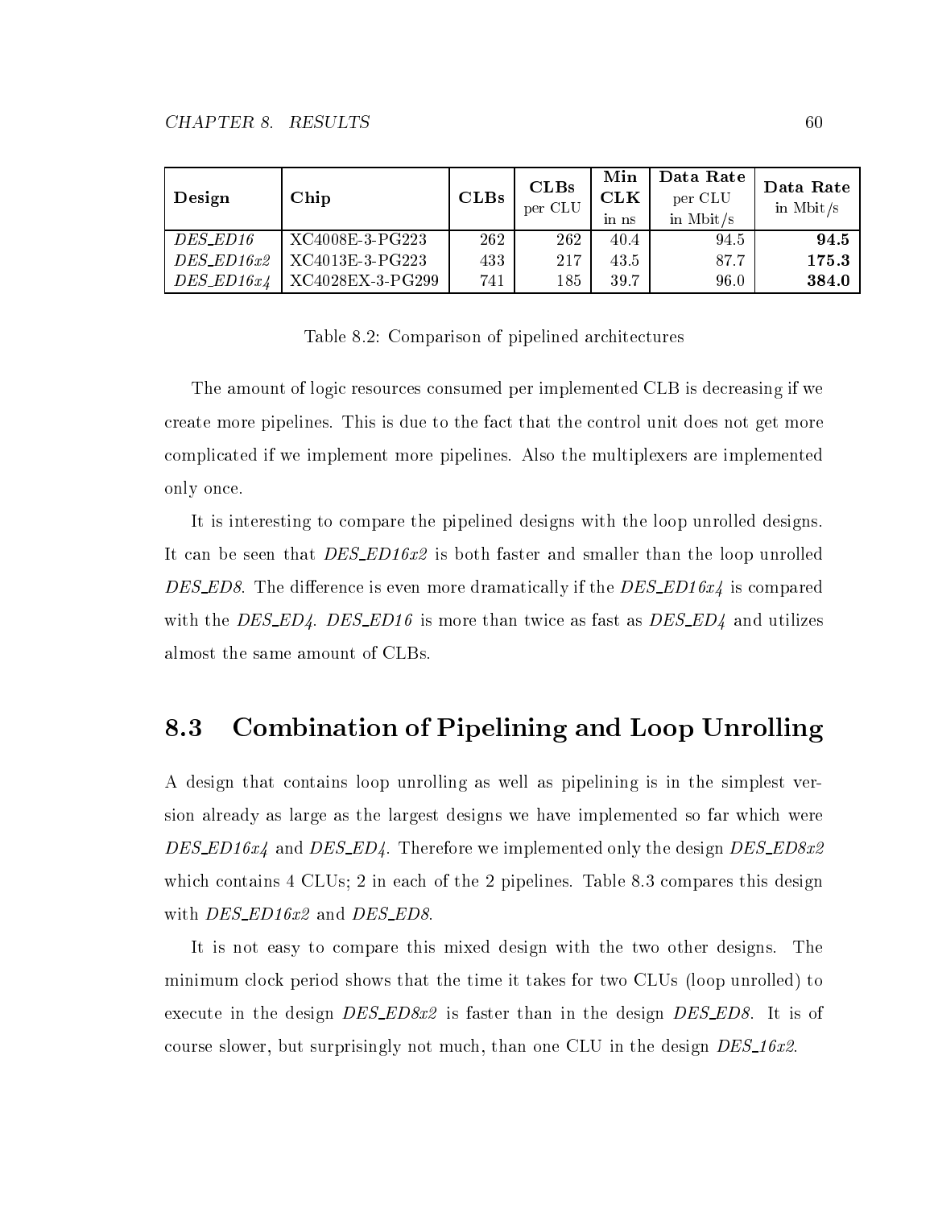| **Design** | **Chip** | **CLBs** | **CLBs** per CLU | **Min CLK** in ns | **Data Rate** per CLU in Mbit/s | **Data Rate** in Mbit/s |
|---|---|---|---|---|---|---|
| *DES_ED16* | XC4008E-3-PG223 | 262 | 262 | 40.4 | 94.5 | **94.5** |
| *DES_ED16x2* | XC4013E-3-PG223 | 433 | 217 | 43.5 | 87.7 | **175.3** |
| *DES_ED16x4* | XC4028EX-3-PG299 | 741 | 185 | 39.7 | 96.0 | **384.0** |

Table 8.2: Comparison of pipelined architectures

The amount of logic resources consumed per implemented CLB is decreasing if we create more pipelines. This is due to the fact that the control unit does not get more complicated if we implement more pipelines. Also the multiplexers are implemented only once.

It is interesting to compare the pipelined designs with the loop unrolled designs. It can be seen that *DES_ED16x2* is both faster and smaller than the loop unrolled *DES_ED8*. The difference is even more dramatically if the *DES_ED16x4* is compared with the *DES_ED4*. *DES_ED16* is more than twice as fast as *DES_ED4* and utilizes almost the same amount of CLBs.

## 8.3 Combination of Pipelining and Loop Unrolling

A design that contains loop unrolling as well as pipelining is in the simplest version already as large as the largest designs we have implemented so far which were *DES_ED16x4* and *DES_ED4*. Therefore we implemented only the design *DES_ED8x2* which contains 4 CLUs; 2 in each of the 2 pipelines. Table 8.3 compares this design with *DES_ED16x2* and *DES_ED8*.

It is not easy to compare this mixed design with the two other designs. The minimum clock period shows that the time it takes for two CLUs (loop unrolled) to execute in the design *DES_ED8x2* is faster than in the design *DES_ED8*. It is of course slower, but surprisingly not much, than one CLU in the design *DES_16x2*.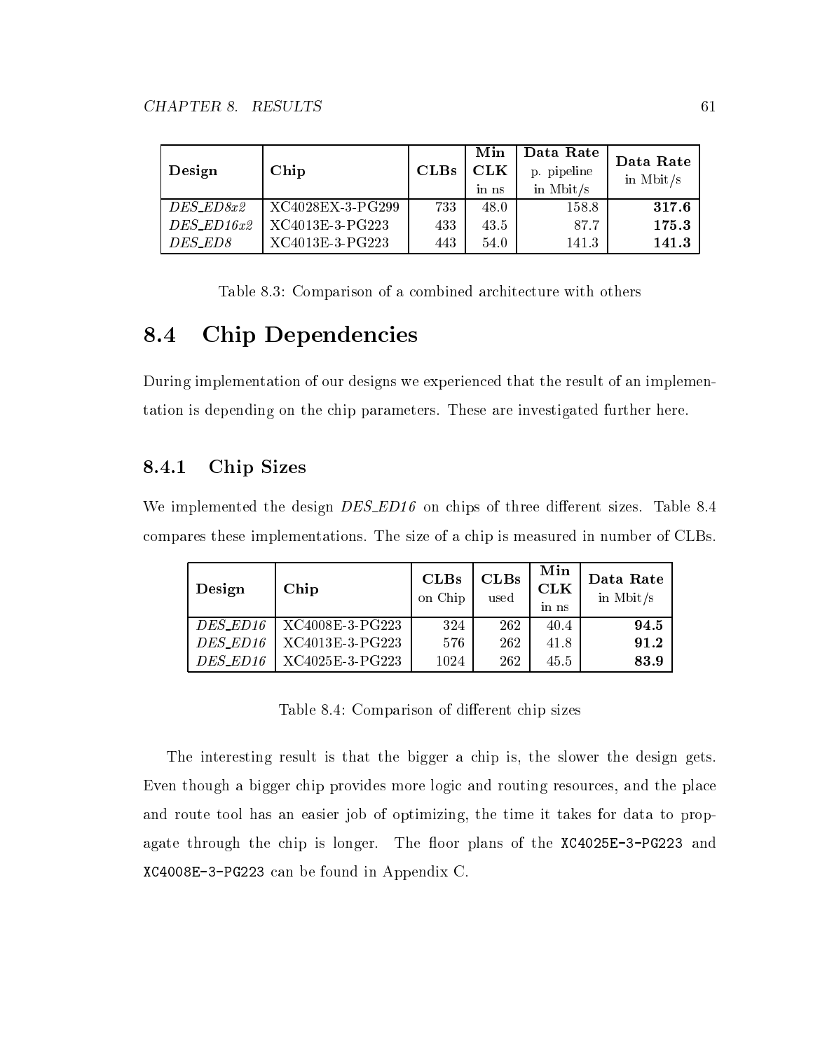| **Design** | **Chip** | **CLBs** | **Min CLK** in ns | **Data Rate** p. pipeline in Mbit/s | **Data Rate** in Mbit/s |
|---|---|---|---|---|---|
| *DES_ED8x2* | XC4028EX-3-PG299 | 733 | 48.0 | 158.8 | **317.6** |
| *DES_ED16x2* | XC4013E-3-PG223 | 433 | 43.5 | 87.7 | **175.3** |
| *DES_ED8* | XC4013E-3-PG223 | 443 | 54.0 | 141.3 | **141.3** |

Table 8.3: Comparison of a combined architecture with others

## 8.4 Chip Dependencies

During implementation of our designs we experienced that the result of an implementation is depending on the chip parameters. These are investigated further here.

### 8.4.1 Chip Sizes

We implemented the design *DES_ED16* on chips of three different sizes. Table 8.4 compares these implementations. The size of a chip is measured in number of CLBs.

| **Design** | **Chip** | **CLBs** on Chip | **CLBs** used | **Min CLK** in ns | **Data Rate** in Mbit/s |
|---|---|---|---|---|---|
| *DES_ED16* | XC4008E-3-PG223 | 324 | 262 | 40.4 | **94.5** |
| *DES_ED16* | XC4013E-3-PG223 | 576 | 262 | 41.8 | **91.2** |
| *DES_ED16* | XC4025E-3-PG223 | 1024 | 262 | 45.5 | **83.9** |

Table 8.4: Comparison of different chip sizes

The interesting result is that the bigger a chip is, the slower the design gets. Even though a bigger chip provides more logic and routing resources, and the place and route tool has an easier job of optimizing, the time it takes for data to propagate through the chip is longer. The floor plans of the `XC4025E-3-PG223` and `XC4008E-3-PG223` can be found in Appendix C.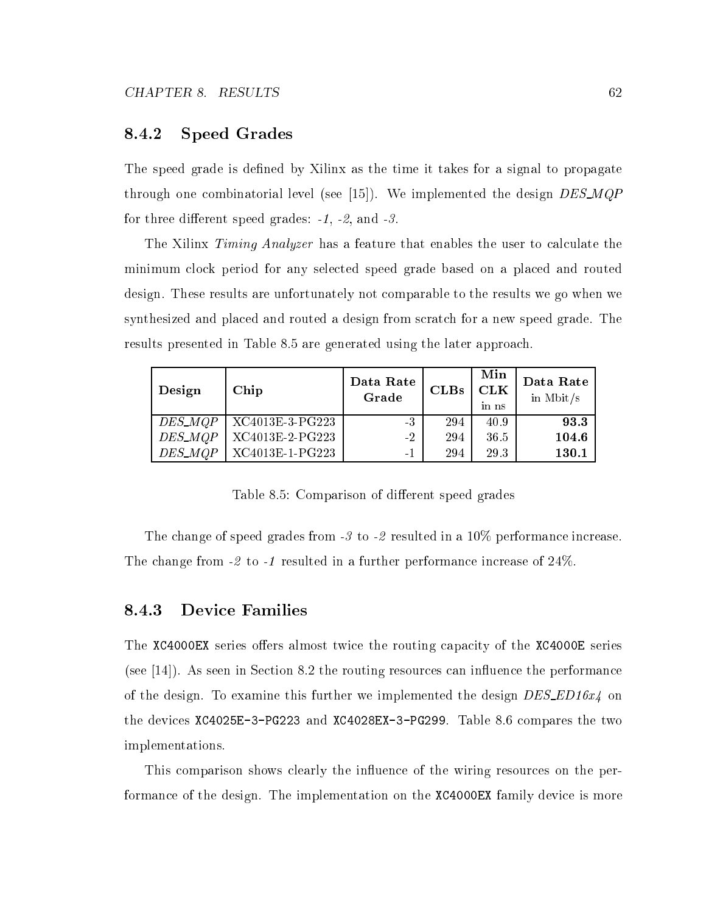### 8.4.2 Speed Grades

The speed grade is defined by Xilinx as the time it takes for a signal to propagate through one combinatorial level (see [15]). We implemented the design *DES_MQP* for three different speed grades: *-1*, *-2*, and *-3*.

The Xilinx *Timing Analyzer* has a feature that enables the user to calculate the minimum clock period for any selected speed grade based on a placed and routed design. These results are unfortunately not comparable to the results we go when we synthesized and placed and routed a design from scratch for a new speed grade. The results presented in Table 8.5 are generated using the later approach.

| **Design** | **Chip** | **Data Rate Grade** | **CLBs** | **Min CLK** in ns | **Data Rate** in Mbit/s |
|---|---|---|---|---|---|
| *DES_MQP* | XC4013E-3-PG223 | -3 | 294 | 40.9 | **93.3** |
| *DES_MQP* | XC4013E-2-PG223 | -2 | 294 | 36.5 | **104.6** |
| *DES_MQP* | XC4013E-1-PG223 | -1 | 294 | 29.3 | **130.1** |

Table 8.5: Comparison of different speed grades

The change of speed grades from *-3* to *-2* resulted in a 10% performance increase. The change from *-2* to *-1* resulted in a further performance increase of 24%.

### 8.4.3 Device Families

The `XC4000EX` series offers almost twice the routing capacity of the `XC4000E` series (see [14]). As seen in Section 8.2 the routing resources can influence the performance of the design. To examine this further we implemented the design *DES_ED16x4* on the devices `XC4025E-3-PG223` and `XC4028EX-3-PG299`. Table 8.6 compares the two implementations.

This comparison shows clearly the influence of the wiring resources on the performance of the design. The implementation on the `XC4000EX` family device is more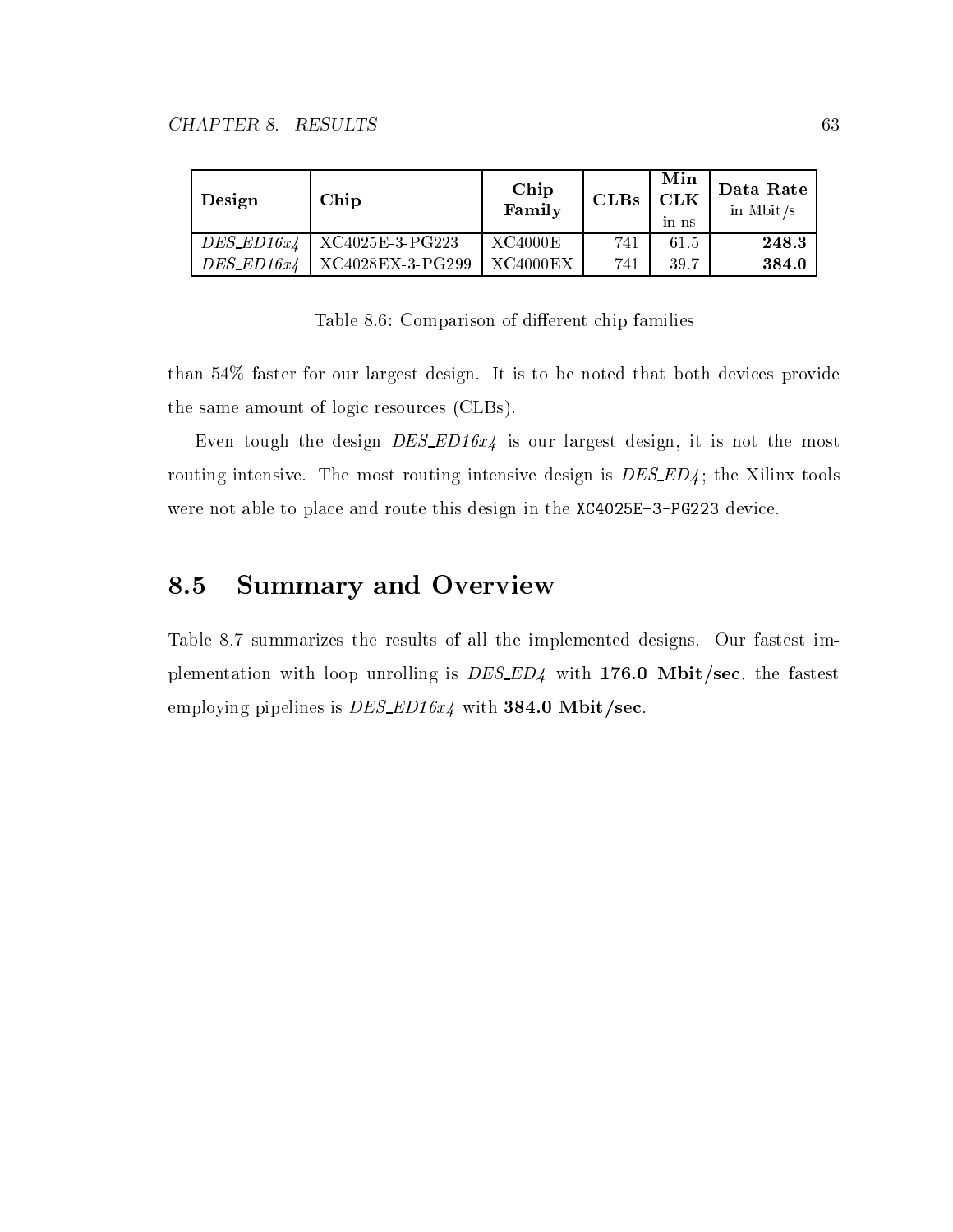| **Design** | **Chip** | **Chip Family** | **CLBs** | **Min CLK** in ns | **Data Rate** in Mbit/s |
|---|---|---|---|---|---|
| *DES_ED16x4* | XC4025E-3-PG223 | XC4000E | 741 | 61.5 | **248.3** |
| *DES_ED16x4* | XC4028EX-3-PG299 | XC4000EX | 741 | 39.7 | **384.0** |

Table 8.6: Comparison of different chip families

than 54% faster for our largest design. It is to be noted that both devices provide the same amount of logic resources (CLBs).

Even tough the design *DES_ED16x4* is our largest design, it is not the most routing intensive. The most routing intensive design is *DES_ED4*; the Xilinx tools were not able to place and route this design in the `XC4025E-3-PG223` device.

## 8.5 Summary and Overview

Table 8.7 summarizes the results of all the implemented designs. Our fastest implementation with loop unrolling is *DES_ED4* with **176.0 Mbit/sec**, the fastest employing pipelines is *DES_ED16x4* with **384.0 Mbit/sec**.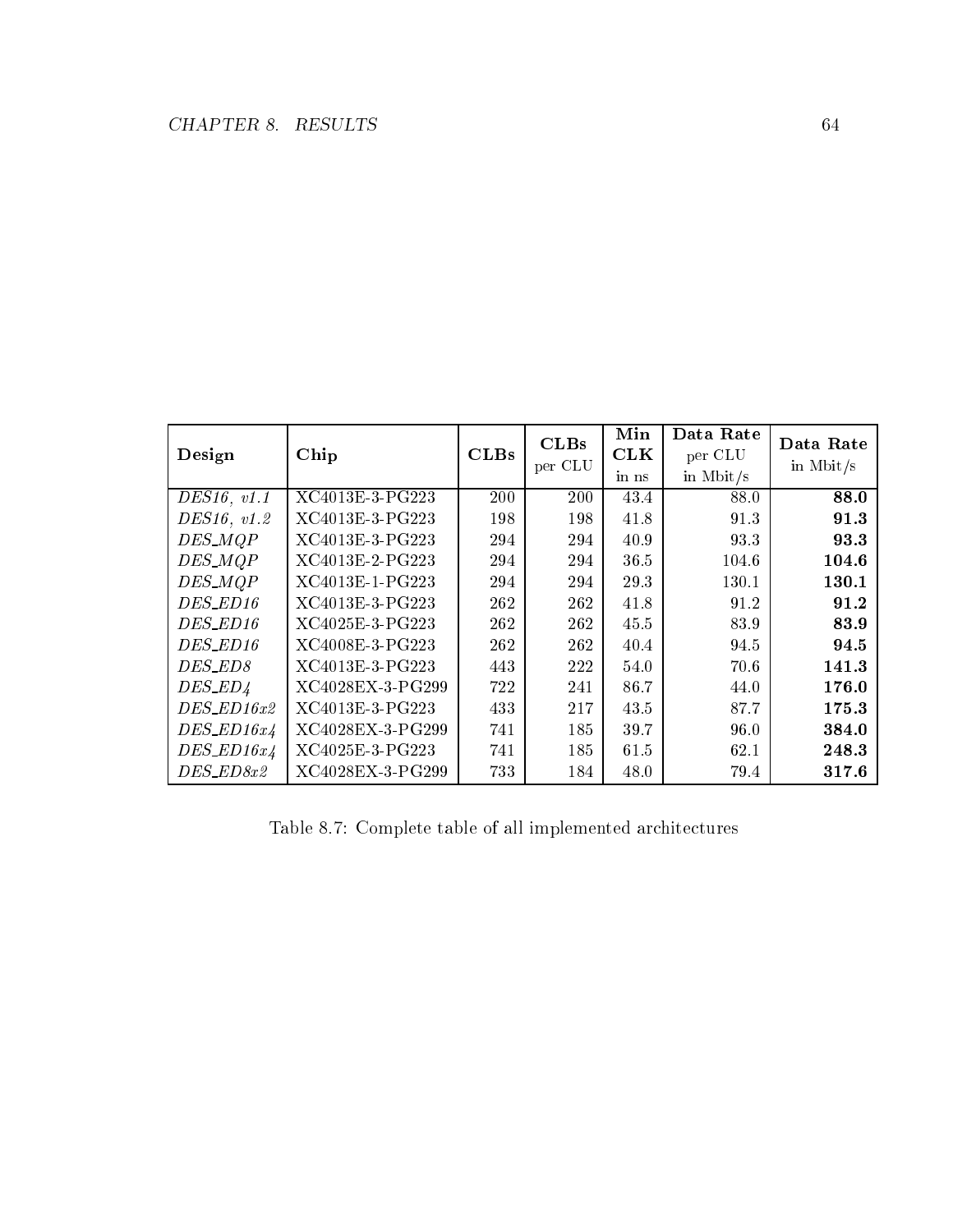| **Design** | **Chip** | **CLBs** | **CLBs** per CLU | **Min CLK** in ns | **Data Rate** per CLU in Mbit/s | **Data Rate** in Mbit/s |
|---|---|---|---|---|---|---|
| *DES16, v1.1* | XC4013E-3-PG223 | 200 | 200 | 43.4 | 88.0 | **88.0** |
| *DES16, v1.2* | XC4013E-3-PG223 | 198 | 198 | 41.8 | 91.3 | **91.3** |
| *DES_MQP* | XC4013E-3-PG223 | 294 | 294 | 40.9 | 93.3 | **93.3** |
| *DES_MQP* | XC4013E-2-PG223 | 294 | 294 | 36.5 | 104.6 | **104.6** |
| *DES_MQP* | XC4013E-1-PG223 | 294 | 294 | 29.3 | 130.1 | **130.1** |
| *DES_ED16* | XC4013E-3-PG223 | 262 | 262 | 41.8 | 91.2 | **91.2** |
| *DES_ED16* | XC4025E-3-PG223 | 262 | 262 | 45.5 | 83.9 | **83.9** |
| *DES_ED16* | XC4008E-3-PG223 | 262 | 262 | 40.4 | 94.5 | **94.5** |
| *DES_ED8* | XC4013E-3-PG223 | 443 | 222 | 54.0 | 70.6 | **141.3** |
| *DES_ED4* | XC4028EX-3-PG299 | 722 | 241 | 86.7 | 44.0 | **176.0** |
| *DES_ED16x2* | XC4013E-3-PG223 | 433 | 217 | 43.5 | 87.7 | **175.3** |
| *DES_ED16x4* | XC4028EX-3-PG299 | 741 | 185 | 39.7 | 96.0 | **384.0** |
| *DES_ED16x4* | XC4025E-3-PG223 | 741 | 185 | 61.5 | 62.1 | **248.3** |
| *DES_ED8x2* | XC4028EX-3-PG299 | 733 | 184 | 48.0 | 79.4 | **317.6** |

Table 8.7: Complete table of all implemented architectures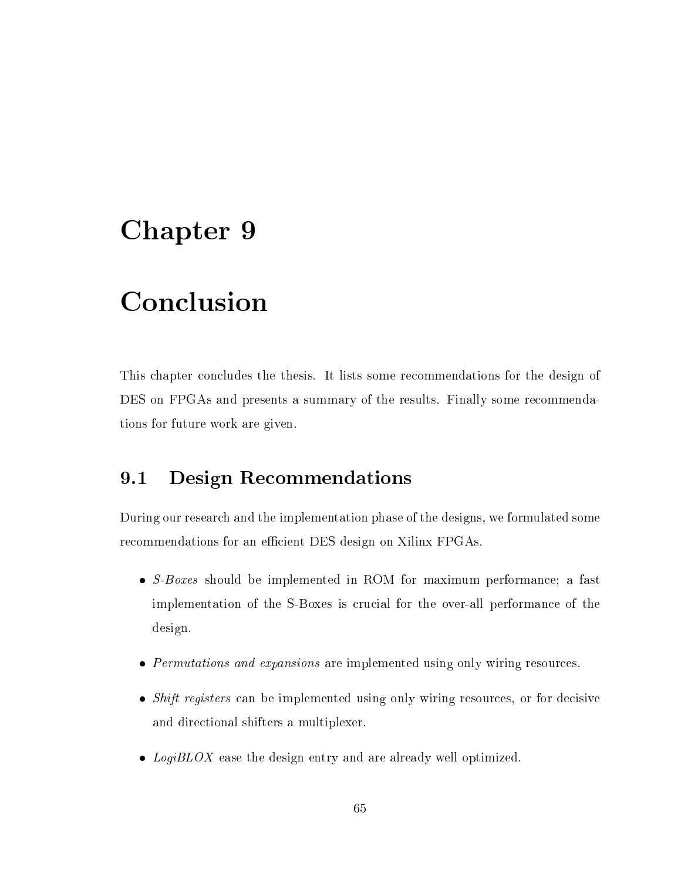# Chapter 9

# Conclusion

This chapter concludes the thesis. It lists some recommendations for the design of DES on FPGAs and presents a summary of the results. Finally some recommendations for future work are given.

## 9.1 Design Recommendations

During our research and the implementation phase of the designs, we formulated some recommendations for an efficient DES design on Xilinx FPGAs.

- *S-Boxes* should be implemented in ROM for maximum performance; a fast implementation of the S-Boxes is crucial for the over-all performance of the design.
- *Permutations and expansions* are implemented using only wiring resources.
- *Shift registers* can be implemented using only wiring resources, or for decisive and directional shifters a multiplexer.
- *LogiBLOX* ease the design entry and are already well optimized.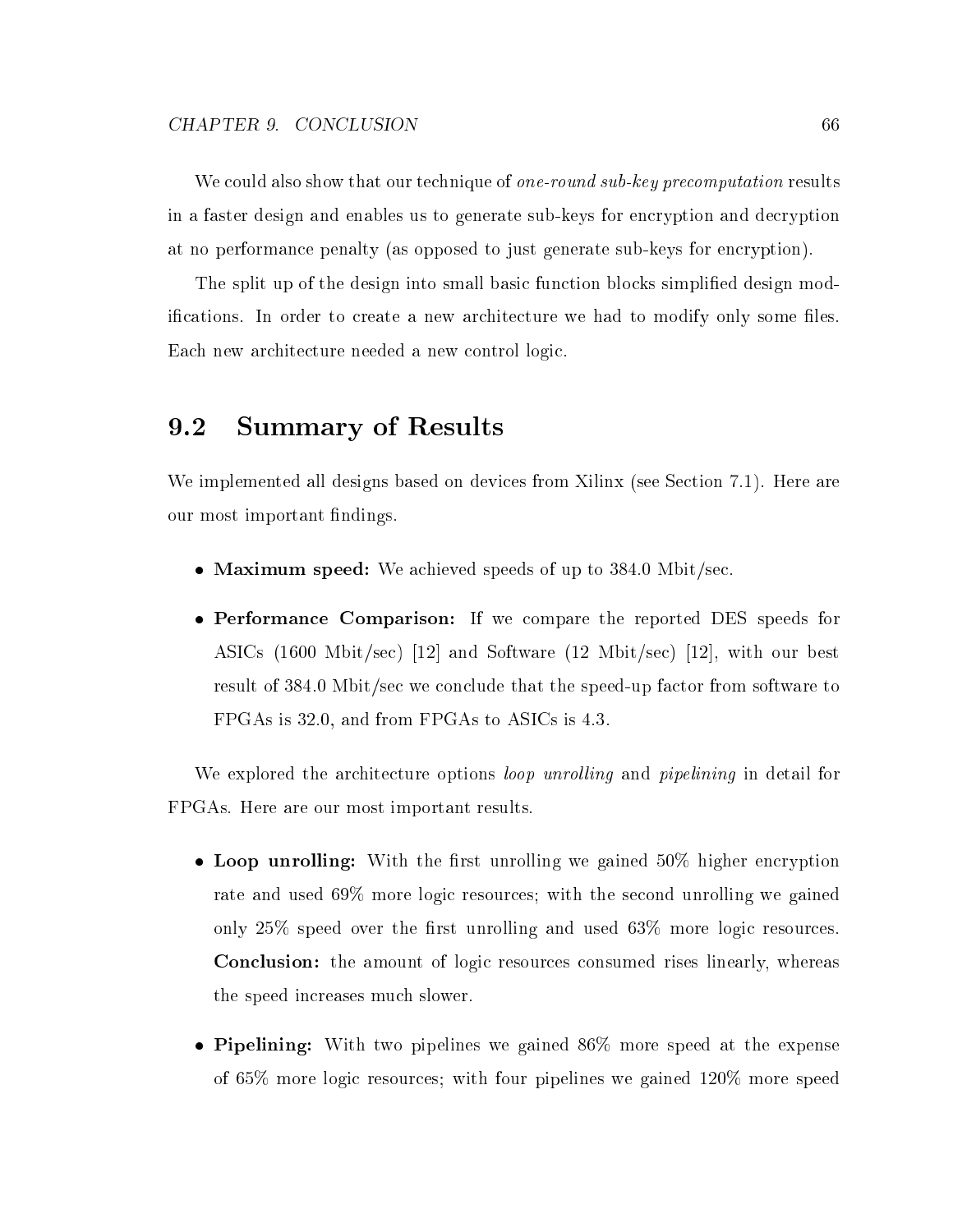We could also show that our technique of *one-round sub-key precomputation* results in a faster design and enables us to generate sub-keys for encryption and decryption at no performance penalty (as opposed to just generate sub-keys for encryption).

The split up of the design into small basic function blocks simplified design modifications. In order to create a new architecture we had to modify only some files. Each new architecture needed a new control logic.

## 9.2 Summary of Results

We implemented all designs based on devices from Xilinx (see Section 7.1). Here are our most important findings.

- **Maximum speed:** We achieved speeds of up to 384.0 Mbit/sec.
- **Performance Comparison:** If we compare the reported DES speeds for ASICs (1600 Mbit/sec) [12] and Software (12 Mbit/sec) [12], with our best result of 384.0 Mbit/sec we conclude that the speed-up factor from software to FPGAs is 32.0, and from FPGAs to ASICs is 4.3.

We explored the architecture options *loop unrolling* and *pipelining* in detail for FPGAs. Here are our most important results.

- **Loop unrolling:** With the first unrolling we gained 50% higher encryption rate and used 69% more logic resources; with the second unrolling we gained only 25% speed over the first unrolling and used 63% more logic resources. **Conclusion:** the amount of logic resources consumed rises linearly, whereas the speed increases much slower.
- **Pipelining:** With two pipelines we gained 86% more speed at the expense of 65% more logic resources; with four pipelines we gained 120% more speed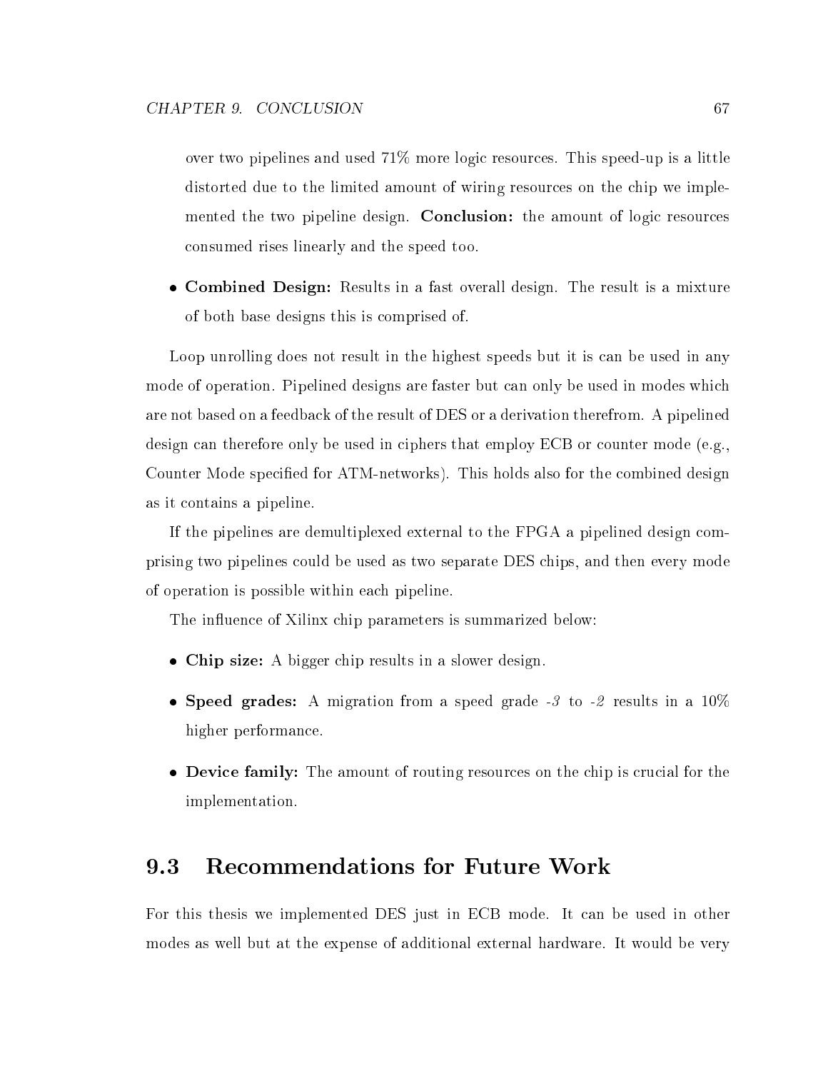over two pipelines and used 71% more logic resources. This speed-up is a little distorted due to the limited amount of wiring resources on the chip we implemented the two pipeline design. **Conclusion:** the amount of logic resources consumed rises linearly and the speed too.

- **Combined Design:** Results in a fast overall design. The result is a mixture of both base designs this is comprised of.

Loop unrolling does not result in the highest speeds but it is can be used in any mode of operation. Pipelined designs are faster but can only be used in modes which are not based on a feedback of the result of DES or a derivation therefrom. A pipelined design can therefore only be used in ciphers that employ ECB or counter mode (e.g., Counter Mode specified for ATM-networks). This holds also for the combined design as it contains a pipeline.

If the pipelines are demultiplexed external to the FPGA a pipelined design comprising two pipelines could be used as two separate DES chips, and then every mode of operation is possible within each pipeline.

The influence of Xilinx chip parameters is summarized below:

- **Chip size:** A bigger chip results in a slower design.
- **Speed grades:** A migration from a speed grade *-3* to *-2* results in a 10% higher performance.
- **Device family:** The amount of routing resources on the chip is crucial for the implementation.

## 9.3 Recommendations for Future Work

For this thesis we implemented DES just in ECB mode. It can be used in other modes as well but at the expense of additional external hardware. It would be very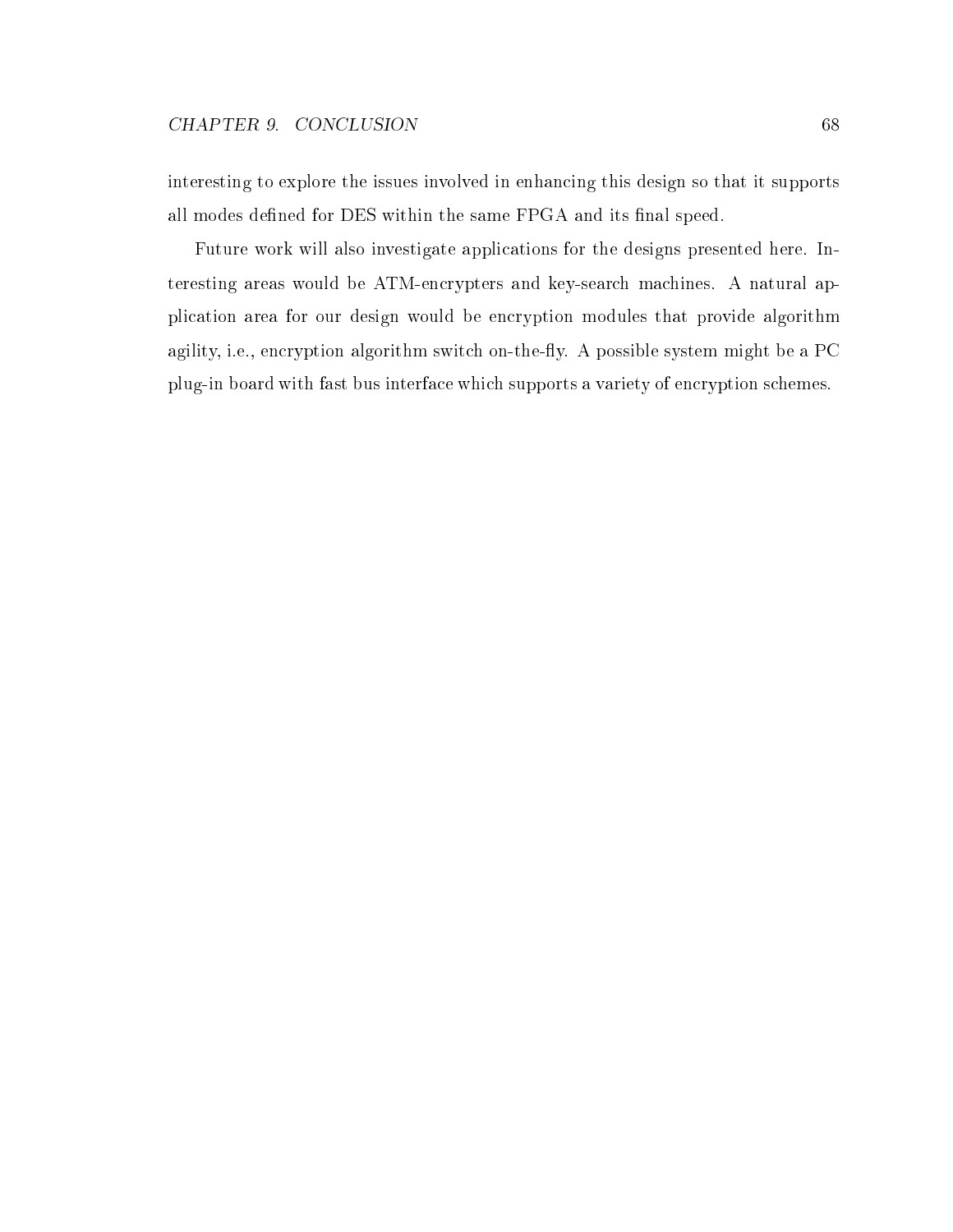interesting to explore the issues involved in enhancing this design so that it supports all modes defined for DES within the same FPGA and its final speed.

Future work will also investigate applications for the designs presented here. Interesting areas would be ATM-encrypters and key-search machines. A natural application area for our design would be encryption modules that provide algorithm agility, i.e., encryption algorithm switch on-the-fly. A possible system might be a PC plug-in board with fast bus interface which supports a variety of encryption schemes.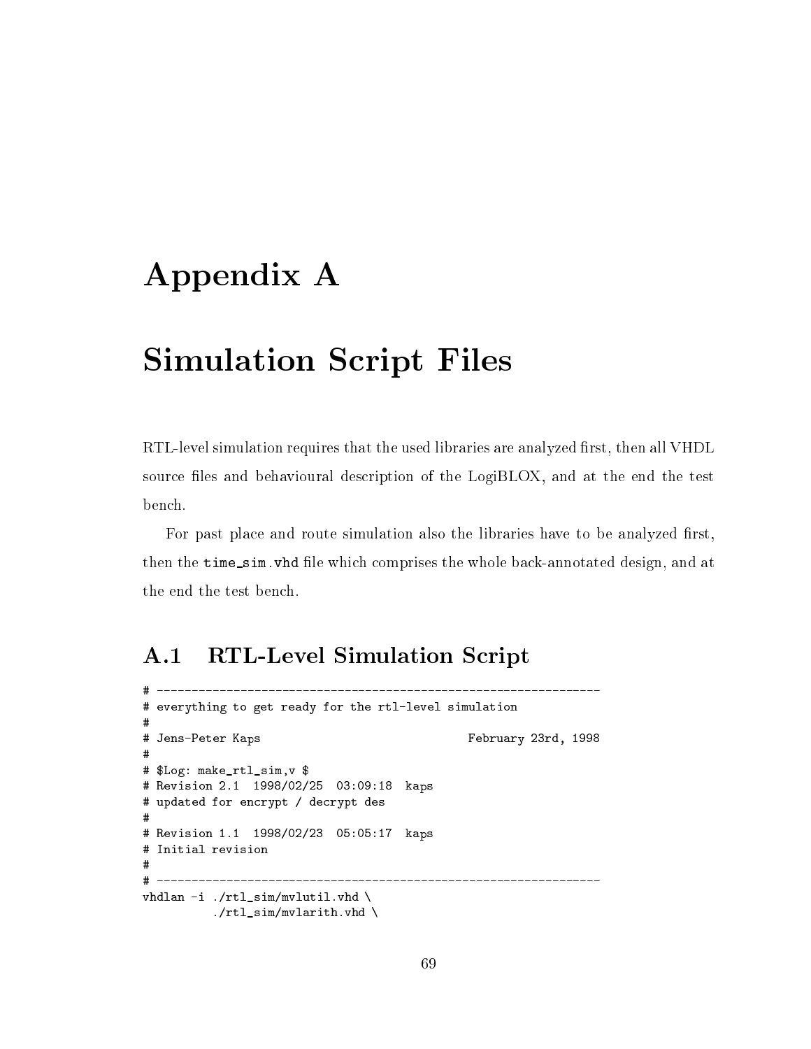# Appendix A

# Simulation Script Files

RTL-level simulation requires that the used libraries are analyzed first, then all VHDL source files and behavioural description of the LogiBLOX, and at the end the test bench.

For past place and route simulation also the libraries have to be analyzed first, then the `time_sim.vhd` file which comprises the whole back-annotated design, and at the end the test bench.

## A.1 RTL-Level Simulation Script

```
# ----------------------------------------------------------------
# everything to get ready for the rtl-level simulation
#
# Jens-Peter Kaps                              February 23rd, 1998
#
# $Log: make_rtl_sim,v $
# Revision 2.1  1998/02/25  03:09:18  kaps
# updated for encrypt / decrypt des
#
# Revision 1.1  1998/02/23  05:05:17  kaps
# Initial revision
#
# ----------------------------------------------------------------
vhdlan -i ./rtl_sim/mvlutil.vhd \
          ./rtl_sim/mvlarith.vhd \
```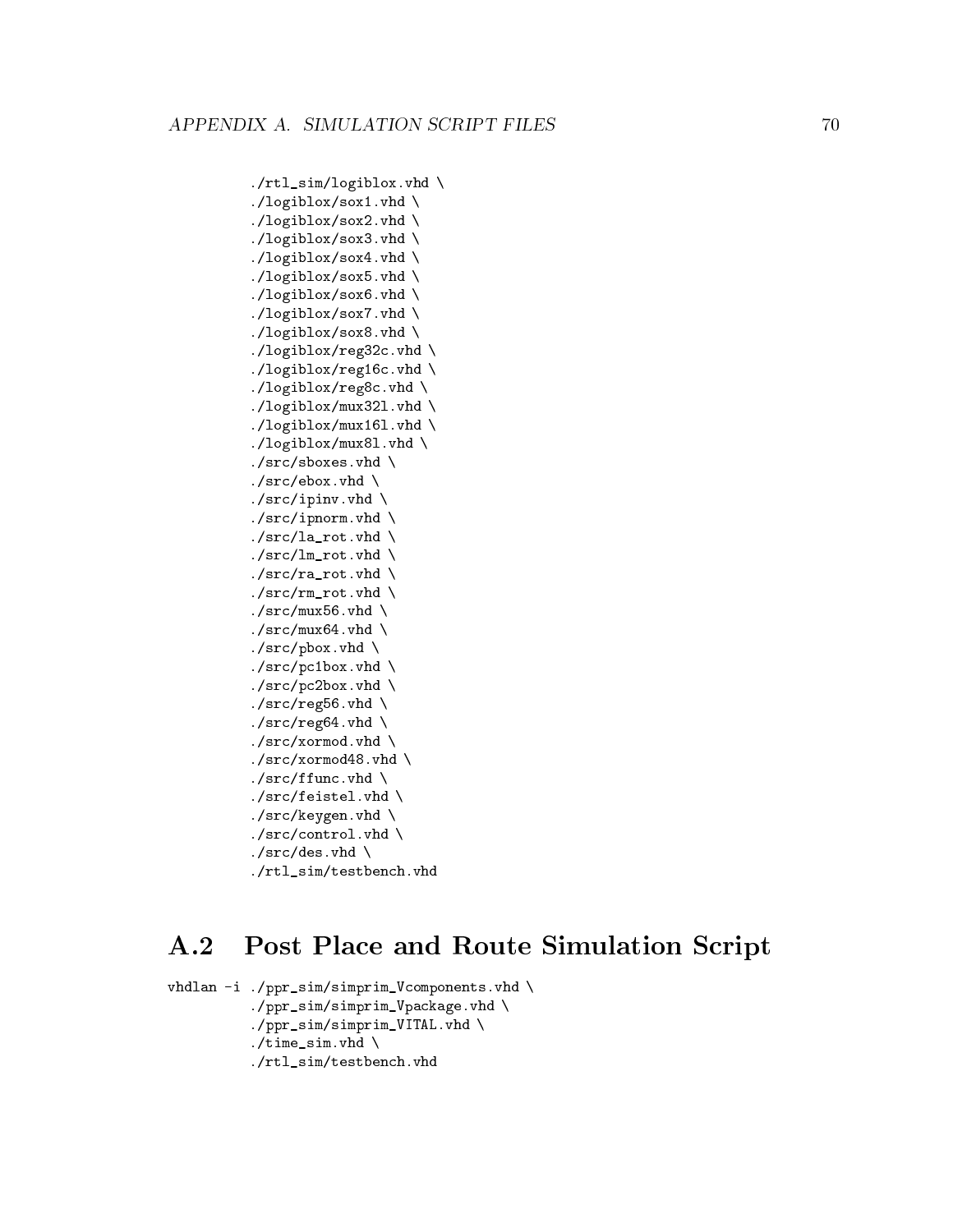```
        ./rtl_sim/logiblox.vhd \
        ./logiblox/sox1.vhd \
        ./logiblox/sox2.vhd \
        ./logiblox/sox3.vhd \
        ./logiblox/sox4.vhd \
        ./logiblox/sox5.vhd \
        ./logiblox/sox6.vhd \
        ./logiblox/sox7.vhd \
        ./logiblox/sox8.vhd \
        ./logiblox/reg32c.vhd \
        ./logiblox/reg16c.vhd \
        ./logiblox/reg8c.vhd \
        ./logiblox/mux32l.vhd \
        ./logiblox/mux16l.vhd \
        ./logiblox/mux8l.vhd \
        ./src/sboxes.vhd \
        ./src/ebox.vhd \
        ./src/ipinv.vhd \
        ./src/ipnorm.vhd \
        ./src/la_rot.vhd \
        ./src/lm_rot.vhd \
        ./src/ra_rot.vhd \
        ./src/rm_rot.vhd \
        ./src/mux56.vhd \
        ./src/mux64.vhd \
        ./src/pbox.vhd \
        ./src/pc1box.vhd \
        ./src/pc2box.vhd \
        ./src/reg56.vhd \
        ./src/reg64.vhd \
        ./src/xormod.vhd \
        ./src/xormod48.vhd \
        ./src/ffunc.vhd \
        ./src/feistel.vhd \
        ./src/keygen.vhd \
        ./src/control.vhd \
        ./src/des.vhd \
        ./rtl_sim/testbench.vhd
```

## A.2 Post Place and Route Simulation Script

```
vhdlan -i ./ppr_sim/simprim_Vcomponents.vhd \
        ./ppr_sim/simprim_Vpackage.vhd \
        ./ppr_sim/simprim_VITAL.vhd \
        ./time_sim.vhd \
        ./rtl_sim/testbench.vhd
```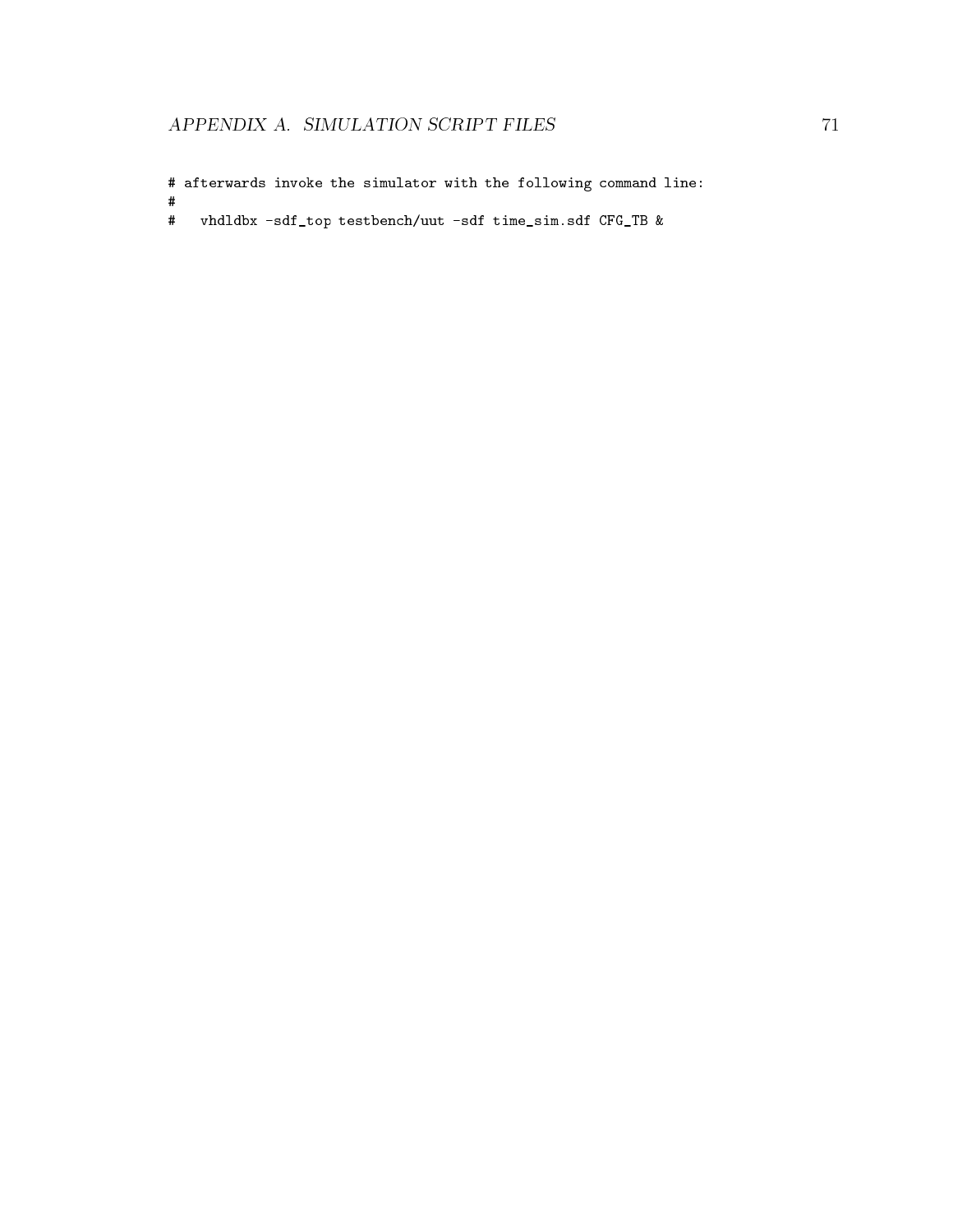```
# afterwards invoke the simulator with the following command line:
#
#   vhdldbx -sdf_top testbench/uut -sdf time_sim.sdf CFG_TB &
```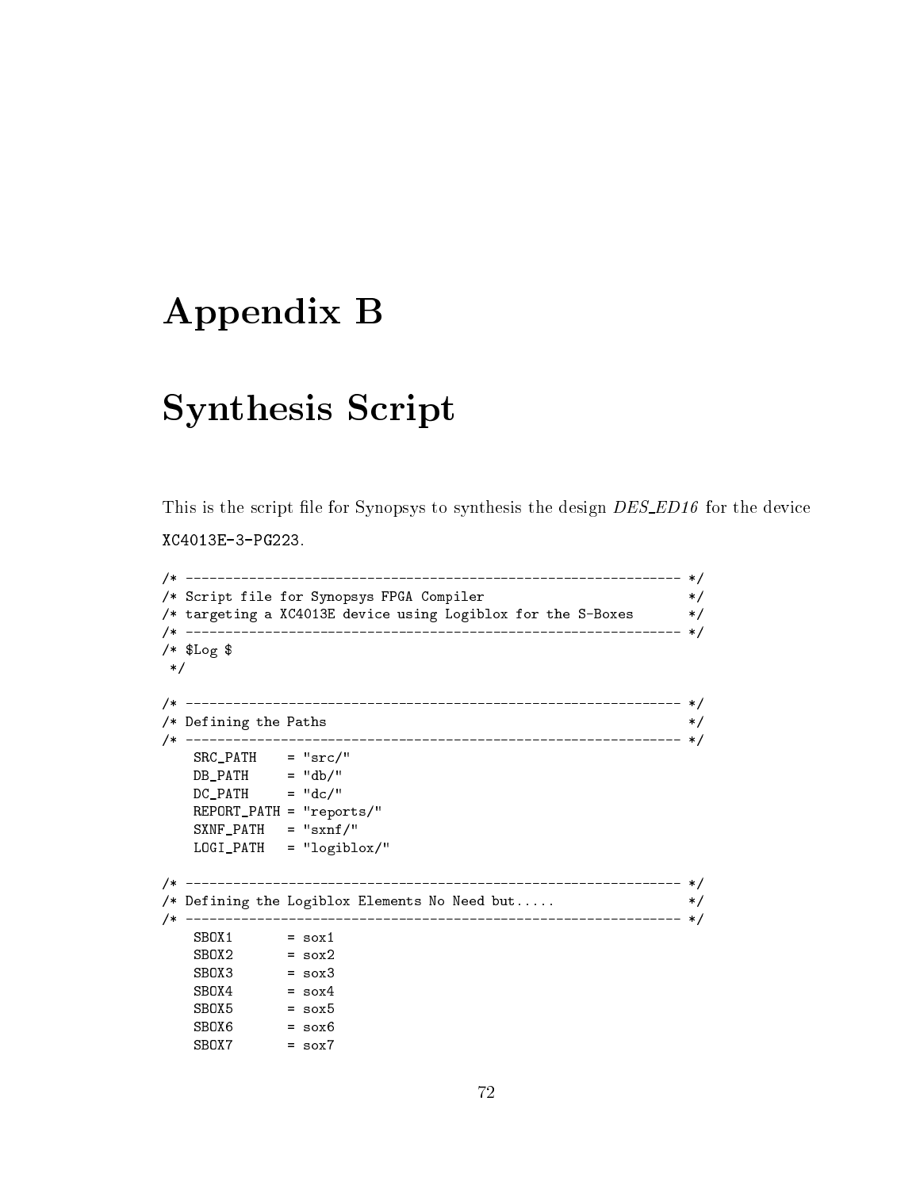# Appendix B

# Synthesis Script

This is the script file for Synopsys to synthesis the design *DES_ED16* for the device `XC4013E-3-PG223`.

```
/* --------------------------------------------------------------- */
/* Script file for Synopsys FPGA Compiler                          */
/* targeting a XC4013E device using Logiblox for the S-Boxes       */
/* --------------------------------------------------------------- */
/* $Log $
 */

/* --------------------------------------------------------------- */
/* Defining the Paths                                              */
/* --------------------------------------------------------------- */
    SRC_PATH    = "src/"
    DB_PATH     = "db/"
    DC_PATH     = "dc/"
    REPORT_PATH = "reports/"
    SXNF_PATH   = "sxnf/"
    LOGI_PATH   = "logiblox/"

/* --------------------------------------------------------------- */
/* Defining the Logiblox Elements No Need but.....                 */
/* --------------------------------------------------------------- */
    SBOX1       = sox1
    SBOX2       = sox2
    SBOX3       = sox3
    SBOX4       = sox4
    SBOX5       = sox5
    SBOX6       = sox6
    SBOX7       = sox7
```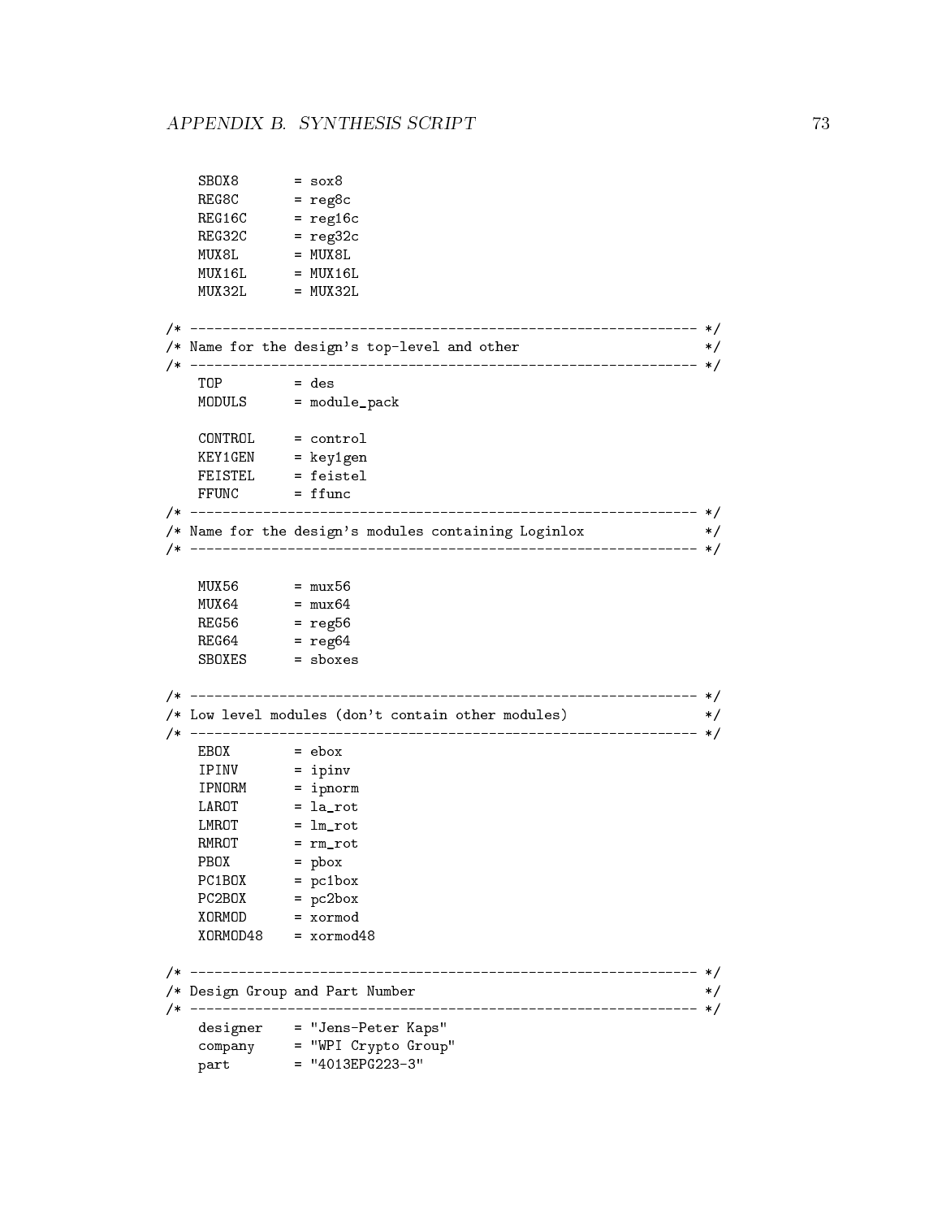```
    SBOX8       = sox8
    REG8C       = reg8c
    REG16C      = reg16c
    REG32C      = reg32c
    MUX8L       = MUX8L
    MUX16L      = MUX16L
    MUX32L      = MUX32L

/* ---------------------------------------------------------------- */
/* Name for the design's top-level and other                        */
/* ---------------------------------------------------------------- */
    TOP         = des
    MODULS      = module_pack

    CONTROL     = control
    KEY1GEN     = key1gen
    FEISTEL     = feistel
    FFUNC       = ffunc
/* ---------------------------------------------------------------- */
/* Name for the design's modules containing Loginlox                */
/* ---------------------------------------------------------------- */

    MUX56       = mux56
    MUX64       = mux64
    REG56       = reg56
    REG64       = reg64
    SBOXES      = sboxes

/* ---------------------------------------------------------------- */
/* Low level modules (don't contain other modules)                  */
/* ---------------------------------------------------------------- */
    EBOX        = ebox
    IPINV       = ipinv
    IPNORM      = ipnorm
    LAROT       = la_rot
    LMROT       = lm_rot
    RMROT       = rm_rot
    PBOX        = pbox
    PC1BOX      = pc1box
    PC2BOX      = pc2box
    XORMOD      = xormod
    XORMOD48    = xormod48

/* ---------------------------------------------------------------- */
/* Design Group and Part Number                                     */
/* ---------------------------------------------------------------- */
    designer    = "Jens-Peter Kaps"
    company     = "WPI Crypto Group"
    part        = "4013EPG223-3"
```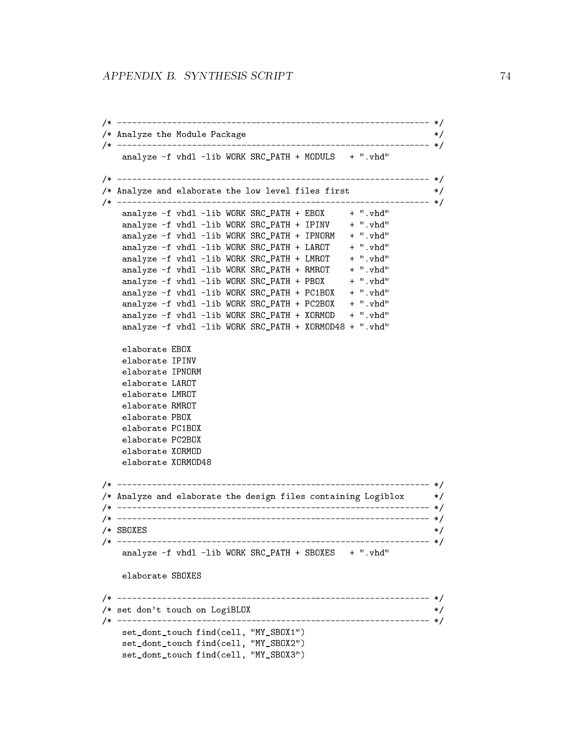```
/* ------------------------------------------------------------- */
/* Analyze the Module Package                                    */
/* ------------------------------------------------------------- */
    analyze -f vhdl -lib WORK SRC_PATH + MODULS   + ".vhd"

/* ------------------------------------------------------------- */
/* Analyze and elaborate the low level files first              */
/* ------------------------------------------------------------- */
    analyze -f vhdl -lib WORK SRC_PATH + EBOX     + ".vhd"
    analyze -f vhdl -lib WORK SRC_PATH + IPINV    + ".vhd"
    analyze -f vhdl -lib WORK SRC_PATH + IPNORM   + ".vhd"
    analyze -f vhdl -lib WORK SRC_PATH + LAROT    + ".vhd"
    analyze -f vhdl -lib WORK SRC_PATH + LMROT    + ".vhd"
    analyze -f vhdl -lib WORK SRC_PATH + RMROT    + ".vhd"
    analyze -f vhdl -lib WORK SRC_PATH + PBOX     + ".vhd"
    analyze -f vhdl -lib WORK SRC_PATH + PC1BOX   + ".vhd"
    analyze -f vhdl -lib WORK SRC_PATH + PC2BOX   + ".vhd"
    analyze -f vhdl -lib WORK SRC_PATH + XORMOD   + ".vhd"
    analyze -f vhdl -lib WORK SRC_PATH + XORMOD48 + ".vhd"

    elaborate EBOX
    elaborate IPINV
    elaborate IPNORM
    elaborate LAROT
    elaborate LMROT
    elaborate RMROT
    elaborate PBOX
    elaborate PC1BOX
    elaborate PC2BOX
    elaborate XORMOD
    elaborate XORMOD48

/* ------------------------------------------------------------- */
/* Analyze and elaborate the design files containing Logiblox   */
/* ------------------------------------------------------------- */
/* ------------------------------------------------------------- */
/* SBOXES                                                        */
/* ------------------------------------------------------------- */
    analyze -f vhdl -lib WORK SRC_PATH + SBOXES   + ".vhd"

    elaborate SBOXES

/* ------------------------------------------------------------- */
/* set don't touch on LogiBLOX                                   */
/* ------------------------------------------------------------- */
    set_dont_touch find(cell, "MY_SBOX1")
    set_dont_touch find(cell, "MY_SBOX2")
    set_dont_touch find(cell, "MY_SBOX3")
```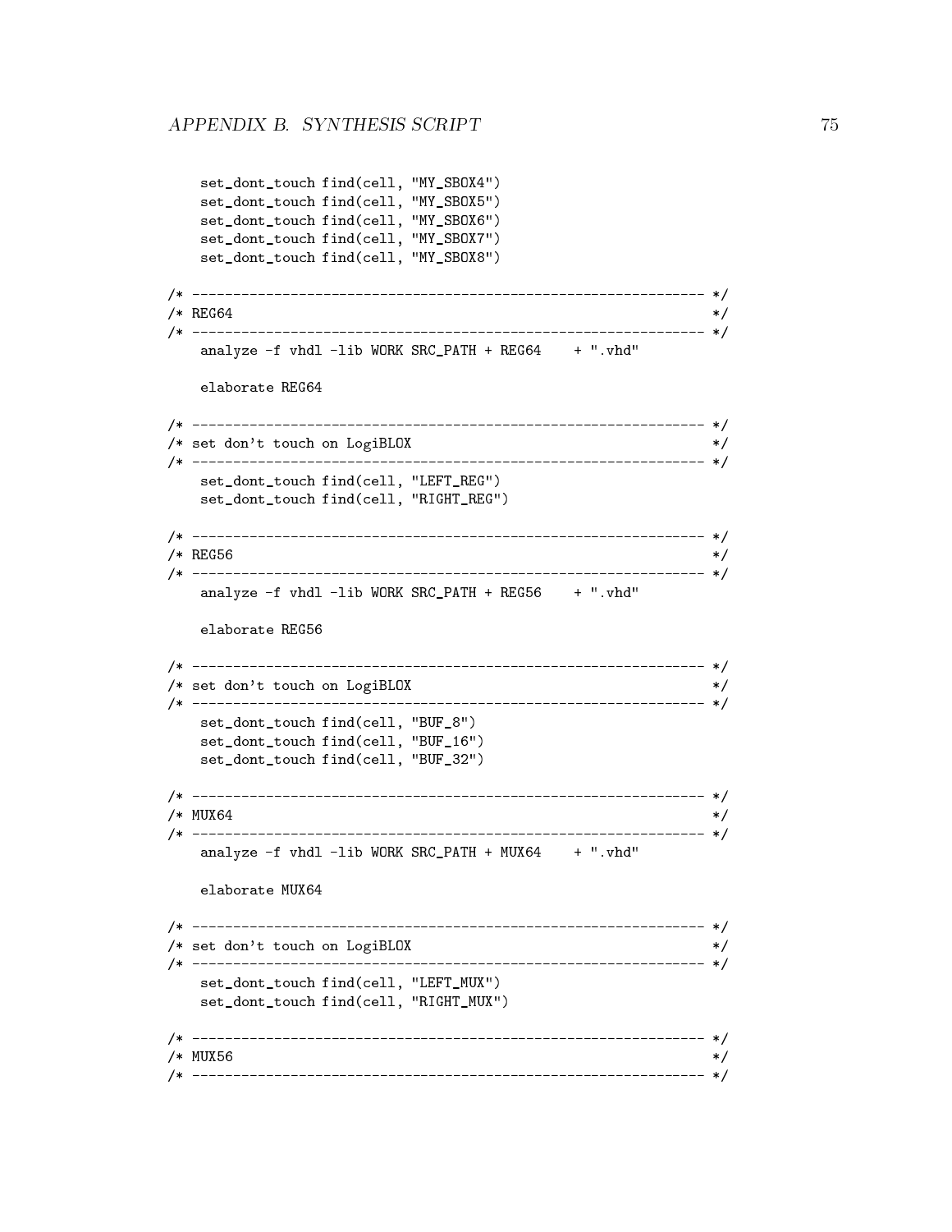```
    set_dont_touch find(cell, "MY_SBOX4")
    set_dont_touch find(cell, "MY_SBOX5")
    set_dont_touch find(cell, "MY_SBOX6")
    set_dont_touch find(cell, "MY_SBOX7")
    set_dont_touch find(cell, "MY_SBOX8")

/* ------------------------------------------------------------- */
/* REG64                                                         */
/* ------------------------------------------------------------- */
    analyze -f vhdl -lib WORK SRC_PATH + REG64    + ".vhd"

    elaborate REG64

/* ------------------------------------------------------------- */
/* set don't touch on LogiBLOX                                   */
/* ------------------------------------------------------------- */
    set_dont_touch find(cell, "LEFT_REG")
    set_dont_touch find(cell, "RIGHT_REG")

/* ------------------------------------------------------------- */
/* REG56                                                         */
/* ------------------------------------------------------------- */
    analyze -f vhdl -lib WORK SRC_PATH + REG56    + ".vhd"

    elaborate REG56

/* ------------------------------------------------------------- */
/* set don't touch on LogiBLOX                                   */
/* ------------------------------------------------------------- */
    set_dont_touch find(cell, "BUF_8")
    set_dont_touch find(cell, "BUF_16")
    set_dont_touch find(cell, "BUF_32")

/* ------------------------------------------------------------- */
/* MUX64                                                         */
/* ------------------------------------------------------------- */
    analyze -f vhdl -lib WORK SRC_PATH + MUX64    + ".vhd"

    elaborate MUX64

/* ------------------------------------------------------------- */
/* set don't touch on LogiBLOX                                   */
/* ------------------------------------------------------------- */
    set_dont_touch find(cell, "LEFT_MUX")
    set_dont_touch find(cell, "RIGHT_MUX")

/* ------------------------------------------------------------- */
/* MUX56                                                         */
/* ------------------------------------------------------------- */
```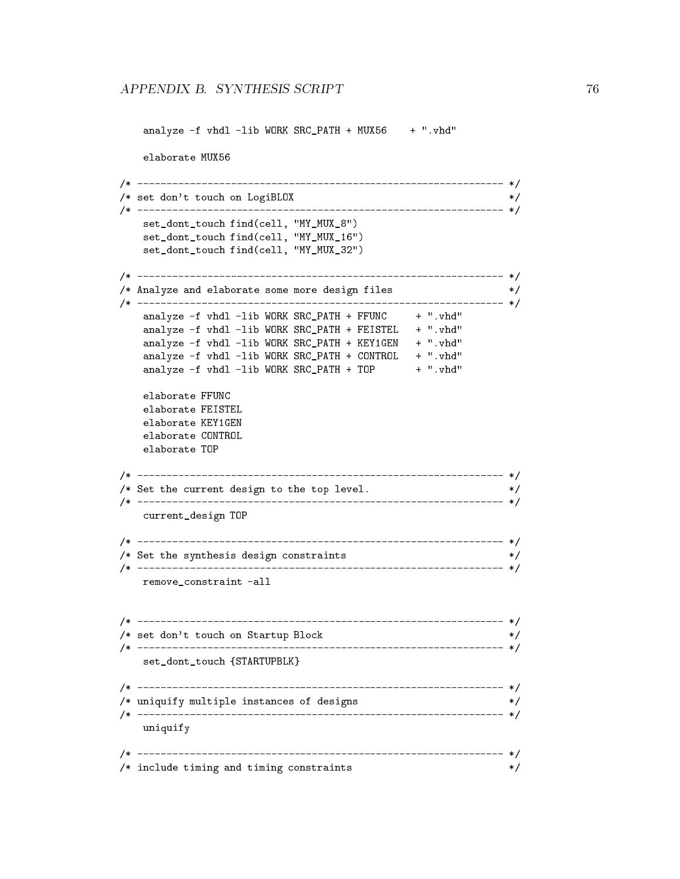```
    analyze -f vhdl -lib WORK SRC_PATH + MUX56    + ".vhd"

    elaborate MUX56

/* -------------------------------------------------------------- */
/* set don't touch on LogiBLOX                                    */
/* -------------------------------------------------------------- */
    set_dont_touch find(cell, "MY_MUX_8")
    set_dont_touch find(cell, "MY_MUX_16")
    set_dont_touch find(cell, "MY_MUX_32")

/* -------------------------------------------------------------- */
/* Analyze and elaborate some more design files                   */
/* -------------------------------------------------------------- */
    analyze -f vhdl -lib WORK SRC_PATH + FFUNC     + ".vhd"
    analyze -f vhdl -lib WORK SRC_PATH + FEISTEL   + ".vhd"
    analyze -f vhdl -lib WORK SRC_PATH + KEY1GEN   + ".vhd"
    analyze -f vhdl -lib WORK SRC_PATH + CONTROL   + ".vhd"
    analyze -f vhdl -lib WORK SRC_PATH + TOP       + ".vhd"

    elaborate FFUNC
    elaborate FEISTEL
    elaborate KEY1GEN
    elaborate CONTROL
    elaborate TOP

/* -------------------------------------------------------------- */
/* Set the current design to the top level.                       */
/* -------------------------------------------------------------- */
    current_design TOP

/* -------------------------------------------------------------- */
/* Set the synthesis design constraints                           */
/* -------------------------------------------------------------- */
    remove_constraint -all


/* -------------------------------------------------------------- */
/* set don't touch on Startup Block                               */
/* -------------------------------------------------------------- */
    set_dont_touch {STARTUPBLK}

/* -------------------------------------------------------------- */
/* uniquify multiple instances of designs                         */
/* -------------------------------------------------------------- */
    uniquify

/* -------------------------------------------------------------- */
/* include timing and timing constraints                          */
```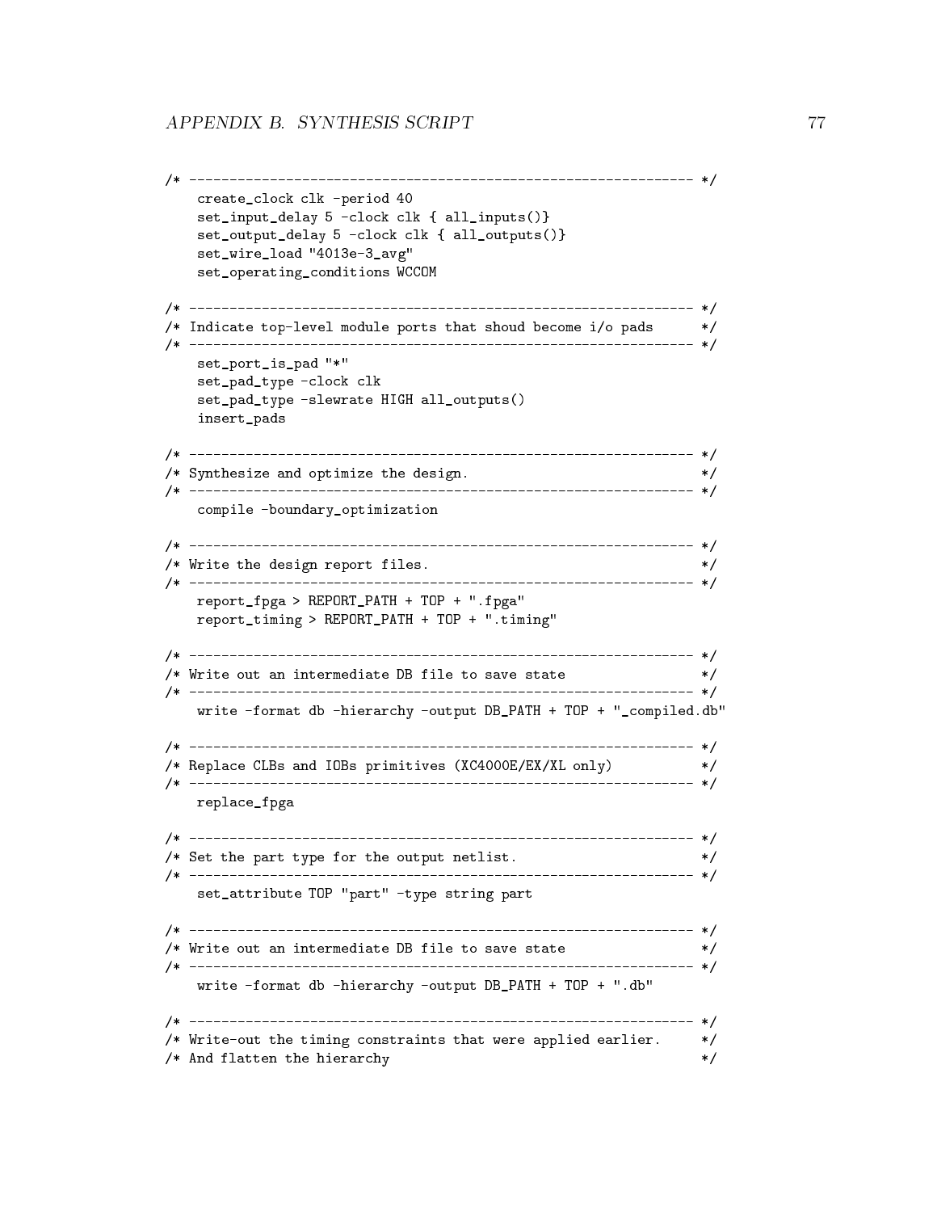```
/* ---------------------------------------------------------------- */
    create_clock clk -period 40
    set_input_delay 5 -clock clk { all_inputs()}
    set_output_delay 5 -clock clk { all_outputs()}
    set_wire_load "4013e-3_avg"
    set_operating_conditions WCCOM

/* ---------------------------------------------------------------- */
/* Indicate top-level module ports that shoud become i/o pads      */
/* ---------------------------------------------------------------- */
    set_port_is_pad "*"
    set_pad_type -clock clk
    set_pad_type -slewrate HIGH all_outputs()
    insert_pads

/* ---------------------------------------------------------------- */
/* Synthesize and optimize the design.                              */
/* ---------------------------------------------------------------- */
    compile -boundary_optimization

/* ---------------------------------------------------------------- */
/* Write the design report files.                                   */
/* ---------------------------------------------------------------- */
    report_fpga > REPORT_PATH + TOP + ".fpga"
    report_timing > REPORT_PATH + TOP + ".timing"

/* ---------------------------------------------------------------- */
/* Write out an intermediate DB file to save state                  */
/* ---------------------------------------------------------------- */
    write -format db -hierarchy -output DB_PATH + TOP + "_compiled.db"

/* ---------------------------------------------------------------- */
/* Replace CLBs and IOBs primitives (XC4000E/EX/XL only)            */
/* ---------------------------------------------------------------- */
    replace_fpga

/* ---------------------------------------------------------------- */
/* Set the part type for the output netlist.                        */
/* ---------------------------------------------------------------- */
    set_attribute TOP "part" -type string part

/* ---------------------------------------------------------------- */
/* Write out an intermediate DB file to save state                  */
/* ---------------------------------------------------------------- */
    write -format db -hierarchy -output DB_PATH + TOP + ".db"

/* ---------------------------------------------------------------- */
/* Write-out the timing constraints that were applied earlier.      */
/* And flatten the hierarchy                                        */
```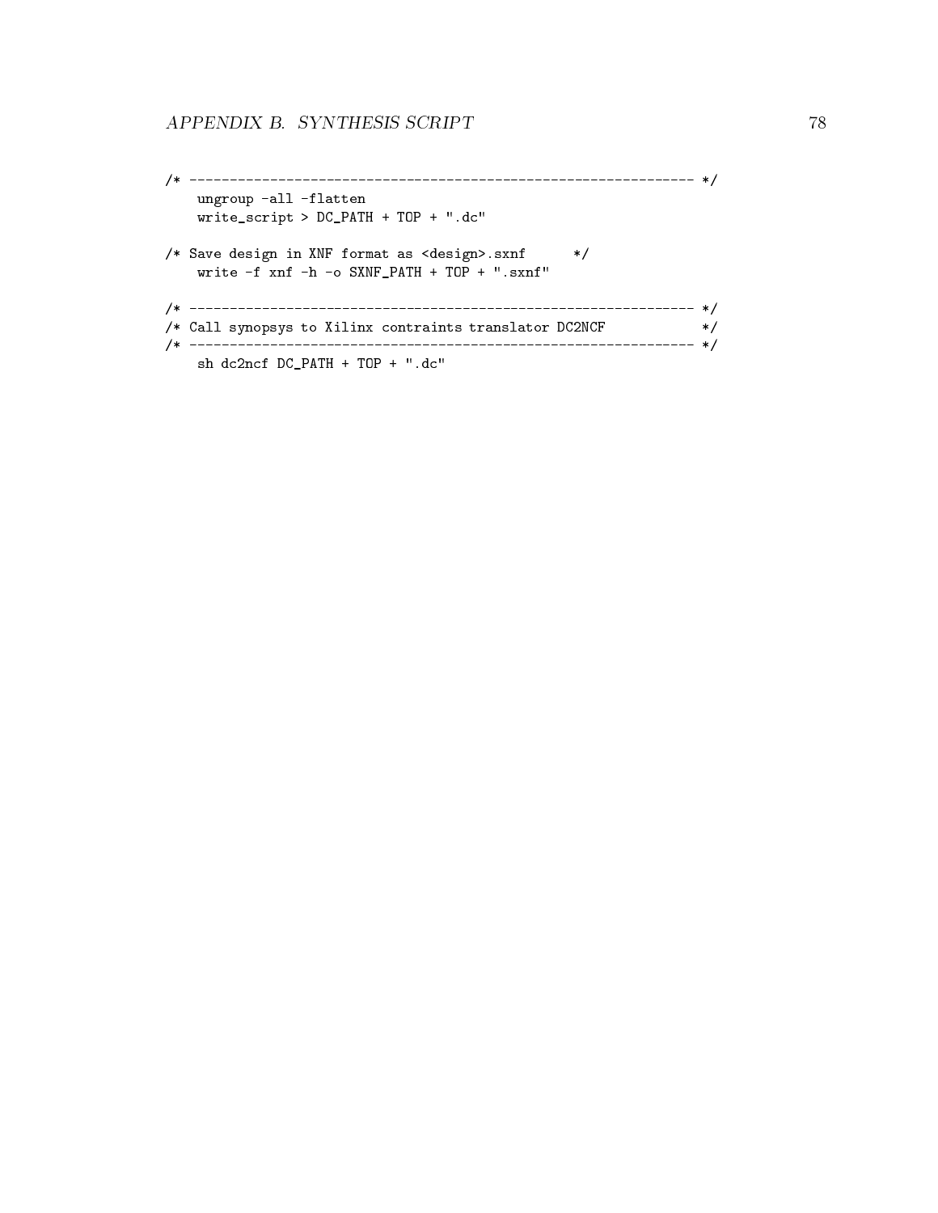```
/* -------------------------------------------------------------- */
    ungroup -all -flatten
    write_script > DC_PATH + TOP + ".dc"

/* Save design in XNF format as <design>.sxnf      */
    write -f xnf -h -o SXNF_PATH + TOP + ".sxnf"

/* -------------------------------------------------------------- */
/* Call synopsys to Xilinx contraints translator DC2NCF           */
/* -------------------------------------------------------------- */
    sh dc2ncf DC_PATH + TOP + ".dc"
```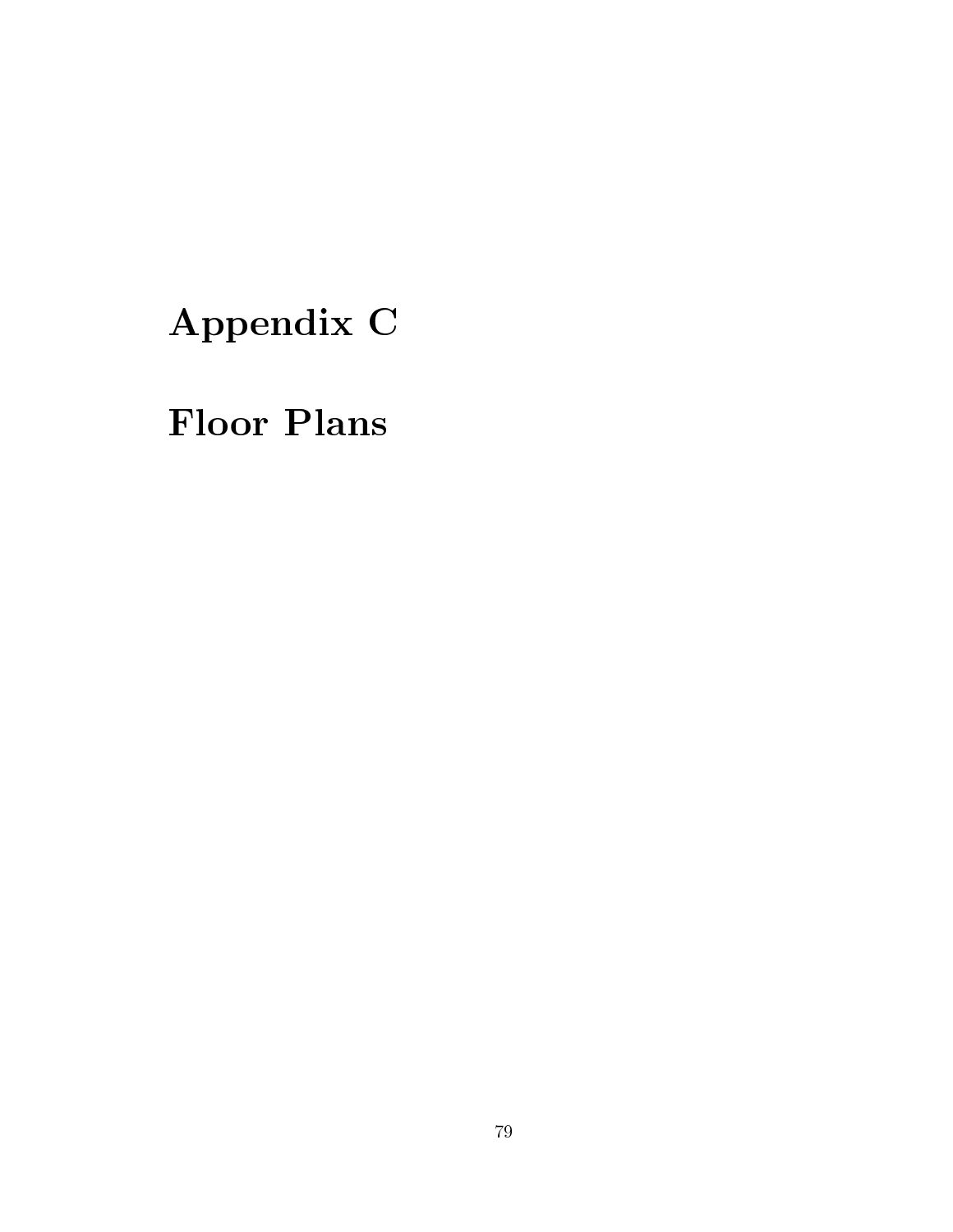# Appendix C

# Floor Plans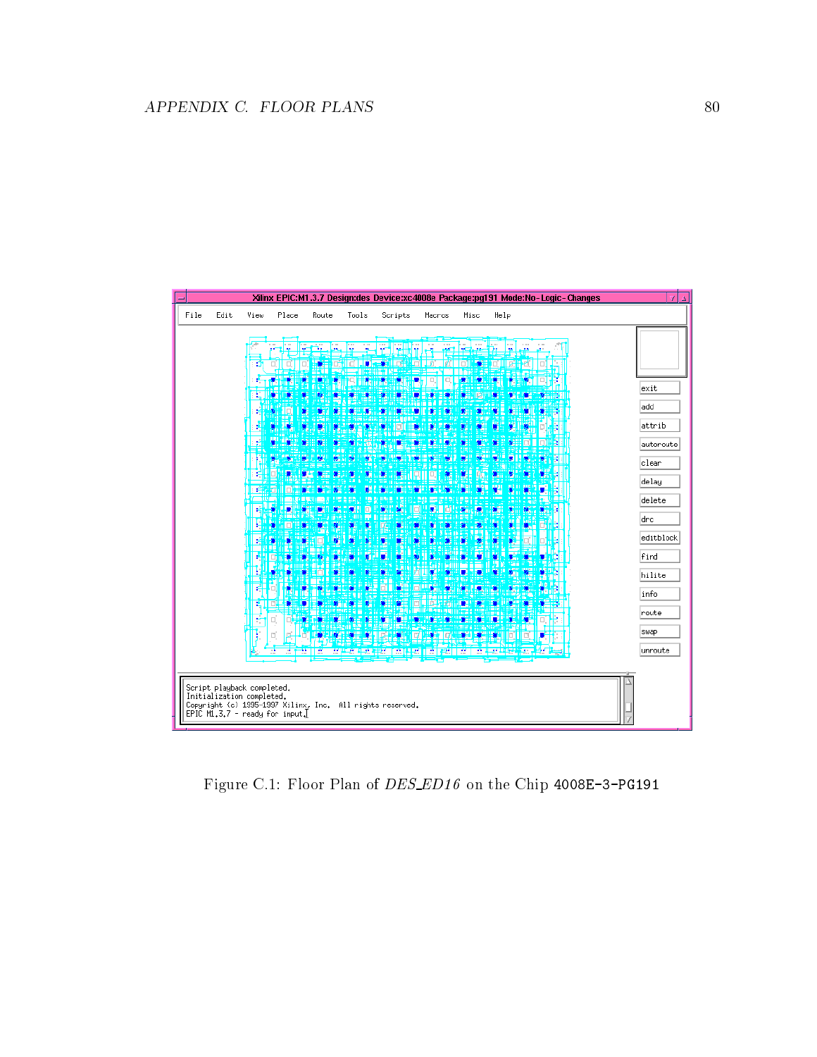Figure C.1: Floor Plan of *DES_ED16* on the Chip `4008E-3-PG191`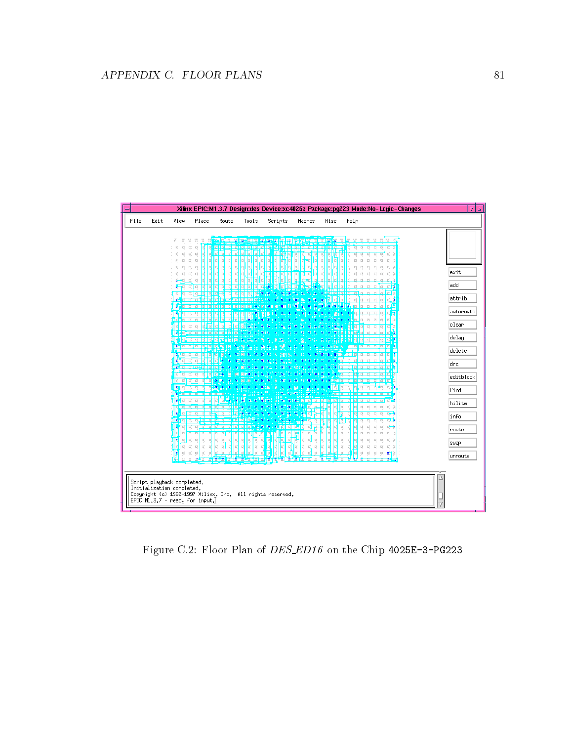Figure C.2: Floor Plan of *DES_ED16* on the Chip 4025E-3-PG223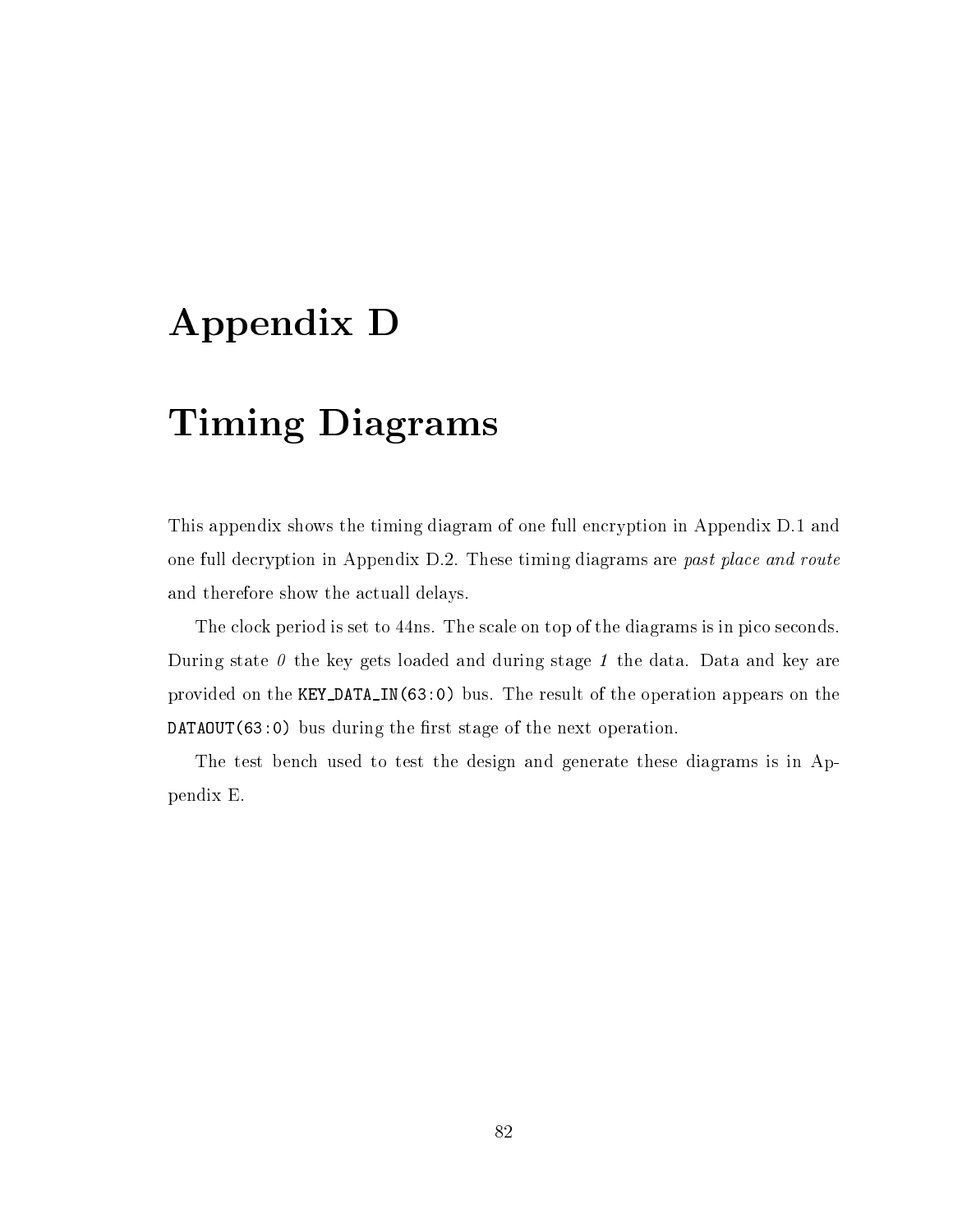# Appendix D

# Timing Diagrams

This appendix shows the timing diagram of one full encryption in Appendix D.1 and one full decryption in Appendix D.2. These timing diagrams are *past place and route* and therefore show the actuall delays.

The clock period is set to 44ns. The scale on top of the diagrams is in pico seconds. During state *0* the key gets loaded and during stage *1* the data. Data and key are provided on the `KEY_DATA_IN(63:0)` bus. The result of the operation appears on the `DATAOUT(63:0)` bus during the first stage of the next operation.

The test bench used to test the design and generate these diagrams is in Appendix E.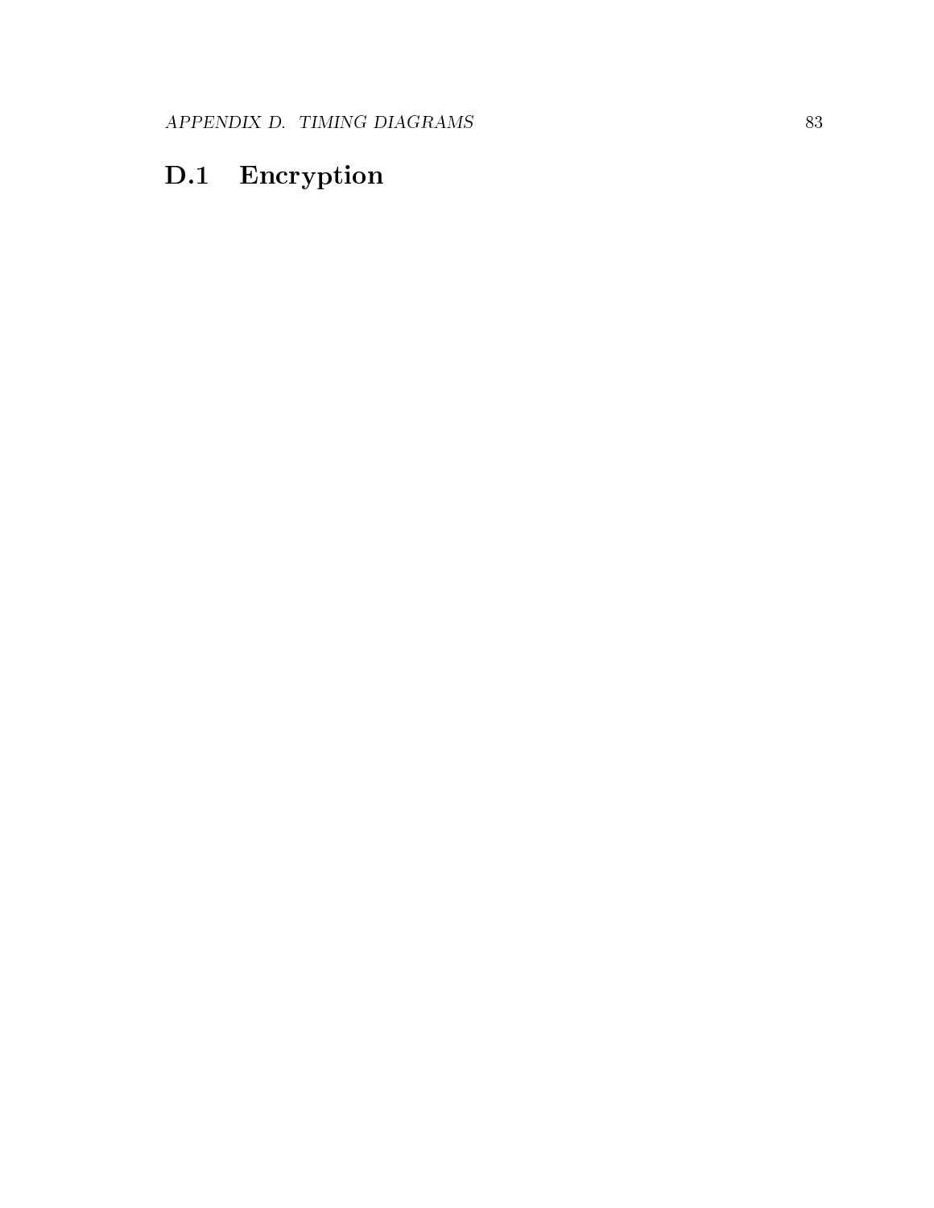## D.1 Encryption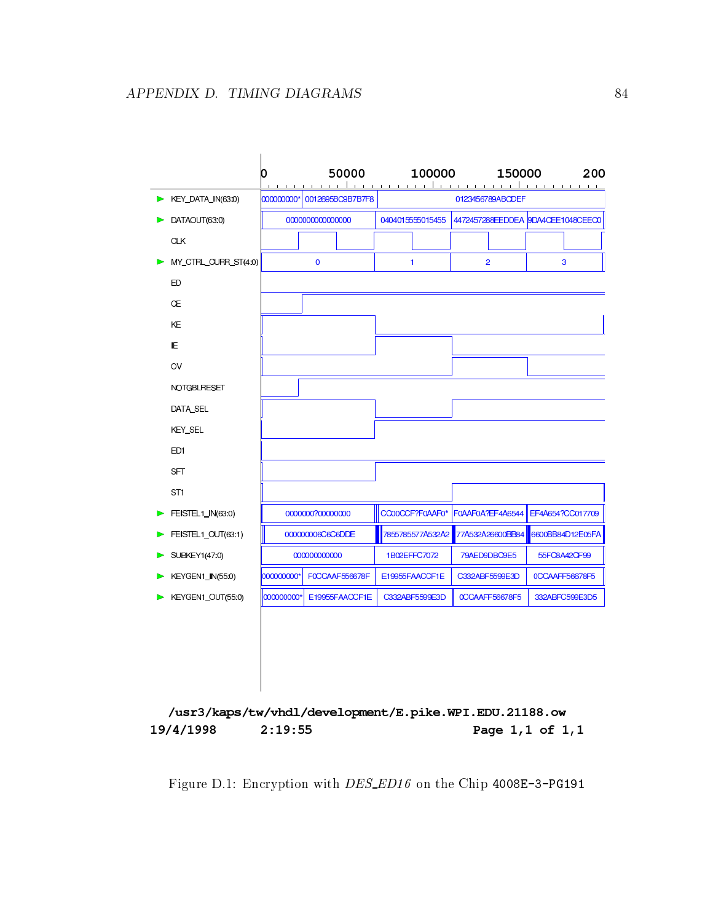| | 0 | 50000 | 100000 | 150000 | 200 |
|---|---|---|---|---|---|
| KEY_DATA_IN(63:0) | 000000000* | 0012695BC9B7B7F8 | 0123456789ABCDEF | | |
| DATAOUT(63:0) | 0000000000000000 | | 0404015555015455 | 4472457288EEDDEA | 9DA4CEE1048CEEC0 |
| CLK | | | | | |
| MY_CTRL_CURR_ST(4:0) | 0 | | 1 | 2 | 3 |
| ED | | | | | |
| CE | | | | | |
| KE | | | | | |
| IE | | | | | |
| OV | | | | | |
| NOTGBLRESET | | | | | |
| DATA_SEL | | | | | |
| KEY_SEL | | | | | |
| ED1 | | | | | |
| SFT | | | | | |
| ST1 | | | | | |
| FEISTEL1_IN(63:0) | 0000000?00000000 | | CC00CCF?F0AAF0* | F0AAF0A?EF4A6544 | EF4A654?CC017709 |
| FEISTEL1_OUT(63:1) | 000000006C6C6DDE | | 7855785577A532A2 | 77A532A26600BB84 | 6600BB84D12E05FA |
| SUBKEY1(47:0) | 000000000000 | | 1B02EFFC7072 | 79AED9DBC9E5 | 55FC8A42CF99 |
| KEYGEN1_IN(55:0) | 000000000* | F0CCAAF556678F | E19955FAACCF1E | C332ABF5599E3D | 0CCAAFF56678F5 |
| KEYGEN1_OUT(55:0) | 000000000* | E19955FAACCF1E | C332ABF5599E3D | 0CCAAFF56678F5 | 332ABFC599E3D5 |

**/usr3/kaps/tw/vhdl/development/E.pike.WPI.EDU.21188.ow**

**19/4/1998 2:19:55 Page 1,1 of 1,1**

Figure D.1: Encryption with *DES_ED16* on the Chip 4008E-3-PG191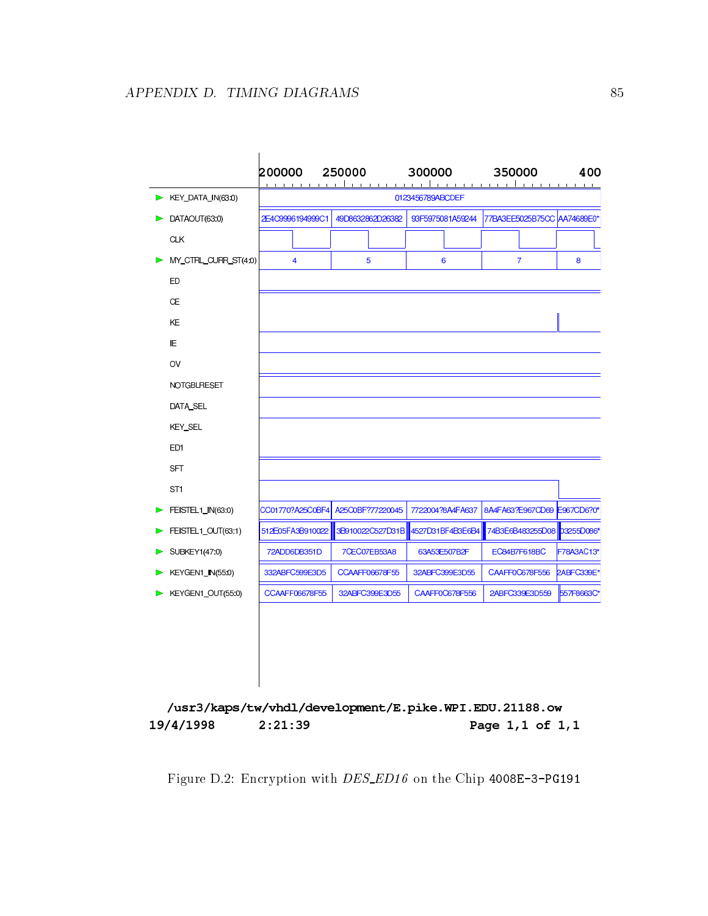| Signal | 200000 | 250000 | 300000 | 350000 | 400 |
| --- | --- | --- | --- | --- | --- |
| KEY_DATA_IN(63:0) | 0123456789ABCDEF | | | | |
| DATAOUT(63:0) | 2E4C9996194999C1 | 49D8632862D26382 | 93F5975081A59244 | 77BA3EE5025B75CC | AA74689E0* |
| CLK | | | | | |
| MY_CTRL_CURR_ST(4:0) | 4 | 5 | 6 | 7 | 8 |
| ED | | | | | |
| CE | | | | | |
| KE | | | | | |
| IE | | | | | |
| OV | | | | | |
| NOTGBLRESET | | | | | |
| DATA_SEL | | | | | |
| KEY_SEL | | | | | |
| ED1 | | | | | |
| SFT | | | | | |
| ST1 | | | | | |
| FEISTEL1_IN(63:0) | CC01770?A25C0BF4 | A25C0BF?77220045 | 7722004?8A4FA637 | 8A4FA63?E967CD69 | E967CD6?0* |
| FEISTEL1_OUT(63:1) | 512E05FA3B910022 | 3B910022C527D31B | 4527D31BF4B3E6B4 | 74B3E6B483255D08 | 03255D086* |
| SUBKEY1(47:0) | 72ADD6DB351D | 7CEC07EB53A8 | 63A53E507B2F | EC84B7F618BC | F78A3AC13* |
| KEYGEN1_IN(55:0) | 332ABFC599E3D5 | CCAAFF06678F55 | 32ABFC399E3D55 | CAAFF0C678F556 | 2ABFC339E* |
| KEYGEN1_OUT(55:0) | CCAAFF06678F55 | 32ABFC399E3D55 | CAAFF0C678F556 | 2ABFC339E3D559 | 557F8663C* |

/usr3/kaps/tw/vhdl/development/E.pike.WPI.EDU.21188.ow
19/4/1998 2:21:39 Page 1,1 of 1,1

Figure D.2: Encryption with *DES_ED16* on the Chip 4008E-3-PG191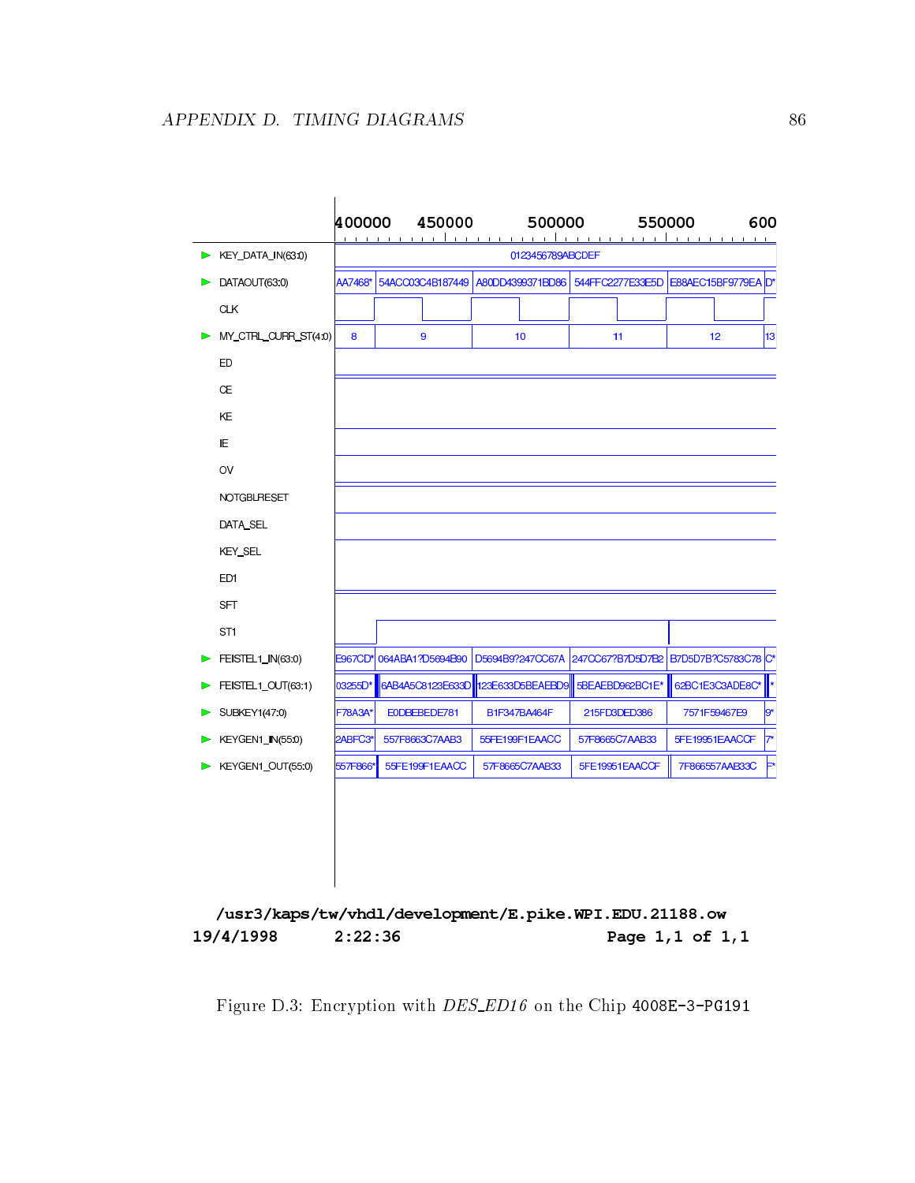| | 400000 | 450000 | | 500000 | | 550000 | | 600 |
|---|---|---|---|---|---|---|---|---|
| KEY_DATA_IN(63:0) | 0123456789ABCDEF | | | | | | | |
| DATAOUT(63:0) | AA7468* | 54ACC03C4B187449 | A80DD4399371BD86 | | 544FFC2277E33E5D | E88AEC15BF9779EA | D* | |
| CLK | | | | | | | | |
| MY_CTRL_CURR_ST(4:0) | 8 | 9 | 10 | | 11 | 12 | 13 | |
| ED | | | | | | | | |
| CE | | | | | | | | |
| KE | | | | | | | | |
| IE | | | | | | | | |
| OV | | | | | | | | |
| NOTGBLRESET | | | | | | | | |
| DATA_SEL | | | | | | | | |
| KEY_SEL | | | | | | | | |
| ED1 | | | | | | | | |
| SFT | | | | | | | | |
| ST1 | | | | | | | | |
| FEISTEL1_IN(63:0) | E967CD* | 064ABA1?D5694B90 | D5694B9?247CC67A | | 247CC67?B7D5D7B2 | B7D5D7B?C5783C78 | C* | |
| FEISTEL1_OUT(63:1) | 03255D* | 6AB4A5C8123E633D | 123E633D5BEAEBD9 | | 5BEAEBD962BC1E* | 62BC1E3C3ADE8C* | * | |
| SUBKEY1(47:0) | F78A3A* | E0DBEBEDE781 | B1F347BA464F | | 215FD3DED386 | 7571F59467E9 | 9* | |
| KEYGEN1_IN(55:0) | 2ABFC3* | 557F8663C7AAB3 | 55FE199F1EAACC | | 57F8665C7AAB33 | 5FE19951EAACCF | 7* | |
| KEYGEN1_OUT(55:0) | 557F866* | 55FE199F1EAACC | 57F8665C7AAB33 | | 5FE19951EAACCF | 7F866557AAB33C | F* | |

/usr3/kaps/tw/vhdl/development/E.pike.WPI.EDU.21188.ow

19/4/1998 2:22:36 Page 1,1 of 1,1

Figure D.3: Encryption with *DES_ED16* on the Chip 4008E-3-PG191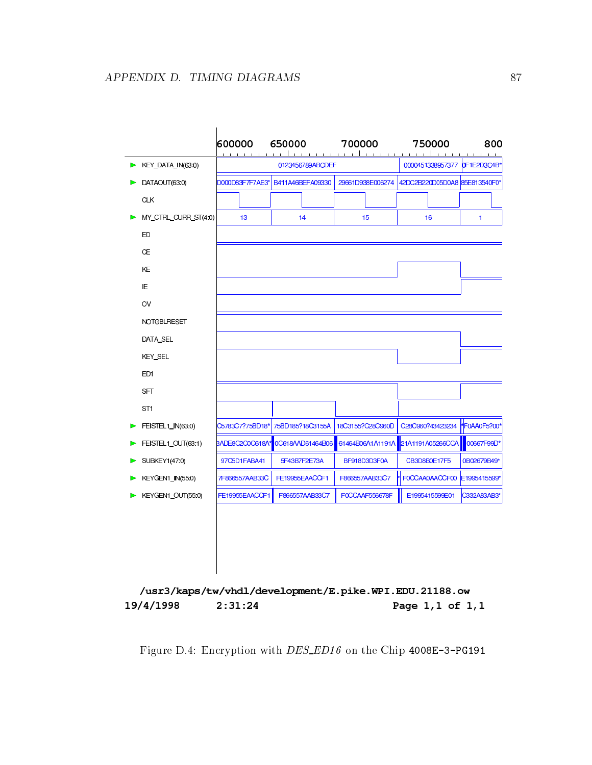| Signal | | | | | |
|---|---|---|---|---|---|
| Time | 600000 | 650000 | 700000 | 750000 | 800 |
| KEY_DATA_IN(63:0) | 0123456789ABCDEF | | | 0000451338957377 | 0F1E2D3C4B* |
| DATAOUT(63:0) | D000D83F7F7AE3* | B411A46BEFA09330 | 29661D938E006274 | 42DC2B220D05D0A8 | 85E813540F0* |
| MY_CTRL_CURR_ST(4:0) | 13 | 14 | 15 | 16 | 1 |
| FEISTEL1_IN(63:0) | C5783C7?75BD18* | 75BD185?18C3155A | 18C3155?C28C960D | C28C960?43423234 | *F0AA0F5?00* |
| FEISTEL1_OUT(63:1) | 3ADE8C2C0C618A* | 0C618AAD61464B06 | 61464B06A1A1191A | 21A1191A05266CCA | 00667F99D* |
| SUBKEY1(47:0) | 97C5D1FABA41 | 5F43B7F2E73A | BF918D3D3F0A | CB3D8B0E17F5 | 0B02679B49* |
| KEYGEN1_IN(55:0) | 7F866557AAB33C | FE19955EAACCF1 | F866557AAB33C7 | * F0CCAA0AACCF00 | E1995415599* |
| KEYGEN1_OUT(55:0) | FE19955EAACCF1 | F866557AAB33C7 | F0CCAAF556678F | E1995415599E01 | C332A83AB3* |

Signals also shown: CLK, ED, CE, KE, IE, OV, NOTGBLRESET, DATA_SEL, KEY_SEL, ED1, SFT, ST1

/usr3/kaps/tw/vhdl/development/E.pike.WPI.EDU.21188.ow
19/4/1998 2:31:24 Page 1,1 of 1,1

Figure D.4: Encryption with *DES_ED16* on the Chip 4008E-3-PG191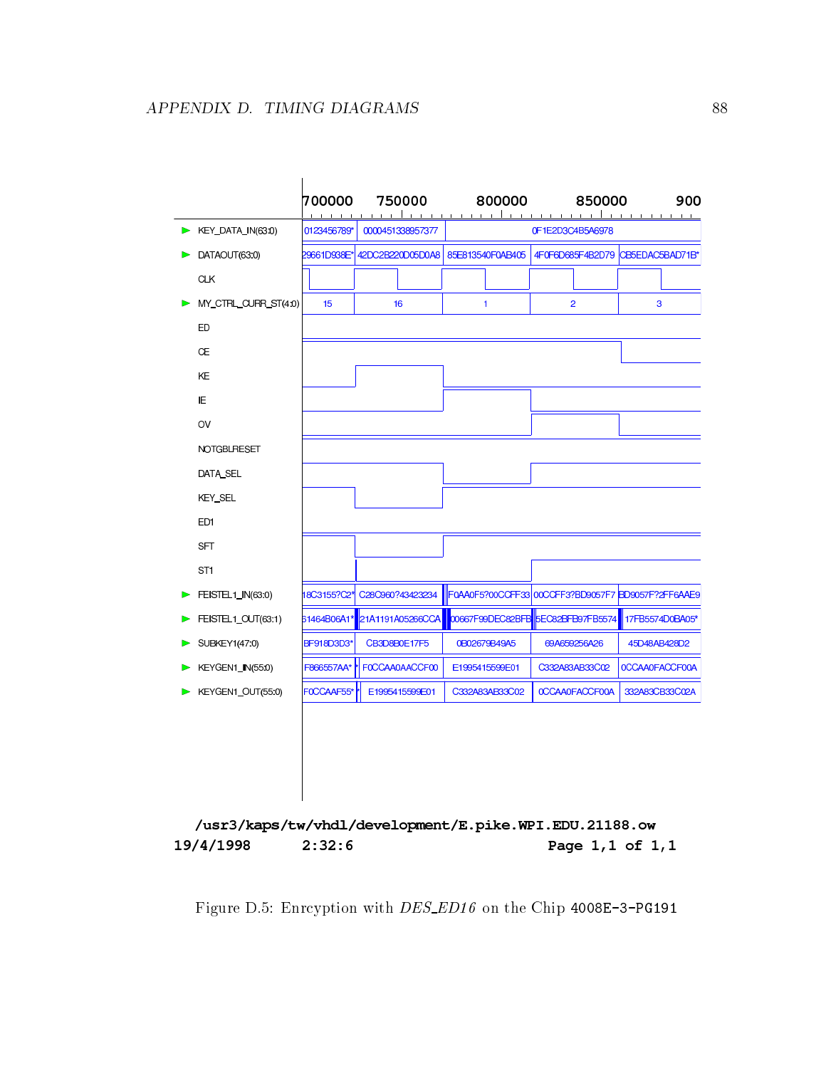| | 700000 | 750000 | | 800000 | | 850000 | | 900 |
|---|---|---|---|---|---|---|---|---|
| KEY_DATA_IN(63:0) | 0123456789* | 0000451338957377 | | 0F1E2D3C4B5A6978 | | | | |
| DATAOUT(63:0) | 29661D938E* | 42DC2B220D05D0A8 | | 85E813540F0AB405 | | 4F0F6D685F4B2D79 | | CB5EDAC5BAD71B* |
| CLK | | | | | | | | |
| MY_CTRL_CURR_ST(4:0) | 15 | 16 | | 1 | | 2 | | 3 |
| ED | | | | | | | | |
| CE | | | | | | | | |
| KE | | | | | | | | |
| IE | | | | | | | | |
| OV | | | | | | | | |
| NOTGBLRESET | | | | | | | | |
| DATA_SEL | | | | | | | | |
| KEY_SEL | | | | | | | | |
| ED1 | | | | | | | | |
| SFT | | | | | | | | |
| ST1 | | | | | | | | |
| FEISTEL1_IN(63:0) | 18C3155?C2* | C28C960?43423234 | | F0AA0F5?00CCFF33 | | 00CCFF3?BD9057F7 | | BD9057F?2FF6AAE9 |
| FEISTEL1_OUT(63:1) | 61464B06A1* | 21A1191A05266CCA | | 00667F99DEC82BFB | | 5EC82BFB97FB5574 | | 17FB5574D0BA05* |
| SUBKEY1(47:0) | BF918D3D3* | CB3D8B0E17F5 | | 0B02679B49A5 | | 69A659256A26 | | 45D48AB428D2 |
| KEYGEN1_IN(55:0) | F866557AA* | F0CCAA0AACCF00 | | E1995415599E01 | | C332A83AB33C02 | | 0CCAA0FACCF00A |
| KEYGEN1_OUT(55:0) | F0CCAAF55* | E1995415599E01 | | C332A83AB33C02 | | 0CCAA0FACCF00A | | 332A83CB33C02A |

**/usr3/kaps/tw/vhdl/development/E.pike.WPI.EDU.21188.ow**
**19/4/1998 2:32:6 Page 1,1 of 1,1**

Figure D.5: Enrcyption with *DES_ED16* on the Chip 4008E-3-PG191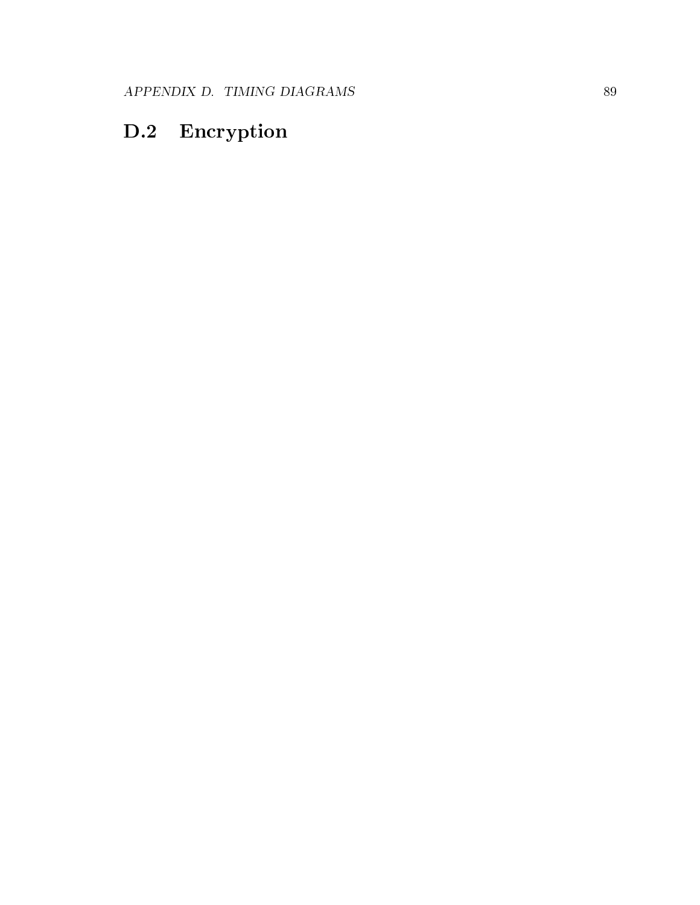## D.2 Encryption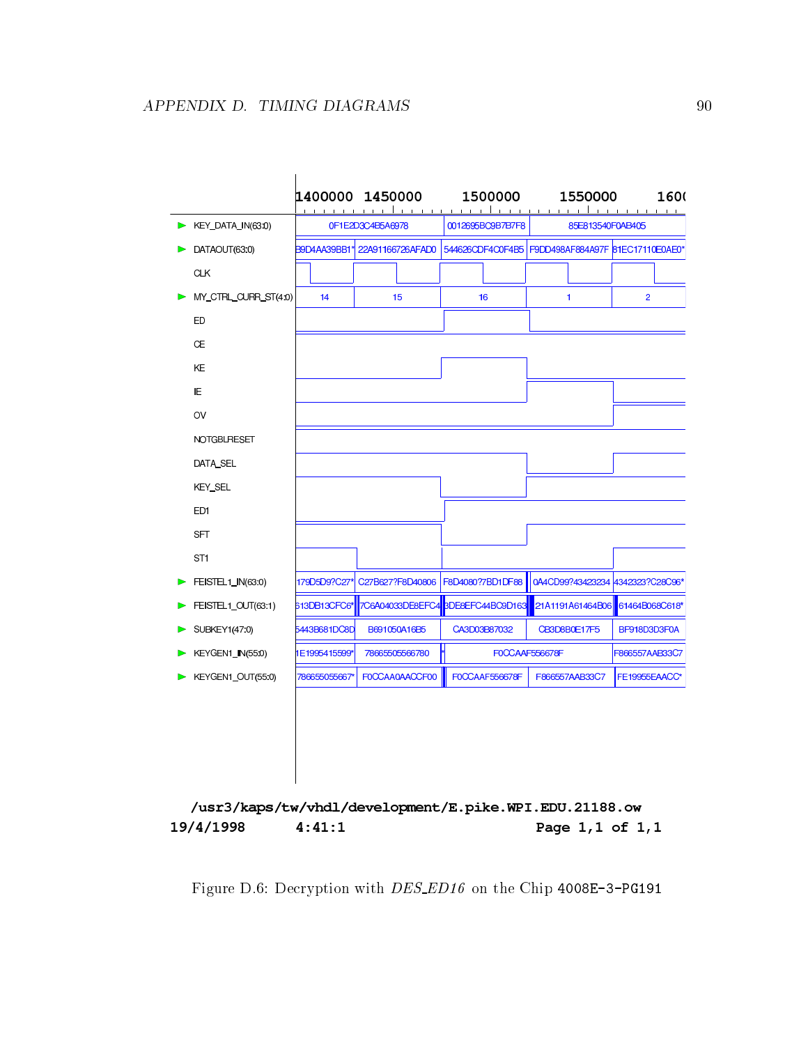| | 1400000 | 1450000 | | 1500000 | | 1550000 | | 1600 |
|---|---|---|---|---|---|---|---|---|
| KEY_DATA_IN(63:0) | 0F1E2D3C4B5A6978 | | 0012695BC9B7B7F8 | | 85E813540F0AB405 | | | |
| DATAOUT(63:0) | B9D4AA39BB1* | 22A91166726AFAD0 | 544626CDF4C0F4B5 | F9DD498AF884A97F | 81EC17110E0AE0* | | | |
| CLK | | | | | | | | |
| MY_CTRL_CURR_ST(4:0) | 14 | 15 | 16 | 1 | 2 | | | |
| ED | | | | | | | | |
| CE | | | | | | | | |
| KE | | | | | | | | |
| IE | | | | | | | | |
| OV | | | | | | | | |
| NOTGBLRESET | | | | | | | | |
| DATA_SEL | | | | | | | | |
| KEY_SEL | | | | | | | | |
| ED1 | | | | | | | | |
| SFT | | | | | | | | |
| ST1 | | | | | | | | |
| FEISTEL1_IN(63:0) | 179D5D9?C27* | C27B627?F8D40806 | F8D4080?7BD1DF88 | 0A4CD99?43423234 | 4342323?C28C96* | | | |
| FEISTEL1_OUT(63:1) | 613DB13CFC6* | 7C6A04033DE8EFC4 | 3DE8EFC44BC9D163 | 21A1191A61464B06 | 61464B068C618* | | | |
| SUBKEY1(47:0) | 5443B681DC8D | B691050A16B5 | CA3D03B87032 | CB3D8B0E17F5 | BF918D3D3F0A | | | |
| KEYGEN1_IN(55:0) | 1E1995415599* | 78665505566780 | * | F0CCAAF556678F | F866557AAB33C7 | | | |
| KEYGEN1_OUT(55:0) | 786655055667* | F0CCAA0AACCF00 | F0CCAAF556678F | F866557AAB33C7 | FE19955EAACC* | | | |

**/usr3/kaps/tw/vhdl/development/E.pike.WPI.EDU.21188.ow**
**19/4/1998 4:41:1 Page 1,1 of 1,1**

Figure D.6: Decryption with *DES_ED16* on the Chip 4008E-3-PG191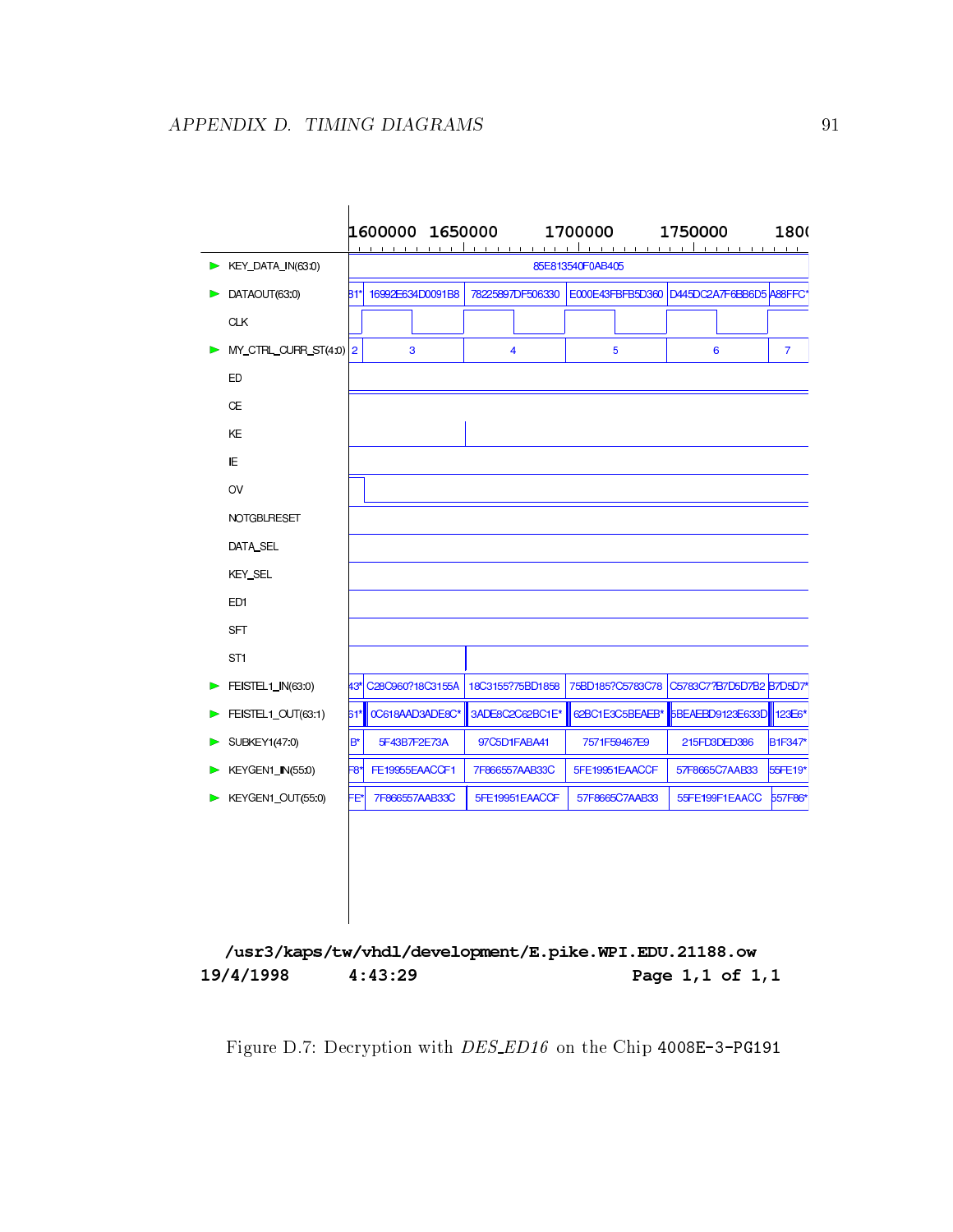| | 1600000 | 1650000 | 1700000 | 1750000 | 1800 |
|---|---|---|---|---|---|
| KEY_DATA_IN(63:0) | 85E813540F0AB405 | | | | |
| DATAOUT(63:0) | 81* 16992E634D0091B8 | 78225897DF506330 | E000E43FBFB5D360 | D445DC2A7F6BB6D5 | A88FFC* |
| CLK | | | | | |
| MY_CTRL_CURR_ST(4:0) | 2 3 | 4 | 5 | 6 | 7 |
| ED | | | | | |
| CE | | | | | |
| KE | | | | | |
| IE | | | | | |
| OV | | | | | |
| NOTGBLRESET | | | | | |
| DATA_SEL | | | | | |
| KEY_SEL | | | | | |
| ED1 | | | | | |
| SFT | | | | | |
| ST1 | | | | | |
| FEISTEL1_IN(63:0) | 43* C28C960?18C3155A | 18C3155?75BD1858 | 75BD185?C5783C78 | C5783C7?B7D5D7B2 | B7D5D7* |
| FEISTEL1_OUT(63:1) | 61* 0C618AAD3ADE8C* | 3ADE8C2C62BC1E* | 62BC1E3C5BEAEB* | 5BEAEBD9123E633D | 123E6* |
| SUBKEY1(47:0) | B* 5F43B7F2E73A | 97C5D1FABA41 | 7571F59467E9 | 215FD3DED386 | B1F347* |
| KEYGEN1_IN(55:0) | F8* FE19955EAACCF1 | 7F866557AAB33C | 5FE19951EAACCF | 57F8665C7AAB33 | 55FE19* |
| KEYGEN1_OUT(55:0) | FE* 7F866557AAB33C | 5FE19951EAACCF | 57F8665C7AAB33 | 55FE199F1EAACC | 557F86* |

**/usr3/kaps/tw/vhdl/development/E.pike.WPI.EDU.21188.ow**
**19/4/1998 4:43:29 Page 1,1 of 1,1**

Figure D.7: Decryption with *DES_ED16* on the Chip 4008E-3-PG191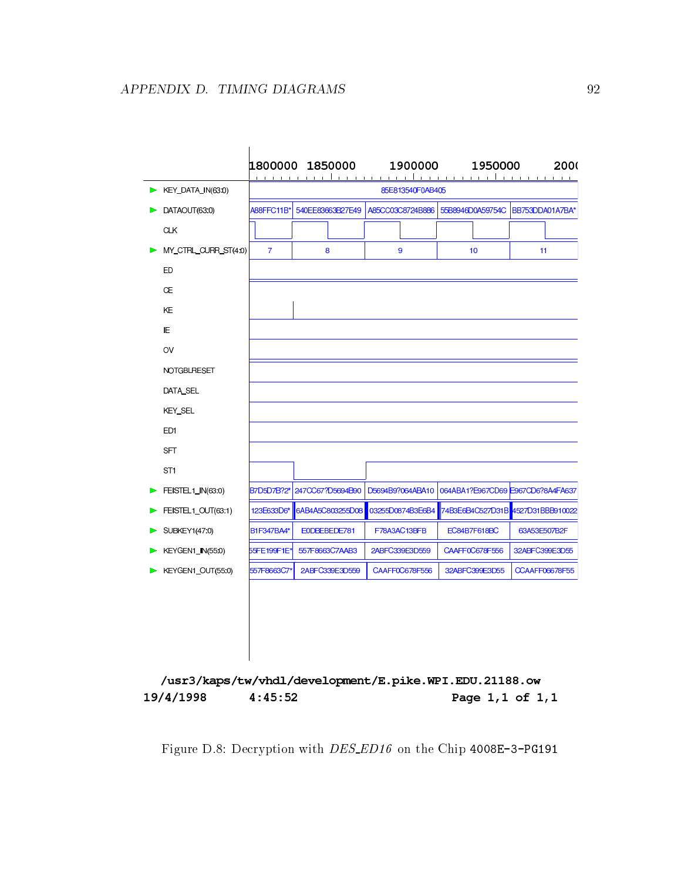| | 1800000 | 1850000 | | 1900000 | | 1950000 | | 2000 |
|---|---|---|---|---|---|---|---|---|
| KEY_DATA_IN(63:0) | 85E813540F0AB405 | | | | | | | |
| DATAOUT(63:0) | A88FFC11B* | 540EE83663B27E49 | | A85CC03C8724B886 | | 55B8946D0A59754C | | BB753DDA01A7BA* |
| CLK | | | | | | | | |
| MY_CTRL_CURR_ST(4:0) | 7 | 8 | | 9 | | 10 | | 11 |
| ED | | | | | | | | |
| CE | | | | | | | | |
| KE | | | | | | | | |
| IE | | | | | | | | |
| OV | | | | | | | | |
| NOTGBLRESET | | | | | | | | |
| DATA_SEL | | | | | | | | |
| KEY_SEL | | | | | | | | |
| ED1 | | | | | | | | |
| SFT | | | | | | | | |
| ST1 | | | | | | | | |
| FEISTEL1_IN(63:0) | B7D5D7B?2* | 247CC67?D5694B90 | | D5694B9?064ABA10 | | 064ABA1?E967CD69 | | E967CD6?8A4FA637 |
| FEISTEL1_OUT(63:1) | 123E633D6* | 6AB4A5C803255D08 | | 03255D0874B3E6B4 | | 74B3E6B4C527D31B | | 4527D31BBB910022 |
| SUBKEY1(47:0) | B1F347BA4* | E0DBEBEDE781 | | F78A3AC13BFB | | EC84B7F618BC | | 63A53E507B2F |
| KEYGEN1_IN(55:0) | 55FE199F1E* | 557F8663C7AAB3 | | 2ABFC339E3D559 | | CAAFF0C678F556 | | 32ABFC399E3D55 |
| KEYGEN1_OUT(55:0) | 557F8663C7* | 2ABFC339E3D559 | | CAAFF0C678F556 | | 32ABFC399E3D55 | | CCAAFF06678F55 |

**/usr3/kaps/tw/vhdl/development/E.pike.WPI.EDU.21188.ow**

**19/4/1998 4:45:52 Page 1,1 of 1,1**

Figure D.8: Decryption with *DES_ED16* on the Chip 4008E-3-PG191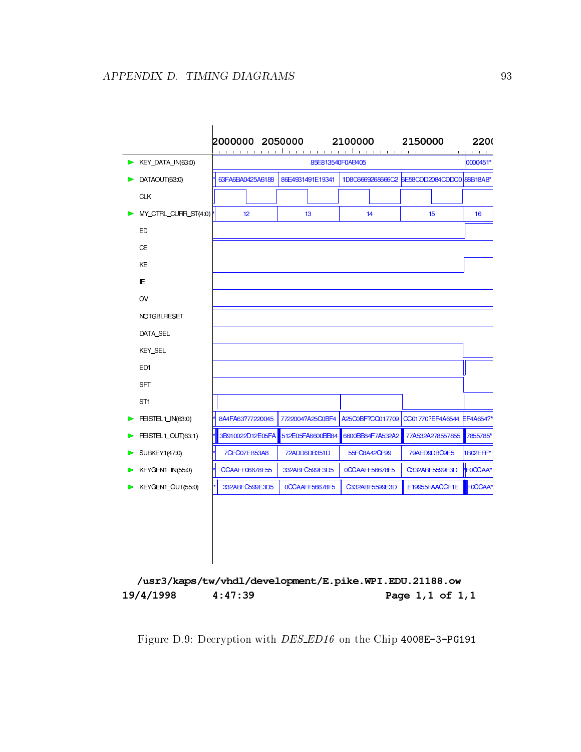2000000 2050000 2100000 2150000 2200

| Signal | | | | | |
|---|---|---|---|---|---|
| KEY_DATA_IN(63:0) | 85E813540F0AB405 | | | | 0000451* |
| DATAOUT(63:0) | 63FA6BA0425A6188 | 86E4931491E19341 | 1D8C6669268666C2 | 6E58CDD2084CDDC0 | 88B18AB* |
| CLK | | | | | |
| MY_CTRL_CURR_ST(4:0) | 12 | 13 | 14 | 15 | 16 |
| ED | | | | | |
| CE | | | | | |
| KE | | | | | |
| IE | | | | | |
| OV | | | | | |
| NOTGBLRESET | | | | | |
| DATA_SEL | | | | | |
| KEY_SEL | | | | | |
| ED1 | | | | | |
| SFT | | | | | |
| ST1 | | | | | |
| FEISTEL1_IN(63:0) | 8A4FA63?77220045 | 7722004?A25C0BF4 | A25C0BF?CC017709 | CC01770?EF4A6544 | EF4A654?* |
| FEISTEL1_OUT(63:1) | 3B910022D12E05FA | 512E05FA6600BB84 | 6600BB84F7A532A2 | 77A532A278557855 | 7855785* |
| SUBKEY1(47:0) | 7CEC07EB53A8 | 72ADD6DB351D | 55FC8A42CF99 | 79AED9DBC9E5 | 1B02EFF* |
| KEYGEN1_IN(55:0) | CCAAFF06678F55 | 332ABFC599E3D5 | 0CCAAFF56678F5 | C332ABF5599E3D | F0CCAA* |
| KEYGEN1_OUT(55:0) | 332ABFC599E3D5 | 0CCAAFF56678F5 | C332ABF5599E3D | E19955FAACCF1E | F0CCAA* |

**/usr3/kaps/tw/vhdl/development/E.pike.WPI.EDU.21188.ow**
**19/4/1998 4:47:39 Page 1,1 of 1,1**

Figure D.9: Decryption with *DES_ED16* on the Chip 4008E-3-PG191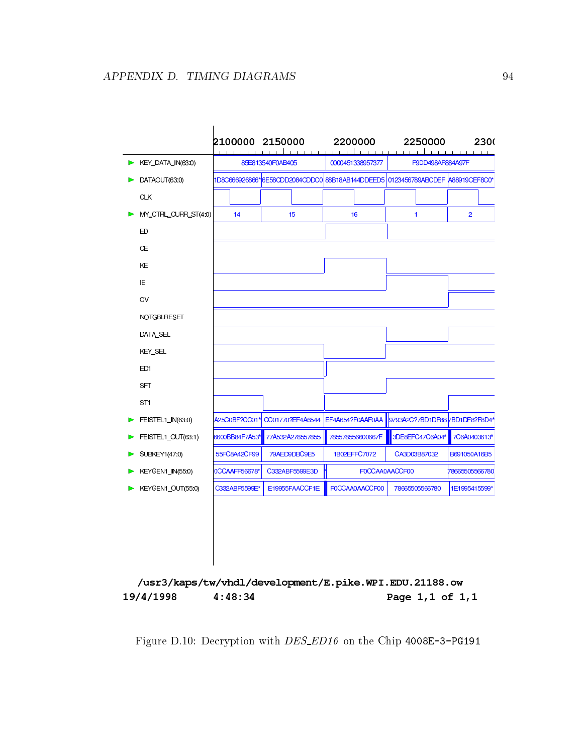| | 2100000 | 2150000 | 2200000 | 2250000 | 2300 |
|---|---|---|---|---|---|
| KEY_DATA_IN(63:0) | 85E813540F0AB405 | | 0000451338957377 | F9DD498AF884A97F | |
| DATAOUT(63:0) | 1D8C666926866* | 6E58CDD2084CDDC0 | 88B18AB144DDEED5 | 0123456789ABCDEF | A88919CEF8C0* |
| CLK | | | | | |
| MY_CTRL_CURR_ST(4:0) | 14 | 15 | 16 | 1 | 2 |
| ED | | | | | |
| CE | | | | | |
| KE | | | | | |
| IE | | | | | |
| OV | | | | | |
| NOTGBLRESET | | | | | |
| DATA_SEL | | | | | |
| KEY_SEL | | | | | |
| ED1 | | | | | |
| SFT | | | | | |
| ST1 | | | | | |
| FEISTEL1_IN(63:0) | A25C0BF?CC01* | CC01770?EF4A6544 | EF4A654?F0AAF0AA | 9793A2C?7BD1DF88 | 7BD1DF8?F8D4* |
| FEISTEL1_OUT(63:1) | 6600BB84F7A53* | 77A532A278557855 | 785578556600667F | 3DE8EFC47C6A04* | 7C6A0403613* |
| SUBKEY1(47:0) | 55FC8A42CF99 | 79AED9DBC9E5 | 1B02EFFC7072 | CA3D03B87032 | B691050A16B5 |
| KEYGEN1_IN(55:0) | 0CCAAFF56678* | C332ABF5599E3D | F0CCAA0AACCF00 | | 78665505566780 |
| KEYGEN1_OUT(55:0) | C332ABF5599E* | E19955FAACCF1E | F0CCAA0AACCF00 | 78665505566780 | 1E1995415599* |

**/usr3/kaps/tw/vhdl/development/E.pike.WPI.EDU.21188.ow**

**19/4/1998 4:48:34 Page 1,1 of 1,1**

Figure D.10: Decryption with *DES_ED16* on the Chip 4008E-3-PG191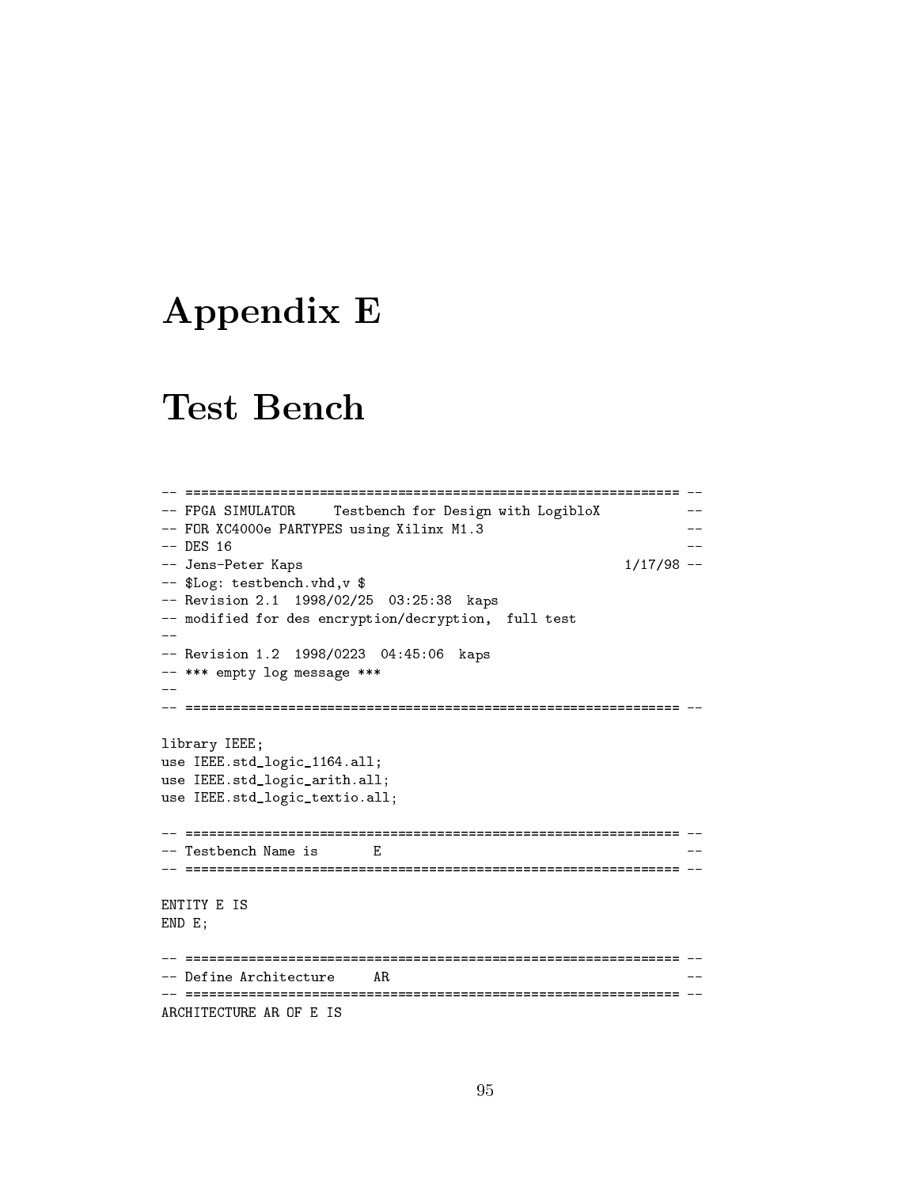# Appendix E

# Test Bench

```
-- ============================================================= --
-- FPGA SIMULATOR     Testbench for Design with LogibloX          --
-- FOR XC4000e PARTYPES using Xilinx M1.3                         --
-- DES 16                                                         --
-- Jens-Peter Kaps                                        1/17/98 --
-- $Log: testbench.vhd,v $
-- Revision 2.1  1998/02/25  03:25:38  kaps
-- modified for des encryption/decryption,  full test
--
-- Revision 1.2  1998/0223  04:45:06  kaps
-- *** empty log message ***
--
-- ============================================================= --

library IEEE;
use IEEE.std_logic_1164.all;
use IEEE.std_logic_arith.all;
use IEEE.std_logic_textio.all;

-- ============================================================= --
-- Testbench Name is       E                                      --
-- ============================================================= --

ENTITY E IS
END E;

-- ============================================================= --
-- Define Architecture     AR                                     --
-- ============================================================= --
ARCHITECTURE AR OF E IS
```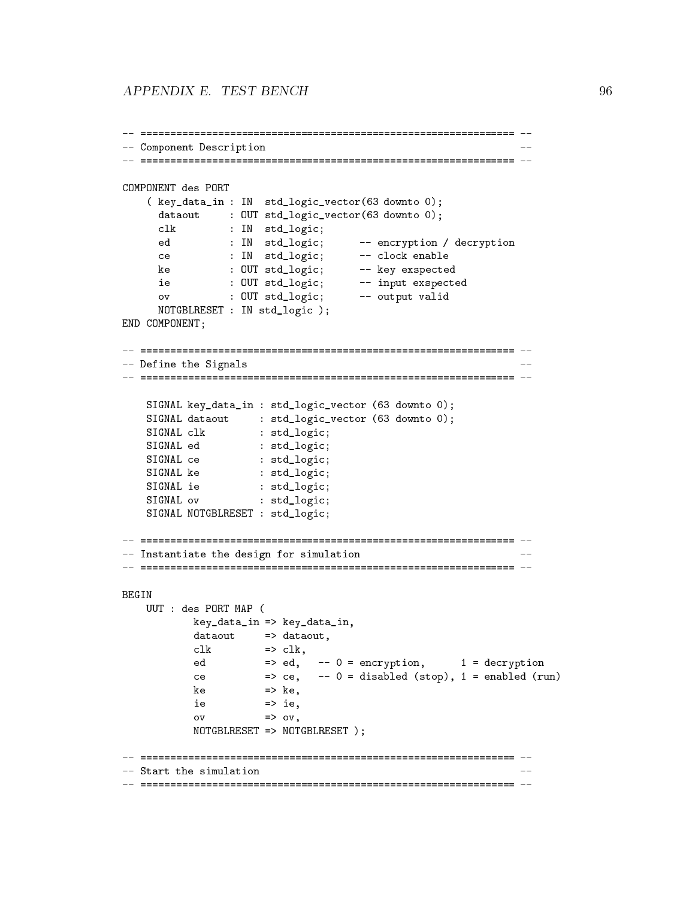```
-- ============================================================ --
-- Component Description                                        --
-- ============================================================ --

COMPONENT des PORT
    ( key_data_in : IN  std_logic_vector(63 downto 0);
      dataout     : OUT std_logic_vector(63 downto 0);
      clk         : IN  std_logic;
      ed          : IN  std_logic;      -- encryption / decryption
      ce          : IN  std_logic;      -- clock enable
      ke          : OUT std_logic;      -- key exspected
      ie          : OUT std_logic;      -- input exspected
      ov          : OUT std_logic;      -- output valid
      NOTGBLRESET : IN std_logic );
END COMPONENT;

-- ============================================================ --
-- Define the Signals                                           --
-- ============================================================ --

    SIGNAL key_data_in : std_logic_vector (63 downto 0);
    SIGNAL dataout     : std_logic_vector (63 downto 0);
    SIGNAL clk         : std_logic;
    SIGNAL ed          : std_logic;
    SIGNAL ce          : std_logic;
    SIGNAL ke          : std_logic;
    SIGNAL ie          : std_logic;
    SIGNAL ov          : std_logic;
    SIGNAL NOTGBLRESET : std_logic;

-- ============================================================ --
-- Instantiate the design for simulation                        --
-- ============================================================ --

BEGIN
    UUT : des PORT MAP (
            key_data_in => key_data_in,
            dataout     => dataout,
            clk         => clk,
            ed          => ed,   -- 0 = encryption,      1 = decryption
            ce          => ce,   -- 0 = disabled (stop), 1 = enabled (run)
            ke          => ke,
            ie          => ie,
            ov          => ov,
            NOTGBLRESET => NOTGBLRESET );

-- ============================================================ --
-- Start the simulation                                         --
-- ============================================================ --
```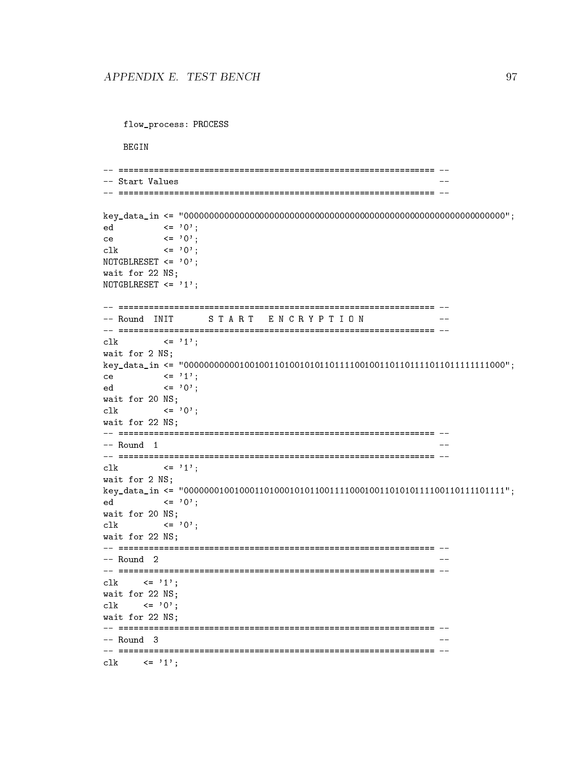```
    flow_process: PROCESS

    BEGIN

-- ============================================================== --
-- Start Values                                                   --
-- ============================================================== --

key_data_in <= "0000000000000000000000000000000000000000000000000000000000000000";
ed          <= '0';
ce          <= '0';
clk         <= '0';
NOTGBLRESET <= '0';
wait for 22 NS;
NOTGBLRESET <= '1';

-- ============================================================== --
-- Round  INIT      S T A R T   E N C R Y P T I O N               --
-- ============================================================== --
clk         <= '1';
wait for 2 NS;
key_data_in <= "0000000000010010011010010101101111001001101101111011011111111000";
ce          <= '1';
ed          <= '0';
wait for 20 NS;
clk         <= '0';
wait for 22 NS;
-- ============================================================== --
-- Round  1                                                       --
-- ============================================================== --
clk         <= '1';
wait for 2 NS;
key_data_in <= "0000000100100011010001010110011110001001101010111100110111101111";
ed          <= '0';
wait for 20 NS;
clk         <= '0';
wait for 22 NS;
-- ============================================================== --
-- Round  2                                                       --
-- ============================================================== --
clk     <= '1';
wait for 22 NS;
clk     <= '0';
wait for 22 NS;
-- ============================================================== --
-- Round  3                                                       --
-- ============================================================== --
clk     <= '1';
```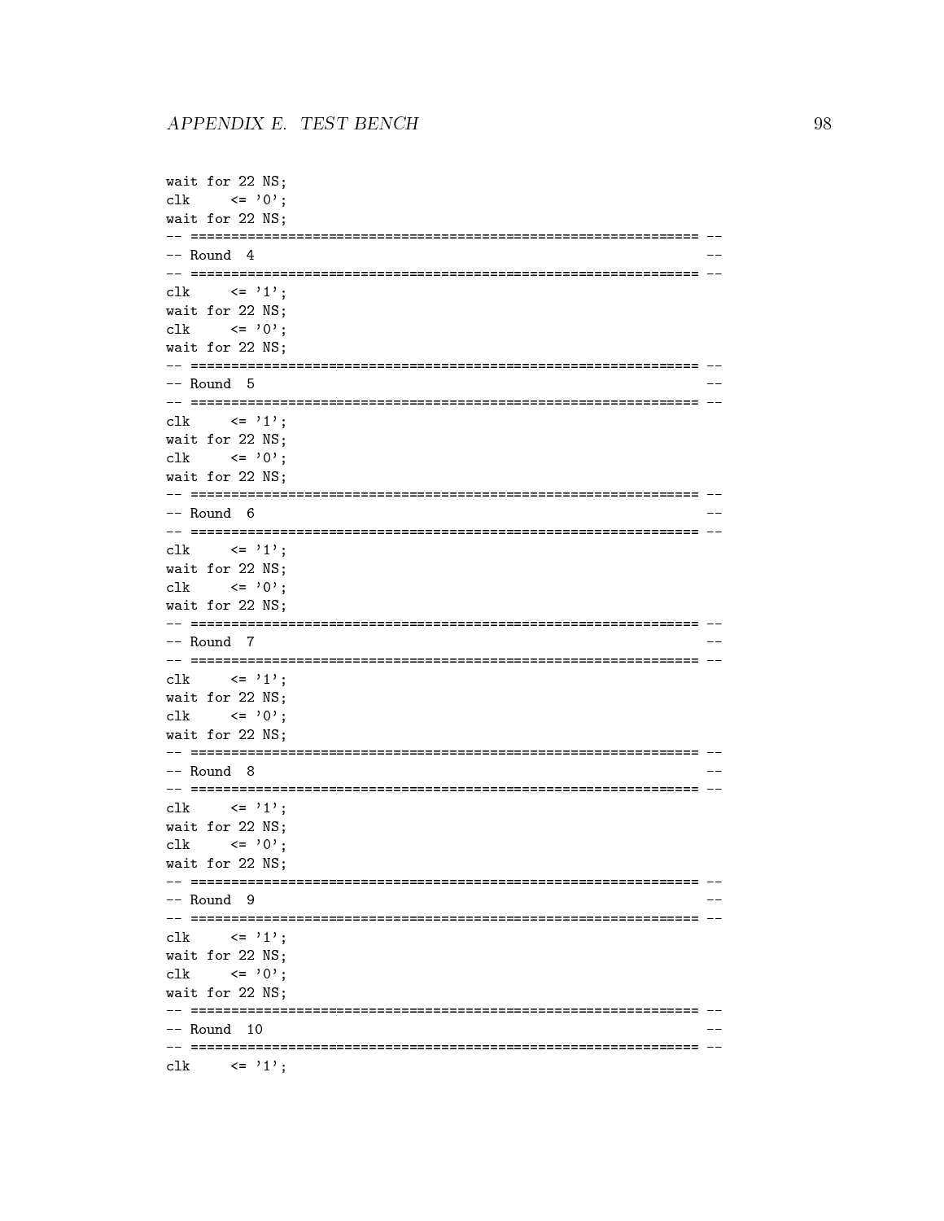```
wait for 22 NS;
clk     <= '0';
wait for 22 NS;
-- ============================================================== --
-- Round  4                                                       --
-- ============================================================== --
clk     <= '1';
wait for 22 NS;
clk     <= '0';
wait for 22 NS;
-- ============================================================== --
-- Round  5                                                       --
-- ============================================================== --
clk     <= '1';
wait for 22 NS;
clk     <= '0';
wait for 22 NS;
-- ============================================================== --
-- Round  6                                                       --
-- ============================================================== --
clk     <= '1';
wait for 22 NS;
clk     <= '0';
wait for 22 NS;
-- ============================================================== --
-- Round  7                                                       --
-- ============================================================== --
clk     <= '1';
wait for 22 NS;
clk     <= '0';
wait for 22 NS;
-- ============================================================== --
-- Round  8                                                       --
-- ============================================================== --
clk     <= '1';
wait for 22 NS;
clk     <= '0';
wait for 22 NS;
-- ============================================================== --
-- Round  9                                                       --
-- ============================================================== --
clk     <= '1';
wait for 22 NS;
clk     <= '0';
wait for 22 NS;
-- ============================================================== --
-- Round  10                                                      --
-- ============================================================== --
clk     <= '1';
```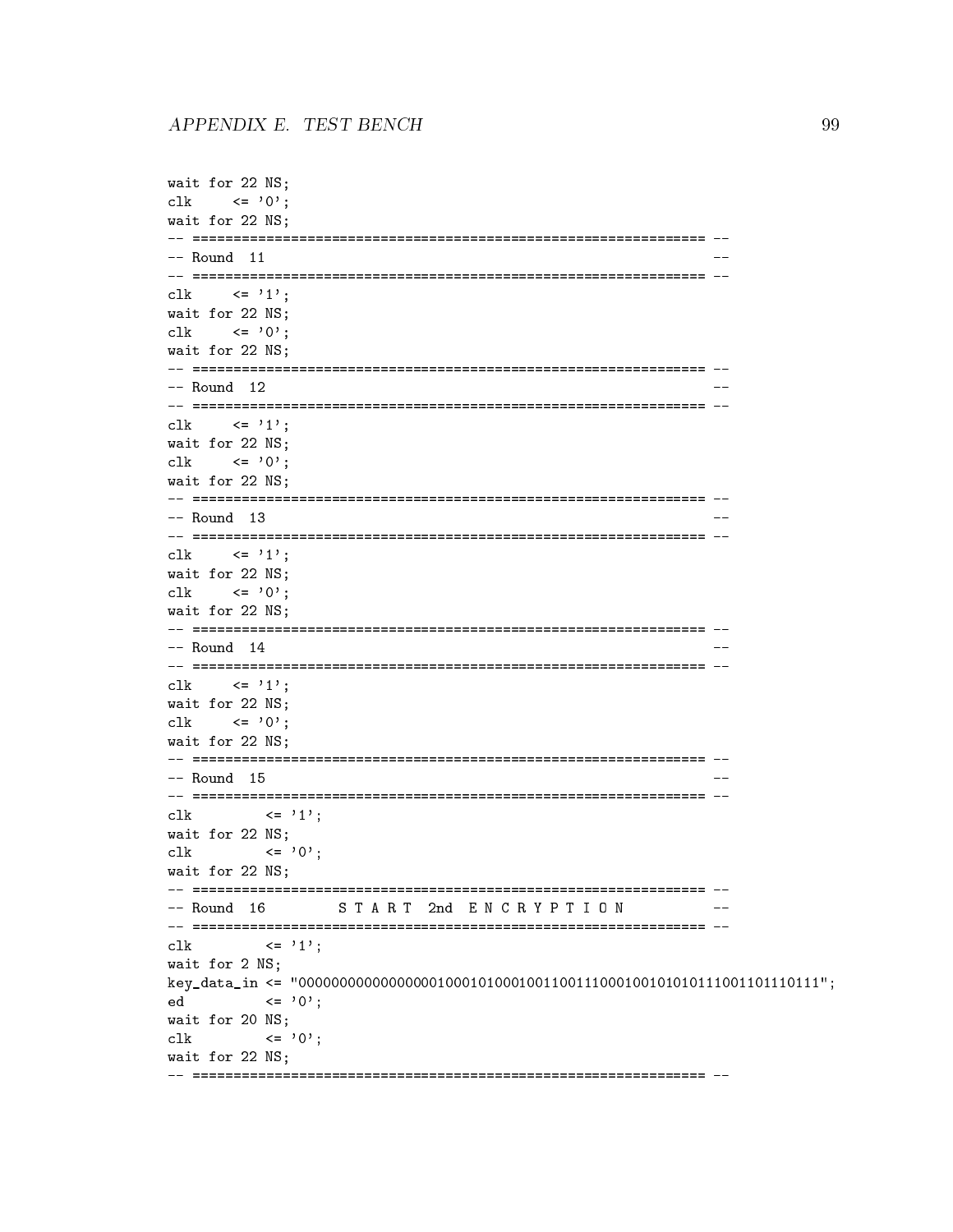```
wait for 22 NS;
clk     <= '0';
wait for 22 NS;
-- ============================================================= --
-- Round  11                                                      --
-- ============================================================= --
clk     <= '1';
wait for 22 NS;
clk     <= '0';
wait for 22 NS;
-- ============================================================= --
-- Round  12                                                      --
-- ============================================================= --
clk     <= '1';
wait for 22 NS;
clk     <= '0';
wait for 22 NS;
-- ============================================================= --
-- Round  13                                                      --
-- ============================================================= --
clk     <= '1';
wait for 22 NS;
clk     <= '0';
wait for 22 NS;
-- ============================================================= --
-- Round  14                                                      --
-- ============================================================= --
clk     <= '1';
wait for 22 NS;
clk     <= '0';
wait for 22 NS;
-- ============================================================= --
-- Round  15                                                      --
-- ============================================================= --
clk         <= '1';
wait for 22 NS;
clk         <= '0';
wait for 22 NS;
-- ============================================================= --
-- Round  16        S T A R T  2nd  E N C R Y P T I O N           --
-- ============================================================= --
clk         <= '1';
wait for 2 NS;
key_data_in <= "0000000000000000100010100010011001110001001010101110011101110111";
ed          <= '0';
wait for 20 NS;
clk         <= '0';
wait for 22 NS;
-- ============================================================= --
```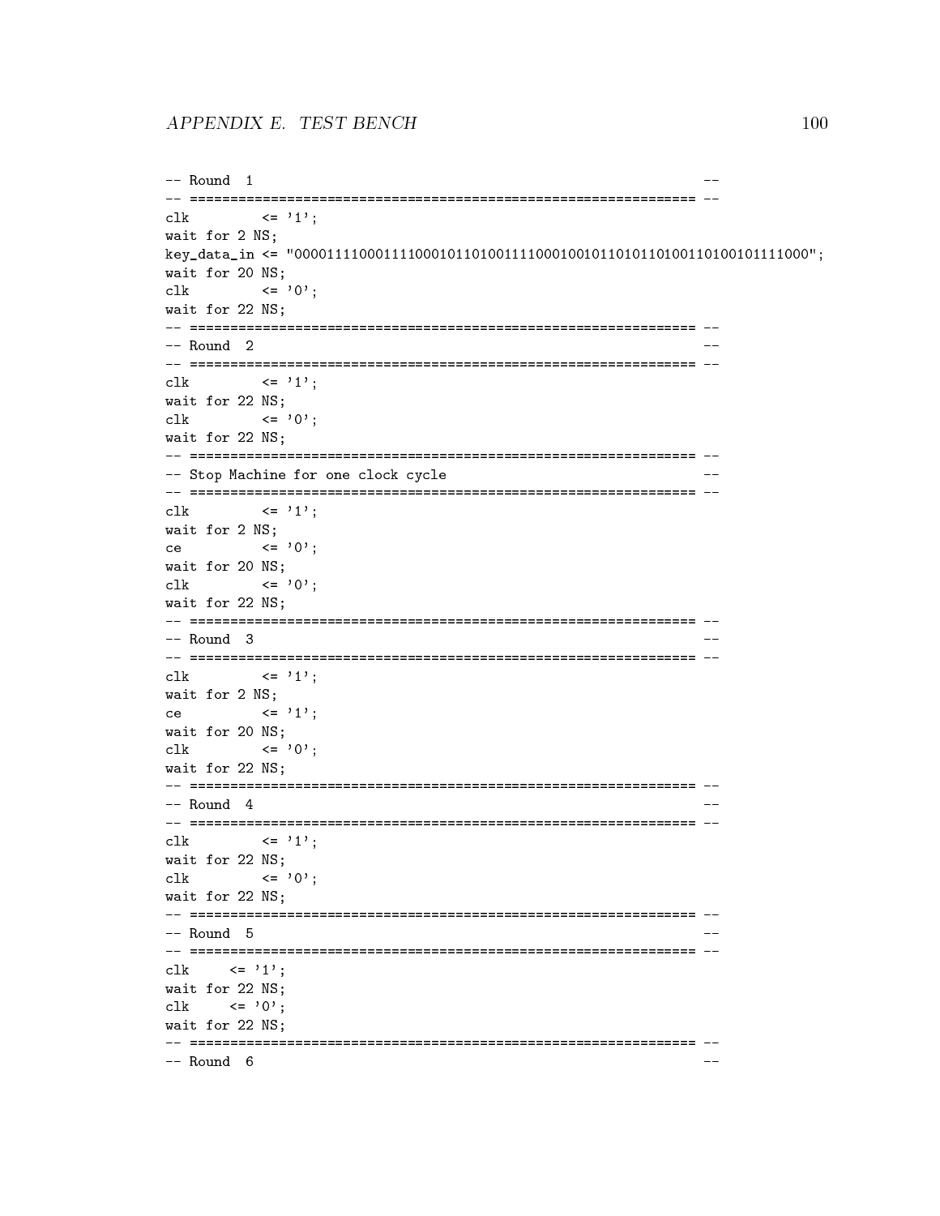```
-- Round  1                                                       --
-- ============================================================== --
clk         <= '1';
wait for 2 NS;
key_data_in <= "0000111100011110001011010011110001001011010110100110100101111000";
wait for 20 NS;
clk         <= '0';
wait for 22 NS;
-- ============================================================== --
-- Round  2                                                       --
-- ============================================================== --
clk         <= '1';
wait for 22 NS;
clk         <= '0';
wait for 22 NS;
-- ============================================================== --
-- Stop Machine for one clock cycle                               --
-- ============================================================== --
clk         <= '1';
wait for 2 NS;
ce          <= '0';
wait for 20 NS;
clk         <= '0';
wait for 22 NS;
-- ============================================================== --
-- Round  3                                                       --
-- ============================================================== --
clk         <= '1';
wait for 2 NS;
ce          <= '1';
wait for 20 NS;
clk         <= '0';
wait for 22 NS;
-- ============================================================== --
-- Round  4                                                       --
-- ============================================================== --
clk         <= '1';
wait for 22 NS;
clk         <= '0';
wait for 22 NS;
-- ============================================================== --
-- Round  5                                                       --
-- ============================================================== --
clk     <= '1';
wait for 22 NS;
clk     <= '0';
wait for 22 NS;
-- ============================================================== --
-- Round  6                                                       --
```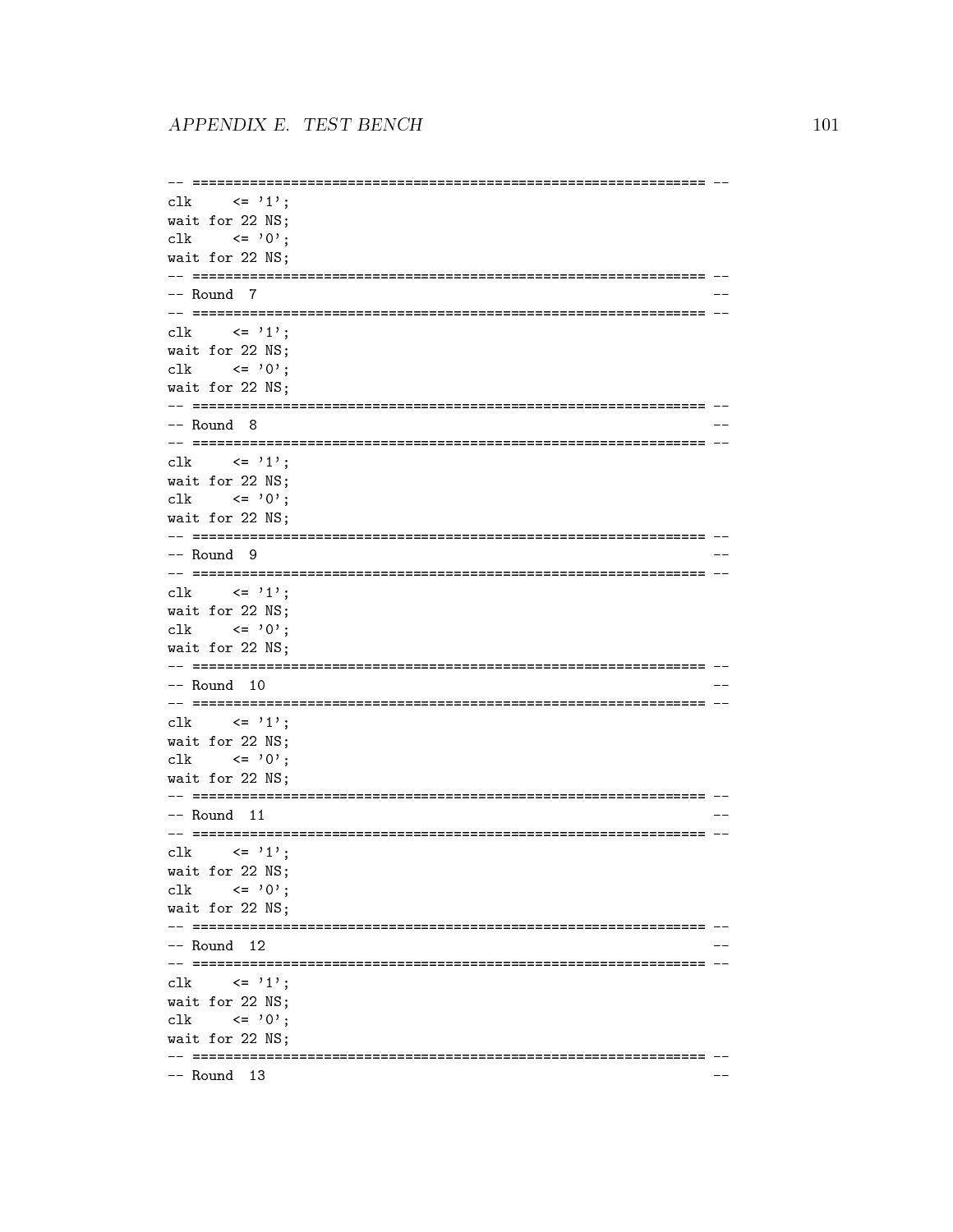```
-- ============================================================== --
clk     <= '1';
wait for 22 NS;
clk     <= '0';
wait for 22 NS;
-- ============================================================== --
-- Round  7                                                        --
-- ============================================================== --
clk     <= '1';
wait for 22 NS;
clk     <= '0';
wait for 22 NS;
-- ============================================================== --
-- Round  8                                                        --
-- ============================================================== --
clk     <= '1';
wait for 22 NS;
clk     <= '0';
wait for 22 NS;
-- ============================================================== --
-- Round  9                                                        --
-- ============================================================== --
clk     <= '1';
wait for 22 NS;
clk     <= '0';
wait for 22 NS;
-- ============================================================== --
-- Round  10                                                       --
-- ============================================================== --
clk     <= '1';
wait for 22 NS;
clk     <= '0';
wait for 22 NS;
-- ============================================================== --
-- Round  11                                                       --
-- ============================================================== --
clk     <= '1';
wait for 22 NS;
clk     <= '0';
wait for 22 NS;
-- ============================================================== --
-- Round  12                                                       --
-- ============================================================== --
clk     <= '1';
wait for 22 NS;
clk     <= '0';
wait for 22 NS;
-- ============================================================== --
-- Round  13                                                       --
```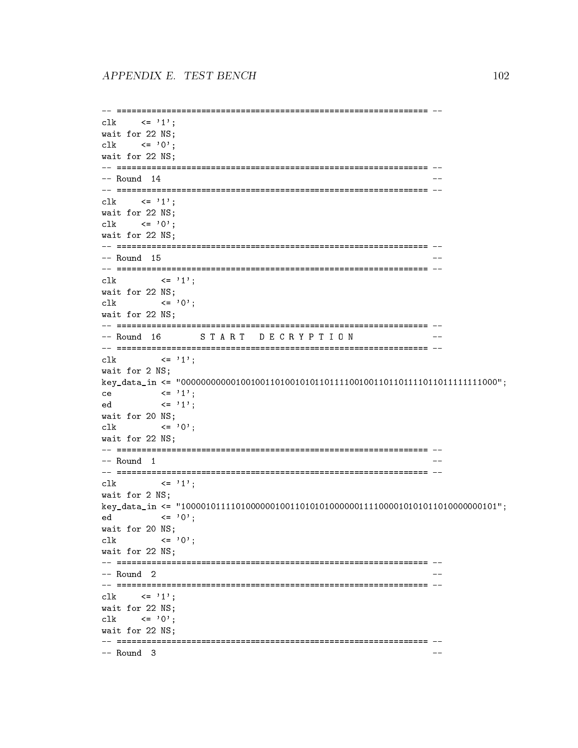```
-- ============================================================== --
clk     <= '1';
wait for 22 NS;
clk     <= '0';
wait for 22 NS;
-- ============================================================== --
-- Round  14                                                      --
-- ============================================================== --
clk     <= '1';
wait for 22 NS;
clk     <= '0';
wait for 22 NS;
-- ============================================================== --
-- Round  15                                                      --
-- ============================================================== --
clk         <= '1';
wait for 22 NS;
clk         <= '0';
wait for 22 NS;
-- ============================================================== --
-- Round  16       S T A R T   D E C R Y P T I O N                --
-- ============================================================== --
clk         <= '1';
wait for 2 NS;
key_data_in <= "0000000000010010011010010101101111001001101101111011011111111000";
ce          <= '1';
ed          <= '1';
wait for 20 NS;
clk         <= '0';
wait for 22 NS;
-- ============================================================== --
-- Round  1                                                       --
-- ============================================================== --
clk         <= '1';
wait for 2 NS;
key_data_in <= "1000010111101000000100110101010000001111000010101011010000000101";
ed          <= '0';
wait for 20 NS;
clk         <= '0';
wait for 22 NS;
-- ============================================================== --
-- Round  2                                                       --
-- ============================================================== --
clk     <= '1';
wait for 22 NS;
clk     <= '0';
wait for 22 NS;
-- ============================================================== --
-- Round  3                                                       --
```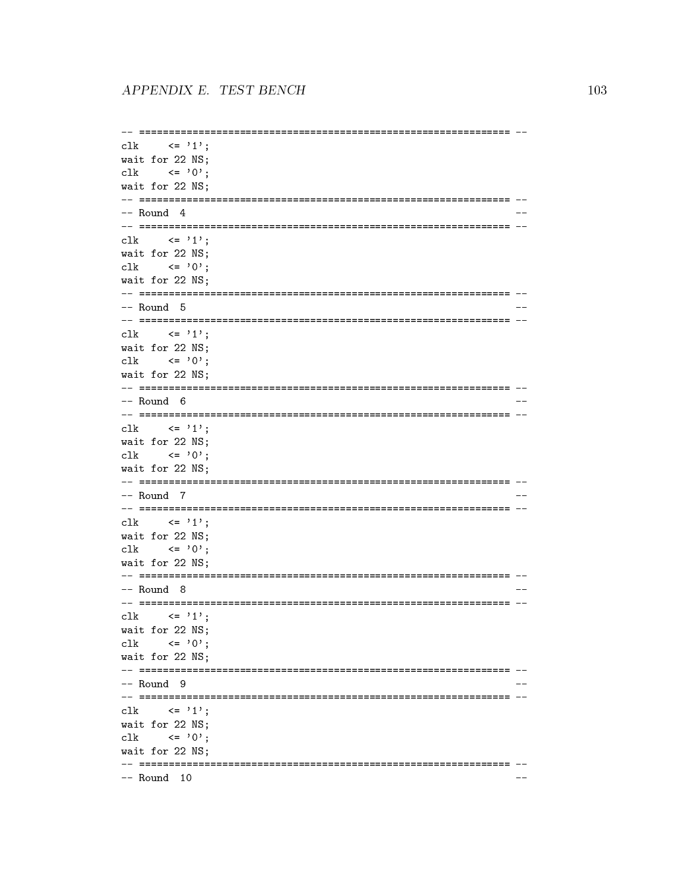```
-- ============================================================== --
clk     <= '1';
wait for 22 NS;
clk     <= '0';
wait for 22 NS;
-- ============================================================== --
-- Round  4                                                        --
-- ============================================================== --
clk     <= '1';
wait for 22 NS;
clk     <= '0';
wait for 22 NS;
-- ============================================================== --
-- Round  5                                                        --
-- ============================================================== --
clk     <= '1';
wait for 22 NS;
clk     <= '0';
wait for 22 NS;
-- ============================================================== --
-- Round  6                                                        --
-- ============================================================== --
clk     <= '1';
wait for 22 NS;
clk     <= '0';
wait for 22 NS;
-- ============================================================== --
-- Round  7                                                        --
-- ============================================================== --
clk     <= '1';
wait for 22 NS;
clk     <= '0';
wait for 22 NS;
-- ============================================================== --
-- Round  8                                                        --
-- ============================================================== --
clk     <= '1';
wait for 22 NS;
clk     <= '0';
wait for 22 NS;
-- ============================================================== --
-- Round  9                                                        --
-- ============================================================== --
clk     <= '1';
wait for 22 NS;
clk     <= '0';
wait for 22 NS;
-- ============================================================== --
-- Round  10                                                       --
```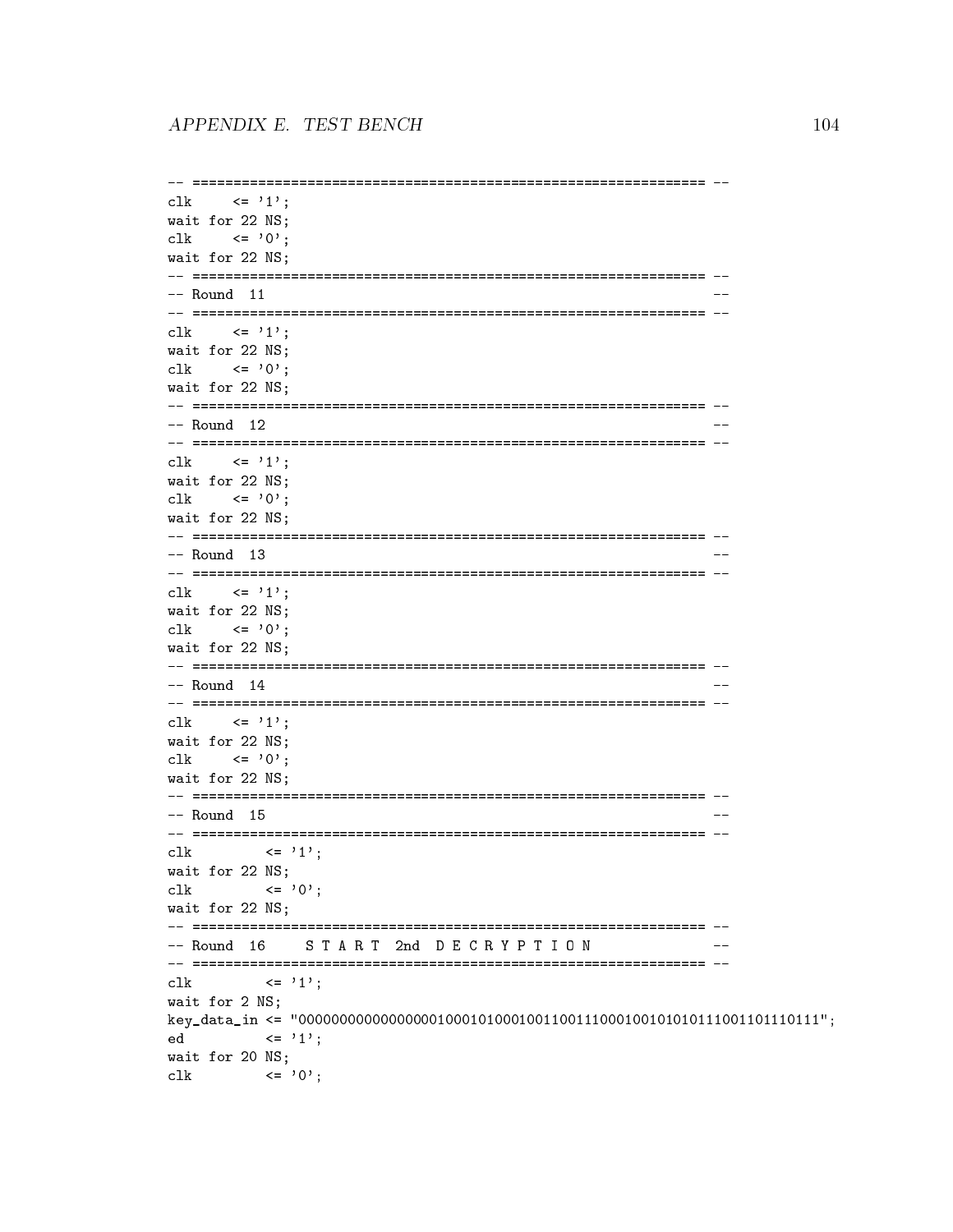```
-- ============================================================== --
clk     <= '1';
wait for 22 NS;
clk     <= '0';
wait for 22 NS;
-- ============================================================== --
-- Round  11                                                       --
-- ============================================================== --
clk     <= '1';
wait for 22 NS;
clk     <= '0';
wait for 22 NS;
-- ============================================================== --
-- Round  12                                                       --
-- ============================================================== --
clk     <= '1';
wait for 22 NS;
clk     <= '0';
wait for 22 NS;
-- ============================================================== --
-- Round  13                                                       --
-- ============================================================== --
clk     <= '1';
wait for 22 NS;
clk     <= '0';
wait for 22 NS;
-- ============================================================== --
-- Round  14                                                       --
-- ============================================================== --
clk     <= '1';
wait for 22 NS;
clk     <= '0';
wait for 22 NS;
-- ============================================================== --
-- Round  15                                                       --
-- ============================================================== --
clk         <= '1';
wait for 22 NS;
clk         <= '0';
wait for 22 NS;
-- ============================================================== --
-- Round  16    S T A R T  2nd  D E C R Y P T I O N               --
-- ============================================================== --
clk         <= '1';
wait for 2 NS;
key_data_in <= "0000000000000000100010100010011001110001001010101110011011110111";
ed          <= '1';
wait for 20 NS;
clk         <= '0';
```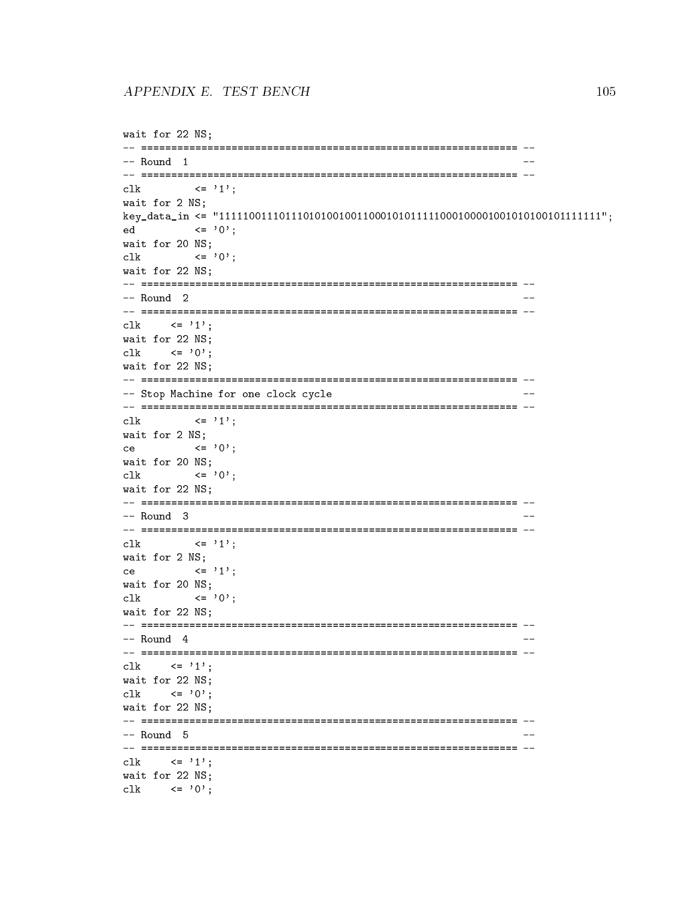```
wait for 22 NS;
-- ============================================================= --
-- Round  1                                                      --
-- ============================================================= --
clk         <= '1';
wait for 2 NS;
key_data_in <= "1111100111011101010010011000101011111000100001001010100101111111";
ed          <= '0';
wait for 20 NS;
clk         <= '0';
wait for 22 NS;
-- ============================================================= --
-- Round  2                                                      --
-- ============================================================= --
clk     <= '1';
wait for 22 NS;
clk     <= '0';
wait for 22 NS;
-- ============================================================= --
-- Stop Machine for one clock cycle                              --
-- ============================================================= --
clk         <= '1';
wait for 2 NS;
ce          <= '0';
wait for 20 NS;
clk         <= '0';
wait for 22 NS;
-- ============================================================= --
-- Round  3                                                      --
-- ============================================================= --
clk         <= '1';
wait for 2 NS;
ce          <= '1';
wait for 20 NS;
clk         <= '0';
wait for 22 NS;
-- ============================================================= --
-- Round  4                                                      --
-- ============================================================= --
clk     <= '1';
wait for 22 NS;
clk     <= '0';
wait for 22 NS;
-- ============================================================= --
-- Round  5                                                      --
-- ============================================================= --
clk     <= '1';
wait for 22 NS;
clk     <= '0';
```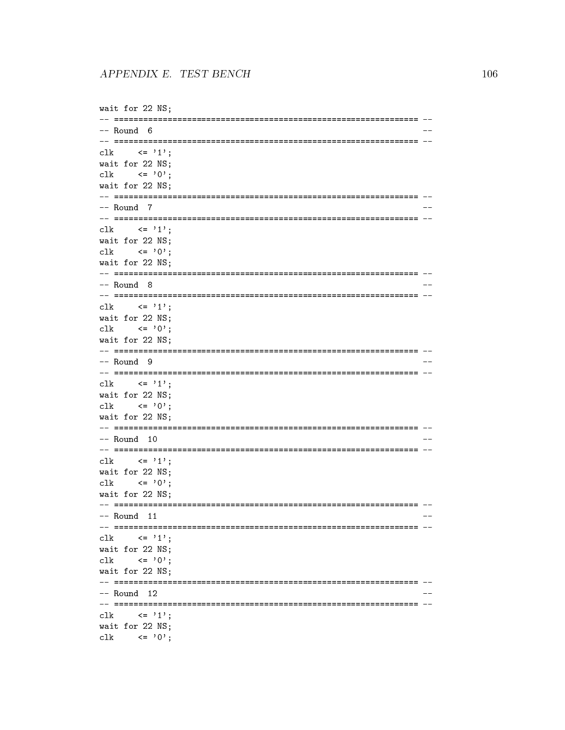```
wait for 22 NS;
-- ============================================================= --
-- Round  6                                                      --
-- ============================================================= --
clk     <= '1';
wait for 22 NS;
clk     <= '0';
wait for 22 NS;
-- ============================================================= --
-- Round  7                                                      --
-- ============================================================= --
clk     <= '1';
wait for 22 NS;
clk     <= '0';
wait for 22 NS;
-- ============================================================= --
-- Round  8                                                      --
-- ============================================================= --
clk     <= '1';
wait for 22 NS;
clk     <= '0';
wait for 22 NS;
-- ============================================================= --
-- Round  9                                                      --
-- ============================================================= --
clk     <= '1';
wait for 22 NS;
clk     <= '0';
wait for 22 NS;
-- ============================================================= --
-- Round  10                                                     --
-- ============================================================= --
clk     <= '1';
wait for 22 NS;
clk     <= '0';
wait for 22 NS;
-- ============================================================= --
-- Round  11                                                     --
-- ============================================================= --
clk     <= '1';
wait for 22 NS;
clk     <= '0';
wait for 22 NS;
-- ============================================================= --
-- Round  12                                                     --
-- ============================================================= --
clk     <= '1';
wait for 22 NS;
clk     <= '0';
```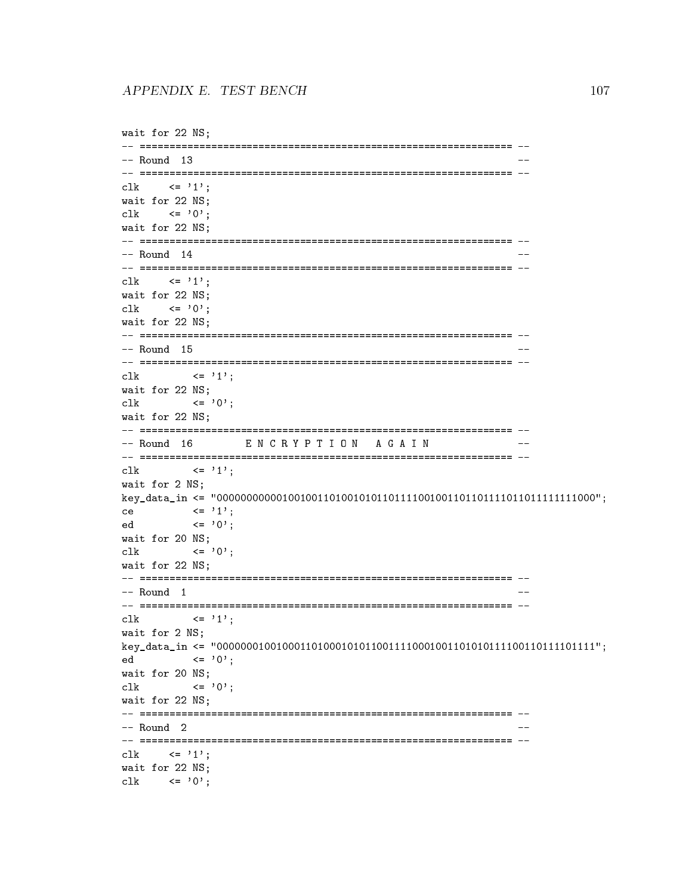```
wait for 22 NS;
-- ============================================================== --
-- Round  13                                                      --
-- ============================================================== --
clk     <= '1';
wait for 22 NS;
clk     <= '0';
wait for 22 NS;
-- ============================================================== --
-- Round  14                                                      --
-- ============================================================== --
clk     <= '1';
wait for 22 NS;
clk     <= '0';
wait for 22 NS;
-- ============================================================== --
-- Round  15                                                      --
-- ============================================================== --
clk         <= '1';
wait for 22 NS;
clk         <= '0';
wait for 22 NS;
-- ============================================================== --
-- Round  16        E N C R Y P T I O N   A G A I N               --
-- ============================================================== --
clk         <= '1';
wait for 2 NS;
key_data_in <= "0000000000010010011010010101101111001001101101111011011111111000";
ce          <= '1';
ed          <= '0';
wait for 20 NS;
clk         <= '0';
wait for 22 NS;
-- ============================================================== --
-- Round  1                                                       --
-- ============================================================== --
clk         <= '1';
wait for 2 NS;
key_data_in <= "0000000100100011010001010110011110001001101010111100110111101111";
ed          <= '0';
wait for 20 NS;
clk         <= '0';
wait for 22 NS;
-- ============================================================== --
-- Round  2                                                       --
-- ============================================================== --
clk     <= '1';
wait for 22 NS;
clk     <= '0';
```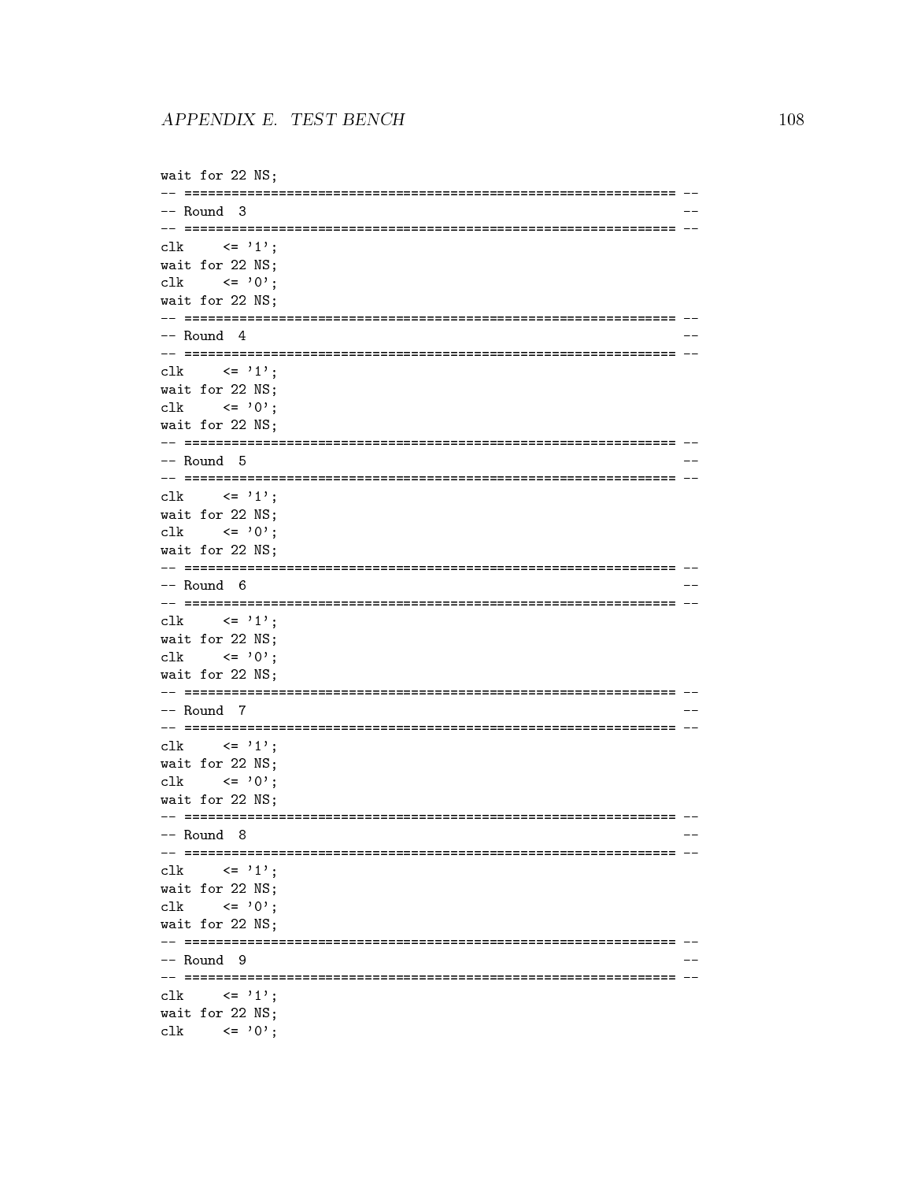```
wait for 22 NS;
-- ============================================================= --
-- Round  3                                                      --
-- ============================================================= --
clk     <= '1';
wait for 22 NS;
clk     <= '0';
wait for 22 NS;
-- ============================================================= --
-- Round  4                                                      --
-- ============================================================= --
clk     <= '1';
wait for 22 NS;
clk     <= '0';
wait for 22 NS;
-- ============================================================= --
-- Round  5                                                      --
-- ============================================================= --
clk     <= '1';
wait for 22 NS;
clk     <= '0';
wait for 22 NS;
-- ============================================================= --
-- Round  6                                                      --
-- ============================================================= --
clk     <= '1';
wait for 22 NS;
clk     <= '0';
wait for 22 NS;
-- ============================================================= --
-- Round  7                                                      --
-- ============================================================= --
clk     <= '1';
wait for 22 NS;
clk     <= '0';
wait for 22 NS;
-- ============================================================= --
-- Round  8                                                      --
-- ============================================================= --
clk     <= '1';
wait for 22 NS;
clk     <= '0';
wait for 22 NS;
-- ============================================================= --
-- Round  9                                                      --
-- ============================================================= --
clk     <= '1';
wait for 22 NS;
clk     <= '0';
```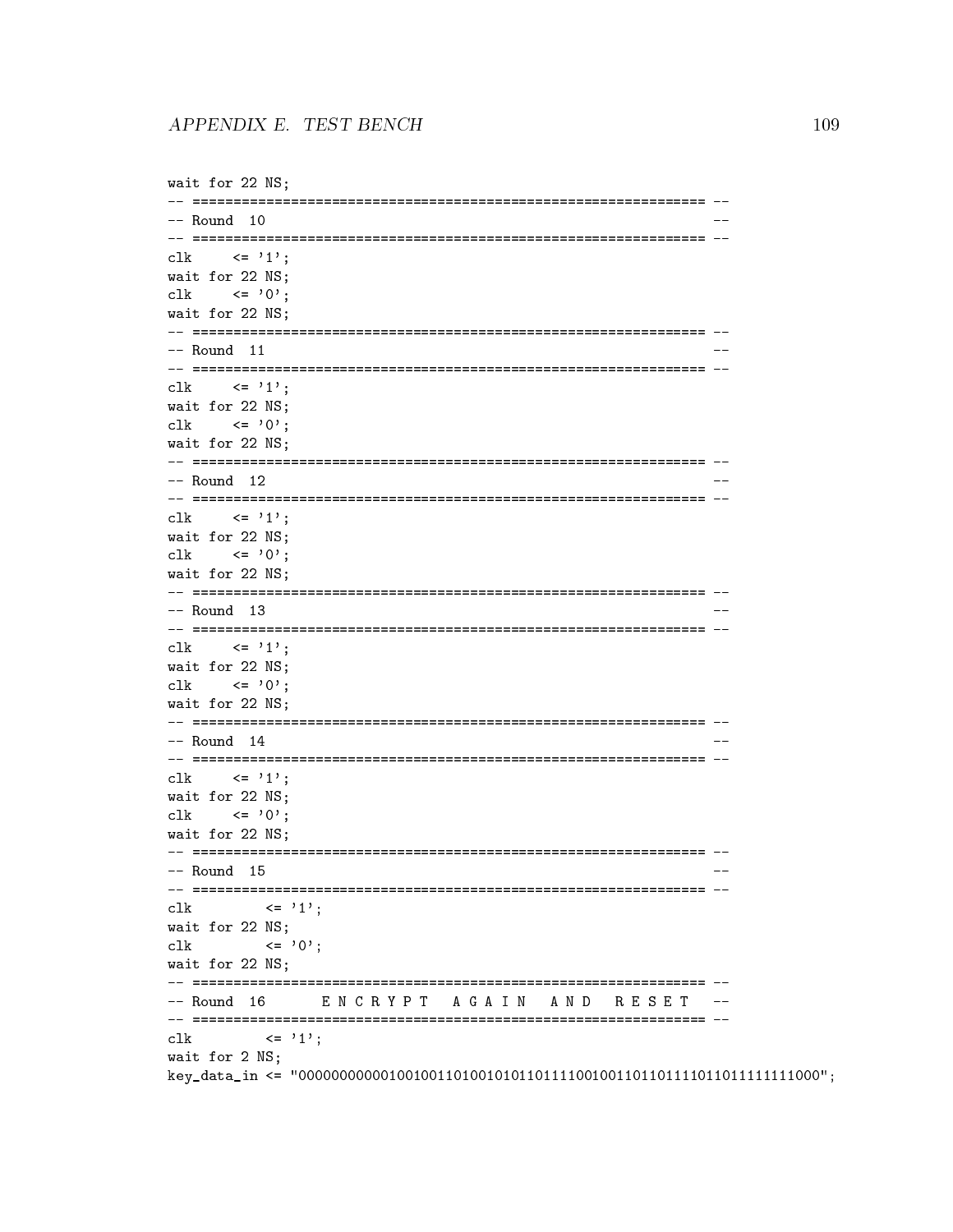```
wait for 22 NS;
-- ============================================================== --
-- Round  10                                                       --
-- ============================================================== --
clk     <= '1';
wait for 22 NS;
clk     <= '0';
wait for 22 NS;
-- ============================================================== --
-- Round  11                                                       --
-- ============================================================== --
clk     <= '1';
wait for 22 NS;
clk     <= '0';
wait for 22 NS;
-- ============================================================== --
-- Round  12                                                       --
-- ============================================================== --
clk     <= '1';
wait for 22 NS;
clk     <= '0';
wait for 22 NS;
-- ============================================================== --
-- Round  13                                                       --
-- ============================================================== --
clk     <= '1';
wait for 22 NS;
clk     <= '0';
wait for 22 NS;
-- ============================================================== --
-- Round  14                                                       --
-- ============================================================== --
clk     <= '1';
wait for 22 NS;
clk     <= '0';
wait for 22 NS;
-- ============================================================== --
-- Round  15                                                       --
-- ============================================================== --
clk         <= '1';
wait for 22 NS;
clk         <= '0';
wait for 22 NS;
-- ============================================================== --
-- Round  16      E N C R Y P T   A G A I N   A N D   R E S E T   --
-- ============================================================== --
clk         <= '1';
wait for 2 NS;
key_data_in <= "0000000000010010011010010101101111001001101101111011011111111000";
```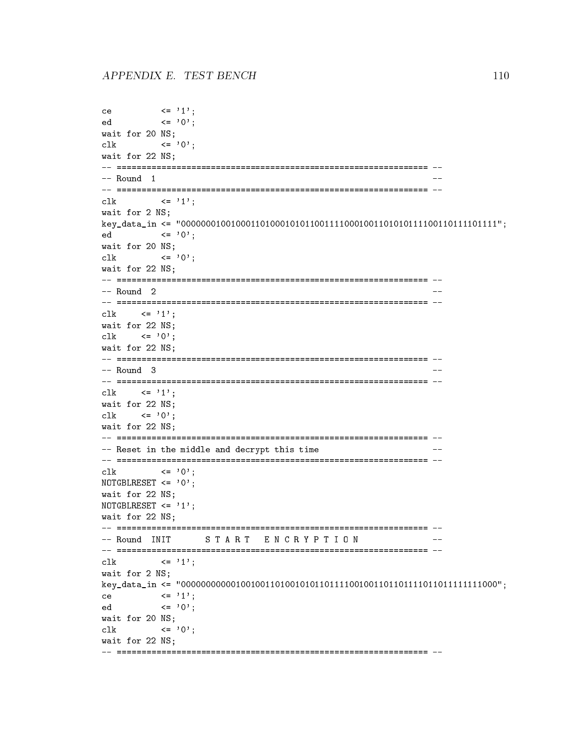```
ce          <= '1';
ed          <= '0';
wait for 20 NS;
clk         <= '0';
wait for 22 NS;
-- ============================================================== --
-- Round  1                                                       --
-- ============================================================== --
clk         <= '1';
wait for 2 NS;
key_data_in <= "0000000100100011010001010110011110001001101010111100110111101111";
ed          <= '0';
wait for 20 NS;
clk         <= '0';
wait for 22 NS;
-- ============================================================== --
-- Round  2                                                       --
-- ============================================================== --
clk     <= '1';
wait for 22 NS;
clk     <= '0';
wait for 22 NS;
-- ============================================================== --
-- Round  3                                                       --
-- ============================================================== --
clk     <= '1';
wait for 22 NS;
clk     <= '0';
wait for 22 NS;
-- ============================================================== --
-- Reset in the middle and decrypt this time                      --
-- ============================================================== --
clk         <= '0';
NOTGBLRESET <= '0';
wait for 22 NS;
NOTGBLRESET <= '1';
wait for 22 NS;
-- ============================================================== --
-- Round  INIT       S T A R T   E N C R Y P T I O N              --
-- ============================================================== --
clk         <= '1';
wait for 2 NS;
key_data_in <= "0000000000010010011010010101101111001001101101111011011111111000";
ce          <= '1';
ed          <= '0';
wait for 20 NS;
clk         <= '0';
wait for 22 NS;
-- ============================================================== --
```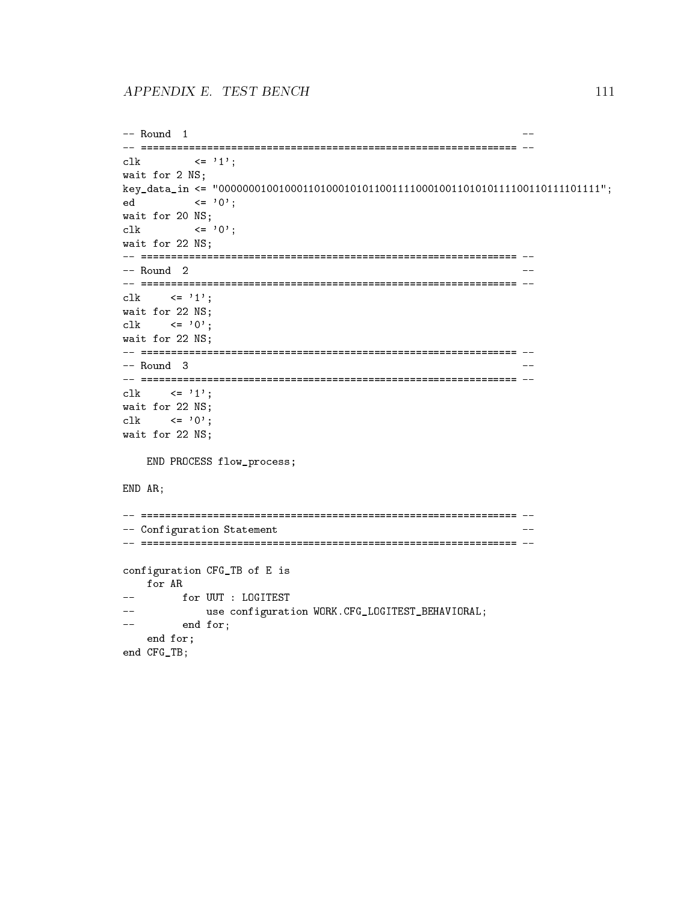```
-- Round  1                                                     --
-- ============================================================ --
clk         <= '1';
wait for 2 NS;
key_data_in <= "0000000100100011010001010110011110001001101010111100110111101111";
ed          <= '0';
wait for 20 NS;
clk         <= '0';
wait for 22 NS;
-- ============================================================ --
-- Round  2                                                     --
-- ============================================================ --
clk     <= '1';
wait for 22 NS;
clk     <= '0';
wait for 22 NS;
-- ============================================================ --
-- Round  3                                                     --
-- ============================================================ --
clk     <= '1';
wait for 22 NS;
clk     <= '0';
wait for 22 NS;

    END PROCESS flow_process;

END AR;

-- ============================================================ --
-- Configuration Statement                                      --
-- ============================================================ --

configuration CFG_TB of E is
    for AR
--        for UUT : LOGITEST
--            use configuration WORK.CFG_LOGITEST_BEHAVIORAL;
--        end for;
    end for;
end CFG_TB;
```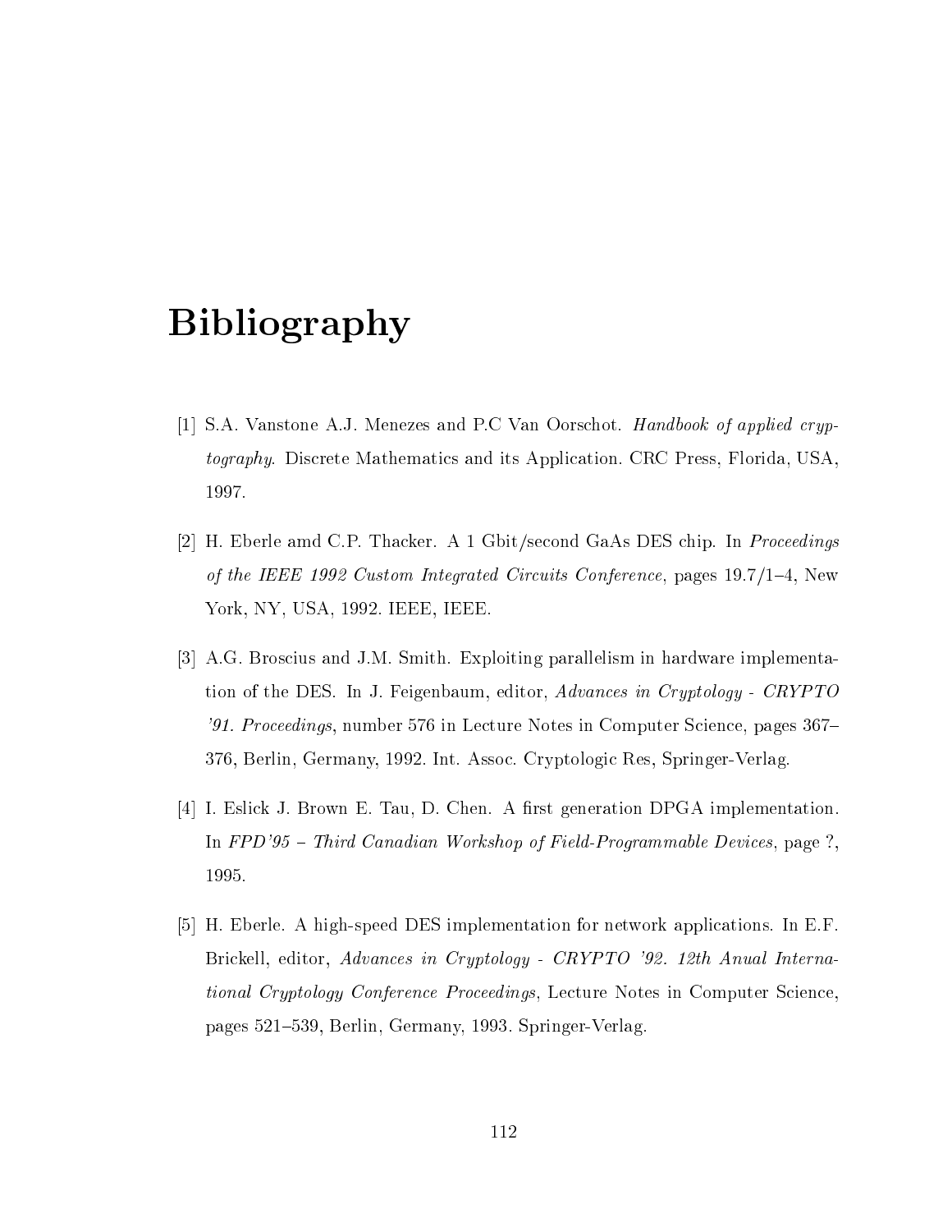# Bibliography

[1] S.A. Vanstone A.J. Menezes and P.C Van Oorschot. *Handbook of applied cryptography*. Discrete Mathematics and its Application. CRC Press, Florida, USA, 1997.

[2] H. Eberle amd C.P. Thacker. A 1 Gbit/second GaAs DES chip. In *Proceedings of the IEEE 1992 Custom Integrated Circuits Conference*, pages 19.7/1–4, New York, NY, USA, 1992. IEEE, IEEE.

[3] A.G. Broscius and J.M. Smith. Exploiting parallelism in hardware implementation of the DES. In J. Feigenbaum, editor, *Advances in Cryptology - CRYPTO '91. Proceedings*, number 576 in Lecture Notes in Computer Science, pages 367–376, Berlin, Germany, 1992. Int. Assoc. Cryptologic Res, Springer-Verlag.

[4] I. Eslick J. Brown E. Tau, D. Chen. A first generation DPGA implementation. In *FPD'95 – Third Canadian Workshop of Field-Programmable Devices*, page ?, 1995.

[5] H. Eberle. A high-speed DES implementation for network applications. In E.F. Brickell, editor, *Advances in Cryptology - CRYPTO '92. 12th Anual International Cryptology Conference Proceedings*, Lecture Notes in Computer Science, pages 521–539, Berlin, Germany, 1993. Springer-Verlag.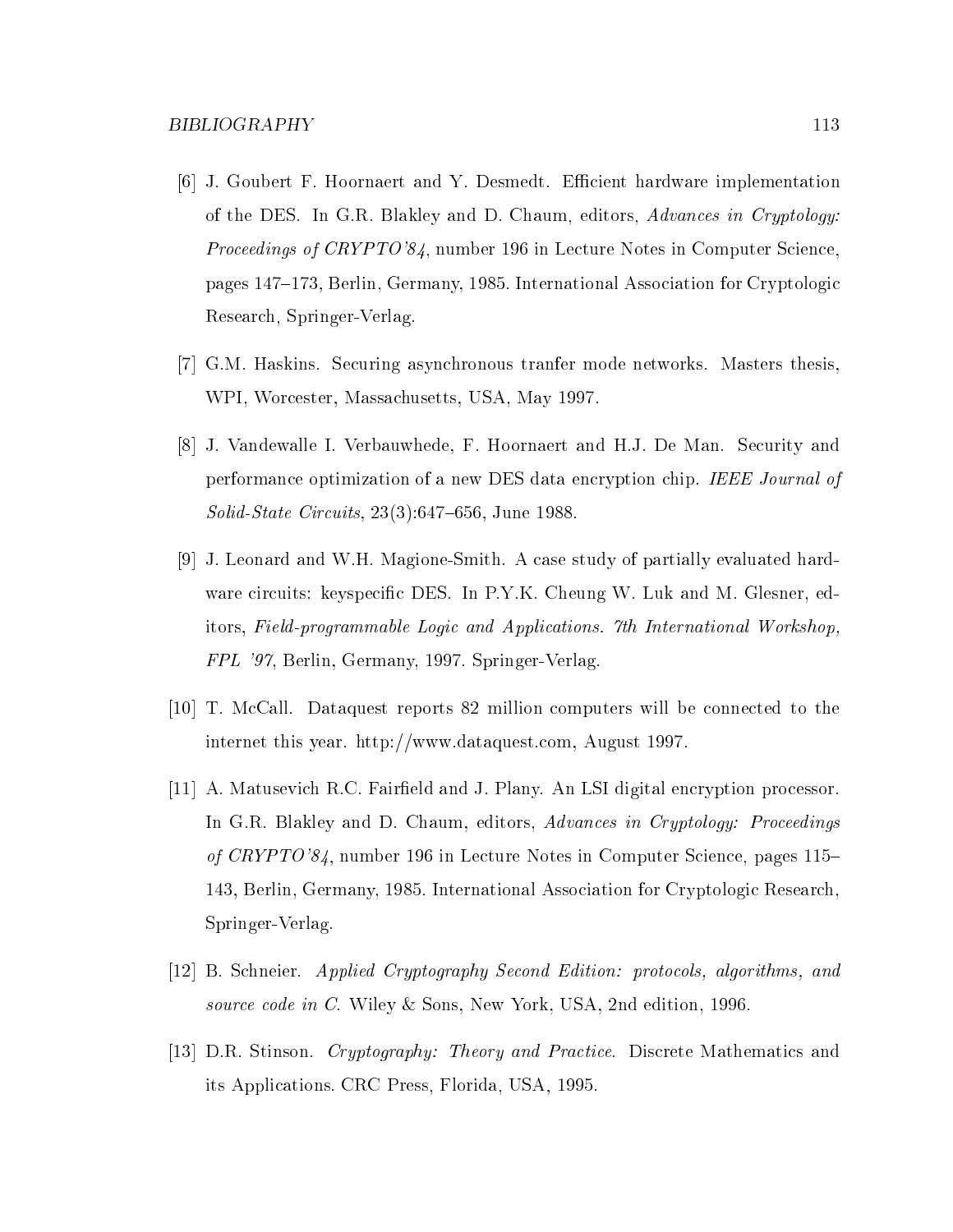[6] J. Goubert F. Hoornaert and Y. Desmedt. Efficient hardware implementation of the DES. In G.R. Blakley and D. Chaum, editors, *Advances in Cryptology: Proceedings of CRYPTO'84*, number 196 in Lecture Notes in Computer Science, pages 147–173, Berlin, Germany, 1985. International Association for Cryptologic Research, Springer-Verlag.

[7] G.M. Haskins. Securing asynchronous tranfer mode networks. Masters thesis, WPI, Worcester, Massachusetts, USA, May 1997.

[8] J. Vandewalle I. Verbauwhede, F. Hoornaert and H.J. De Man. Security and performance optimization of a new DES data encryption chip. *IEEE Journal of Solid-State Circuits*, 23(3):647–656, June 1988.

[9] J. Leonard and W.H. Magione-Smith. A case study of partially evaluated hardware circuits: keyspecific DES. In P.Y.K. Cheung W. Luk and M. Glesner, editors, *Field-programmable Logic and Applications. 7th International Workshop, FPL '97*, Berlin, Germany, 1997. Springer-Verlag.

[10] T. McCall. Dataquest reports 82 million computers will be connected to the internet this year. http://www.dataquest.com, August 1997.

[11] A. Matusevich R.C. Fairfield and J. Plany. An LSI digital encryption processor. In G.R. Blakley and D. Chaum, editors, *Advances in Cryptology: Proceedings of CRYPTO'84*, number 196 in Lecture Notes in Computer Science, pages 115–143, Berlin, Germany, 1985. International Association for Cryptologic Research, Springer-Verlag.

[12] B. Schneier. *Applied Cryptography Second Edition: protocols, algorithms, and source code in C.* Wiley & Sons, New York, USA, 2nd edition, 1996.

[13] D.R. Stinson. *Cryptography: Theory and Practice.* Discrete Mathematics and its Applications. CRC Press, Florida, USA, 1995.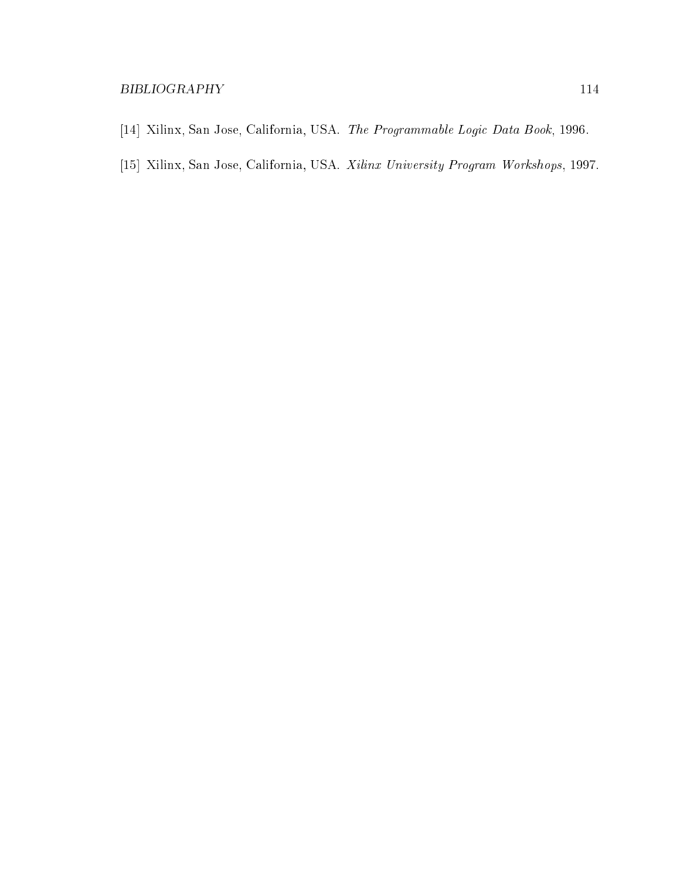[14] Xilinx, San Jose, California, USA. *The Programmable Logic Data Book*, 1996.

[15] Xilinx, San Jose, California, USA. *Xilinx University Program Workshops*, 1997.